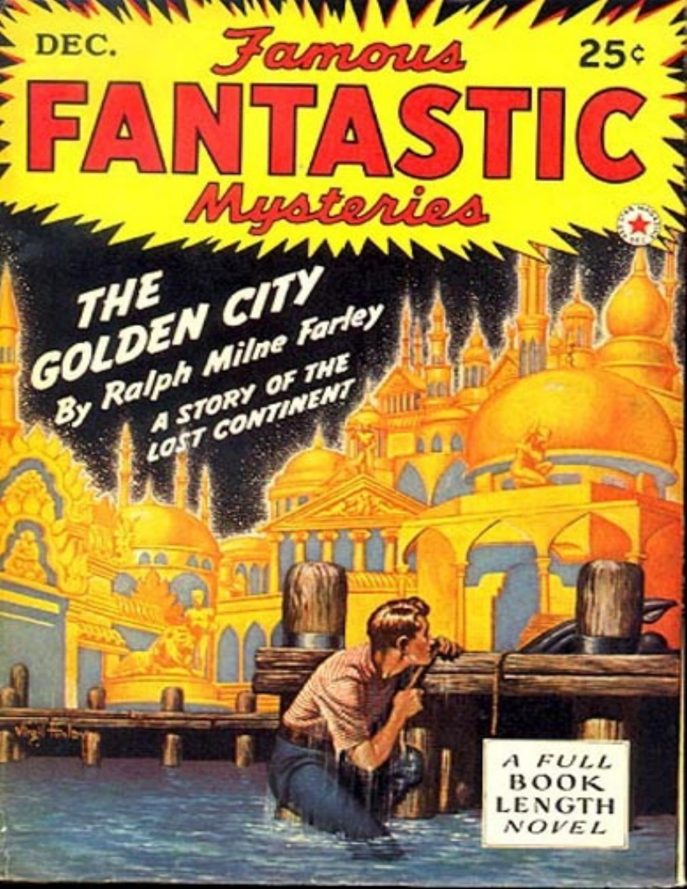DEC.

# Famous FANTASTIC Mysteries

25¢

## THE GOLDEN CITY

By Ralph Milne Farley

A STORY OF THE LOST CONTINENT

A FULL BOOK LENGTH NOVEL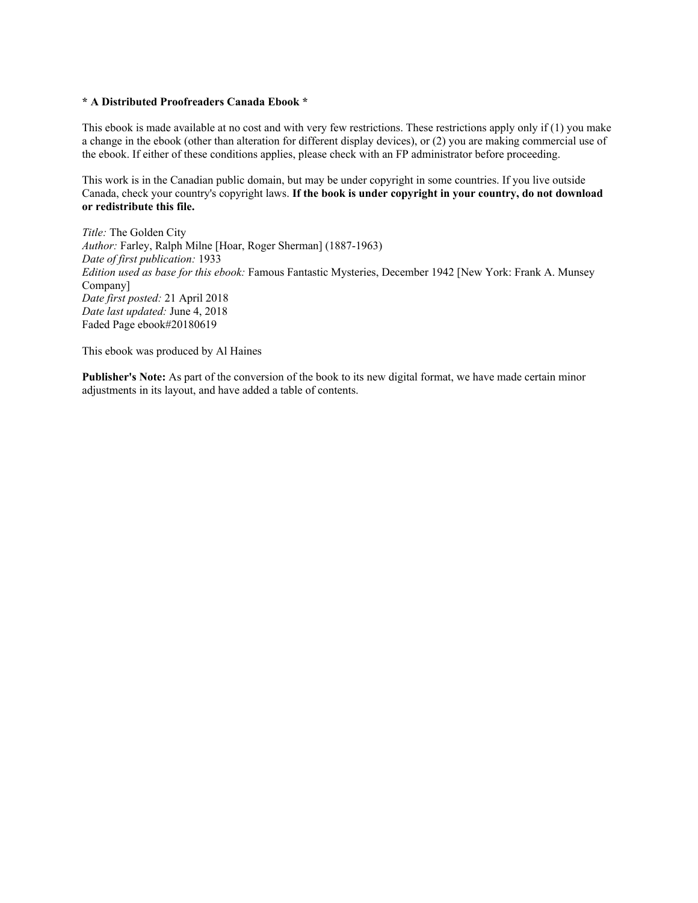**\* A Distributed Proofreaders Canada Ebook \***

This ebook is made available at no cost and with very few restrictions. These restrictions apply only if (1) you make a change in the ebook (other than alteration for different display devices), or (2) you are making commercial use of the ebook. If either of these conditions applies, please check with an FP administrator before proceeding.

This work is in the Canadian public domain, but may be under copyright in some countries. If you live outside Canada, check your country's copyright laws. **If the book is under copyright in your country, do not download or redistribute this file.**

*Title:* The Golden City
*Author:* Farley, Ralph Milne [Hoar, Roger Sherman] (1887-1963)
*Date of first publication:* 1933
*Edition used as base for this ebook:* Famous Fantastic Mysteries, December 1942 [New York: Frank A. Munsey Company]
*Date first posted:* 21 April 2018
*Date last updated:* June 4, 2018
Faded Page ebook#20180619

This ebook was produced by Al Haines

**Publisher's Note:** As part of the conversion of the book to its new digital format, we have made certain minor adjustments in its layout, and have added a table of contents.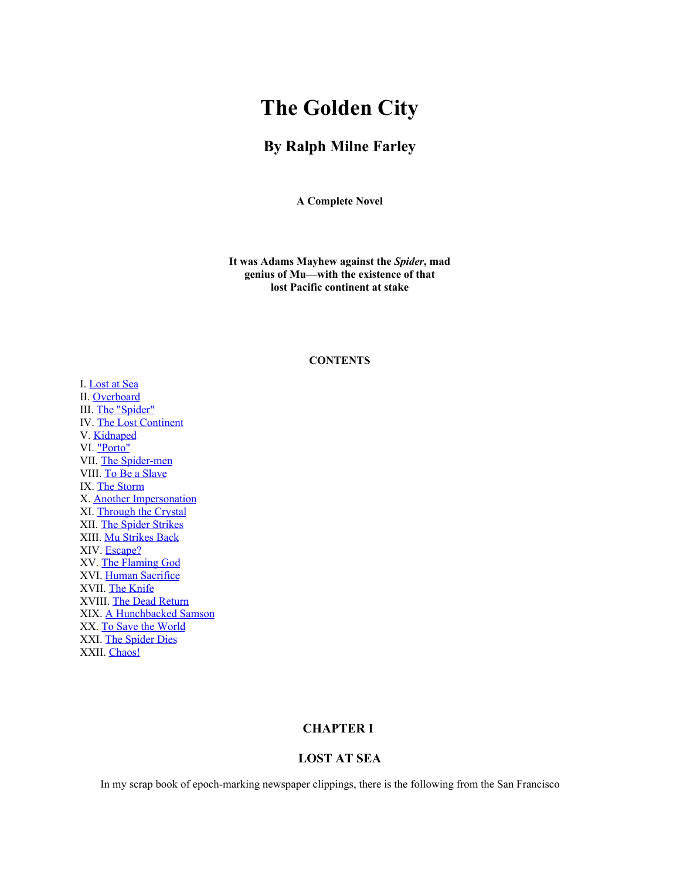# The Golden City

## By Ralph Milne Farley

**A Complete Novel**

**It was Adams Mayhew against the *Spider*, mad genius of Mu—with the existence of that lost Pacific continent at stake**

**CONTENTS**

I. Lost at Sea
II. Overboard
III. The "Spider"
IV. The Lost Continent
V. Kidnaped
VI. "Porto"
VII. The Spider-men
VIII. To Be a Slave
IX. The Storm
X. Another Impersonation
XI. Through the Crystal
XII. The Spider Strikes
XIII. Mu Strikes Back
XIV. Escape?
XV. The Flaming God
XVI. Human Sacrifice
XVII. The Knife
XVIII. The Dead Return
XIX. A Hunchbacked Samson
XX. To Save the World
XXI. The Spider Dies
XXII. Chaos!

## CHAPTER I

### LOST AT SEA

In my scrap book of epoch-marking newspaper clippings, there is the following from the San Francisco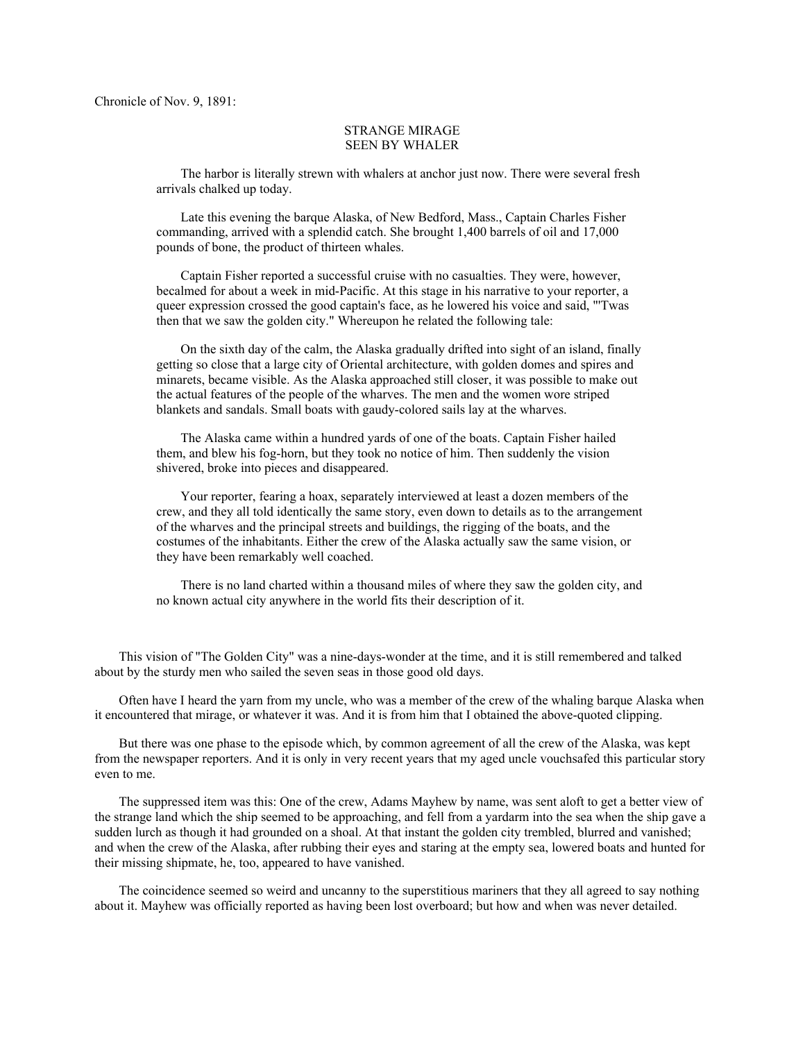Chronicle of Nov. 9, 1891:

> STRANGE MIRAGE
> SEEN BY WHALER
>
> The harbor is literally strewn with whalers at anchor just now. There were several fresh arrivals chalked up today.
>
> Late this evening the barque Alaska, of New Bedford, Mass., Captain Charles Fisher commanding, arrived with a splendid catch. She brought 1,400 barrels of oil and 17,000 pounds of bone, the product of thirteen whales.
>
> Captain Fisher reported a successful cruise with no casualties. They were, however, becalmed for about a week in mid-Pacific. At this stage in his narrative to your reporter, a queer expression crossed the good captain's face, as he lowered his voice and said, "'Twas then that we saw the golden city." Whereupon he related the following tale:
>
> On the sixth day of the calm, the Alaska gradually drifted into sight of an island, finally getting so close that a large city of Oriental architecture, with golden domes and spires and minarets, became visible. As the Alaska approached still closer, it was possible to make out the actual features of the people of the wharves. The men and the women wore striped blankets and sandals. Small boats with gaudy-colored sails lay at the wharves.
>
> The Alaska came within a hundred yards of one of the boats. Captain Fisher hailed them, and blew his fog-horn, but they took no notice of him. Then suddenly the vision shivered, broke into pieces and disappeared.
>
> Your reporter, fearing a hoax, separately interviewed at least a dozen members of the crew, and they all told identically the same story, even down to details as to the arrangement of the wharves and the principal streets and buildings, the rigging of the boats, and the costumes of the inhabitants. Either the crew of the Alaska actually saw the same vision, or they have been remarkably well coached.
>
> There is no land charted within a thousand miles of where they saw the golden city, and no known actual city anywhere in the world fits their description of it.

This vision of "The Golden City" was a nine-days-wonder at the time, and it is still remembered and talked about by the sturdy men who sailed the seven seas in those good old days.

Often have I heard the yarn from my uncle, who was a member of the crew of the whaling barque Alaska when it encountered that mirage, or whatever it was. And it is from him that I obtained the above-quoted clipping.

But there was one phase to the episode which, by common agreement of all the crew of the Alaska, was kept from the newspaper reporters. And it is only in very recent years that my aged uncle vouchsafed this particular story even to me.

The suppressed item was this: One of the crew, Adams Mayhew by name, was sent aloft to get a better view of the strange land which the ship seemed to be approaching, and fell from a yardarm into the sea when the ship gave a sudden lurch as though it had grounded on a shoal. At that instant the golden city trembled, blurred and vanished; and when the crew of the Alaska, after rubbing their eyes and staring at the empty sea, lowered boats and hunted for their missing shipmate, he, too, appeared to have vanished.

The coincidence seemed so weird and uncanny to the superstitious mariners that they all agreed to say nothing about it. Mayhew was officially reported as having been lost overboard; but how and when was never detailed.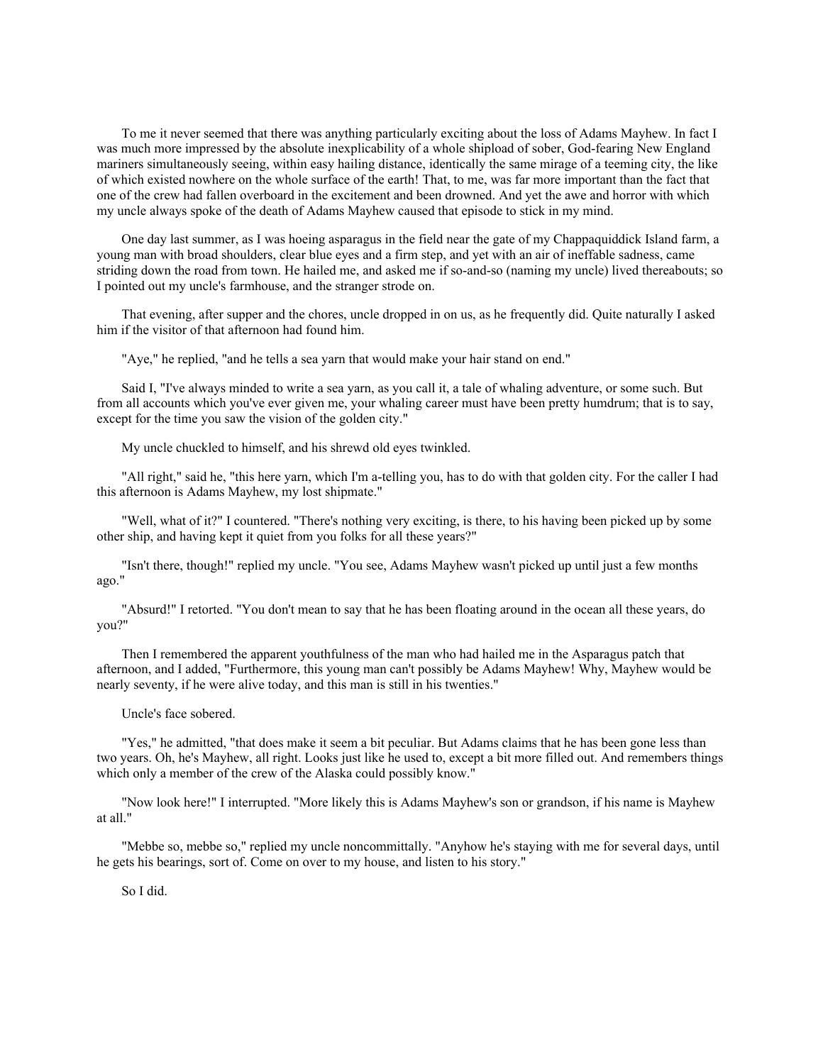To me it never seemed that there was anything particularly exciting about the loss of Adams Mayhew. In fact I was much more impressed by the absolute inexplicability of a whole shipload of sober, God-fearing New England mariners simultaneously seeing, within easy hailing distance, identically the same mirage of a teeming city, the like of which existed nowhere on the whole surface of the earth! That, to me, was far more important than the fact that one of the crew had fallen overboard in the excitement and been drowned. And yet the awe and horror with which my uncle always spoke of the death of Adams Mayhew caused that episode to stick in my mind.

One day last summer, as I was hoeing asparagus in the field near the gate of my Chappaquiddick Island farm, a young man with broad shoulders, clear blue eyes and a firm step, and yet with an air of ineffable sadness, came striding down the road from town. He hailed me, and asked me if so-and-so (naming my uncle) lived thereabouts; so I pointed out my uncle's farmhouse, and the stranger strode on.

That evening, after supper and the chores, uncle dropped in on us, as he frequently did. Quite naturally I asked him if the visitor of that afternoon had found him.

"Aye," he replied, "and he tells a sea yarn that would make your hair stand on end."

Said I, "I've always minded to write a sea yarn, as you call it, a tale of whaling adventure, or some such. But from all accounts which you've ever given me, your whaling career must have been pretty humdrum; that is to say, except for the time you saw the vision of the golden city."

My uncle chuckled to himself, and his shrewd old eyes twinkled.

"All right," said he, "this here yarn, which I'm a-telling you, has to do with that golden city. For the caller I had this afternoon is Adams Mayhew, my lost shipmate."

"Well, what of it?" I countered. "There's nothing very exciting, is there, to his having been picked up by some other ship, and having kept it quiet from you folks for all these years?"

"Isn't there, though!" replied my uncle. "You see, Adams Mayhew wasn't picked up until just a few months ago."

"Absurd!" I retorted. "You don't mean to say that he has been floating around in the ocean all these years, do you?"

Then I remembered the apparent youthfulness of the man who had hailed me in the Asparagus patch that afternoon, and I added, "Furthermore, this young man can't possibly be Adams Mayhew! Why, Mayhew would be nearly seventy, if he were alive today, and this man is still in his twenties."

Uncle's face sobered.

"Yes," he admitted, "that does make it seem a bit peculiar. But Adams claims that he has been gone less than two years. Oh, he's Mayhew, all right. Looks just like he used to, except a bit more filled out. And remembers things which only a member of the crew of the Alaska could possibly know."

"Now look here!" I interrupted. "More likely this is Adams Mayhew's son or grandson, if his name is Mayhew at all."

"Mebbe so, mebbe so," replied my uncle noncommittally. "Anyhow he's staying with me for several days, until he gets his bearings, sort of. Come on over to my house, and listen to his story."

So I did.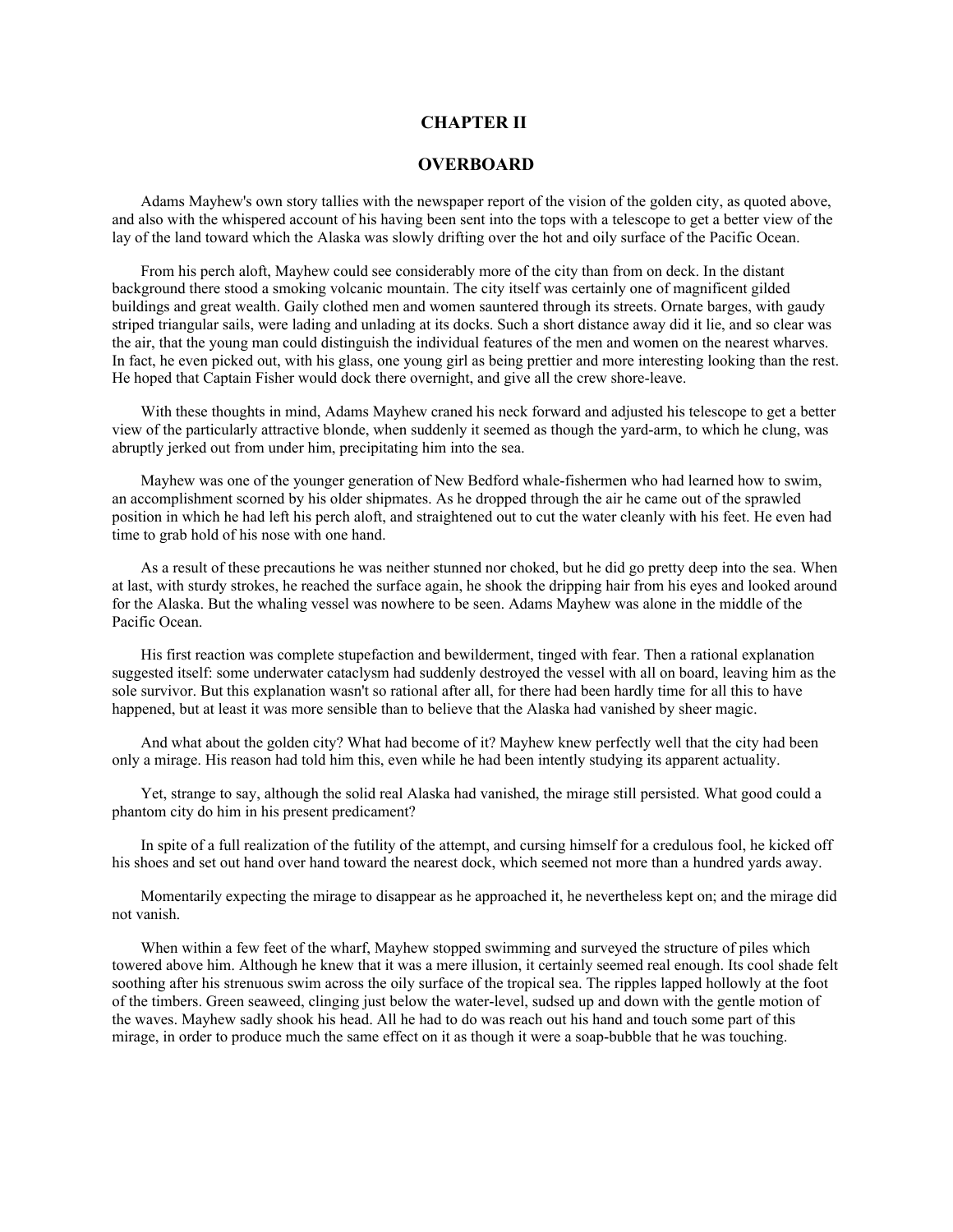# CHAPTER II

## OVERBOARD

Adams Mayhew's own story tallies with the newspaper report of the vision of the golden city, as quoted above, and also with the whispered account of his having been sent into the tops with a telescope to get a better view of the lay of the land toward which the Alaska was slowly drifting over the hot and oily surface of the Pacific Ocean.

From his perch aloft, Mayhew could see considerably more of the city than from on deck. In the distant background there stood a smoking volcanic mountain. The city itself was certainly one of magnificent gilded buildings and great wealth. Gaily clothed men and women sauntered through its streets. Ornate barges, with gaudy striped triangular sails, were lading and unlading at its docks. Such a short distance away did it lie, and so clear was the air, that the young man could distinguish the individual features of the men and women on the nearest wharves. In fact, he even picked out, with his glass, one young girl as being prettier and more interesting looking than the rest. He hoped that Captain Fisher would dock there overnight, and give all the crew shore-leave.

With these thoughts in mind, Adams Mayhew craned his neck forward and adjusted his telescope to get a better view of the particularly attractive blonde, when suddenly it seemed as though the yard-arm, to which he clung, was abruptly jerked out from under him, precipitating him into the sea.

Mayhew was one of the younger generation of New Bedford whale-fishermen who had learned how to swim, an accomplishment scorned by his older shipmates. As he dropped through the air he came out of the sprawled position in which he had left his perch aloft, and straightened out to cut the water cleanly with his feet. He even had time to grab hold of his nose with one hand.

As a result of these precautions he was neither stunned nor choked, but he did go pretty deep into the sea. When at last, with sturdy strokes, he reached the surface again, he shook the dripping hair from his eyes and looked around for the Alaska. But the whaling vessel was nowhere to be seen. Adams Mayhew was alone in the middle of the Pacific Ocean.

His first reaction was complete stupefaction and bewilderment, tinged with fear. Then a rational explanation suggested itself: some underwater cataclysm had suddenly destroyed the vessel with all on board, leaving him as the sole survivor. But this explanation wasn't so rational after all, for there had been hardly time for all this to have happened, but at least it was more sensible than to believe that the Alaska had vanished by sheer magic.

And what about the golden city? What had become of it? Mayhew knew perfectly well that the city had been only a mirage. His reason had told him this, even while he had been intently studying its apparent actuality.

Yet, strange to say, although the solid real Alaska had vanished, the mirage still persisted. What good could a phantom city do him in his present predicament?

In spite of a full realization of the futility of the attempt, and cursing himself for a credulous fool, he kicked off his shoes and set out hand over hand toward the nearest dock, which seemed not more than a hundred yards away.

Momentarily expecting the mirage to disappear as he approached it, he nevertheless kept on; and the mirage did not vanish.

When within a few feet of the wharf, Mayhew stopped swimming and surveyed the structure of piles which towered above him. Although he knew that it was a mere illusion, it certainly seemed real enough. Its cool shade felt soothing after his strenuous swim across the oily surface of the tropical sea. The ripples lapped hollowly at the foot of the timbers. Green seaweed, clinging just below the water-level, sudsed up and down with the gentle motion of the waves. Mayhew sadly shook his head. All he had to do was reach out his hand and touch some part of this mirage, in order to produce much the same effect on it as though it were a soap-bubble that he was touching.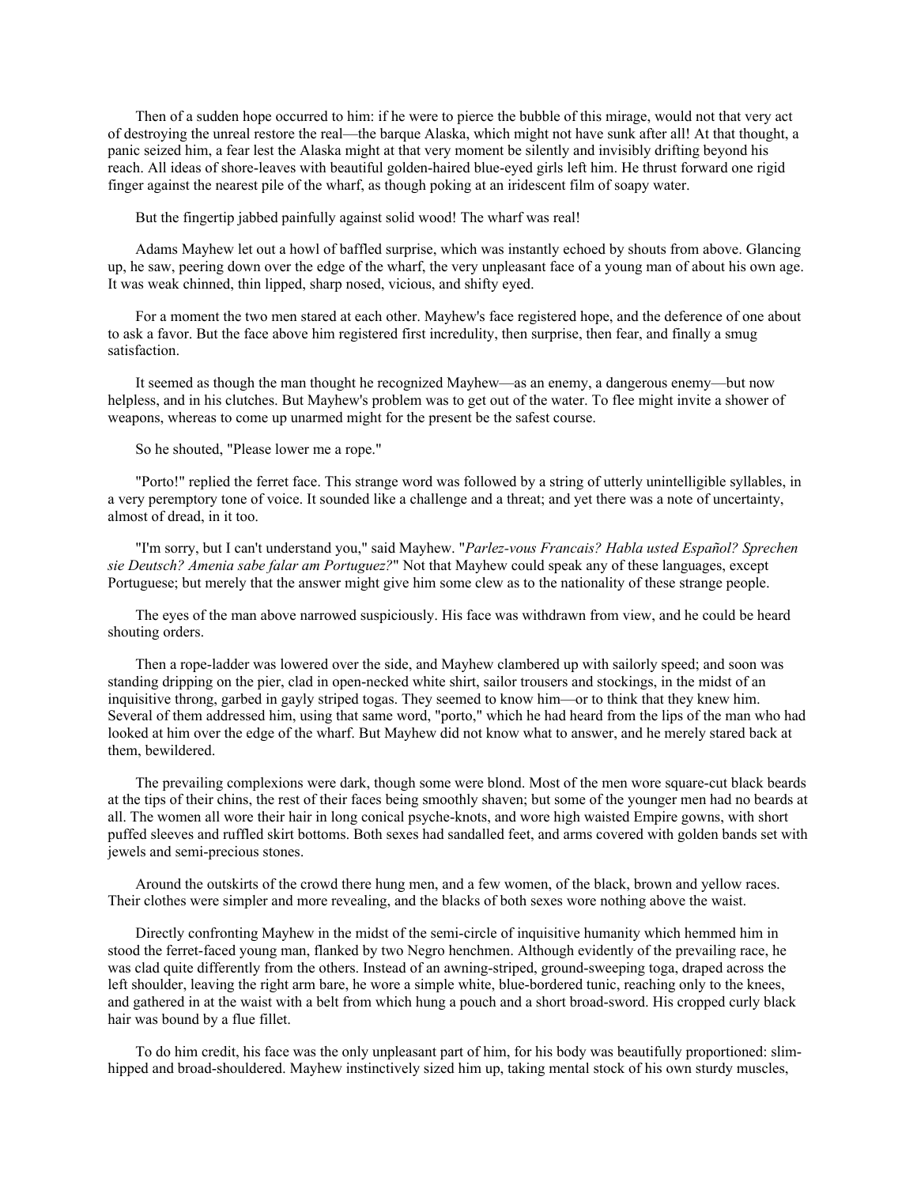Then of a sudden hope occurred to him: if he were to pierce the bubble of this mirage, would not that very act of destroying the unreal restore the real—the barque Alaska, which might not have sunk after all! At that thought, a panic seized him, a fear lest the Alaska might at that very moment be silently and invisibly drifting beyond his reach. All ideas of shore-leaves with beautiful golden-haired blue-eyed girls left him. He thrust forward one rigid finger against the nearest pile of the wharf, as though poking at an iridescent film of soapy water.

But the fingertip jabbed painfully against solid wood! The wharf was real!

Adams Mayhew let out a howl of baffled surprise, which was instantly echoed by shouts from above. Glancing up, he saw, peering down over the edge of the wharf, the very unpleasant face of a young man of about his own age. It was weak chinned, thin lipped, sharp nosed, vicious, and shifty eyed.

For a moment the two men stared at each other. Mayhew's face registered hope, and the deference of one about to ask a favor. But the face above him registered first incredulity, then surprise, then fear, and finally a smug satisfaction.

It seemed as though the man thought he recognized Mayhew—as an enemy, a dangerous enemy—but now helpless, and in his clutches. But Mayhew's problem was to get out of the water. To flee might invite a shower of weapons, whereas to come up unarmed might for the present be the safest course.

So he shouted, "Please lower me a rope."

"Porto!" replied the ferret face. This strange word was followed by a string of utterly unintelligible syllables, in a very peremptory tone of voice. It sounded like a challenge and a threat; and yet there was a note of uncertainty, almost of dread, in it too.

"I'm sorry, but I can't understand you," said Mayhew. "*Parlez-vous Francais? Habla usted Español? Sprechen sie Deutsch? Amenia sabe falar am Portuguez?*" Not that Mayhew could speak any of these languages, except Portuguese; but merely that the answer might give him some clew as to the nationality of these strange people.

The eyes of the man above narrowed suspiciously. His face was withdrawn from view, and he could be heard shouting orders.

Then a rope-ladder was lowered over the side, and Mayhew clambered up with sailorly speed; and soon was standing dripping on the pier, clad in open-necked white shirt, sailor trousers and stockings, in the midst of an inquisitive throng, garbed in gayly striped togas. They seemed to know him—or to think that they knew him. Several of them addressed him, using that same word, "porto," which he had heard from the lips of the man who had looked at him over the edge of the wharf. But Mayhew did not know what to answer, and he merely stared back at them, bewildered.

The prevailing complexions were dark, though some were blond. Most of the men wore square-cut black beards at the tips of their chins, the rest of their faces being smoothly shaven; but some of the younger men had no beards at all. The women all wore their hair in long conical psyche-knots, and wore high waisted Empire gowns, with short puffed sleeves and ruffled skirt bottoms. Both sexes had sandalled feet, and arms covered with golden bands set with jewels and semi-precious stones.

Around the outskirts of the crowd there hung men, and a few women, of the black, brown and yellow races. Their clothes were simpler and more revealing, and the blacks of both sexes wore nothing above the waist.

Directly confronting Mayhew in the midst of the semi-circle of inquisitive humanity which hemmed him in stood the ferret-faced young man, flanked by two Negro henchmen. Although evidently of the prevailing race, he was clad quite differently from the others. Instead of an awning-striped, ground-sweeping toga, draped across the left shoulder, leaving the right arm bare, he wore a simple white, blue-bordered tunic, reaching only to the knees, and gathered in at the waist with a belt from which hung a pouch and a short broad-sword. His cropped curly black hair was bound by a flue fillet.

To do him credit, his face was the only unpleasant part of him, for his body was beautifully proportioned: slim-hipped and broad-shouldered. Mayhew instinctively sized him up, taking mental stock of his own sturdy muscles,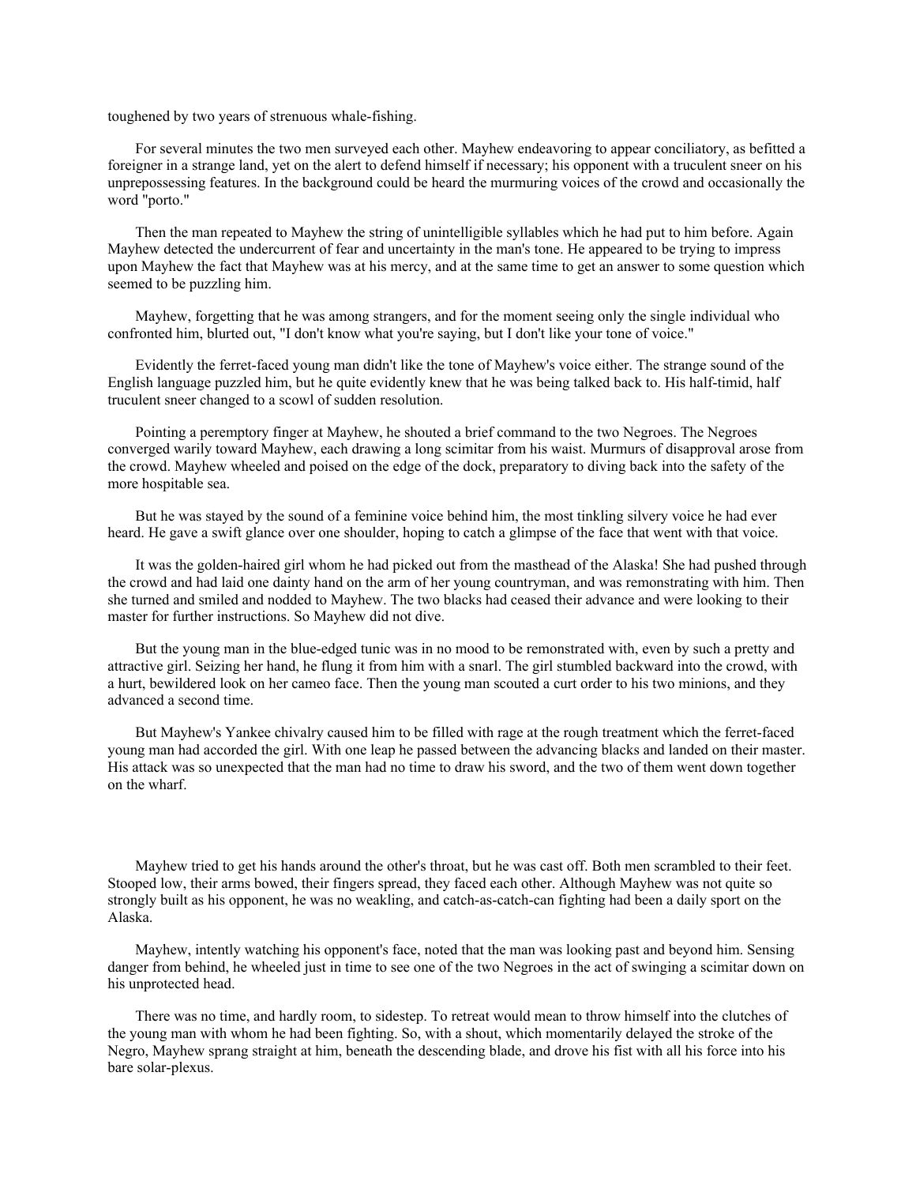toughened by two years of strenuous whale-fishing.

For several minutes the two men surveyed each other. Mayhew endeavoring to appear conciliatory, as befitted a foreigner in a strange land, yet on the alert to defend himself if necessary; his opponent with a truculent sneer on his unprepossessing features. In the background could be heard the murmuring voices of the crowd and occasionally the word "porto."

Then the man repeated to Mayhew the string of unintelligible syllables which he had put to him before. Again Mayhew detected the undercurrent of fear and uncertainty in the man's tone. He appeared to be trying to impress upon Mayhew the fact that Mayhew was at his mercy, and at the same time to get an answer to some question which seemed to be puzzling him.

Mayhew, forgetting that he was among strangers, and for the moment seeing only the single individual who confronted him, blurted out, "I don't know what you're saying, but I don't like your tone of voice."

Evidently the ferret-faced young man didn't like the tone of Mayhew's voice either. The strange sound of the English language puzzled him, but he quite evidently knew that he was being talked back to. His half-timid, half truculent sneer changed to a scowl of sudden resolution.

Pointing a peremptory finger at Mayhew, he shouted a brief command to the two Negroes. The Negroes converged warily toward Mayhew, each drawing a long scimitar from his waist. Murmurs of disapproval arose from the crowd. Mayhew wheeled and poised on the edge of the dock, preparatory to diving back into the safety of the more hospitable sea.

But he was stayed by the sound of a feminine voice behind him, the most tinkling silvery voice he had ever heard. He gave a swift glance over one shoulder, hoping to catch a glimpse of the face that went with that voice.

It was the golden-haired girl whom he had picked out from the masthead of the Alaska! She had pushed through the crowd and had laid one dainty hand on the arm of her young countryman, and was remonstrating with him. Then she turned and smiled and nodded to Mayhew. The two blacks had ceased their advance and were looking to their master for further instructions. So Mayhew did not dive.

But the young man in the blue-edged tunic was in no mood to be remonstrated with, even by such a pretty and attractive girl. Seizing her hand, he flung it from him with a snarl. The girl stumbled backward into the crowd, with a hurt, bewildered look on her cameo face. Then the young man scouted a curt order to his two minions, and they advanced a second time.

But Mayhew's Yankee chivalry caused him to be filled with rage at the rough treatment which the ferret-faced young man had accorded the girl. With one leap he passed between the advancing blacks and landed on their master. His attack was so unexpected that the man had no time to draw his sword, and the two of them went down together on the wharf.

Mayhew tried to get his hands around the other's throat, but he was cast off. Both men scrambled to their feet. Stooped low, their arms bowed, their fingers spread, they faced each other. Although Mayhew was not quite so strongly built as his opponent, he was no weakling, and catch-as-catch-can fighting had been a daily sport on the Alaska.

Mayhew, intently watching his opponent's face, noted that the man was looking past and beyond him. Sensing danger from behind, he wheeled just in time to see one of the two Negroes in the act of swinging a scimitar down on his unprotected head.

There was no time, and hardly room, to sidestep. To retreat would mean to throw himself into the clutches of the young man with whom he had been fighting. So, with a shout, which momentarily delayed the stroke of the Negro, Mayhew sprang straight at him, beneath the descending blade, and drove his fist with all his force into his bare solar-plexus.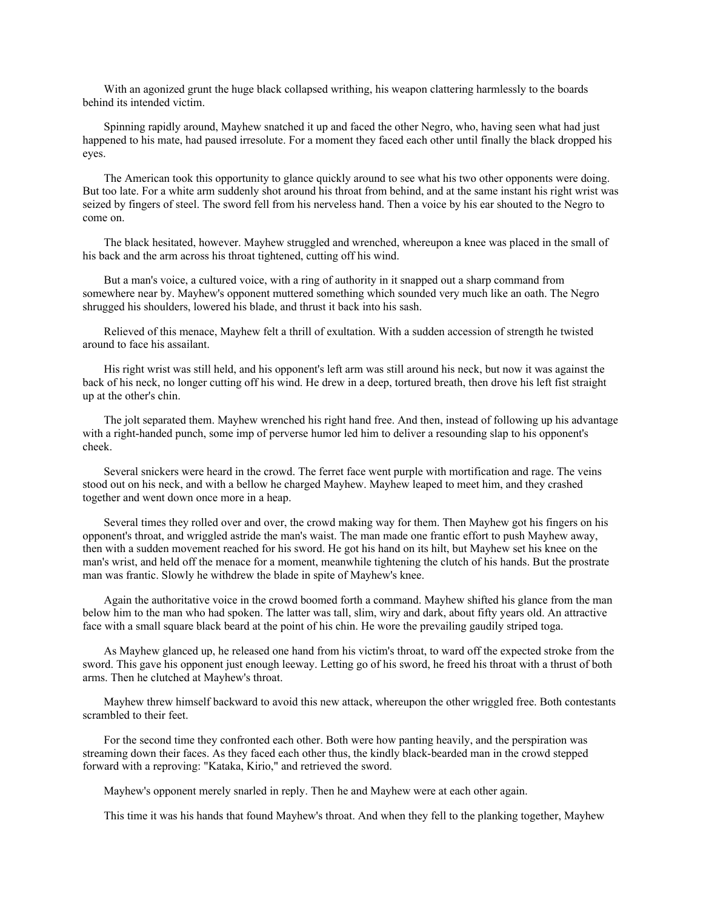With an agonized grunt the huge black collapsed writhing, his weapon clattering harmlessly to the boards behind its intended victim.

Spinning rapidly around, Mayhew snatched it up and faced the other Negro, who, having seen what had just happened to his mate, had paused irresolute. For a moment they faced each other until finally the black dropped his eyes.

The American took this opportunity to glance quickly around to see what his two other opponents were doing. But too late. For a white arm suddenly shot around his throat from behind, and at the same instant his right wrist was seized by fingers of steel. The sword fell from his nerveless hand. Then a voice by his ear shouted to the Negro to come on.

The black hesitated, however. Mayhew struggled and wrenched, whereupon a knee was placed in the small of his back and the arm across his throat tightened, cutting off his wind.

But a man's voice, a cultured voice, with a ring of authority in it snapped out a sharp command from somewhere near by. Mayhew's opponent muttered something which sounded very much like an oath. The Negro shrugged his shoulders, lowered his blade, and thrust it back into his sash.

Relieved of this menace, Mayhew felt a thrill of exultation. With a sudden accession of strength he twisted around to face his assailant.

His right wrist was still held, and his opponent's left arm was still around his neck, but now it was against the back of his neck, no longer cutting off his wind. He drew in a deep, tortured breath, then drove his left fist straight up at the other's chin.

The jolt separated them. Mayhew wrenched his right hand free. And then, instead of following up his advantage with a right-handed punch, some imp of perverse humor led him to deliver a resounding slap to his opponent's cheek.

Several snickers were heard in the crowd. The ferret face went purple with mortification and rage. The veins stood out on his neck, and with a bellow he charged Mayhew. Mayhew leaped to meet him, and they crashed together and went down once more in a heap.

Several times they rolled over and over, the crowd making way for them. Then Mayhew got his fingers on his opponent's throat, and wriggled astride the man's waist. The man made one frantic effort to push Mayhew away, then with a sudden movement reached for his sword. He got his hand on its hilt, but Mayhew set his knee on the man's wrist, and held off the menace for a moment, meanwhile tightening the clutch of his hands. But the prostrate man was frantic. Slowly he withdrew the blade in spite of Mayhew's knee.

Again the authoritative voice in the crowd boomed forth a command. Mayhew shifted his glance from the man below him to the man who had spoken. The latter was tall, slim, wiry and dark, about fifty years old. An attractive face with a small square black beard at the point of his chin. He wore the prevailing gaudily striped toga.

As Mayhew glanced up, he released one hand from his victim's throat, to ward off the expected stroke from the sword. This gave his opponent just enough leeway. Letting go of his sword, he freed his throat with a thrust of both arms. Then he clutched at Mayhew's throat.

Mayhew threw himself backward to avoid this new attack, whereupon the other wriggled free. Both contestants scrambled to their feet.

For the second time they confronted each other. Both were how panting heavily, and the perspiration was streaming down their faces. As they faced each other thus, the kindly black-bearded man in the crowd stepped forward with a reproving: "Kataka, Kirio," and retrieved the sword.

Mayhew's opponent merely snarled in reply. Then he and Mayhew were at each other again.

This time it was his hands that found Mayhew's throat. And when they fell to the planking together, Mayhew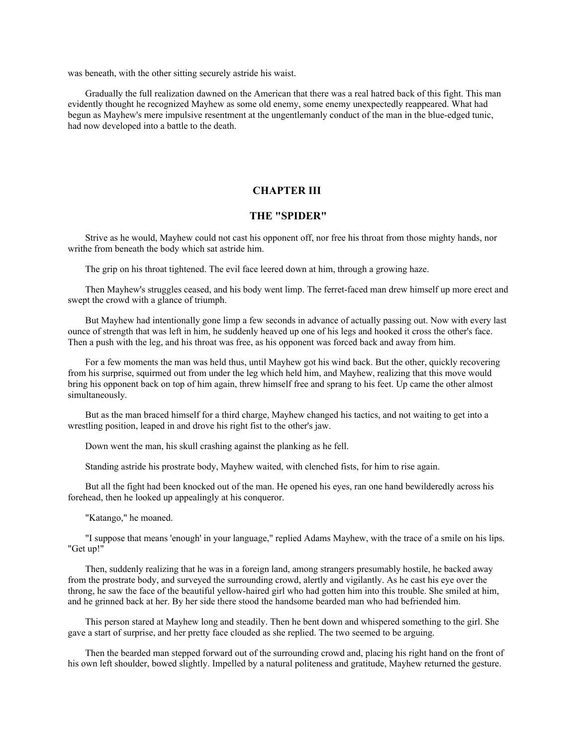was beneath, with the other sitting securely astride his waist.

Gradually the full realization dawned on the American that there was a real hatred back of this fight. This man evidently thought he recognized Mayhew as some old enemy, some enemy unexpectedly reappeared. What had begun as Mayhew's mere impulsive resentment at the ungentlemanly conduct of the man in the blue-edged tunic, had now developed into a battle to the death.

## CHAPTER III

## THE "SPIDER"

Strive as he would, Mayhew could not cast his opponent off, nor free his throat from those mighty hands, nor writhe from beneath the body which sat astride him.

The grip on his throat tightened. The evil face leered down at him, through a growing haze.

Then Mayhew's struggles ceased, and his body went limp. The ferret-faced man drew himself up more erect and swept the crowd with a glance of triumph.

But Mayhew had intentionally gone limp a few seconds in advance of actually passing out. Now with every last ounce of strength that was left in him, he suddenly heaved up one of his legs and hooked it cross the other's face. Then a push with the leg, and his throat was free, as his opponent was forced back and away from him.

For a few moments the man was held thus, until Mayhew got his wind back. But the other, quickly recovering from his surprise, squirmed out from under the leg which held him, and Mayhew, realizing that this move would bring his opponent back on top of him again, threw himself free and sprang to his feet. Up came the other almost simultaneously.

But as the man braced himself for a third charge, Mayhew changed his tactics, and not waiting to get into a wrestling position, leaped in and drove his right fist to the other's jaw.

Down went the man, his skull crashing against the planking as he fell.

Standing astride his prostrate body, Mayhew waited, with clenched fists, for him to rise again.

But all the fight had been knocked out of the man. He opened his eyes, ran one hand bewilderedly across his forehead, then he looked up appealingly at his conqueror.

"Katango," he moaned.

"I suppose that means 'enough' in your language," replied Adams Mayhew, with the trace of a smile on his lips. "Get up!"

Then, suddenly realizing that he was in a foreign land, among strangers presumably hostile, he backed away from the prostrate body, and surveyed the surrounding crowd, alertly and vigilantly. As he cast his eye over the throng, he saw the face of the beautiful yellow-haired girl who had gotten him into this trouble. She smiled at him, and he grinned back at her. By her side there stood the handsome bearded man who had befriended him.

This person stared at Mayhew long and steadily. Then he bent down and whispered something to the girl. She gave a start of surprise, and her pretty face clouded as she replied. The two seemed to be arguing.

Then the bearded man stepped forward out of the surrounding crowd and, placing his right hand on the front of his own left shoulder, bowed slightly. Impelled by a natural politeness and gratitude, Mayhew returned the gesture.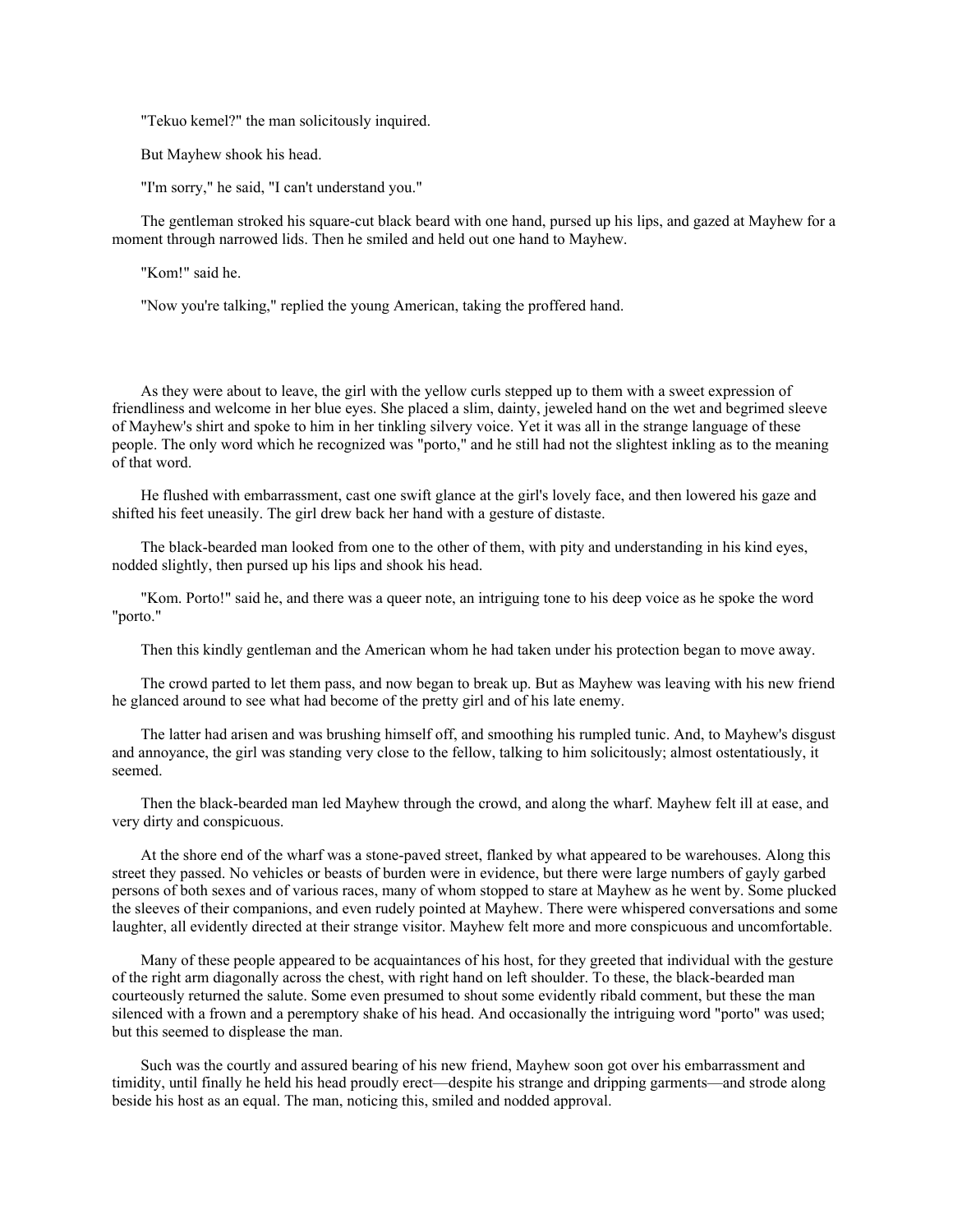"Tekuo kemel?" the man solicitously inquired.

But Mayhew shook his head.

"I'm sorry," he said, "I can't understand you."

The gentleman stroked his square-cut black beard with one hand, pursed up his lips, and gazed at Mayhew for a moment through narrowed lids. Then he smiled and held out one hand to Mayhew.

"Kom!" said he.

"Now you're talking," replied the young American, taking the proffered hand.

As they were about to leave, the girl with the yellow curls stepped up to them with a sweet expression of friendliness and welcome in her blue eyes. She placed a slim, dainty, jeweled hand on the wet and begrimed sleeve of Mayhew's shirt and spoke to him in her tinkling silvery voice. Yet it was all in the strange language of these people. The only word which he recognized was "porto," and he still had not the slightest inkling as to the meaning of that word.

He flushed with embarrassment, cast one swift glance at the girl's lovely face, and then lowered his gaze and shifted his feet uneasily. The girl drew back her hand with a gesture of distaste.

The black-bearded man looked from one to the other of them, with pity and understanding in his kind eyes, nodded slightly, then pursed up his lips and shook his head.

"Kom. Porto!" said he, and there was a queer note, an intriguing tone to his deep voice as he spoke the word "porto."

Then this kindly gentleman and the American whom he had taken under his protection began to move away.

The crowd parted to let them pass, and now began to break up. But as Mayhew was leaving with his new friend he glanced around to see what had become of the pretty girl and of his late enemy.

The latter had arisen and was brushing himself off, and smoothing his rumpled tunic. And, to Mayhew's disgust and annoyance, the girl was standing very close to the fellow, talking to him solicitously; almost ostentatiously, it seemed.

Then the black-bearded man led Mayhew through the crowd, and along the wharf. Mayhew felt ill at ease, and very dirty and conspicuous.

At the shore end of the wharf was a stone-paved street, flanked by what appeared to be warehouses. Along this street they passed. No vehicles or beasts of burden were in evidence, but there were large numbers of gayly garbed persons of both sexes and of various races, many of whom stopped to stare at Mayhew as he went by. Some plucked the sleeves of their companions, and even rudely pointed at Mayhew. There were whispered conversations and some laughter, all evidently directed at their strange visitor. Mayhew felt more and more conspicuous and uncomfortable.

Many of these people appeared to be acquaintances of his host, for they greeted that individual with the gesture of the right arm diagonally across the chest, with right hand on left shoulder. To these, the black-bearded man courteously returned the salute. Some even presumed to shout some evidently ribald comment, but these the man silenced with a frown and a peremptory shake of his head. And occasionally the intriguing word "porto" was used; but this seemed to displease the man.

Such was the courtly and assured bearing of his new friend, Mayhew soon got over his embarrassment and timidity, until finally he held his head proudly erect—despite his strange and dripping garments—and strode along beside his host as an equal. The man, noticing this, smiled and nodded approval.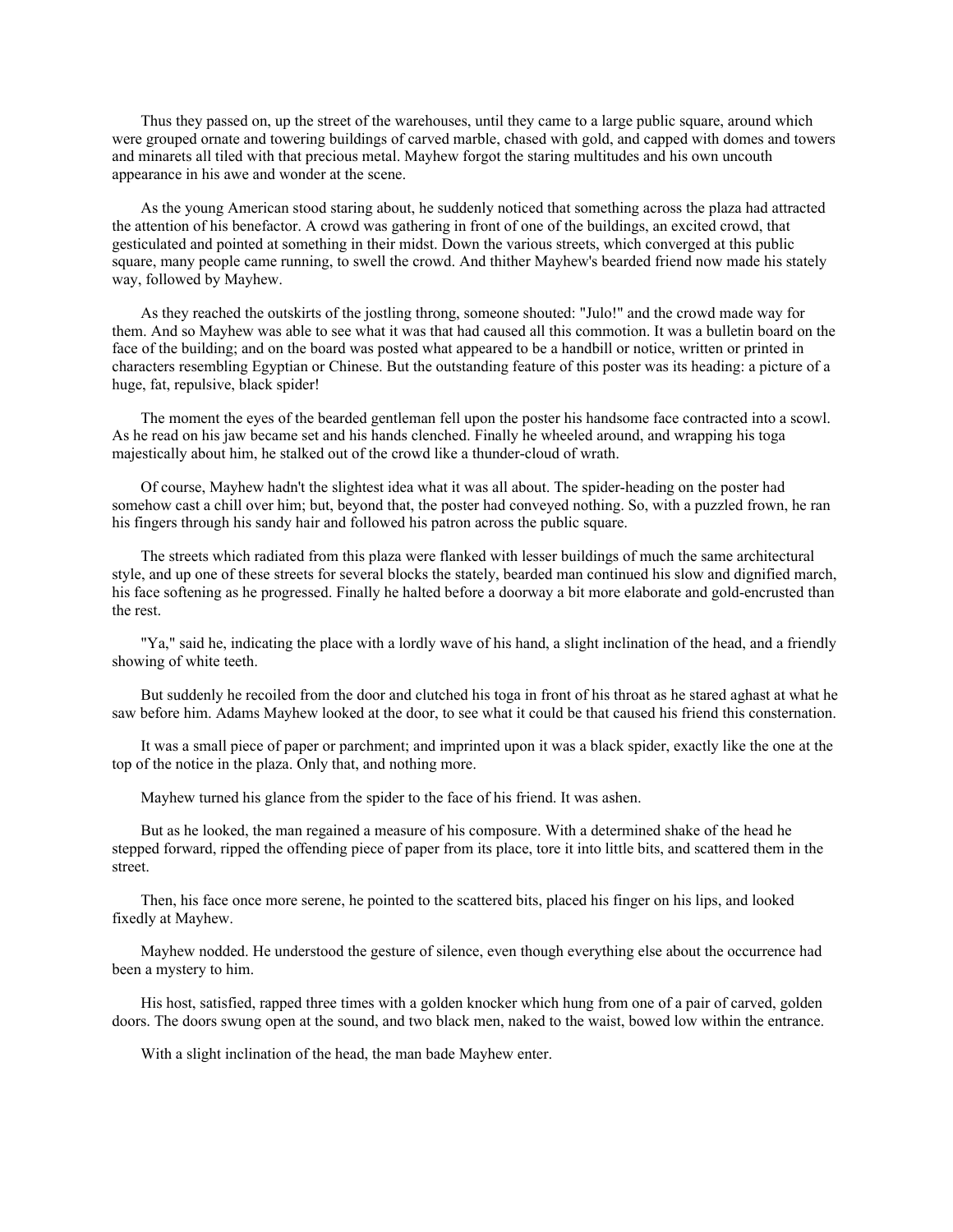Thus they passed on, up the street of the warehouses, until they came to a large public square, around which were grouped ornate and towering buildings of carved marble, chased with gold, and capped with domes and towers and minarets all tiled with that precious metal. Mayhew forgot the staring multitudes and his own uncouth appearance in his awe and wonder at the scene.

As the young American stood staring about, he suddenly noticed that something across the plaza had attracted the attention of his benefactor. A crowd was gathering in front of one of the buildings, an excited crowd, that gesticulated and pointed at something in their midst. Down the various streets, which converged at this public square, many people came running, to swell the crowd. And thither Mayhew's bearded friend now made his stately way, followed by Mayhew.

As they reached the outskirts of the jostling throng, someone shouted: "Julo!" and the crowd made way for them. And so Mayhew was able to see what it was that had caused all this commotion. It was a bulletin board on the face of the building; and on the board was posted what appeared to be a handbill or notice, written or printed in characters resembling Egyptian or Chinese. But the outstanding feature of this poster was its heading: a picture of a huge, fat, repulsive, black spider!

The moment the eyes of the bearded gentleman fell upon the poster his handsome face contracted into a scowl. As he read on his jaw became set and his hands clenched. Finally he wheeled around, and wrapping his toga majestically about him, he stalked out of the crowd like a thunder-cloud of wrath.

Of course, Mayhew hadn't the slightest idea what it was all about. The spider-heading on the poster had somehow cast a chill over him; but, beyond that, the poster had conveyed nothing. So, with a puzzled frown, he ran his fingers through his sandy hair and followed his patron across the public square.

The streets which radiated from this plaza were flanked with lesser buildings of much the same architectural style, and up one of these streets for several blocks the stately, bearded man continued his slow and dignified march, his face softening as he progressed. Finally he halted before a doorway a bit more elaborate and gold-encrusted than the rest.

"Ya," said he, indicating the place with a lordly wave of his hand, a slight inclination of the head, and a friendly showing of white teeth.

But suddenly he recoiled from the door and clutched his toga in front of his throat as he stared aghast at what he saw before him. Adams Mayhew looked at the door, to see what it could be that caused his friend this consternation.

It was a small piece of paper or parchment; and imprinted upon it was a black spider, exactly like the one at the top of the notice in the plaza. Only that, and nothing more.

Mayhew turned his glance from the spider to the face of his friend. It was ashen.

But as he looked, the man regained a measure of his composure. With a determined shake of the head he stepped forward, ripped the offending piece of paper from its place, tore it into little bits, and scattered them in the street.

Then, his face once more serene, he pointed to the scattered bits, placed his finger on his lips, and looked fixedly at Mayhew.

Mayhew nodded. He understood the gesture of silence, even though everything else about the occurrence had been a mystery to him.

His host, satisfied, rapped three times with a golden knocker which hung from one of a pair of carved, golden doors. The doors swung open at the sound, and two black men, naked to the waist, bowed low within the entrance.

With a slight inclination of the head, the man bade Mayhew enter.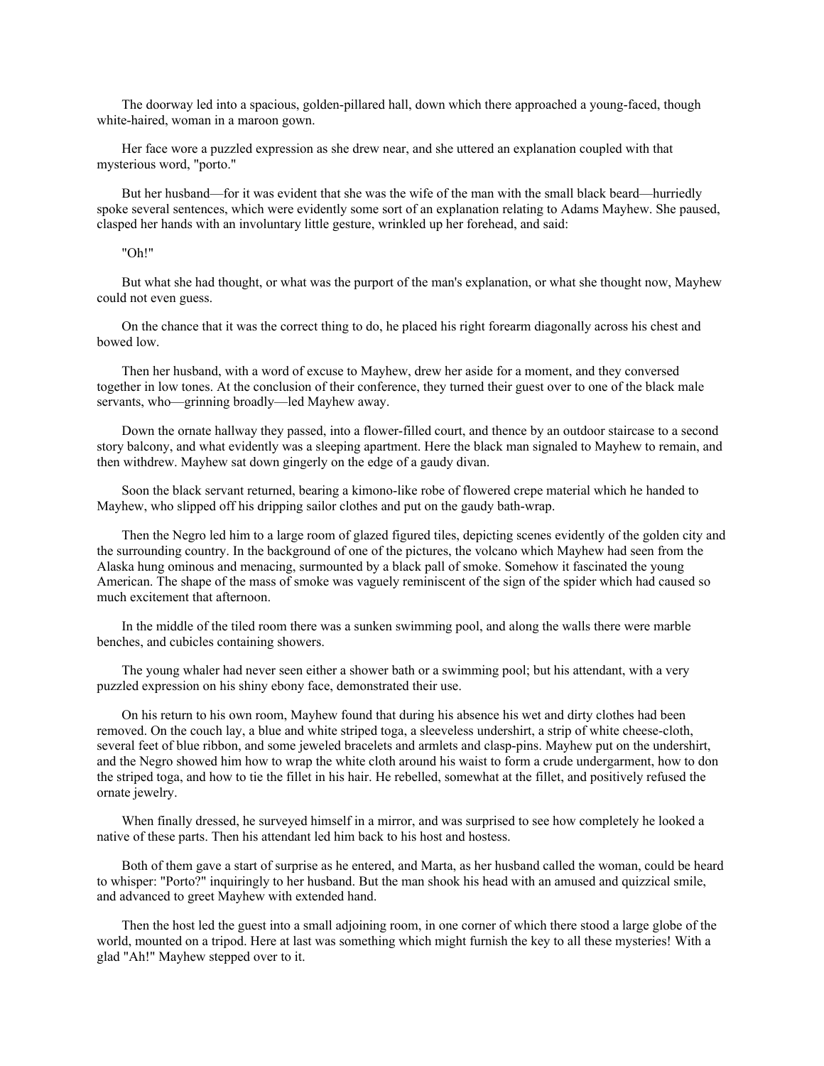The doorway led into a spacious, golden-pillared hall, down which there approached a young-faced, though white-haired, woman in a maroon gown.

Her face wore a puzzled expression as she drew near, and she uttered an explanation coupled with that mysterious word, "porto."

But her husband—for it was evident that she was the wife of the man with the small black beard—hurriedly spoke several sentences, which were evidently some sort of an explanation relating to Adams Mayhew. She paused, clasped her hands with an involuntary little gesture, wrinkled up her forehead, and said:

"Oh!"

But what she had thought, or what was the purport of the man's explanation, or what she thought now, Mayhew could not even guess.

On the chance that it was the correct thing to do, he placed his right forearm diagonally across his chest and bowed low.

Then her husband, with a word of excuse to Mayhew, drew her aside for a moment, and they conversed together in low tones. At the conclusion of their conference, they turned their guest over to one of the black male servants, who—grinning broadly—led Mayhew away.

Down the ornate hallway they passed, into a flower-filled court, and thence by an outdoor staircase to a second story balcony, and what evidently was a sleeping apartment. Here the black man signaled to Mayhew to remain, and then withdrew. Mayhew sat down gingerly on the edge of a gaudy divan.

Soon the black servant returned, bearing a kimono-like robe of flowered crepe material which he handed to Mayhew, who slipped off his dripping sailor clothes and put on the gaudy bath-wrap.

Then the Negro led him to a large room of glazed figured tiles, depicting scenes evidently of the golden city and the surrounding country. In the background of one of the pictures, the volcano which Mayhew had seen from the Alaska hung ominous and menacing, surmounted by a black pall of smoke. Somehow it fascinated the young American. The shape of the mass of smoke was vaguely reminiscent of the sign of the spider which had caused so much excitement that afternoon.

In the middle of the tiled room there was a sunken swimming pool, and along the walls there were marble benches, and cubicles containing showers.

The young whaler had never seen either a shower bath or a swimming pool; but his attendant, with a very puzzled expression on his shiny ebony face, demonstrated their use.

On his return to his own room, Mayhew found that during his absence his wet and dirty clothes had been removed. On the couch lay, a blue and white striped toga, a sleeveless undershirt, a strip of white cheese-cloth, several feet of blue ribbon, and some jeweled bracelets and armlets and clasp-pins. Mayhew put on the undershirt, and the Negro showed him how to wrap the white cloth around his waist to form a crude undergarment, how to don the striped toga, and how to tie the fillet in his hair. He rebelled, somewhat at the fillet, and positively refused the ornate jewelry.

When finally dressed, he surveyed himself in a mirror, and was surprised to see how completely he looked a native of these parts. Then his attendant led him back to his host and hostess.

Both of them gave a start of surprise as he entered, and Marta, as her husband called the woman, could be heard to whisper: "Porto?" inquiringly to her husband. But the man shook his head with an amused and quizzical smile, and advanced to greet Mayhew with extended hand.

Then the host led the guest into a small adjoining room, in one corner of which there stood a large globe of the world, mounted on a tripod. Here at last was something which might furnish the key to all these mysteries! With a glad "Ah!" Mayhew stepped over to it.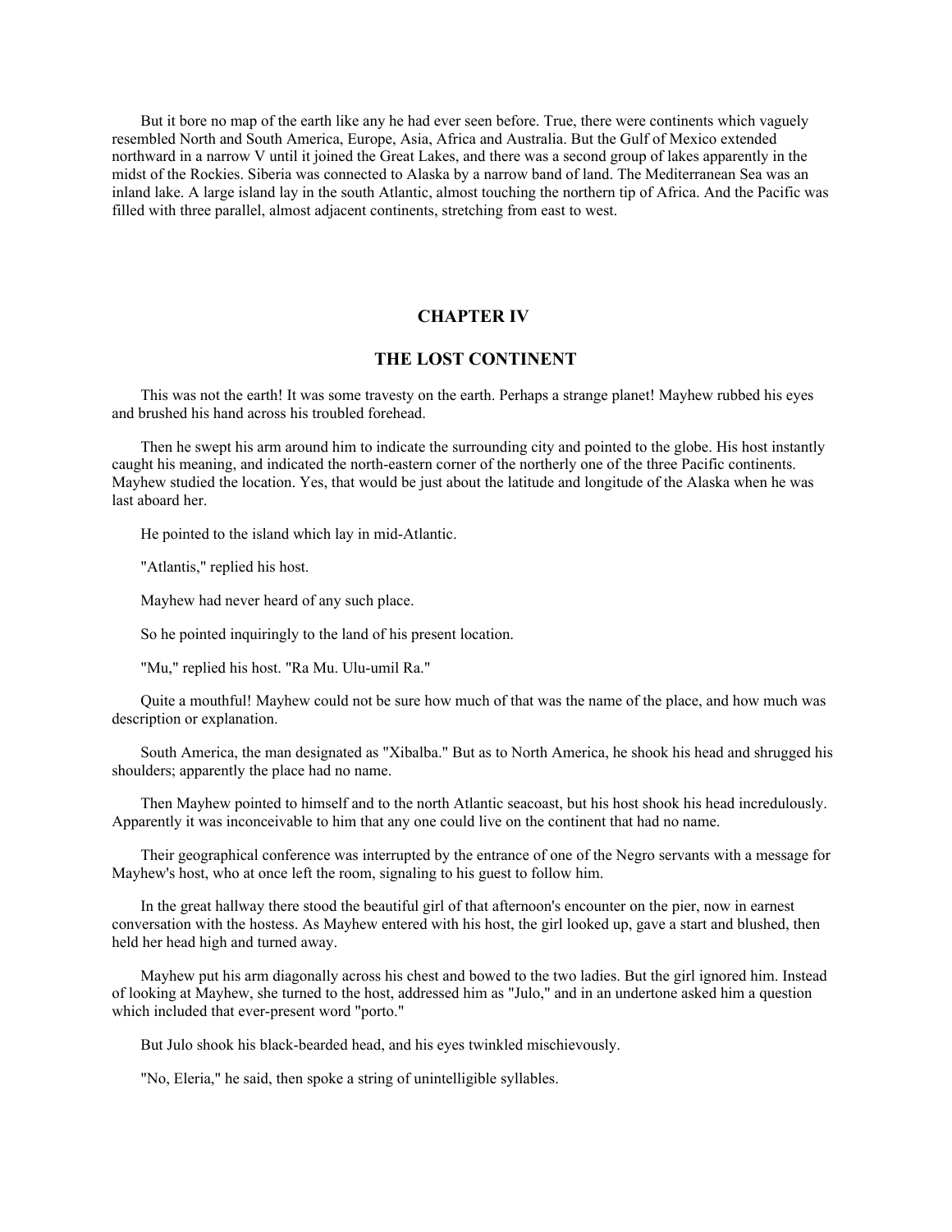But it bore no map of the earth like any he had ever seen before. True, there were continents which vaguely resembled North and South America, Europe, Asia, Africa and Australia. But the Gulf of Mexico extended northward in a narrow V until it joined the Great Lakes, and there was a second group of lakes apparently in the midst of the Rockies. Siberia was connected to Alaska by a narrow band of land. The Mediterranean Sea was an inland lake. A large island lay in the south Atlantic, almost touching the northern tip of Africa. And the Pacific was filled with three parallel, almost adjacent continents, stretching from east to west.

## CHAPTER IV

## THE LOST CONTINENT

This was not the earth! It was some travesty on the earth. Perhaps a strange planet! Mayhew rubbed his eyes and brushed his hand across his troubled forehead.

Then he swept his arm around him to indicate the surrounding city and pointed to the globe. His host instantly caught his meaning, and indicated the north-eastern corner of the northerly one of the three Pacific continents. Mayhew studied the location. Yes, that would be just about the latitude and longitude of the Alaska when he was last aboard her.

He pointed to the island which lay in mid-Atlantic.

"Atlantis," replied his host.

Mayhew had never heard of any such place.

So he pointed inquiringly to the land of his present location.

"Mu," replied his host. "Ra Mu. Ulu-umil Ra."

Quite a mouthful! Mayhew could not be sure how much of that was the name of the place, and how much was description or explanation.

South America, the man designated as "Xibalba." But as to North America, he shook his head and shrugged his shoulders; apparently the place had no name.

Then Mayhew pointed to himself and to the north Atlantic seacoast, but his host shook his head incredulously. Apparently it was inconceivable to him that any one could live on the continent that had no name.

Their geographical conference was interrupted by the entrance of one of the Negro servants with a message for Mayhew's host, who at once left the room, signaling to his guest to follow him.

In the great hallway there stood the beautiful girl of that afternoon's encounter on the pier, now in earnest conversation with the hostess. As Mayhew entered with his host, the girl looked up, gave a start and blushed, then held her head high and turned away.

Mayhew put his arm diagonally across his chest and bowed to the two ladies. But the girl ignored him. Instead of looking at Mayhew, she turned to the host, addressed him as "Julo," and in an undertone asked him a question which included that ever-present word "porto."

But Julo shook his black-bearded head, and his eyes twinkled mischievously.

"No, Eleria," he said, then spoke a string of unintelligible syllables.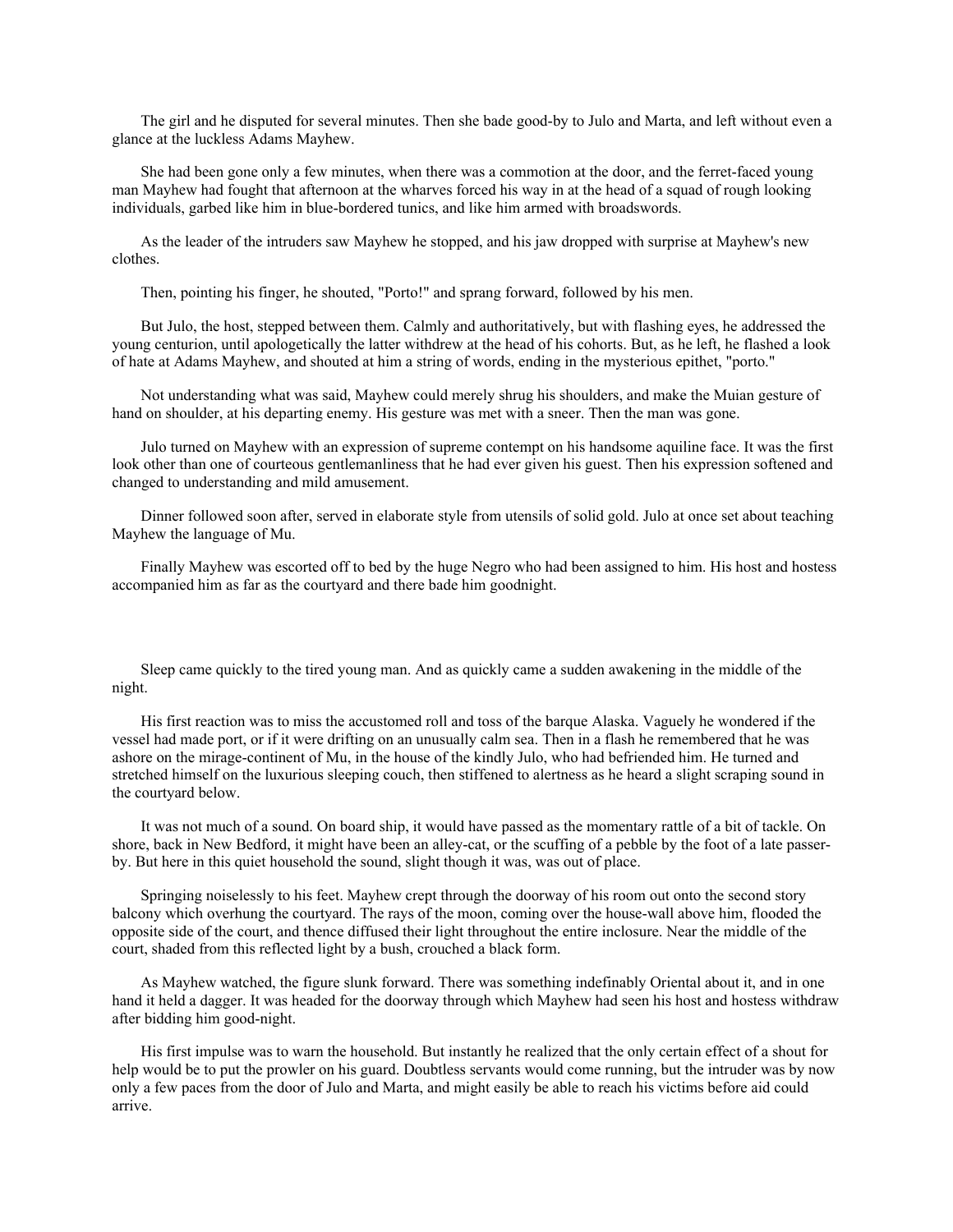The girl and he disputed for several minutes. Then she bade good-by to Julo and Marta, and left without even a glance at the luckless Adams Mayhew.

She had been gone only a few minutes, when there was a commotion at the door, and the ferret-faced young man Mayhew had fought that afternoon at the wharves forced his way in at the head of a squad of rough looking individuals, garbed like him in blue-bordered tunics, and like him armed with broadswords.

As the leader of the intruders saw Mayhew he stopped, and his jaw dropped with surprise at Mayhew's new clothes.

Then, pointing his finger, he shouted, "Porto!" and sprang forward, followed by his men.

But Julo, the host, stepped between them. Calmly and authoritatively, but with flashing eyes, he addressed the young centurion, until apologetically the latter withdrew at the head of his cohorts. But, as he left, he flashed a look of hate at Adams Mayhew, and shouted at him a string of words, ending in the mysterious epithet, "porto."

Not understanding what was said, Mayhew could merely shrug his shoulders, and make the Muian gesture of hand on shoulder, at his departing enemy. His gesture was met with a sneer. Then the man was gone.

Julo turned on Mayhew with an expression of supreme contempt on his handsome aquiline face. It was the first look other than one of courteous gentlemanliness that he had ever given his guest. Then his expression softened and changed to understanding and mild amusement.

Dinner followed soon after, served in elaborate style from utensils of solid gold. Julo at once set about teaching Mayhew the language of Mu.

Finally Mayhew was escorted off to bed by the huge Negro who had been assigned to him. His host and hostess accompanied him as far as the courtyard and there bade him goodnight.

Sleep came quickly to the tired young man. And as quickly came a sudden awakening in the middle of the night.

His first reaction was to miss the accustomed roll and toss of the barque Alaska. Vaguely he wondered if the vessel had made port, or if it were drifting on an unusually calm sea. Then in a flash he remembered that he was ashore on the mirage-continent of Mu, in the house of the kindly Julo, who had befriended him. He turned and stretched himself on the luxurious sleeping couch, then stiffened to alertness as he heard a slight scraping sound in the courtyard below.

It was not much of a sound. On board ship, it would have passed as the momentary rattle of a bit of tackle. On shore, back in New Bedford, it might have been an alley-cat, or the scuffing of a pebble by the foot of a late passer-by. But here in this quiet household the sound, slight though it was, was out of place.

Springing noiselessly to his feet. Mayhew crept through the doorway of his room out onto the second story balcony which overhung the courtyard. The rays of the moon, coming over the house-wall above him, flooded the opposite side of the court, and thence diffused their light throughout the entire inclosure. Near the middle of the court, shaded from this reflected light by a bush, crouched a black form.

As Mayhew watched, the figure slunk forward. There was something indefinably Oriental about it, and in one hand it held a dagger. It was headed for the doorway through which Mayhew had seen his host and hostess withdraw after bidding him good-night.

His first impulse was to warn the household. But instantly he realized that the only certain effect of a shout for help would be to put the prowler on his guard. Doubtless servants would come running, but the intruder was by now only a few paces from the door of Julo and Marta, and might easily be able to reach his victims before aid could arrive.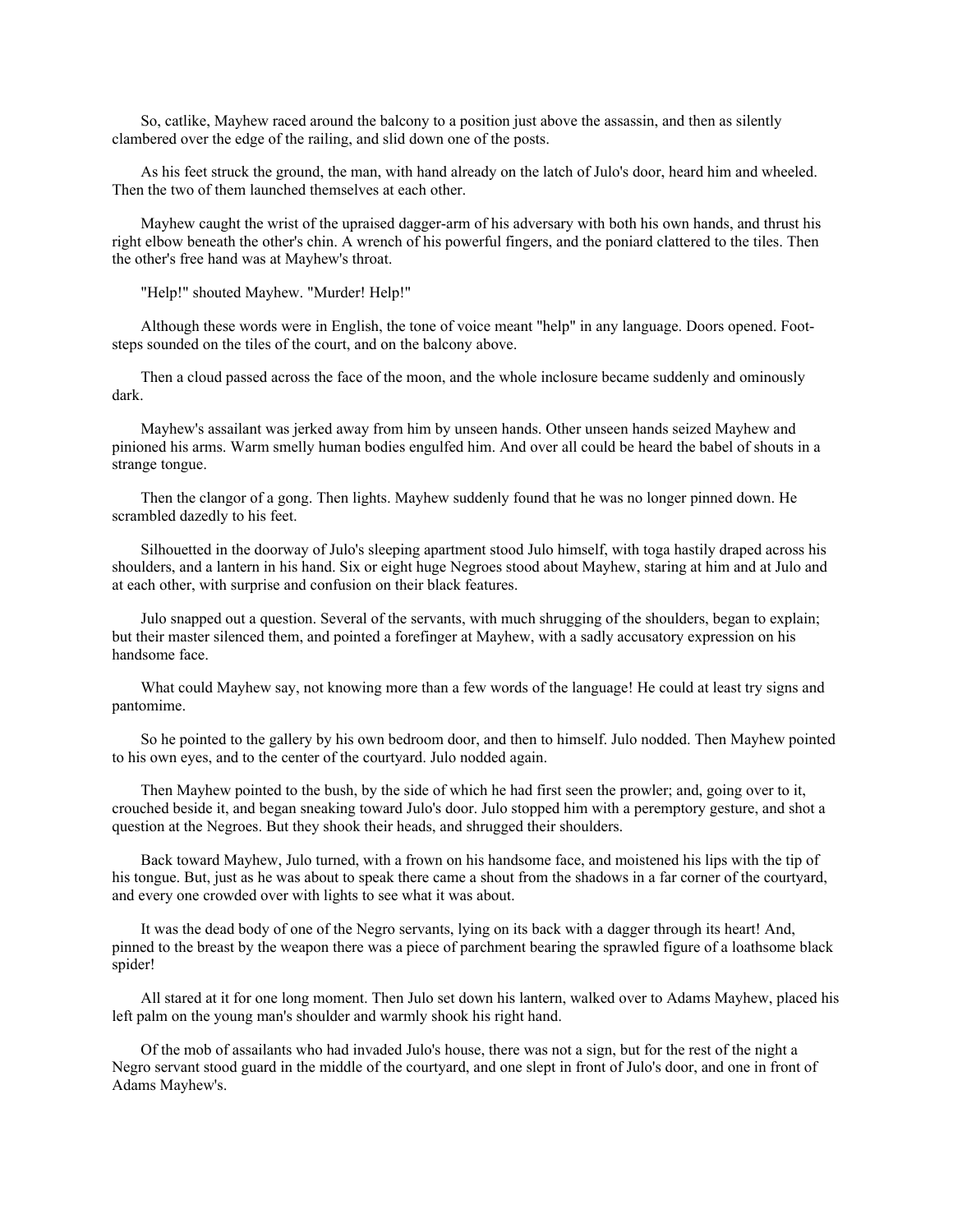So, catlike, Mayhew raced around the balcony to a position just above the assassin, and then as silently clambered over the edge of the railing, and slid down one of the posts.

As his feet struck the ground, the man, with hand already on the latch of Julo's door, heard him and wheeled. Then the two of them launched themselves at each other.

Mayhew caught the wrist of the upraised dagger-arm of his adversary with both his own hands, and thrust his right elbow beneath the other's chin. A wrench of his powerful fingers, and the poniard clattered to the tiles. Then the other's free hand was at Mayhew's throat.

"Help!" shouted Mayhew. "Murder! Help!"

Although these words were in English, the tone of voice meant "help" in any language. Doors opened. Foot-steps sounded on the tiles of the court, and on the balcony above.

Then a cloud passed across the face of the moon, and the whole inclosure became suddenly and ominously dark.

Mayhew's assailant was jerked away from him by unseen hands. Other unseen hands seized Mayhew and pinioned his arms. Warm smelly human bodies engulfed him. And over all could be heard the babel of shouts in a strange tongue.

Then the clangor of a gong. Then lights. Mayhew suddenly found that he was no longer pinned down. He scrambled dazedly to his feet.

Silhouetted in the doorway of Julo's sleeping apartment stood Julo himself, with toga hastily draped across his shoulders, and a lantern in his hand. Six or eight huge Negroes stood about Mayhew, staring at him and at Julo and at each other, with surprise and confusion on their black features.

Julo snapped out a question. Several of the servants, with much shrugging of the shoulders, began to explain; but their master silenced them, and pointed a forefinger at Mayhew, with a sadly accusatory expression on his handsome face.

What could Mayhew say, not knowing more than a few words of the language! He could at least try signs and pantomime.

So he pointed to the gallery by his own bedroom door, and then to himself. Julo nodded. Then Mayhew pointed to his own eyes, and to the center of the courtyard. Julo nodded again.

Then Mayhew pointed to the bush, by the side of which he had first seen the prowler; and, going over to it, crouched beside it, and began sneaking toward Julo's door. Julo stopped him with a peremptory gesture, and shot a question at the Negroes. But they shook their heads, and shrugged their shoulders.

Back toward Mayhew, Julo turned, with a frown on his handsome face, and moistened his lips with the tip of his tongue. But, just as he was about to speak there came a shout from the shadows in a far corner of the courtyard, and every one crowded over with lights to see what it was about.

It was the dead body of one of the Negro servants, lying on its back with a dagger through its heart! And, pinned to the breast by the weapon there was a piece of parchment bearing the sprawled figure of a loathsome black spider!

All stared at it for one long moment. Then Julo set down his lantern, walked over to Adams Mayhew, placed his left palm on the young man's shoulder and warmly shook his right hand.

Of the mob of assailants who had invaded Julo's house, there was not a sign, but for the rest of the night a Negro servant stood guard in the middle of the courtyard, and one slept in front of Julo's door, and one in front of Adams Mayhew's.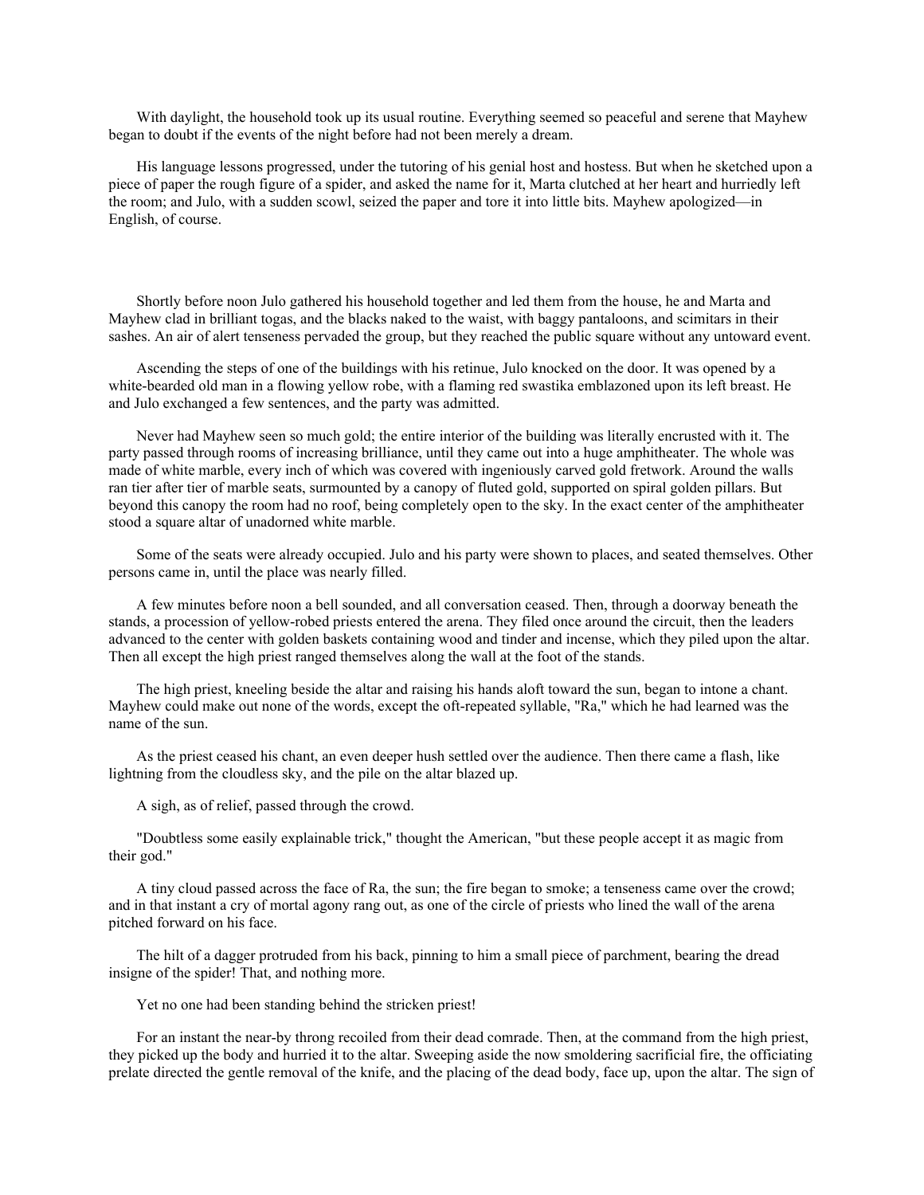With daylight, the household took up its usual routine. Everything seemed so peaceful and serene that Mayhew began to doubt if the events of the night before had not been merely a dream.

His language lessons progressed, under the tutoring of his genial host and hostess. But when he sketched upon a piece of paper the rough figure of a spider, and asked the name for it, Marta clutched at her heart and hurriedly left the room; and Julo, with a sudden scowl, seized the paper and tore it into little bits. Mayhew apologized—in English, of course.

Shortly before noon Julo gathered his household together and led them from the house, he and Marta and Mayhew clad in brilliant togas, and the blacks naked to the waist, with baggy pantaloons, and scimitars in their sashes. An air of alert tenseness pervaded the group, but they reached the public square without any untoward event.

Ascending the steps of one of the buildings with his retinue, Julo knocked on the door. It was opened by a white-bearded old man in a flowing yellow robe, with a flaming red swastika emblazoned upon its left breast. He and Julo exchanged a few sentences, and the party was admitted.

Never had Mayhew seen so much gold; the entire interior of the building was literally encrusted with it. The party passed through rooms of increasing brilliance, until they came out into a huge amphitheater. The whole was made of white marble, every inch of which was covered with ingeniously carved gold fretwork. Around the walls ran tier after tier of marble seats, surmounted by a canopy of fluted gold, supported on spiral golden pillars. But beyond this canopy the room had no roof, being completely open to the sky. In the exact center of the amphitheater stood a square altar of unadorned white marble.

Some of the seats were already occupied. Julo and his party were shown to places, and seated themselves. Other persons came in, until the place was nearly filled.

A few minutes before noon a bell sounded, and all conversation ceased. Then, through a doorway beneath the stands, a procession of yellow-robed priests entered the arena. They filed once around the circuit, then the leaders advanced to the center with golden baskets containing wood and tinder and incense, which they piled upon the altar. Then all except the high priest ranged themselves along the wall at the foot of the stands.

The high priest, kneeling beside the altar and raising his hands aloft toward the sun, began to intone a chant. Mayhew could make out none of the words, except the oft-repeated syllable, "Ra," which he had learned was the name of the sun.

As the priest ceased his chant, an even deeper hush settled over the audience. Then there came a flash, like lightning from the cloudless sky, and the pile on the altar blazed up.

A sigh, as of relief, passed through the crowd.

"Doubtless some easily explainable trick," thought the American, "but these people accept it as magic from their god."

A tiny cloud passed across the face of Ra, the sun; the fire began to smoke; a tenseness came over the crowd; and in that instant a cry of mortal agony rang out, as one of the circle of priests who lined the wall of the arena pitched forward on his face.

The hilt of a dagger protruded from his back, pinning to him a small piece of parchment, bearing the dread insigne of the spider! That, and nothing more.

Yet no one had been standing behind the stricken priest!

For an instant the near-by throng recoiled from their dead comrade. Then, at the command from the high priest, they picked up the body and hurried it to the altar. Sweeping aside the now smoldering sacrificial fire, the officiating prelate directed the gentle removal of the knife, and the placing of the dead body, face up, upon the altar. The sign of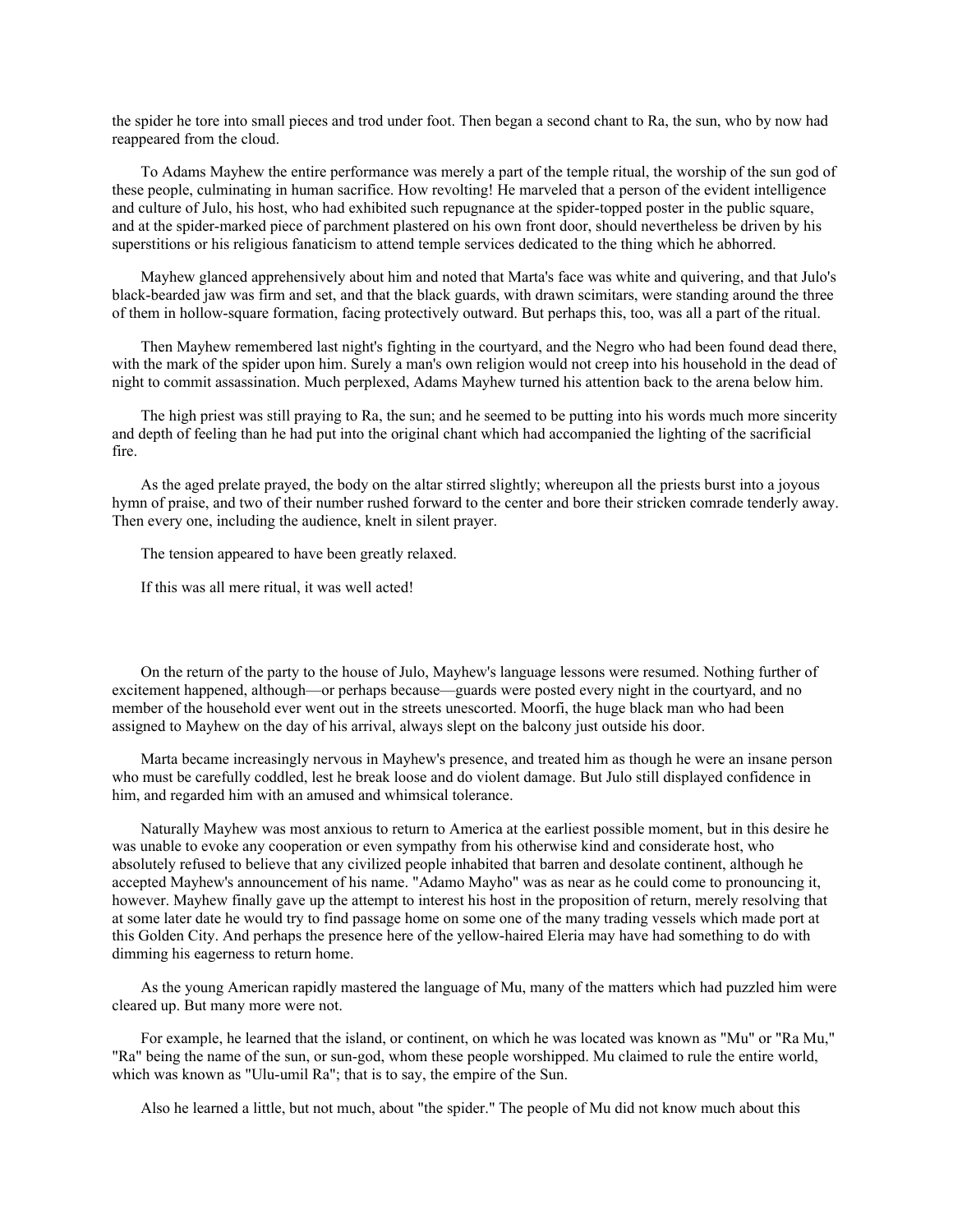the spider he tore into small pieces and trod under foot. Then began a second chant to Ra, the sun, who by now had reappeared from the cloud.

To Adams Mayhew the entire performance was merely a part of the temple ritual, the worship of the sun god of these people, culminating in human sacrifice. How revolting! He marveled that a person of the evident intelligence and culture of Julo, his host, who had exhibited such repugnance at the spider-topped poster in the public square, and at the spider-marked piece of parchment plastered on his own front door, should nevertheless be driven by his superstitions or his religious fanaticism to attend temple services dedicated to the thing which he abhorred.

Mayhew glanced apprehensively about him and noted that Marta's face was white and quivering, and that Julo's black-bearded jaw was firm and set, and that the black guards, with drawn scimitars, were standing around the three of them in hollow-square formation, facing protectively outward. But perhaps this, too, was all a part of the ritual.

Then Mayhew remembered last night's fighting in the courtyard, and the Negro who had been found dead there, with the mark of the spider upon him. Surely a man's own religion would not creep into his household in the dead of night to commit assassination. Much perplexed, Adams Mayhew turned his attention back to the arena below him.

The high priest was still praying to Ra, the sun; and he seemed to be putting into his words much more sincerity and depth of feeling than he had put into the original chant which had accompanied the lighting of the sacrificial fire.

As the aged prelate prayed, the body on the altar stirred slightly; whereupon all the priests burst into a joyous hymn of praise, and two of their number rushed forward to the center and bore their stricken comrade tenderly away. Then every one, including the audience, knelt in silent prayer.

The tension appeared to have been greatly relaxed.

If this was all mere ritual, it was well acted!

On the return of the party to the house of Julo, Mayhew's language lessons were resumed. Nothing further of excitement happened, although—or perhaps because—guards were posted every night in the courtyard, and no member of the household ever went out in the streets unescorted. Moorfi, the huge black man who had been assigned to Mayhew on the day of his arrival, always slept on the balcony just outside his door.

Marta became increasingly nervous in Mayhew's presence, and treated him as though he were an insane person who must be carefully coddled, lest he break loose and do violent damage. But Julo still displayed confidence in him, and regarded him with an amused and whimsical tolerance.

Naturally Mayhew was most anxious to return to America at the earliest possible moment, but in this desire he was unable to evoke any cooperation or even sympathy from his otherwise kind and considerate host, who absolutely refused to believe that any civilized people inhabited that barren and desolate continent, although he accepted Mayhew's announcement of his name. "Adamo Mayho" was as near as he could come to pronouncing it, however. Mayhew finally gave up the attempt to interest his host in the proposition of return, merely resolving that at some later date he would try to find passage home on some one of the many trading vessels which made port at this Golden City. And perhaps the presence here of the yellow-haired Eleria may have had something to do with dimming his eagerness to return home.

As the young American rapidly mastered the language of Mu, many of the matters which had puzzled him were cleared up. But many more were not.

For example, he learned that the island, or continent, on which he was located was known as "Mu" or "Ra Mu," "Ra" being the name of the sun, or sun-god, whom these people worshipped. Mu claimed to rule the entire world, which was known as "Ulu-umil Ra"; that is to say, the empire of the Sun.

Also he learned a little, but not much, about "the spider." The people of Mu did not know much about this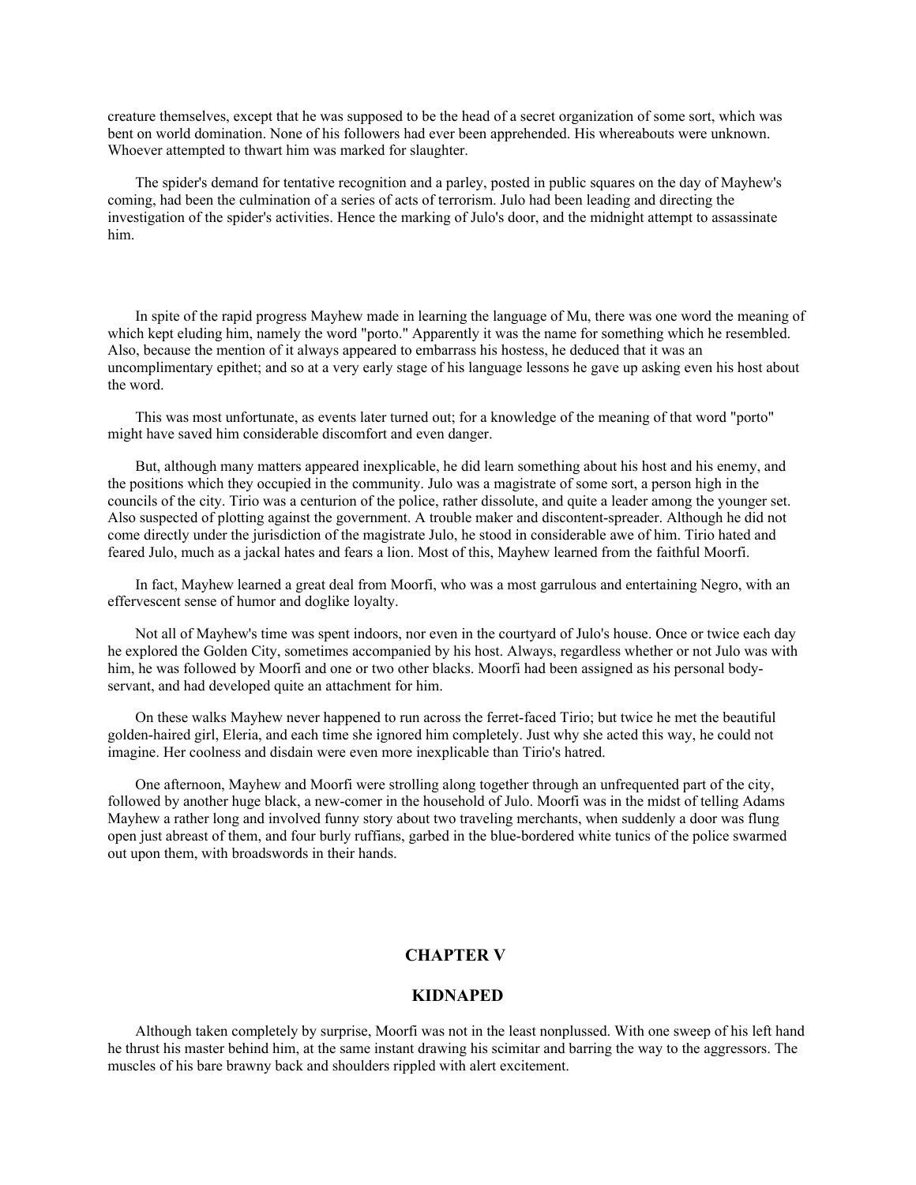creature themselves, except that he was supposed to be the head of a secret organization of some sort, which was bent on world domination. None of his followers had ever been apprehended. His whereabouts were unknown. Whoever attempted to thwart him was marked for slaughter.

The spider's demand for tentative recognition and a parley, posted in public squares on the day of Mayhew's coming, had been the culmination of a series of acts of terrorism. Julo had been leading and directing the investigation of the spider's activities. Hence the marking of Julo's door, and the midnight attempt to assassinate him.

In spite of the rapid progress Mayhew made in learning the language of Mu, there was one word the meaning of which kept eluding him, namely the word "porto." Apparently it was the name for something which he resembled. Also, because the mention of it always appeared to embarrass his hostess, he deduced that it was an uncomplimentary epithet; and so at a very early stage of his language lessons he gave up asking even his host about the word.

This was most unfortunate, as events later turned out; for a knowledge of the meaning of that word "porto" might have saved him considerable discomfort and even danger.

But, although many matters appeared inexplicable, he did learn something about his host and his enemy, and the positions which they occupied in the community. Julo was a magistrate of some sort, a person high in the councils of the city. Tirio was a centurion of the police, rather dissolute, and quite a leader among the younger set. Also suspected of plotting against the government. A trouble maker and discontent-spreader. Although he did not come directly under the jurisdiction of the magistrate Julo, he stood in considerable awe of him. Tirio hated and feared Julo, much as a jackal hates and fears a lion. Most of this, Mayhew learned from the faithful Moorfi.

In fact, Mayhew learned a great deal from Moorfi, who was a most garrulous and entertaining Negro, with an effervescent sense of humor and doglike loyalty.

Not all of Mayhew's time was spent indoors, nor even in the courtyard of Julo's house. Once or twice each day he explored the Golden City, sometimes accompanied by his host. Always, regardless whether or not Julo was with him, he was followed by Moorfi and one or two other blacks. Moorfi had been assigned as his personal body-servant, and had developed quite an attachment for him.

On these walks Mayhew never happened to run across the ferret-faced Tirio; but twice he met the beautiful golden-haired girl, Eleria, and each time she ignored him completely. Just why she acted this way, he could not imagine. Her coolness and disdain were even more inexplicable than Tirio's hatred.

One afternoon, Mayhew and Moorfi were strolling along together through an unfrequented part of the city, followed by another huge black, a new-comer in the household of Julo. Moorfi was in the midst of telling Adams Mayhew a rather long and involved funny story about two traveling merchants, when suddenly a door was flung open just abreast of them, and four burly ruffians, garbed in the blue-bordered white tunics of the police swarmed out upon them, with broadswords in their hands.

## CHAPTER V

## KIDNAPED

Although taken completely by surprise, Moorfi was not in the least nonplussed. With one sweep of his left hand he thrust his master behind him, at the same instant drawing his scimitar and barring the way to the aggressors. The muscles of his bare brawny back and shoulders rippled with alert excitement.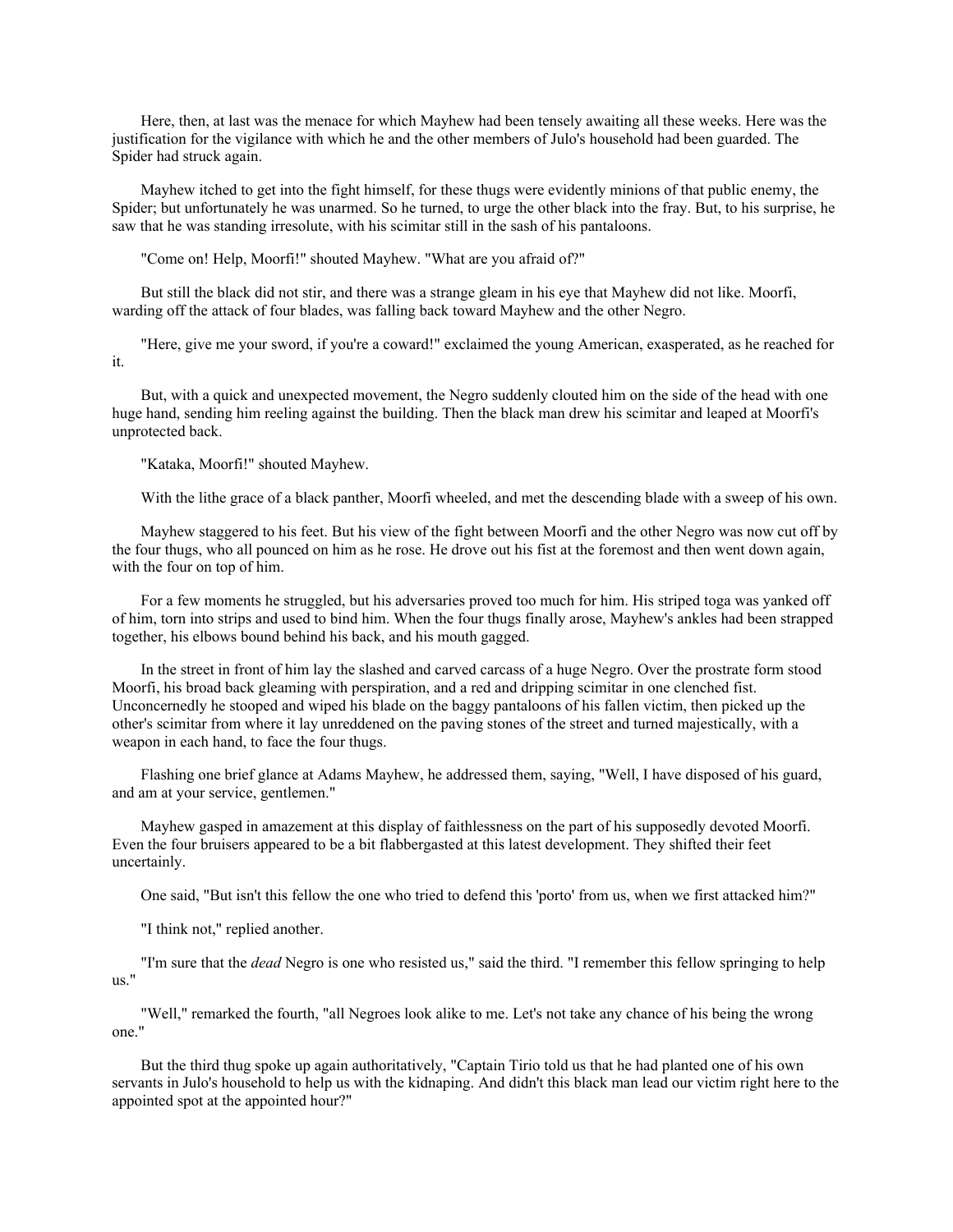Here, then, at last was the menace for which Mayhew had been tensely awaiting all these weeks. Here was the justification for the vigilance with which he and the other members of Julo's household had been guarded. The Spider had struck again.

Mayhew itched to get into the fight himself, for these thugs were evidently minions of that public enemy, the Spider; but unfortunately he was unarmed. So he turned, to urge the other black into the fray. But, to his surprise, he saw that he was standing irresolute, with his scimitar still in the sash of his pantaloons.

"Come on! Help, Moorfi!" shouted Mayhew. "What are you afraid of?"

But still the black did not stir, and there was a strange gleam in his eye that Mayhew did not like. Moorfi, warding off the attack of four blades, was falling back toward Mayhew and the other Negro.

"Here, give me your sword, if you're a coward!" exclaimed the young American, exasperated, as he reached for it.

But, with a quick and unexpected movement, the Negro suddenly clouted him on the side of the head with one huge hand, sending him reeling against the building. Then the black man drew his scimitar and leaped at Moorfi's unprotected back.

"Kataka, Moorfi!" shouted Mayhew.

With the lithe grace of a black panther, Moorfi wheeled, and met the descending blade with a sweep of his own.

Mayhew staggered to his feet. But his view of the fight between Moorfi and the other Negro was now cut off by the four thugs, who all pounced on him as he rose. He drove out his fist at the foremost and then went down again, with the four on top of him.

For a few moments he struggled, but his adversaries proved too much for him. His striped toga was yanked off of him, torn into strips and used to bind him. When the four thugs finally arose, Mayhew's ankles had been strapped together, his elbows bound behind his back, and his mouth gagged.

In the street in front of him lay the slashed and carved carcass of a huge Negro. Over the prostrate form stood Moorfi, his broad back gleaming with perspiration, and a red and dripping scimitar in one clenched fist. Unconcernedly he stooped and wiped his blade on the baggy pantaloons of his fallen victim, then picked up the other's scimitar from where it lay unreddened on the paving stones of the street and turned majestically, with a weapon in each hand, to face the four thugs.

Flashing one brief glance at Adams Mayhew, he addressed them, saying, "Well, I have disposed of his guard, and am at your service, gentlemen."

Mayhew gasped in amazement at this display of faithlessness on the part of his supposedly devoted Moorfi. Even the four bruisers appeared to be a bit flabbergasted at this latest development. They shifted their feet uncertainly.

One said, "But isn't this fellow the one who tried to defend this 'porto' from us, when we first attacked him?"

"I think not," replied another.

"I'm sure that the *dead* Negro is one who resisted us," said the third. "I remember this fellow springing to help us."

"Well," remarked the fourth, "all Negroes look alike to me. Let's not take any chance of his being the wrong one."

But the third thug spoke up again authoritatively, "Captain Tirio told us that he had planted one of his own servants in Julo's household to help us with the kidnaping. And didn't this black man lead our victim right here to the appointed spot at the appointed hour?"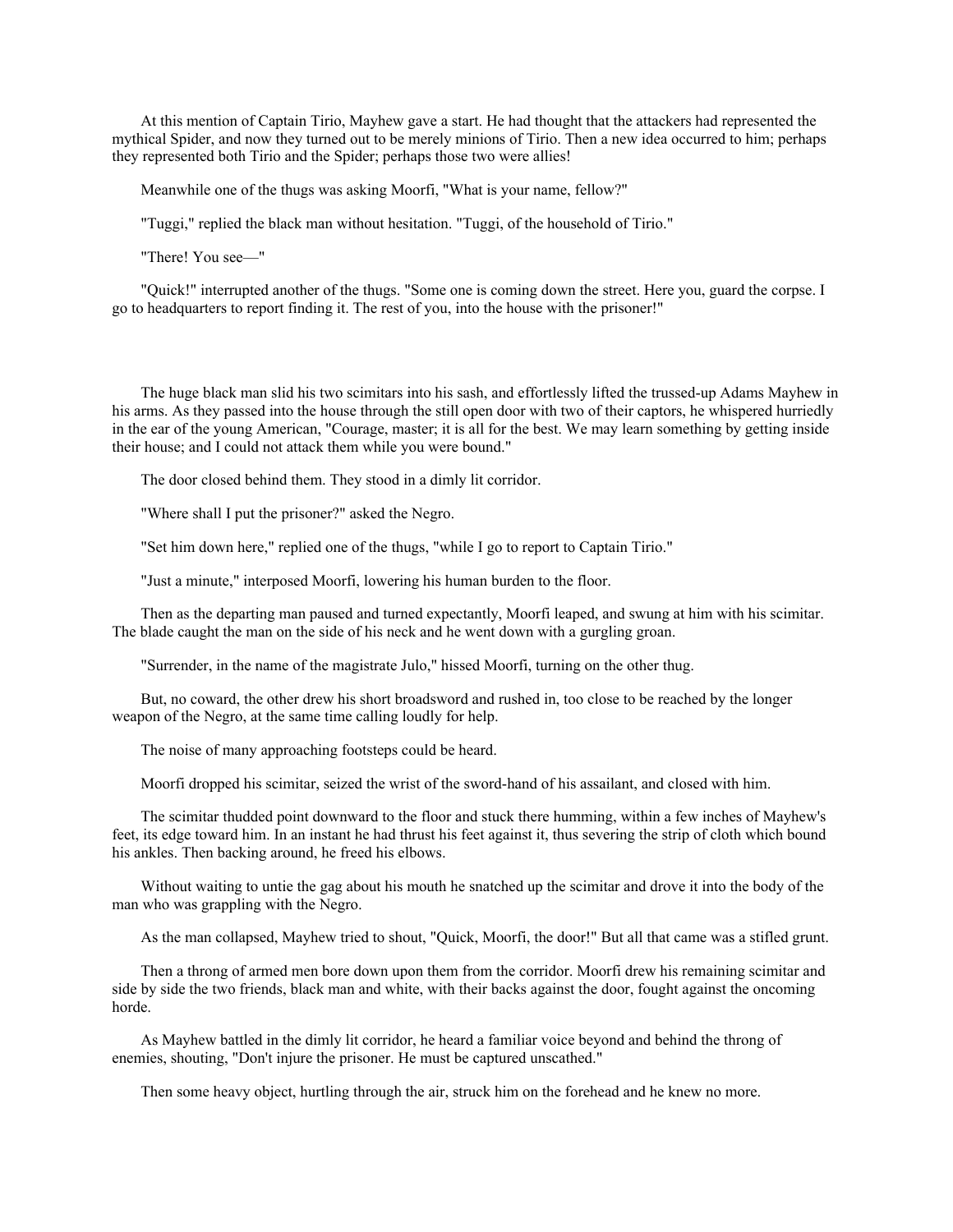At this mention of Captain Tirio, Mayhew gave a start. He had thought that the attackers had represented the mythical Spider, and now they turned out to be merely minions of Tirio. Then a new idea occurred to him; perhaps they represented both Tirio and the Spider; perhaps those two were allies!

Meanwhile one of the thugs was asking Moorfi, "What is your name, fellow?"

"Tuggi," replied the black man without hesitation. "Tuggi, of the household of Tirio."

"There! You see—"

"Quick!" interrupted another of the thugs. "Some one is coming down the street. Here you, guard the corpse. I go to headquarters to report finding it. The rest of you, into the house with the prisoner!"

The huge black man slid his two scimitars into his sash, and effortlessly lifted the trussed-up Adams Mayhew in his arms. As they passed into the house through the still open door with two of their captors, he whispered hurriedly in the ear of the young American, "Courage, master; it is all for the best. We may learn something by getting inside their house; and I could not attack them while you were bound."

The door closed behind them. They stood in a dimly lit corridor.

"Where shall I put the prisoner?" asked the Negro.

"Set him down here," replied one of the thugs, "while I go to report to Captain Tirio."

"Just a minute," interposed Moorfi, lowering his human burden to the floor.

Then as the departing man paused and turned expectantly, Moorfi leaped, and swung at him with his scimitar. The blade caught the man on the side of his neck and he went down with a gurgling groan.

"Surrender, in the name of the magistrate Julo," hissed Moorfi, turning on the other thug.

But, no coward, the other drew his short broadsword and rushed in, too close to be reached by the longer weapon of the Negro, at the same time calling loudly for help.

The noise of many approaching footsteps could be heard.

Moorfi dropped his scimitar, seized the wrist of the sword-hand of his assailant, and closed with him.

The scimitar thudded point downward to the floor and stuck there humming, within a few inches of Mayhew's feet, its edge toward him. In an instant he had thrust his feet against it, thus severing the strip of cloth which bound his ankles. Then backing around, he freed his elbows.

Without waiting to untie the gag about his mouth he snatched up the scimitar and drove it into the body of the man who was grappling with the Negro.

As the man collapsed, Mayhew tried to shout, "Quick, Moorfi, the door!" But all that came was a stifled grunt.

Then a throng of armed men bore down upon them from the corridor. Moorfi drew his remaining scimitar and side by side the two friends, black man and white, with their backs against the door, fought against the oncoming horde.

As Mayhew battled in the dimly lit corridor, he heard a familiar voice beyond and behind the throng of enemies, shouting, "Don't injure the prisoner. He must be captured unscathed."

Then some heavy object, hurtling through the air, struck him on the forehead and he knew no more.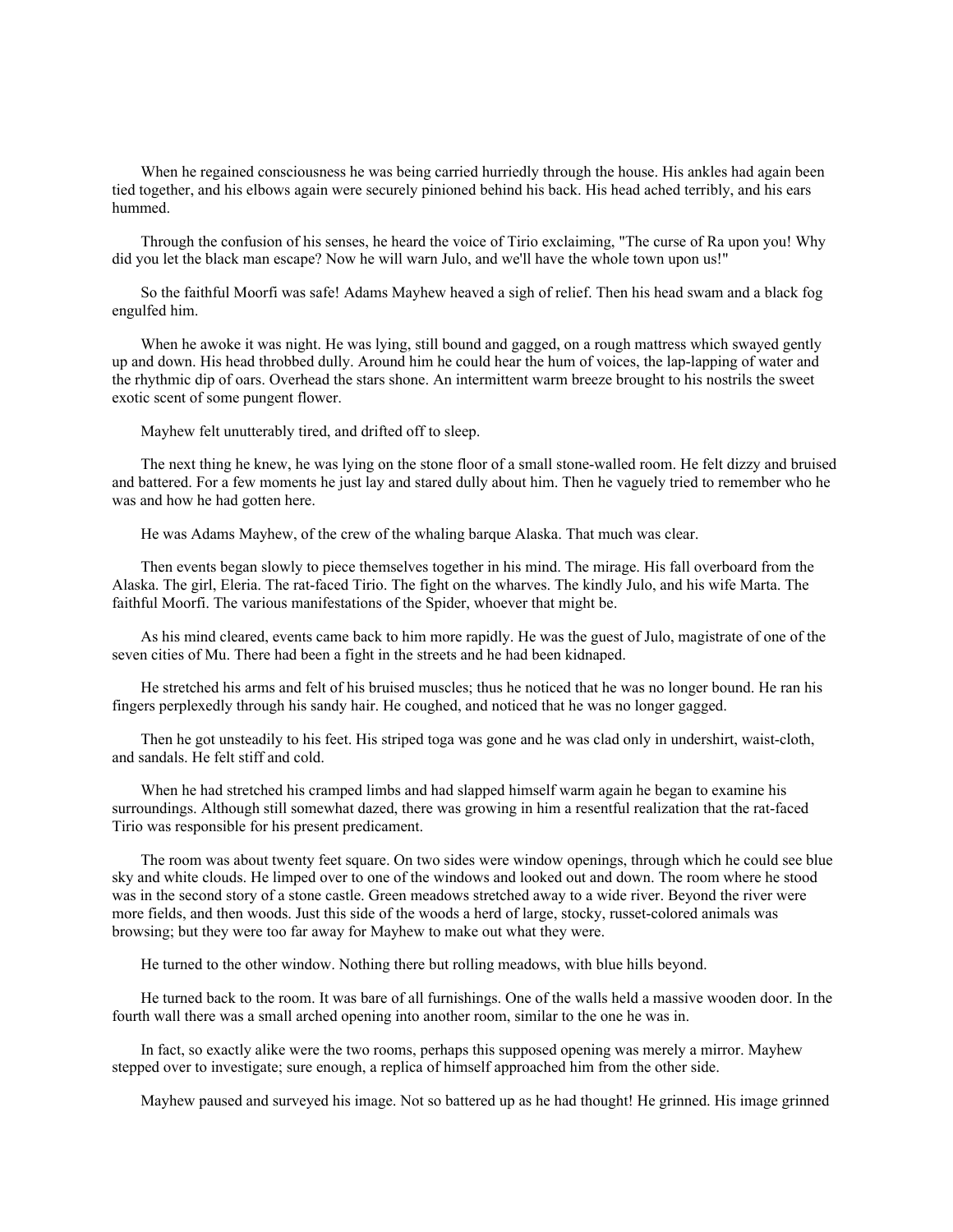When he regained consciousness he was being carried hurriedly through the house. His ankles had again been tied together, and his elbows again were securely pinioned behind his back. His head ached terribly, and his ears hummed.

Through the confusion of his senses, he heard the voice of Tirio exclaiming, "The curse of Ra upon you! Why did you let the black man escape? Now he will warn Julo, and we'll have the whole town upon us!"

So the faithful Moorfi was safe! Adams Mayhew heaved a sigh of relief. Then his head swam and a black fog engulfed him.

When he awoke it was night. He was lying, still bound and gagged, on a rough mattress which swayed gently up and down. His head throbbed dully. Around him he could hear the hum of voices, the lap-lapping of water and the rhythmic dip of oars. Overhead the stars shone. An intermittent warm breeze brought to his nostrils the sweet exotic scent of some pungent flower.

Mayhew felt unutterably tired, and drifted off to sleep.

The next thing he knew, he was lying on the stone floor of a small stone-walled room. He felt dizzy and bruised and battered. For a few moments he just lay and stared dully about him. Then he vaguely tried to remember who he was and how he had gotten here.

He was Adams Mayhew, of the crew of the whaling barque Alaska. That much was clear.

Then events began slowly to piece themselves together in his mind. The mirage. His fall overboard from the Alaska. The girl, Eleria. The rat-faced Tirio. The fight on the wharves. The kindly Julo, and his wife Marta. The faithful Moorfi. The various manifestations of the Spider, whoever that might be.

As his mind cleared, events came back to him more rapidly. He was the guest of Julo, magistrate of one of the seven cities of Mu. There had been a fight in the streets and he had been kidnaped.

He stretched his arms and felt of his bruised muscles; thus he noticed that he was no longer bound. He ran his fingers perplexedly through his sandy hair. He coughed, and noticed that he was no longer gagged.

Then he got unsteadily to his feet. His striped toga was gone and he was clad only in undershirt, waist-cloth, and sandals. He felt stiff and cold.

When he had stretched his cramped limbs and had slapped himself warm again he began to examine his surroundings. Although still somewhat dazed, there was growing in him a resentful realization that the rat-faced Tirio was responsible for his present predicament.

The room was about twenty feet square. On two sides were window openings, through which he could see blue sky and white clouds. He limped over to one of the windows and looked out and down. The room where he stood was in the second story of a stone castle. Green meadows stretched away to a wide river. Beyond the river were more fields, and then woods. Just this side of the woods a herd of large, stocky, russet-colored animals was browsing; but they were too far away for Mayhew to make out what they were.

He turned to the other window. Nothing there but rolling meadows, with blue hills beyond.

He turned back to the room. It was bare of all furnishings. One of the walls held a massive wooden door. In the fourth wall there was a small arched opening into another room, similar to the one he was in.

In fact, so exactly alike were the two rooms, perhaps this supposed opening was merely a mirror. Mayhew stepped over to investigate; sure enough, a replica of himself approached him from the other side.

Mayhew paused and surveyed his image. Not so battered up as he had thought! He grinned. His image grinned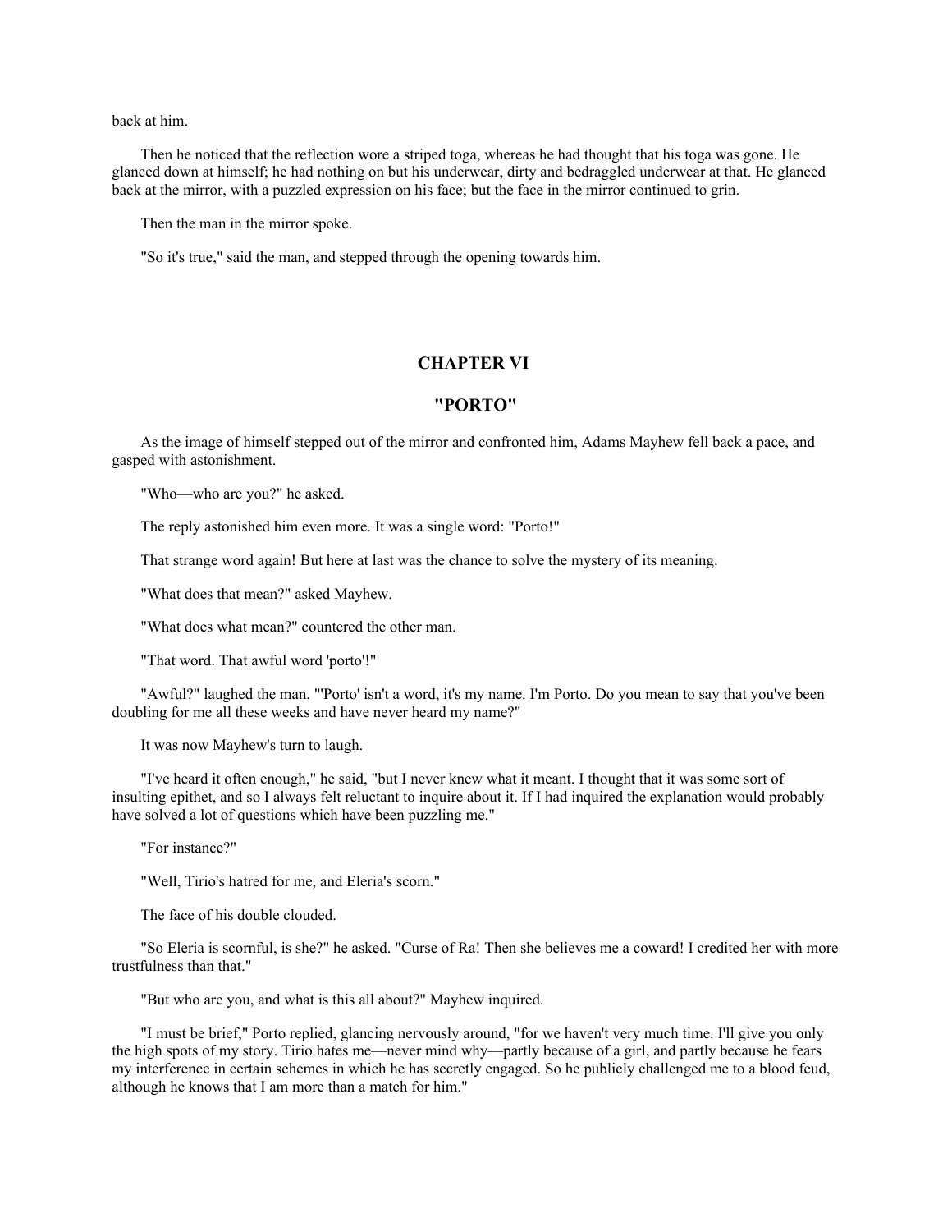back at him.

Then he noticed that the reflection wore a striped toga, whereas he had thought that his toga was gone. He glanced down at himself; he had nothing on but his underwear, dirty and bedraggled underwear at that. He glanced back at the mirror, with a puzzled expression on his face; but the face in the mirror continued to grin.

Then the man in the mirror spoke.

"So it's true," said the man, and stepped through the opening towards him.

## CHAPTER VI

## "PORTO"

As the image of himself stepped out of the mirror and confronted him, Adams Mayhew fell back a pace, and gasped with astonishment.

"Who—who are you?" he asked.

The reply astonished him even more. It was a single word: "Porto!"

That strange word again! But here at last was the chance to solve the mystery of its meaning.

"What does that mean?" asked Mayhew.

"What does what mean?" countered the other man.

"That word. That awful word 'porto'!"

"Awful?" laughed the man. "'Porto' isn't a word, it's my name. I'm Porto. Do you mean to say that you've been doubling for me all these weeks and have never heard my name?"

It was now Mayhew's turn to laugh.

"I've heard it often enough," he said, "but I never knew what it meant. I thought that it was some sort of insulting epithet, and so I always felt reluctant to inquire about it. If I had inquired the explanation would probably have solved a lot of questions which have been puzzling me."

"For instance?"

"Well, Tirio's hatred for me, and Eleria's scorn."

The face of his double clouded.

"So Eleria is scornful, is she?" he asked. "Curse of Ra! Then she believes me a coward! I credited her with more trustfulness than that."

"But who are you, and what is this all about?" Mayhew inquired.

"I must be brief," Porto replied, glancing nervously around, "for we haven't very much time. I'll give you only the high spots of my story. Tirio hates me—never mind why—partly because of a girl, and partly because he fears my interference in certain schemes in which he has secretly engaged. So he publicly challenged me to a blood feud, although he knows that I am more than a match for him."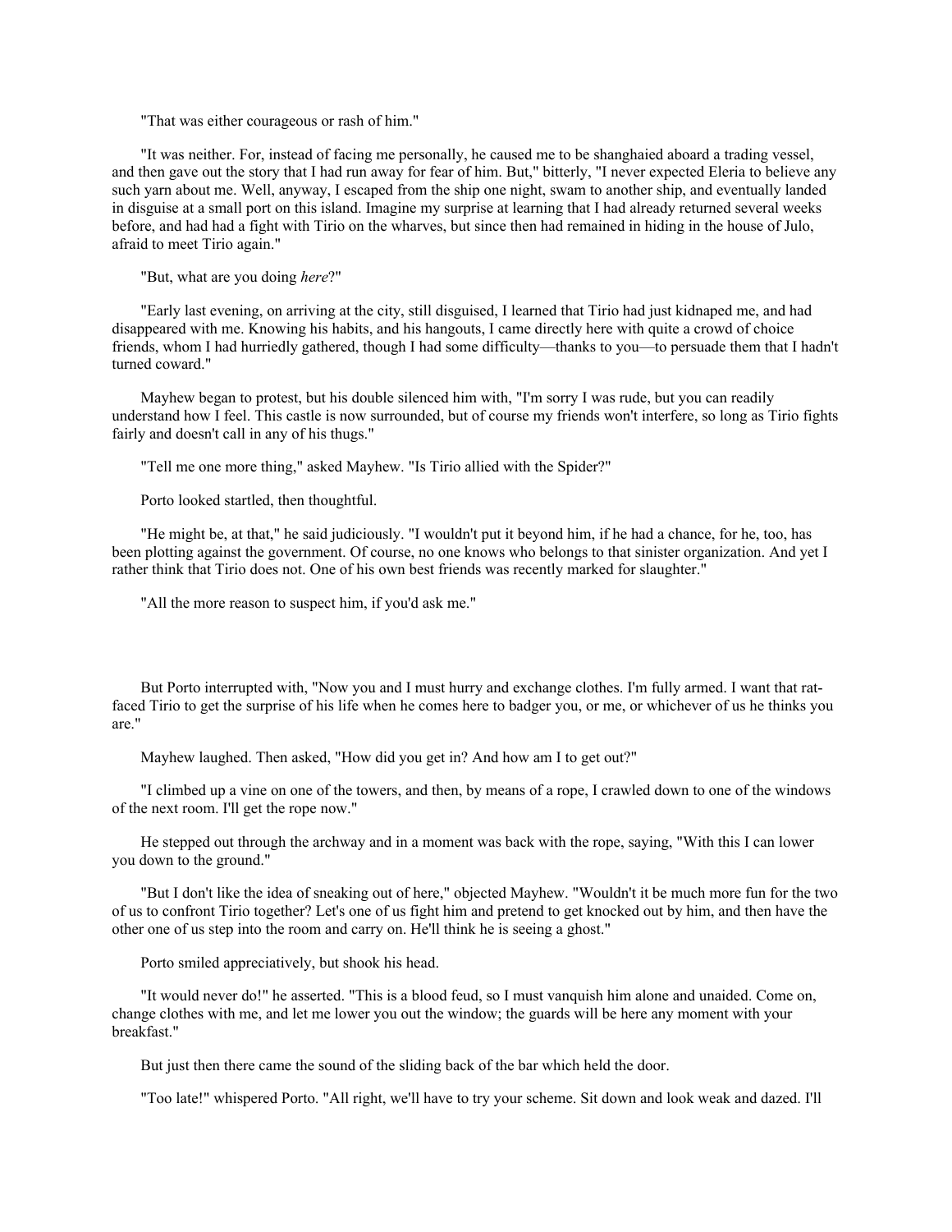"That was either courageous or rash of him."

"It was neither. For, instead of facing me personally, he caused me to be shanghaied aboard a trading vessel, and then gave out the story that I had run away for fear of him. But," bitterly, "I never expected Eleria to believe any such yarn about me. Well, anyway, I escaped from the ship one night, swam to another ship, and eventually landed in disguise at a small port on this island. Imagine my surprise at learning that I had already returned several weeks before, and had had a fight with Tirio on the wharves, but since then had remained in hiding in the house of Julo, afraid to meet Tirio again."

"But, what are you doing *here*?"

"Early last evening, on arriving at the city, still disguised, I learned that Tirio had just kidnaped me, and had disappeared with me. Knowing his habits, and his hangouts, I came directly here with quite a crowd of choice friends, whom I had hurriedly gathered, though I had some difficulty—thanks to you—to persuade them that I hadn't turned coward."

Mayhew began to protest, but his double silenced him with, "I'm sorry I was rude, but you can readily understand how I feel. This castle is now surrounded, but of course my friends won't interfere, so long as Tirio fights fairly and doesn't call in any of his thugs."

"Tell me one more thing," asked Mayhew. "Is Tirio allied with the Spider?"

Porto looked startled, then thoughtful.

"He might be, at that," he said judiciously. "I wouldn't put it beyond him, if he had a chance, for he, too, has been plotting against the government. Of course, no one knows who belongs to that sinister organization. And yet I rather think that Tirio does not. One of his own best friends was recently marked for slaughter."

"All the more reason to suspect him, if you'd ask me."

But Porto interrupted with, "Now you and I must hurry and exchange clothes. I'm fully armed. I want that rat-faced Tirio to get the surprise of his life when he comes here to badger you, or me, or whichever of us he thinks you are."

Mayhew laughed. Then asked, "How did you get in? And how am I to get out?"

"I climbed up a vine on one of the towers, and then, by means of a rope, I crawled down to one of the windows of the next room. I'll get the rope now."

He stepped out through the archway and in a moment was back with the rope, saying, "With this I can lower you down to the ground."

"But I don't like the idea of sneaking out of here," objected Mayhew. "Wouldn't it be much more fun for the two of us to confront Tirio together? Let's one of us fight him and pretend to get knocked out by him, and then have the other one of us step into the room and carry on. He'll think he is seeing a ghost."

Porto smiled appreciatively, but shook his head.

"It would never do!" he asserted. "This is a blood feud, so I must vanquish him alone and unaided. Come on, change clothes with me, and let me lower you out the window; the guards will be here any moment with your breakfast."

But just then there came the sound of the sliding back of the bar which held the door.

"Too late!" whispered Porto. "All right, we'll have to try your scheme. Sit down and look weak and dazed. I'll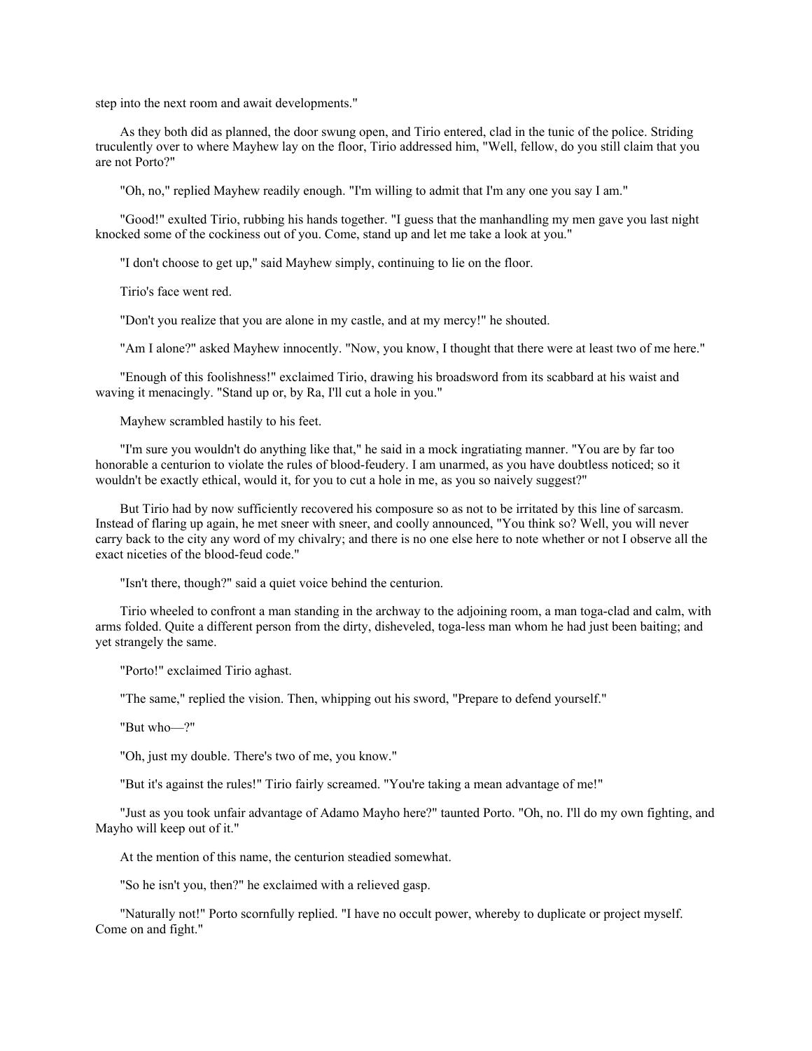step into the next room and await developments."

As they both did as planned, the door swung open, and Tirio entered, clad in the tunic of the police. Striding truculently over to where Mayhew lay on the floor, Tirio addressed him, "Well, fellow, do you still claim that you are not Porto?"

"Oh, no," replied Mayhew readily enough. "I'm willing to admit that I'm any one you say I am."

"Good!" exulted Tirio, rubbing his hands together. "I guess that the manhandling my men gave you last night knocked some of the cockiness out of you. Come, stand up and let me take a look at you."

"I don't choose to get up," said Mayhew simply, continuing to lie on the floor.

Tirio's face went red.

"Don't you realize that you are alone in my castle, and at my mercy!" he shouted.

"Am I alone?" asked Mayhew innocently. "Now, you know, I thought that there were at least two of me here."

"Enough of this foolishness!" exclaimed Tirio, drawing his broadsword from its scabbard at his waist and waving it menacingly. "Stand up or, by Ra, I'll cut a hole in you."

Mayhew scrambled hastily to his feet.

"I'm sure you wouldn't do anything like that," he said in a mock ingratiating manner. "You are by far too honorable a centurion to violate the rules of blood-feudery. I am unarmed, as you have doubtless noticed; so it wouldn't be exactly ethical, would it, for you to cut a hole in me, as you so naively suggest?"

But Tirio had by now sufficiently recovered his composure so as not to be irritated by this line of sarcasm. Instead of flaring up again, he met sneer with sneer, and coolly announced, "You think so? Well, you will never carry back to the city any word of my chivalry; and there is no one else here to note whether or not I observe all the exact niceties of the blood-feud code."

"Isn't there, though?" said a quiet voice behind the centurion.

Tirio wheeled to confront a man standing in the archway to the adjoining room, a man toga-clad and calm, with arms folded. Quite a different person from the dirty, disheveled, toga-less man whom he had just been baiting; and yet strangely the same.

"Porto!" exclaimed Tirio aghast.

"The same," replied the vision. Then, whipping out his sword, "Prepare to defend yourself."

"But who—?"

"Oh, just my double. There's two of me, you know."

"But it's against the rules!" Tirio fairly screamed. "You're taking a mean advantage of me!"

"Just as you took unfair advantage of Adamo Mayho here?" taunted Porto. "Oh, no. I'll do my own fighting, and Mayho will keep out of it."

At the mention of this name, the centurion steadied somewhat.

"So he isn't you, then?" he exclaimed with a relieved gasp.

"Naturally not!" Porto scornfully replied. "I have no occult power, whereby to duplicate or project myself. Come on and fight."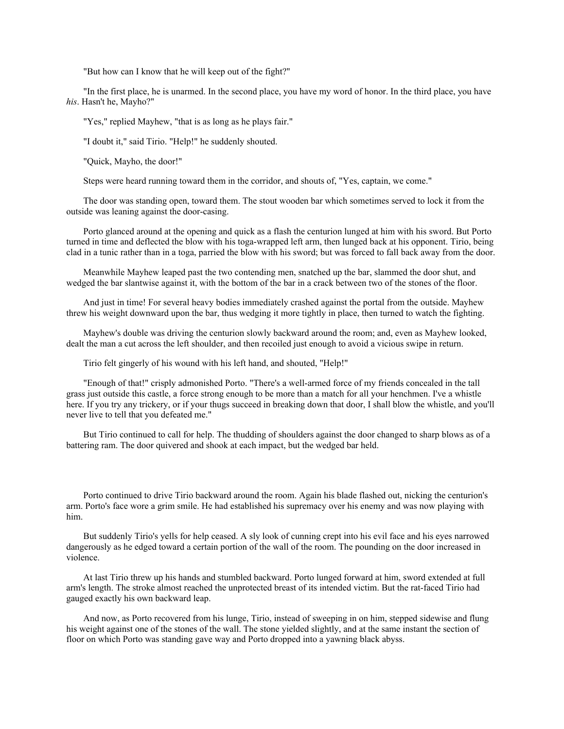"But how can I know that he will keep out of the fight?"

"In the first place, he is unarmed. In the second place, you have my word of honor. In the third place, you have *his*. Hasn't he, Mayho?"

"Yes," replied Mayhew, "that is as long as he plays fair."

"I doubt it," said Tirio. "Help!" he suddenly shouted.

"Quick, Mayho, the door!"

Steps were heard running toward them in the corridor, and shouts of, "Yes, captain, we come."

The door was standing open, toward them. The stout wooden bar which sometimes served to lock it from the outside was leaning against the door-casing.

Porto glanced around at the opening and quick as a flash the centurion lunged at him with his sword. But Porto turned in time and deflected the blow with his toga-wrapped left arm, then lunged back at his opponent. Tirio, being clad in a tunic rather than in a toga, parried the blow with his sword; but was forced to fall back away from the door.

Meanwhile Mayhew leaped past the two contending men, snatched up the bar, slammed the door shut, and wedged the bar slantwise against it, with the bottom of the bar in a crack between two of the stones of the floor.

And just in time! For several heavy bodies immediately crashed against the portal from the outside. Mayhew threw his weight downward upon the bar, thus wedging it more tightly in place, then turned to watch the fighting.

Mayhew's double was driving the centurion slowly backward around the room; and, even as Mayhew looked, dealt the man a cut across the left shoulder, and then recoiled just enough to avoid a vicious swipe in return.

Tirio felt gingerly of his wound with his left hand, and shouted, "Help!"

"Enough of that!" crisply admonished Porto. "There's a well-armed force of my friends concealed in the tall grass just outside this castle, a force strong enough to be more than a match for all your henchmen. I've a whistle here. If you try any trickery, or if your thugs succeed in breaking down that door, I shall blow the whistle, and you'll never live to tell that you defeated me."

But Tirio continued to call for help. The thudding of shoulders against the door changed to sharp blows as of a battering ram. The door quivered and shook at each impact, but the wedged bar held.

Porto continued to drive Tirio backward around the room. Again his blade flashed out, nicking the centurion's arm. Porto's face wore a grim smile. He had established his supremacy over his enemy and was now playing with him.

But suddenly Tirio's yells for help ceased. A sly look of cunning crept into his evil face and his eyes narrowed dangerously as he edged toward a certain portion of the wall of the room. The pounding on the door increased in violence.

At last Tirio threw up his hands and stumbled backward. Porto lunged forward at him, sword extended at full arm's length. The stroke almost reached the unprotected breast of its intended victim. But the rat-faced Tirio had gauged exactly his own backward leap.

And now, as Porto recovered from his lunge, Tirio, instead of sweeping in on him, stepped sidewise and flung his weight against one of the stones of the wall. The stone yielded slightly, and at the same instant the section of floor on which Porto was standing gave way and Porto dropped into a yawning black abyss.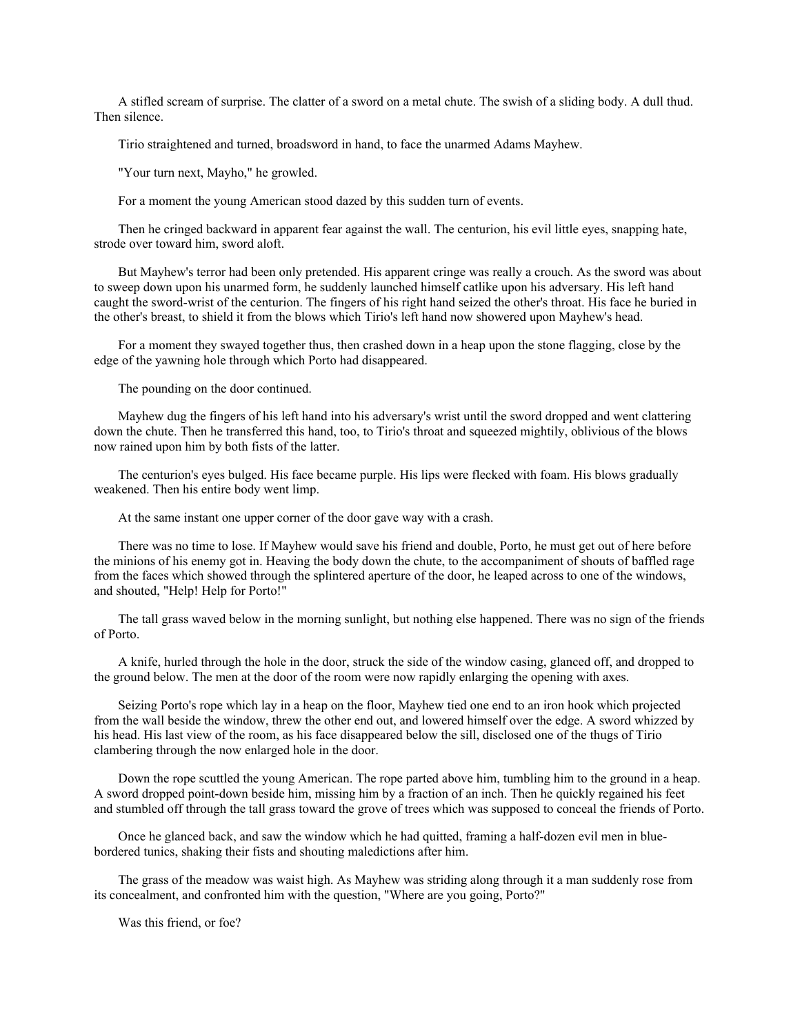A stifled scream of surprise. The clatter of a sword on a metal chute. The swish of a sliding body. A dull thud. Then silence.

Tirio straightened and turned, broadsword in hand, to face the unarmed Adams Mayhew.

"Your turn next, Mayho," he growled.

For a moment the young American stood dazed by this sudden turn of events.

Then he cringed backward in apparent fear against the wall. The centurion, his evil little eyes, snapping hate, strode over toward him, sword aloft.

But Mayhew's terror had been only pretended. His apparent cringe was really a crouch. As the sword was about to sweep down upon his unarmed form, he suddenly launched himself catlike upon his adversary. His left hand caught the sword-wrist of the centurion. The fingers of his right hand seized the other's throat. His face he buried in the other's breast, to shield it from the blows which Tirio's left hand now showered upon Mayhew's head.

For a moment they swayed together thus, then crashed down in a heap upon the stone flagging, close by the edge of the yawning hole through which Porto had disappeared.

The pounding on the door continued.

Mayhew dug the fingers of his left hand into his adversary's wrist until the sword dropped and went clattering down the chute. Then he transferred this hand, too, to Tirio's throat and squeezed mightily, oblivious of the blows now rained upon him by both fists of the latter.

The centurion's eyes bulged. His face became purple. His lips were flecked with foam. His blows gradually weakened. Then his entire body went limp.

At the same instant one upper corner of the door gave way with a crash.

There was no time to lose. If Mayhew would save his friend and double, Porto, he must get out of here before the minions of his enemy got in. Heaving the body down the chute, to the accompaniment of shouts of baffled rage from the faces which showed through the splintered aperture of the door, he leaped across to one of the windows, and shouted, "Help! Help for Porto!"

The tall grass waved below in the morning sunlight, but nothing else happened. There was no sign of the friends of Porto.

A knife, hurled through the hole in the door, struck the side of the window casing, glanced off, and dropped to the ground below. The men at the door of the room were now rapidly enlarging the opening with axes.

Seizing Porto's rope which lay in a heap on the floor, Mayhew tied one end to an iron hook which projected from the wall beside the window, threw the other end out, and lowered himself over the edge. A sword whizzed by his head. His last view of the room, as his face disappeared below the sill, disclosed one of the thugs of Tirio clambering through the now enlarged hole in the door.

Down the rope scuttled the young American. The rope parted above him, tumbling him to the ground in a heap. A sword dropped point-down beside him, missing him by a fraction of an inch. Then he quickly regained his feet and stumbled off through the tall grass toward the grove of trees which was supposed to conceal the friends of Porto.

Once he glanced back, and saw the window which he had quitted, framing a half-dozen evil men in blue-bordered tunics, shaking their fists and shouting maledictions after him.

The grass of the meadow was waist high. As Mayhew was striding along through it a man suddenly rose from its concealment, and confronted him with the question, "Where are you going, Porto?"

Was this friend, or foe?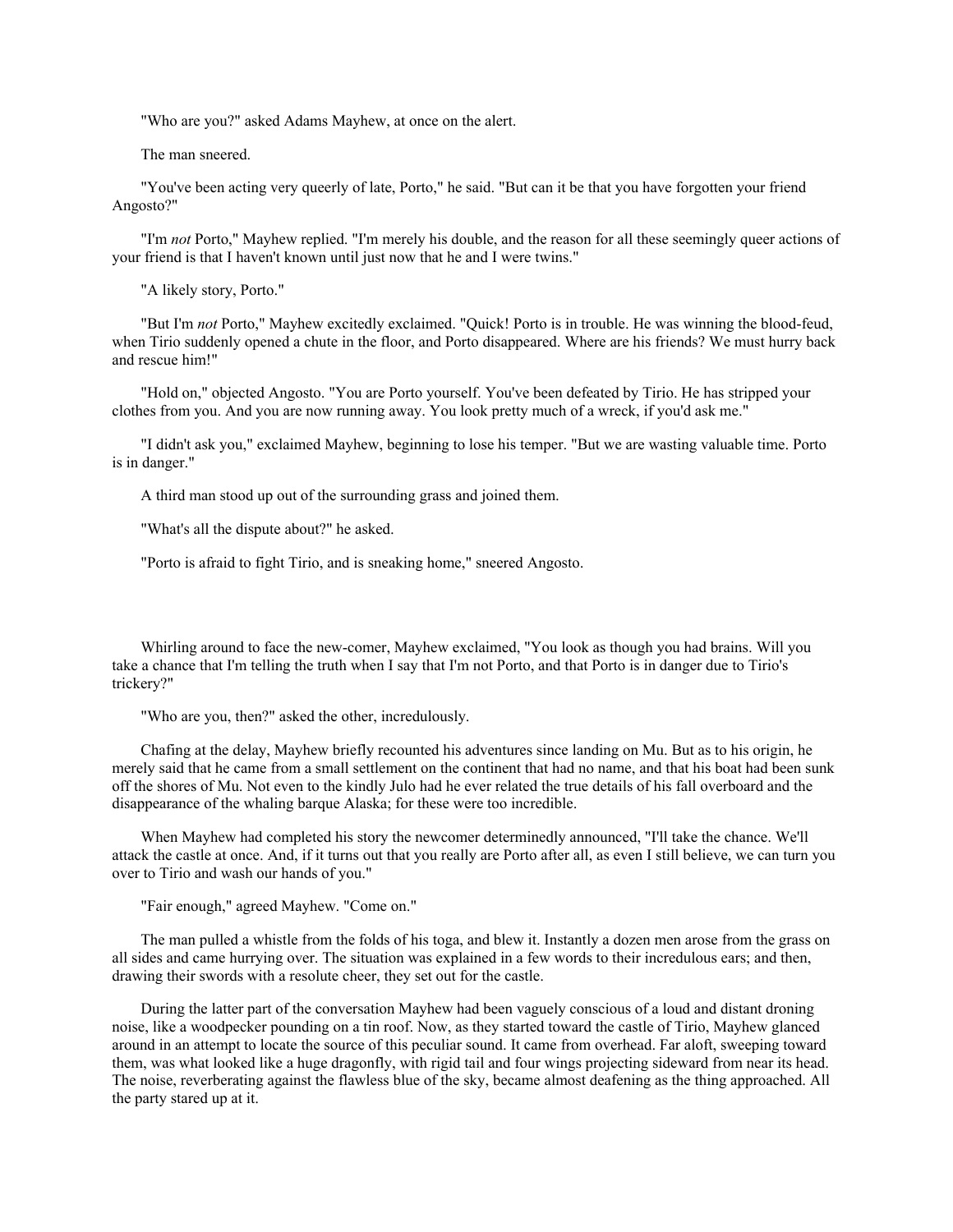"Who are you?" asked Adams Mayhew, at once on the alert.

The man sneered.

"You've been acting very queerly of late, Porto," he said. "But can it be that you have forgotten your friend Angosto?"

"I'm *not* Porto," Mayhew replied. "I'm merely his double, and the reason for all these seemingly queer actions of your friend is that I haven't known until just now that he and I were twins."

"A likely story, Porto."

"But I'm *not* Porto," Mayhew excitedly exclaimed. "Quick! Porto is in trouble. He was winning the blood-feud, when Tirio suddenly opened a chute in the floor, and Porto disappeared. Where are his friends? We must hurry back and rescue him!"

"Hold on," objected Angosto. "You are Porto yourself. You've been defeated by Tirio. He has stripped your clothes from you. And you are now running away. You look pretty much of a wreck, if you'd ask me."

"I didn't ask you," exclaimed Mayhew, beginning to lose his temper. "But we are wasting valuable time. Porto is in danger."

A third man stood up out of the surrounding grass and joined them.

"What's all the dispute about?" he asked.

"Porto is afraid to fight Tirio, and is sneaking home," sneered Angosto.

Whirling around to face the new-comer, Mayhew exclaimed, "You look as though you had brains. Will you take a chance that I'm telling the truth when I say that I'm not Porto, and that Porto is in danger due to Tirio's trickery?"

"Who are you, then?" asked the other, incredulously.

Chafing at the delay, Mayhew briefly recounted his adventures since landing on Mu. But as to his origin, he merely said that he came from a small settlement on the continent that had no name, and that his boat had been sunk off the shores of Mu. Not even to the kindly Julo had he ever related the true details of his fall overboard and the disappearance of the whaling barque Alaska; for these were too incredible.

When Mayhew had completed his story the newcomer determinedly announced, "I'll take the chance. We'll attack the castle at once. And, if it turns out that you really are Porto after all, as even I still believe, we can turn you over to Tirio and wash our hands of you."

"Fair enough," agreed Mayhew. "Come on."

The man pulled a whistle from the folds of his toga, and blew it. Instantly a dozen men arose from the grass on all sides and came hurrying over. The situation was explained in a few words to their incredulous ears; and then, drawing their swords with a resolute cheer, they set out for the castle.

During the latter part of the conversation Mayhew had been vaguely conscious of a loud and distant droning noise, like a woodpecker pounding on a tin roof. Now, as they started toward the castle of Tirio, Mayhew glanced around in an attempt to locate the source of this peculiar sound. It came from overhead. Far aloft, sweeping toward them, was what looked like a huge dragonfly, with rigid tail and four wings projecting sideward from near its head. The noise, reverberating against the flawless blue of the sky, became almost deafening as the thing approached. All the party stared up at it.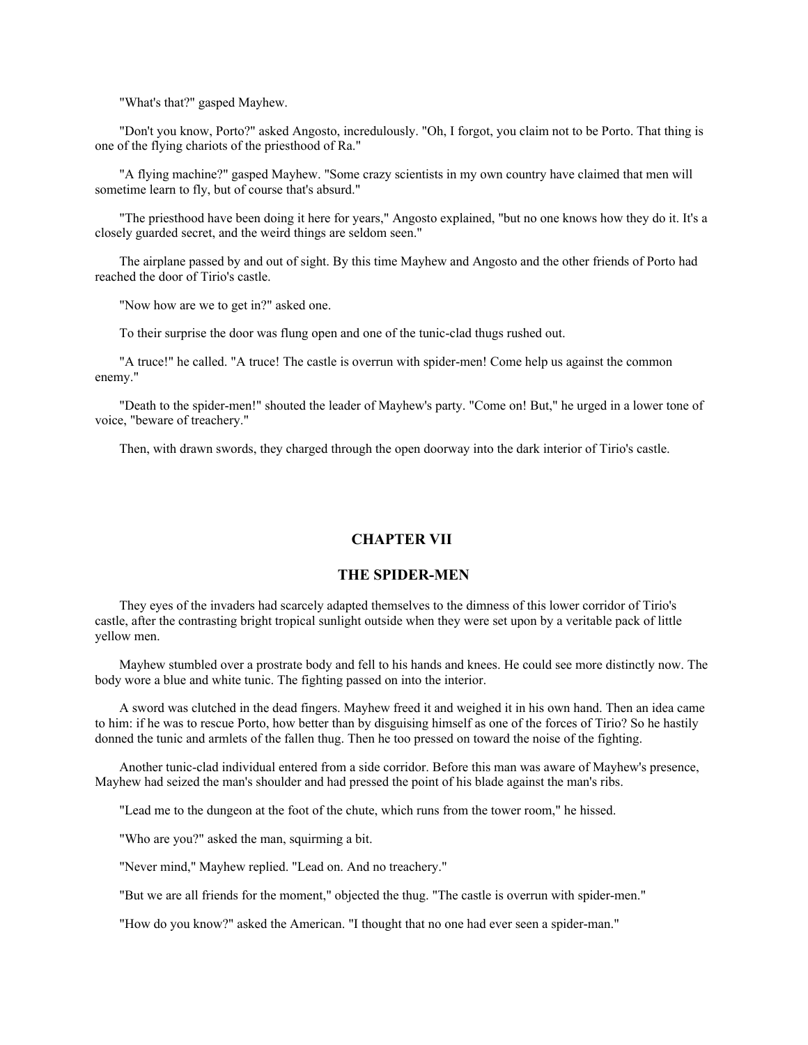"What's that?" gasped Mayhew.

"Don't you know, Porto?" asked Angosto, incredulously. "Oh, I forgot, you claim not to be Porto. That thing is one of the flying chariots of the priesthood of Ra."

"A flying machine?" gasped Mayhew. "Some crazy scientists in my own country have claimed that men will sometime learn to fly, but of course that's absurd."

"The priesthood have been doing it here for years," Angosto explained, "but no one knows how they do it. It's a closely guarded secret, and the weird things are seldom seen."

The airplane passed by and out of sight. By this time Mayhew and Angosto and the other friends of Porto had reached the door of Tirio's castle.

"Now how are we to get in?" asked one.

To their surprise the door was flung open and one of the tunic-clad thugs rushed out.

"A truce!" he called. "A truce! The castle is overrun with spider-men! Come help us against the common enemy."

"Death to the spider-men!" shouted the leader of Mayhew's party. "Come on! But," he urged in a lower tone of voice, "beware of treachery."

Then, with drawn swords, they charged through the open doorway into the dark interior of Tirio's castle.

## CHAPTER VII

## THE SPIDER-MEN

They eyes of the invaders had scarcely adapted themselves to the dimness of this lower corridor of Tirio's castle, after the contrasting bright tropical sunlight outside when they were set upon by a veritable pack of little yellow men.

Mayhew stumbled over a prostrate body and fell to his hands and knees. He could see more distinctly now. The body wore a blue and white tunic. The fighting passed on into the interior.

A sword was clutched in the dead fingers. Mayhew freed it and weighed it in his own hand. Then an idea came to him: if he was to rescue Porto, how better than by disguising himself as one of the forces of Tirio? So he hastily donned the tunic and armlets of the fallen thug. Then he too pressed on toward the noise of the fighting.

Another tunic-clad individual entered from a side corridor. Before this man was aware of Mayhew's presence, Mayhew had seized the man's shoulder and had pressed the point of his blade against the man's ribs.

"Lead me to the dungeon at the foot of the chute, which runs from the tower room," he hissed.

"Who are you?" asked the man, squirming a bit.

"Never mind," Mayhew replied. "Lead on. And no treachery."

"But we are all friends for the moment," objected the thug. "The castle is overrun with spider-men."

"How do you know?" asked the American. "I thought that no one had ever seen a spider-man."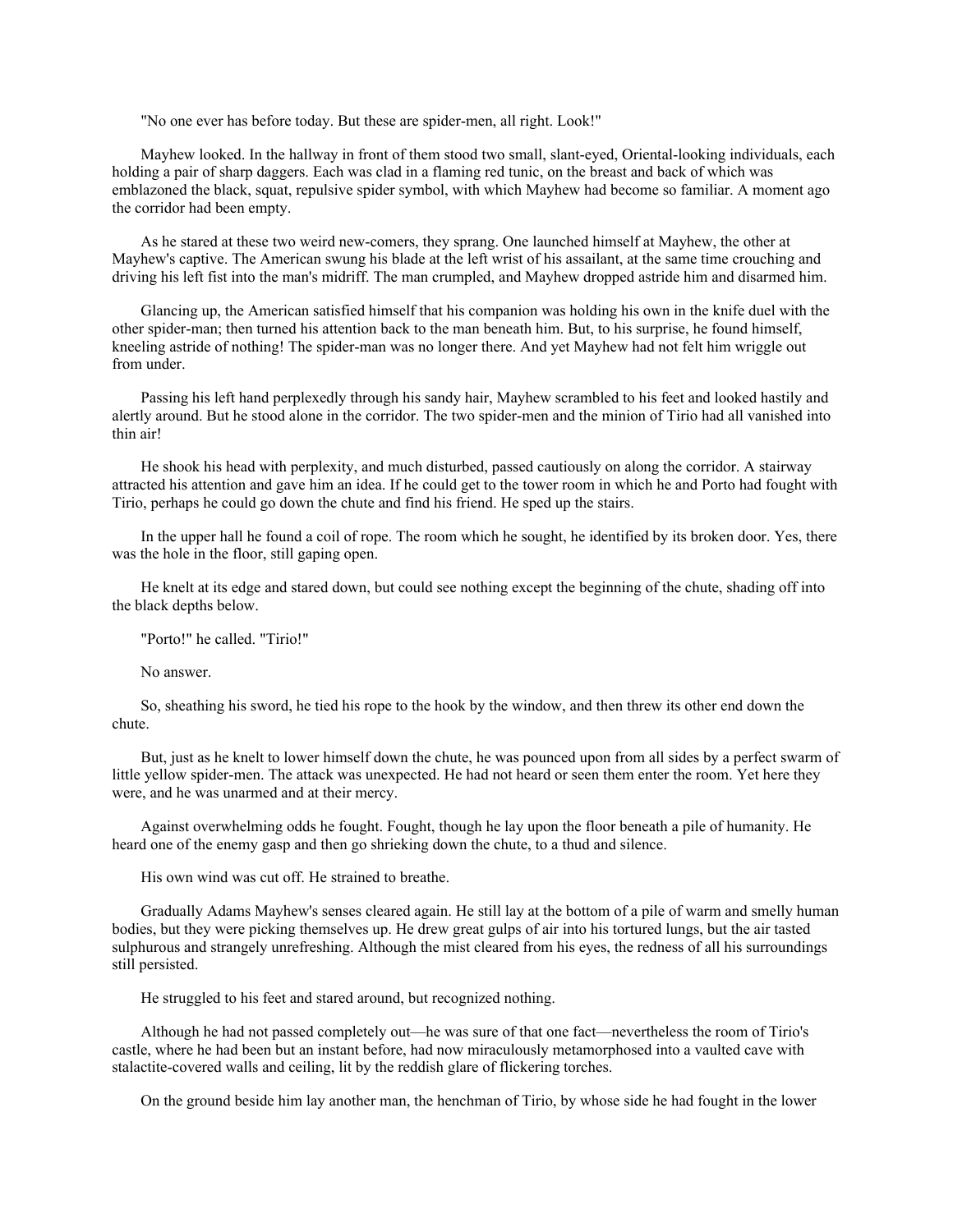"No one ever has before today. But these are spider-men, all right. Look!"

Mayhew looked. In the hallway in front of them stood two small, slant-eyed, Oriental-looking individuals, each holding a pair of sharp daggers. Each was clad in a flaming red tunic, on the breast and back of which was emblazoned the black, squat, repulsive spider symbol, with which Mayhew had become so familiar. A moment ago the corridor had been empty.

As he stared at these two weird new-comers, they sprang. One launched himself at Mayhew, the other at Mayhew's captive. The American swung his blade at the left wrist of his assailant, at the same time crouching and driving his left fist into the man's midriff. The man crumpled, and Mayhew dropped astride him and disarmed him.

Glancing up, the American satisfied himself that his companion was holding his own in the knife duel with the other spider-man; then turned his attention back to the man beneath him. But, to his surprise, he found himself, kneeling astride of nothing! The spider-man was no longer there. And yet Mayhew had not felt him wriggle out from under.

Passing his left hand perplexedly through his sandy hair, Mayhew scrambled to his feet and looked hastily and alertly around. But he stood alone in the corridor. The two spider-men and the minion of Tirio had all vanished into thin air!

He shook his head with perplexity, and much disturbed, passed cautiously on along the corridor. A stairway attracted his attention and gave him an idea. If he could get to the tower room in which he and Porto had fought with Tirio, perhaps he could go down the chute and find his friend. He sped up the stairs.

In the upper hall he found a coil of rope. The room which he sought, he identified by its broken door. Yes, there was the hole in the floor, still gaping open.

He knelt at its edge and stared down, but could see nothing except the beginning of the chute, shading off into the black depths below.

"Porto!" he called. "Tirio!"

No answer.

So, sheathing his sword, he tied his rope to the hook by the window, and then threw its other end down the chute.

But, just as he knelt to lower himself down the chute, he was pounced upon from all sides by a perfect swarm of little yellow spider-men. The attack was unexpected. He had not heard or seen them enter the room. Yet here they were, and he was unarmed and at their mercy.

Against overwhelming odds he fought. Fought, though he lay upon the floor beneath a pile of humanity. He heard one of the enemy gasp and then go shrieking down the chute, to a thud and silence.

His own wind was cut off. He strained to breathe.

Gradually Adams Mayhew's senses cleared again. He still lay at the bottom of a pile of warm and smelly human bodies, but they were picking themselves up. He drew great gulps of air into his tortured lungs, but the air tasted sulphurous and strangely unrefreshing. Although the mist cleared from his eyes, the redness of all his surroundings still persisted.

He struggled to his feet and stared around, but recognized nothing.

Although he had not passed completely out—he was sure of that one fact—nevertheless the room of Tirio's castle, where he had been but an instant before, had now miraculously metamorphosed into a vaulted cave with stalactite-covered walls and ceiling, lit by the reddish glare of flickering torches.

On the ground beside him lay another man, the henchman of Tirio, by whose side he had fought in the lower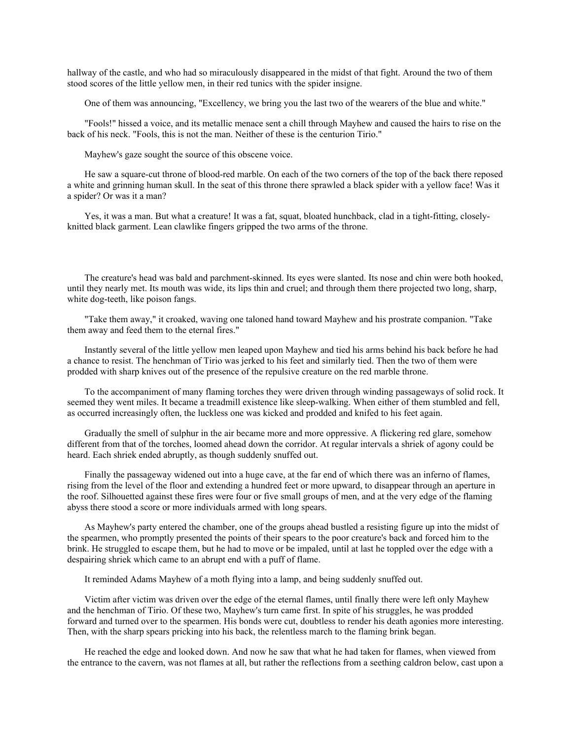hallway of the castle, and who had so miraculously disappeared in the midst of that fight. Around the two of them stood scores of the little yellow men, in their red tunics with the spider insigne.

One of them was announcing, "Excellency, we bring you the last two of the wearers of the blue and white."

"Fools!" hissed a voice, and its metallic menace sent a chill through Mayhew and caused the hairs to rise on the back of his neck. "Fools, this is not the man. Neither of these is the centurion Tirio."

Mayhew's gaze sought the source of this obscene voice.

He saw a square-cut throne of blood-red marble. On each of the two corners of the top of the back there reposed a white and grinning human skull. In the seat of this throne there sprawled a black spider with a yellow face! Was it a spider? Or was it a man?

Yes, it was a man. But what a creature! It was a fat, squat, bloated hunchback, clad in a tight-fitting, closely-knitted black garment. Lean clawlike fingers gripped the two arms of the throne.

The creature's head was bald and parchment-skinned. Its eyes were slanted. Its nose and chin were both hooked, until they nearly met. Its mouth was wide, its lips thin and cruel; and through them there projected two long, sharp, white dog-teeth, like poison fangs.

"Take them away," it croaked, waving one taloned hand toward Mayhew and his prostrate companion. "Take them away and feed them to the eternal fires."

Instantly several of the little yellow men leaped upon Mayhew and tied his arms behind his back before he had a chance to resist. The henchman of Tirio was jerked to his feet and similarly tied. Then the two of them were prodded with sharp knives out of the presence of the repulsive creature on the red marble throne.

To the accompaniment of many flaming torches they were driven through winding passageways of solid rock. It seemed they went miles. It became a treadmill existence like sleep-walking. When either of them stumbled and fell, as occurred increasingly often, the luckless one was kicked and prodded and knifed to his feet again.

Gradually the smell of sulphur in the air became more and more oppressive. A flickering red glare, somehow different from that of the torches, loomed ahead down the corridor. At regular intervals a shriek of agony could be heard. Each shriek ended abruptly, as though suddenly snuffed out.

Finally the passageway widened out into a huge cave, at the far end of which there was an inferno of flames, rising from the level of the floor and extending a hundred feet or more upward, to disappear through an aperture in the roof. Silhouetted against these fires were four or five small groups of men, and at the very edge of the flaming abyss there stood a score or more individuals armed with long spears.

As Mayhew's party entered the chamber, one of the groups ahead bustled a resisting figure up into the midst of the spearmen, who promptly presented the points of their spears to the poor creature's back and forced him to the brink. He struggled to escape them, but he had to move or be impaled, until at last he toppled over the edge with a despairing shriek which came to an abrupt end with a puff of flame.

It reminded Adams Mayhew of a moth flying into a lamp, and being suddenly snuffed out.

Victim after victim was driven over the edge of the eternal flames, until finally there were left only Mayhew and the henchman of Tirio. Of these two, Mayhew's turn came first. In spite of his struggles, he was prodded forward and turned over to the spearmen. His bonds were cut, doubtless to render his death agonies more interesting. Then, with the sharp spears pricking into his back, the relentless march to the flaming brink began.

He reached the edge and looked down. And now he saw that what he had taken for flames, when viewed from the entrance to the cavern, was not flames at all, but rather the reflections from a seething caldron below, cast upon a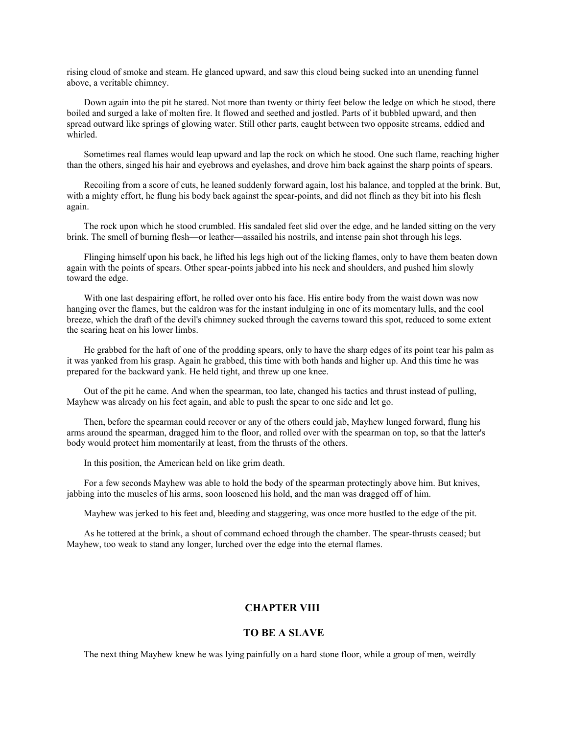rising cloud of smoke and steam. He glanced upward, and saw this cloud being sucked into an unending funnel above, a veritable chimney.

Down again into the pit he stared. Not more than twenty or thirty feet below the ledge on which he stood, there boiled and surged a lake of molten fire. It flowed and seethed and jostled. Parts of it bubbled upward, and then spread outward like springs of glowing water. Still other parts, caught between two opposite streams, eddied and whirled.

Sometimes real flames would leap upward and lap the rock on which he stood. One such flame, reaching higher than the others, singed his hair and eyebrows and eyelashes, and drove him back against the sharp points of spears.

Recoiling from a score of cuts, he leaned suddenly forward again, lost his balance, and toppled at the brink. But, with a mighty effort, he flung his body back against the spear-points, and did not flinch as they bit into his flesh again.

The rock upon which he stood crumbled. His sandaled feet slid over the edge, and he landed sitting on the very brink. The smell of burning flesh—or leather—assailed his nostrils, and intense pain shot through his legs.

Flinging himself upon his back, he lifted his legs high out of the licking flames, only to have them beaten down again with the points of spears. Other spear-points jabbed into his neck and shoulders, and pushed him slowly toward the edge.

With one last despairing effort, he rolled over onto his face. His entire body from the waist down was now hanging over the flames, but the caldron was for the instant indulging in one of its momentary lulls, and the cool breeze, which the draft of the devil's chimney sucked through the caverns toward this spot, reduced to some extent the searing heat on his lower limbs.

He grabbed for the haft of one of the prodding spears, only to have the sharp edges of its point tear his palm as it was yanked from his grasp. Again he grabbed, this time with both hands and higher up. And this time he was prepared for the backward yank. He held tight, and threw up one knee.

Out of the pit he came. And when the spearman, too late, changed his tactics and thrust instead of pulling, Mayhew was already on his feet again, and able to push the spear to one side and let go.

Then, before the spearman could recover or any of the others could jab, Mayhew lunged forward, flung his arms around the spearman, dragged him to the floor, and rolled over with the spearman on top, so that the latter's body would protect him momentarily at least, from the thrusts of the others.

In this position, the American held on like grim death.

For a few seconds Mayhew was able to hold the body of the spearman protectingly above him. But knives, jabbing into the muscles of his arms, soon loosened his hold, and the man was dragged off of him.

Mayhew was jerked to his feet and, bleeding and staggering, was once more hustled to the edge of the pit.

As he tottered at the brink, a shout of command echoed through the chamber. The spear-thrusts ceased; but Mayhew, too weak to stand any longer, lurched over the edge into the eternal flames.

## CHAPTER VIII

## TO BE A SLAVE

The next thing Mayhew knew he was lying painfully on a hard stone floor, while a group of men, weirdly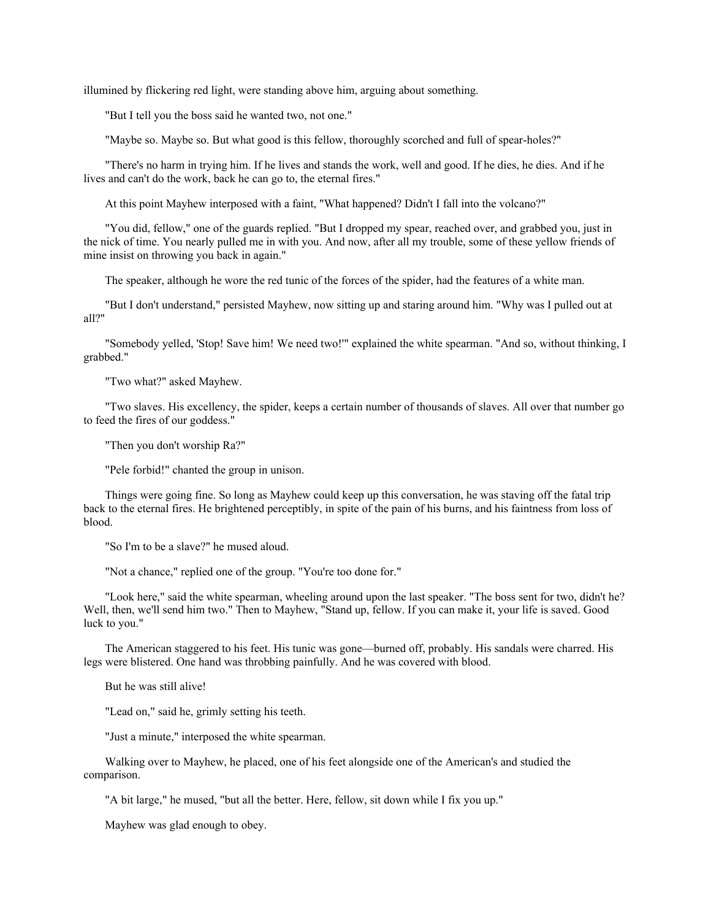illumined by flickering red light, were standing above him, arguing about something.

"But I tell you the boss said he wanted two, not one."

"Maybe so. Maybe so. But what good is this fellow, thoroughly scorched and full of spear-holes?"

"There's no harm in trying him. If he lives and stands the work, well and good. If he dies, he dies. And if he lives and can't do the work, back he can go to, the eternal fires."

At this point Mayhew interposed with a faint, "What happened? Didn't I fall into the volcano?"

"You did, fellow," one of the guards replied. "But I dropped my spear, reached over, and grabbed you, just in the nick of time. You nearly pulled me in with you. And now, after all my trouble, some of these yellow friends of mine insist on throwing you back in again."

The speaker, although he wore the red tunic of the forces of the spider, had the features of a white man.

"But I don't understand," persisted Mayhew, now sitting up and staring around him. "Why was I pulled out at all?"

"Somebody yelled, 'Stop! Save him! We need two!'" explained the white spearman. "And so, without thinking, I grabbed."

"Two what?" asked Mayhew.

"Two slaves. His excellency, the spider, keeps a certain number of thousands of slaves. All over that number go to feed the fires of our goddess."

"Then you don't worship Ra?"

"Pele forbid!" chanted the group in unison.

Things were going fine. So long as Mayhew could keep up this conversation, he was staving off the fatal trip back to the eternal fires. He brightened perceptibly, in spite of the pain of his burns, and his faintness from loss of blood.

"So I'm to be a slave?" he mused aloud.

"Not a chance," replied one of the group. "You're too done for."

"Look here," said the white spearman, wheeling around upon the last speaker. "The boss sent for two, didn't he? Well, then, we'll send him two." Then to Mayhew, "Stand up, fellow. If you can make it, your life is saved. Good luck to you."

The American staggered to his feet. His tunic was gone—burned off, probably. His sandals were charred. His legs were blistered. One hand was throbbing painfully. And he was covered with blood.

But he was still alive!

"Lead on," said he, grimly setting his teeth.

"Just a minute," interposed the white spearman.

Walking over to Mayhew, he placed, one of his feet alongside one of the American's and studied the comparison.

"A bit large," he mused, "but all the better. Here, fellow, sit down while I fix you up."

Mayhew was glad enough to obey.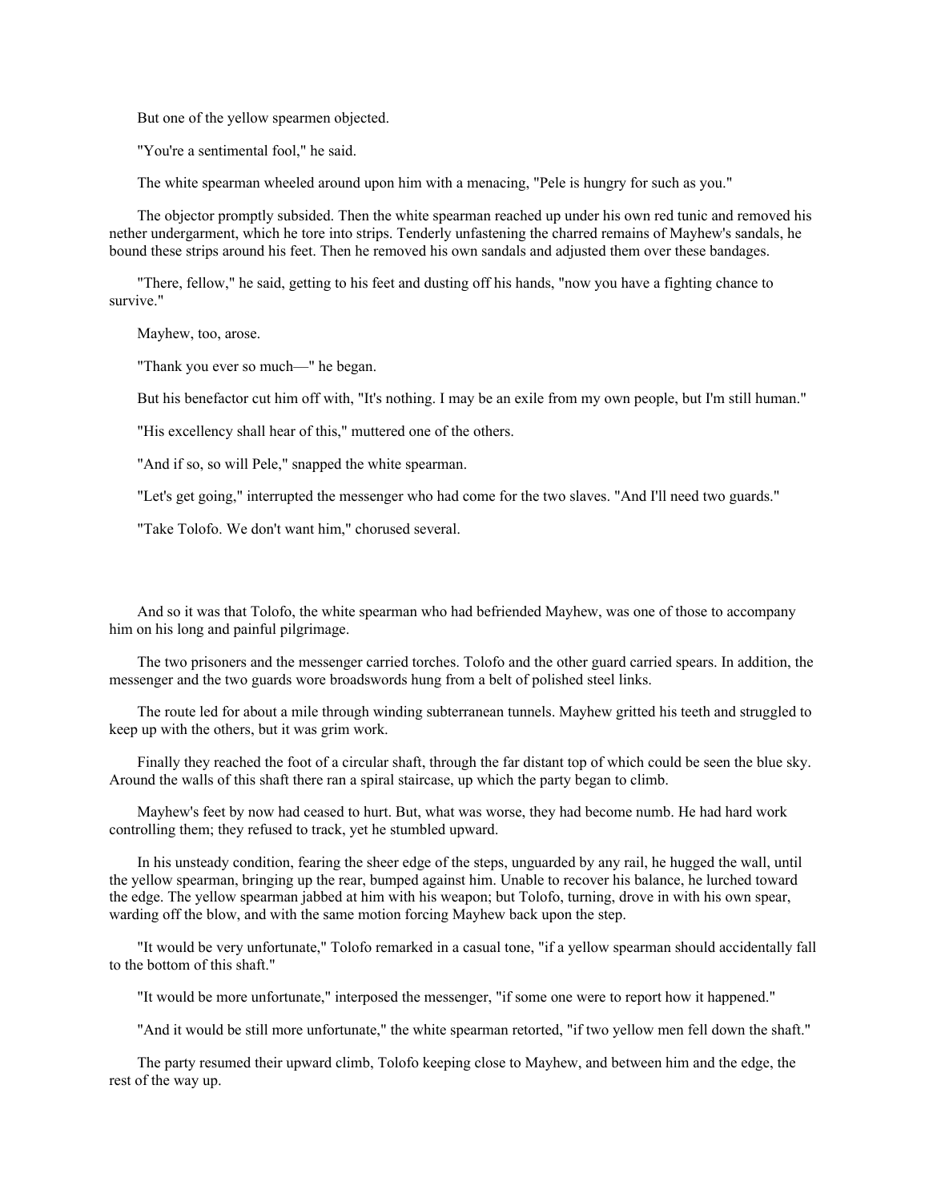But one of the yellow spearmen objected.

"You're a sentimental fool," he said.

The white spearman wheeled around upon him with a menacing, "Pele is hungry for such as you."

The objector promptly subsided. Then the white spearman reached up under his own red tunic and removed his nether undergarment, which he tore into strips. Tenderly unfastening the charred remains of Mayhew's sandals, he bound these strips around his feet. Then he removed his own sandals and adjusted them over these bandages.

"There, fellow," he said, getting to his feet and dusting off his hands, "now you have a fighting chance to survive."

Mayhew, too, arose.

"Thank you ever so much—" he began.

But his benefactor cut him off with, "It's nothing. I may be an exile from my own people, but I'm still human."

"His excellency shall hear of this," muttered one of the others.

"And if so, so will Pele," snapped the white spearman.

"Let's get going," interrupted the messenger who had come for the two slaves. "And I'll need two guards."

"Take Tolofo. We don't want him," chorused several.

And so it was that Tolofo, the white spearman who had befriended Mayhew, was one of those to accompany him on his long and painful pilgrimage.

The two prisoners and the messenger carried torches. Tolofo and the other guard carried spears. In addition, the messenger and the two guards wore broadswords hung from a belt of polished steel links.

The route led for about a mile through winding subterranean tunnels. Mayhew gritted his teeth and struggled to keep up with the others, but it was grim work.

Finally they reached the foot of a circular shaft, through the far distant top of which could be seen the blue sky. Around the walls of this shaft there ran a spiral staircase, up which the party began to climb.

Mayhew's feet by now had ceased to hurt. But, what was worse, they had become numb. He had hard work controlling them; they refused to track, yet he stumbled upward.

In his unsteady condition, fearing the sheer edge of the steps, unguarded by any rail, he hugged the wall, until the yellow spearman, bringing up the rear, bumped against him. Unable to recover his balance, he lurched toward the edge. The yellow spearman jabbed at him with his weapon; but Tolofo, turning, drove in with his own spear, warding off the blow, and with the same motion forcing Mayhew back upon the step.

"It would be very unfortunate," Tolofo remarked in a casual tone, "if a yellow spearman should accidentally fall to the bottom of this shaft."

"It would be more unfortunate," interposed the messenger, "if some one were to report how it happened."

"And it would be still more unfortunate," the white spearman retorted, "if two yellow men fell down the shaft."

The party resumed their upward climb, Tolofo keeping close to Mayhew, and between him and the edge, the rest of the way up.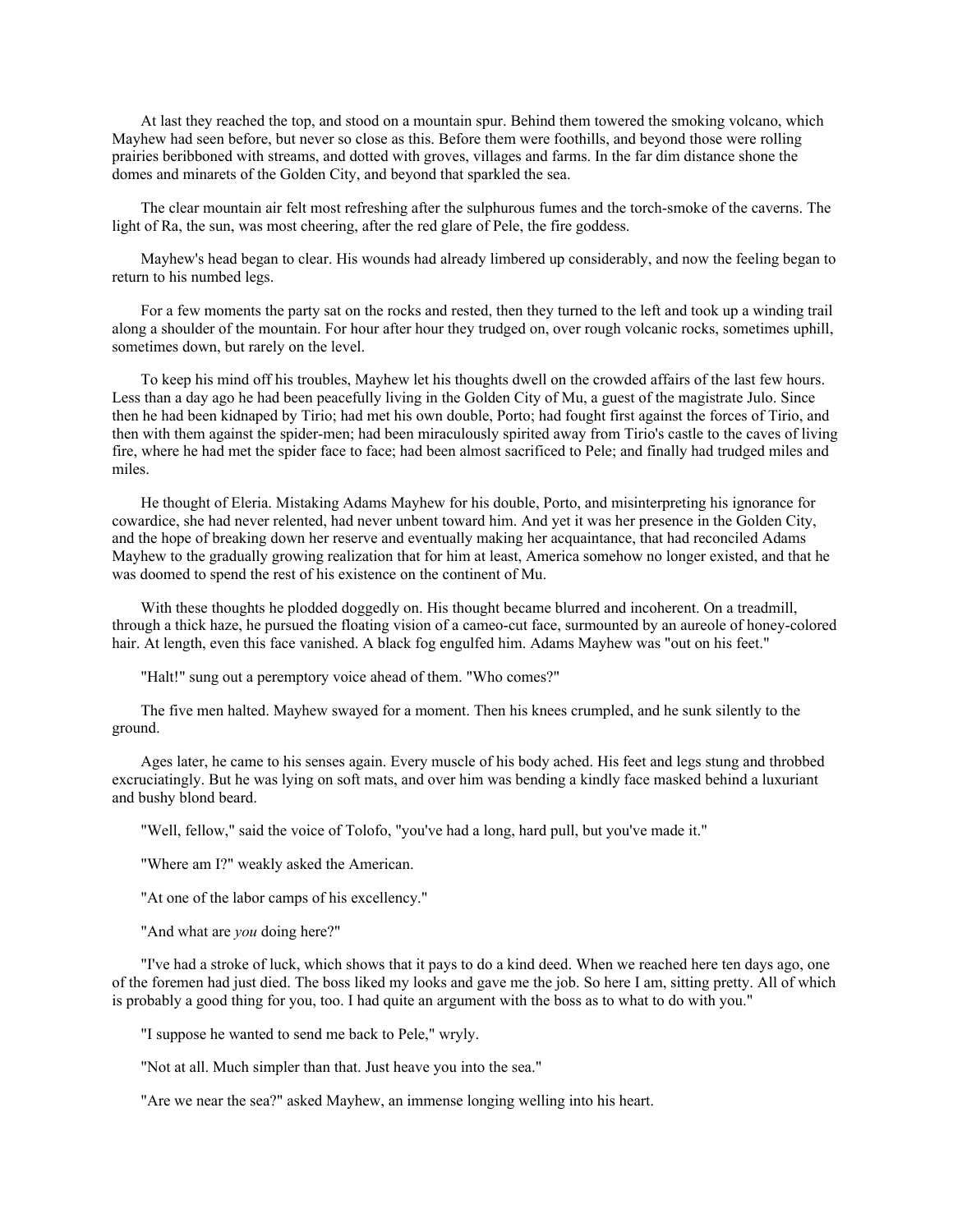At last they reached the top, and stood on a mountain spur. Behind them towered the smoking volcano, which Mayhew had seen before, but never so close as this. Before them were foothills, and beyond those were rolling prairies beribboned with streams, and dotted with groves, villages and farms. In the far dim distance shone the domes and minarets of the Golden City, and beyond that sparkled the sea.

The clear mountain air felt most refreshing after the sulphurous fumes and the torch-smoke of the caverns. The light of Ra, the sun, was most cheering, after the red glare of Pele, the fire goddess.

Mayhew's head began to clear. His wounds had already limbered up considerably, and now the feeling began to return to his numbed legs.

For a few moments the party sat on the rocks and rested, then they turned to the left and took up a winding trail along a shoulder of the mountain. For hour after hour they trudged on, over rough volcanic rocks, sometimes uphill, sometimes down, but rarely on the level.

To keep his mind off his troubles, Mayhew let his thoughts dwell on the crowded affairs of the last few hours. Less than a day ago he had been peacefully living in the Golden City of Mu, a guest of the magistrate Julo. Since then he had been kidnaped by Tirio; had met his own double, Porto; had fought first against the forces of Tirio, and then with them against the spider-men; had been miraculously spirited away from Tirio's castle to the caves of living fire, where he had met the spider face to face; had been almost sacrificed to Pele; and finally had trudged miles and miles.

He thought of Eleria. Mistaking Adams Mayhew for his double, Porto, and misinterpreting his ignorance for cowardice, she had never relented, had never unbent toward him. And yet it was her presence in the Golden City, and the hope of breaking down her reserve and eventually making her acquaintance, that had reconciled Adams Mayhew to the gradually growing realization that for him at least, America somehow no longer existed, and that he was doomed to spend the rest of his existence on the continent of Mu.

With these thoughts he plodded doggedly on. His thought became blurred and incoherent. On a treadmill, through a thick haze, he pursued the floating vision of a cameo-cut face, surmounted by an aureole of honey-colored hair. At length, even this face vanished. A black fog engulfed him. Adams Mayhew was "out on his feet."

"Halt!" sung out a peremptory voice ahead of them. "Who comes?"

The five men halted. Mayhew swayed for a moment. Then his knees crumpled, and he sunk silently to the ground.

Ages later, he came to his senses again. Every muscle of his body ached. His feet and legs stung and throbbed excruciatingly. But he was lying on soft mats, and over him was bending a kindly face masked behind a luxuriant and bushy blond beard.

"Well, fellow," said the voice of Tolofo, "you've had a long, hard pull, but you've made it."

"Where am I?" weakly asked the American.

"At one of the labor camps of his excellency."

"And what are *you* doing here?"

"I've had a stroke of luck, which shows that it pays to do a kind deed. When we reached here ten days ago, one of the foremen had just died. The boss liked my looks and gave me the job. So here I am, sitting pretty. All of which is probably a good thing for you, too. I had quite an argument with the boss as to what to do with you."

"I suppose he wanted to send me back to Pele," wryly.

"Not at all. Much simpler than that. Just heave you into the sea."

"Are we near the sea?" asked Mayhew, an immense longing welling into his heart.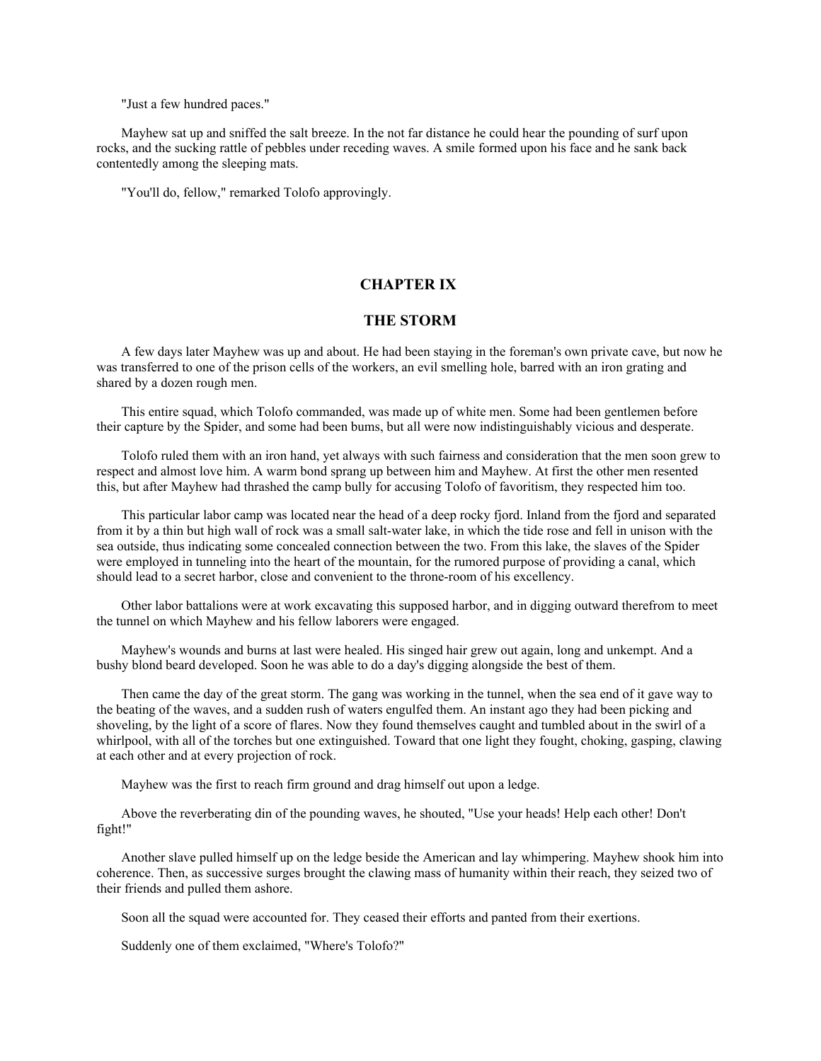"Just a few hundred paces."

Mayhew sat up and sniffed the salt breeze. In the not far distance he could hear the pounding of surf upon rocks, and the sucking rattle of pebbles under receding waves. A smile formed upon his face and he sank back contentedly among the sleeping mats.

"You'll do, fellow," remarked Tolofo approvingly.

## CHAPTER IX

## THE STORM

A few days later Mayhew was up and about. He had been staying in the foreman's own private cave, but now he was transferred to one of the prison cells of the workers, an evil smelling hole, barred with an iron grating and shared by a dozen rough men.

This entire squad, which Tolofo commanded, was made up of white men. Some had been gentlemen before their capture by the Spider, and some had been bums, but all were now indistinguishably vicious and desperate.

Tolofo ruled them with an iron hand, yet always with such fairness and consideration that the men soon grew to respect and almost love him. A warm bond sprang up between him and Mayhew. At first the other men resented this, but after Mayhew had thrashed the camp bully for accusing Tolofo of favoritism, they respected him too.

This particular labor camp was located near the head of a deep rocky fjord. Inland from the fjord and separated from it by a thin but high wall of rock was a small salt-water lake, in which the tide rose and fell in unison with the sea outside, thus indicating some concealed connection between the two. From this lake, the slaves of the Spider were employed in tunneling into the heart of the mountain, for the rumored purpose of providing a canal, which should lead to a secret harbor, close and convenient to the throne-room of his excellency.

Other labor battalions were at work excavating this supposed harbor, and in digging outward therefrom to meet the tunnel on which Mayhew and his fellow laborers were engaged.

Mayhew's wounds and burns at last were healed. His singed hair grew out again, long and unkempt. And a bushy blond beard developed. Soon he was able to do a day's digging alongside the best of them.

Then came the day of the great storm. The gang was working in the tunnel, when the sea end of it gave way to the beating of the waves, and a sudden rush of waters engulfed them. An instant ago they had been picking and shoveling, by the light of a score of flares. Now they found themselves caught and tumbled about in the swirl of a whirlpool, with all of the torches but one extinguished. Toward that one light they fought, choking, gasping, clawing at each other and at every projection of rock.

Mayhew was the first to reach firm ground and drag himself out upon a ledge.

Above the reverberating din of the pounding waves, he shouted, "Use your heads! Help each other! Don't fight!"

Another slave pulled himself up on the ledge beside the American and lay whimpering. Mayhew shook him into coherence. Then, as successive surges brought the clawing mass of humanity within their reach, they seized two of their friends and pulled them ashore.

Soon all the squad were accounted for. They ceased their efforts and panted from their exertions.

Suddenly one of them exclaimed, "Where's Tolofo?"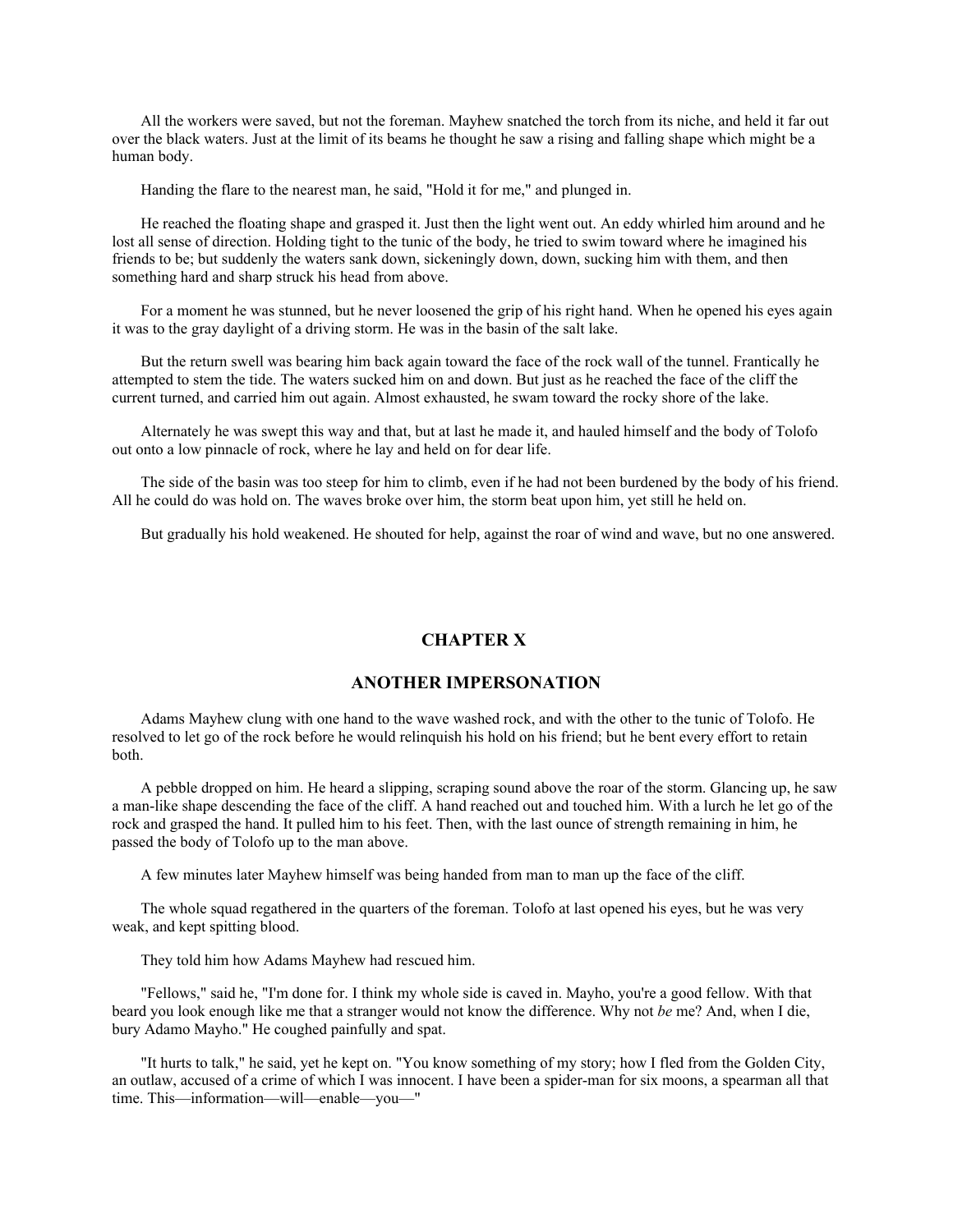All the workers were saved, but not the foreman. Mayhew snatched the torch from its niche, and held it far out over the black waters. Just at the limit of its beams he thought he saw a rising and falling shape which might be a human body.

Handing the flare to the nearest man, he said, "Hold it for me," and plunged in.

He reached the floating shape and grasped it. Just then the light went out. An eddy whirled him around and he lost all sense of direction. Holding tight to the tunic of the body, he tried to swim toward where he imagined his friends to be; but suddenly the waters sank down, sickeningly down, down, sucking him with them, and then something hard and sharp struck his head from above.

For a moment he was stunned, but he never loosened the grip of his right hand. When he opened his eyes again it was to the gray daylight of a driving storm. He was in the basin of the salt lake.

But the return swell was bearing him back again toward the face of the rock wall of the tunnel. Frantically he attempted to stem the tide. The waters sucked him on and down. But just as he reached the face of the cliff the current turned, and carried him out again. Almost exhausted, he swam toward the rocky shore of the lake.

Alternately he was swept this way and that, but at last he made it, and hauled himself and the body of Tolofo out onto a low pinnacle of rock, where he lay and held on for dear life.

The side of the basin was too steep for him to climb, even if he had not been burdened by the body of his friend. All he could do was hold on. The waves broke over him, the storm beat upon him, yet still he held on.

But gradually his hold weakened. He shouted for help, against the roar of wind and wave, but no one answered.

## CHAPTER X

## ANOTHER IMPERSONATION

Adams Mayhew clung with one hand to the wave washed rock, and with the other to the tunic of Tolofo. He resolved to let go of the rock before he would relinquish his hold on his friend; but he bent every effort to retain both.

A pebble dropped on him. He heard a slipping, scraping sound above the roar of the storm. Glancing up, he saw a man-like shape descending the face of the cliff. A hand reached out and touched him. With a lurch he let go of the rock and grasped the hand. It pulled him to his feet. Then, with the last ounce of strength remaining in him, he passed the body of Tolofo up to the man above.

A few minutes later Mayhew himself was being handed from man to man up the face of the cliff.

The whole squad regathered in the quarters of the foreman. Tolofo at last opened his eyes, but he was very weak, and kept spitting blood.

They told him how Adams Mayhew had rescued him.

"Fellows," said he, "I'm done for. I think my whole side is caved in. Mayho, you're a good fellow. With that beard you look enough like me that a stranger would not know the difference. Why not *be* me? And, when I die, bury Adamo Mayho." He coughed painfully and spat.

"It hurts to talk," he said, yet he kept on. "You know something of my story; how I fled from the Golden City, an outlaw, accused of a crime of which I was innocent. I have been a spider-man for six moons, a spearman all that time. This—information—will—enable—you—"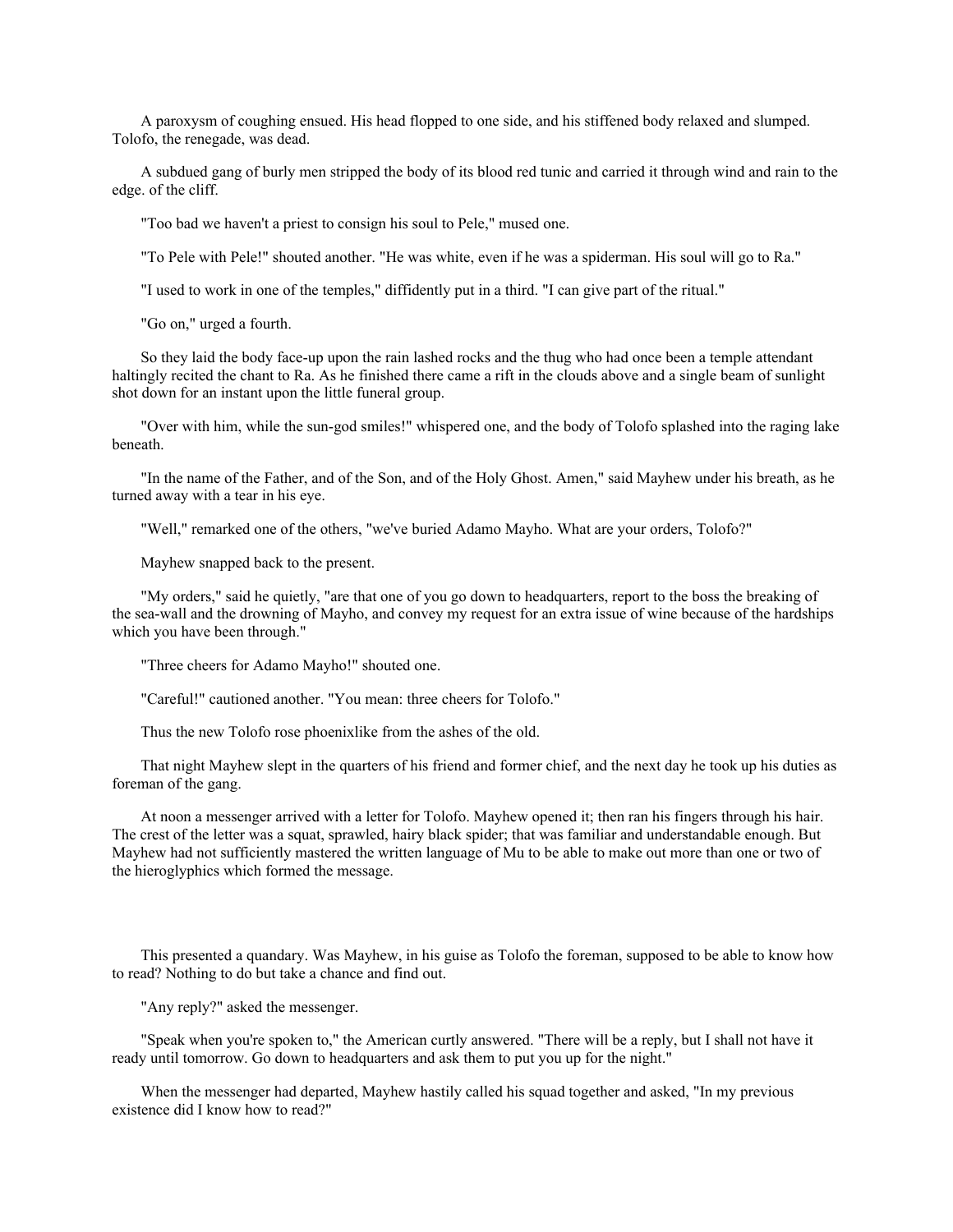A paroxysm of coughing ensued. His head flopped to one side, and his stiffened body relaxed and slumped. Tolofo, the renegade, was dead.

A subdued gang of burly men stripped the body of its blood red tunic and carried it through wind and rain to the edge. of the cliff.

"Too bad we haven't a priest to consign his soul to Pele," mused one.

"To Pele with Pele!" shouted another. "He was white, even if he was a spiderman. His soul will go to Ra."

"I used to work in one of the temples," diffidently put in a third. "I can give part of the ritual."

"Go on," urged a fourth.

So they laid the body face-up upon the rain lashed rocks and the thug who had once been a temple attendant haltingly recited the chant to Ra. As he finished there came a rift in the clouds above and a single beam of sunlight shot down for an instant upon the little funeral group.

"Over with him, while the sun-god smiles!" whispered one, and the body of Tolofo splashed into the raging lake beneath.

"In the name of the Father, and of the Son, and of the Holy Ghost. Amen," said Mayhew under his breath, as he turned away with a tear in his eye.

"Well," remarked one of the others, "we've buried Adamo Mayho. What are your orders, Tolofo?"

Mayhew snapped back to the present.

"My orders," said he quietly, "are that one of you go down to headquarters, report to the boss the breaking of the sea-wall and the drowning of Mayho, and convey my request for an extra issue of wine because of the hardships which you have been through."

"Three cheers for Adamo Mayho!" shouted one.

"Careful!" cautioned another. "You mean: three cheers for Tolofo."

Thus the new Tolofo rose phoenixlike from the ashes of the old.

That night Mayhew slept in the quarters of his friend and former chief, and the next day he took up his duties as foreman of the gang.

At noon a messenger arrived with a letter for Tolofo. Mayhew opened it; then ran his fingers through his hair. The crest of the letter was a squat, sprawled, hairy black spider; that was familiar and understandable enough. But Mayhew had not sufficiently mastered the written language of Mu to be able to make out more than one or two of the hieroglyphics which formed the message.

This presented a quandary. Was Mayhew, in his guise as Tolofo the foreman, supposed to be able to know how to read? Nothing to do but take a chance and find out.

"Any reply?" asked the messenger.

"Speak when you're spoken to," the American curtly answered. "There will be a reply, but I shall not have it ready until tomorrow. Go down to headquarters and ask them to put you up for the night."

When the messenger had departed, Mayhew hastily called his squad together and asked, "In my previous existence did I know how to read?"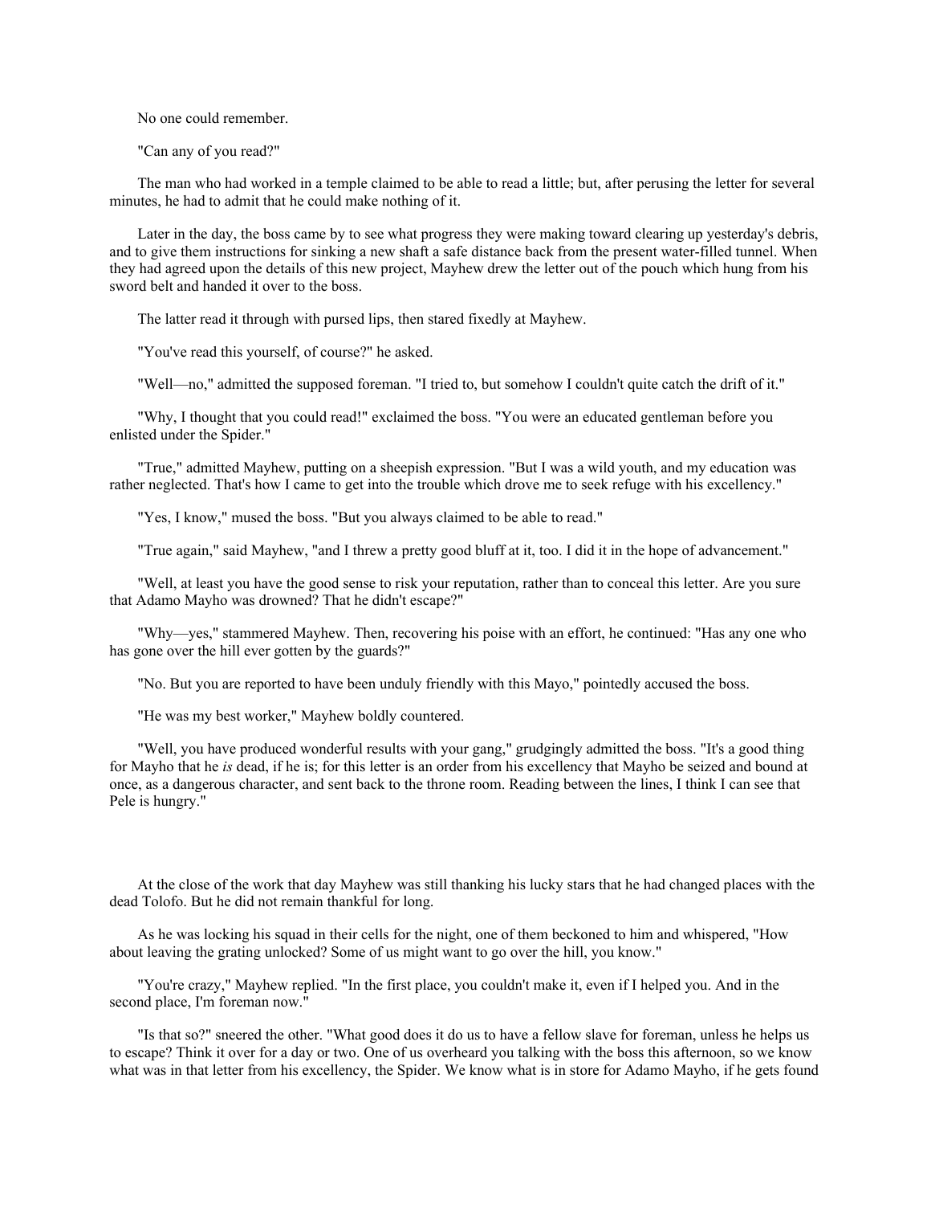No one could remember.

"Can any of you read?"

The man who had worked in a temple claimed to be able to read a little; but, after perusing the letter for several minutes, he had to admit that he could make nothing of it.

Later in the day, the boss came by to see what progress they were making toward clearing up yesterday's debris, and to give them instructions for sinking a new shaft a safe distance back from the present water-filled tunnel. When they had agreed upon the details of this new project, Mayhew drew the letter out of the pouch which hung from his sword belt and handed it over to the boss.

The latter read it through with pursed lips, then stared fixedly at Mayhew.

"You've read this yourself, of course?" he asked.

"Well—no," admitted the supposed foreman. "I tried to, but somehow I couldn't quite catch the drift of it."

"Why, I thought that you could read!" exclaimed the boss. "You were an educated gentleman before you enlisted under the Spider."

"True," admitted Mayhew, putting on a sheepish expression. "But I was a wild youth, and my education was rather neglected. That's how I came to get into the trouble which drove me to seek refuge with his excellency."

"Yes, I know," mused the boss. "But you always claimed to be able to read."

"True again," said Mayhew, "and I threw a pretty good bluff at it, too. I did it in the hope of advancement."

"Well, at least you have the good sense to risk your reputation, rather than to conceal this letter. Are you sure that Adamo Mayho was drowned? That he didn't escape?"

"Why—yes," stammered Mayhew. Then, recovering his poise with an effort, he continued: "Has any one who has gone over the hill ever gotten by the guards?"

"No. But you are reported to have been unduly friendly with this Mayo," pointedly accused the boss.

"He was my best worker," Mayhew boldly countered.

"Well, you have produced wonderful results with your gang," grudgingly admitted the boss. "It's a good thing for Mayho that he *is* dead, if he is; for this letter is an order from his excellency that Mayho be seized and bound at once, as a dangerous character, and sent back to the throne room. Reading between the lines, I think I can see that Pele is hungry."

At the close of the work that day Mayhew was still thanking his lucky stars that he had changed places with the dead Tolofo. But he did not remain thankful for long.

As he was locking his squad in their cells for the night, one of them beckoned to him and whispered, "How about leaving the grating unlocked? Some of us might want to go over the hill, you know."

"You're crazy," Mayhew replied. "In the first place, you couldn't make it, even if I helped you. And in the second place, I'm foreman now."

"Is that so?" sneered the other. "What good does it do us to have a fellow slave for foreman, unless he helps us to escape? Think it over for a day or two. One of us overheard you talking with the boss this afternoon, so we know what was in that letter from his excellency, the Spider. We know what is in store for Adamo Mayho, if he gets found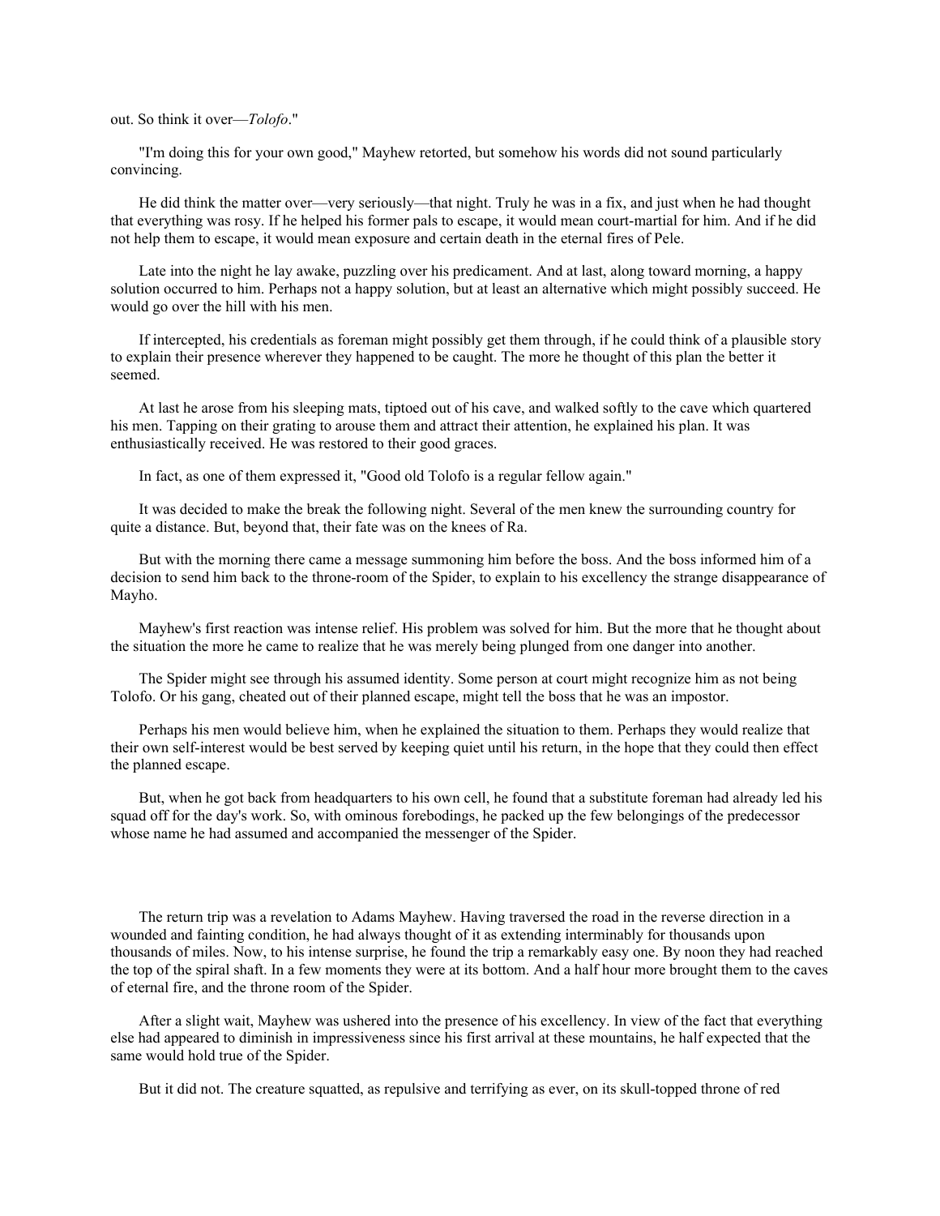out. So think it over—*Tolofo*."

"I'm doing this for your own good," Mayhew retorted, but somehow his words did not sound particularly convincing.

He did think the matter over—very seriously—that night. Truly he was in a fix, and just when he had thought that everything was rosy. If he helped his former pals to escape, it would mean court-martial for him. And if he did not help them to escape, it would mean exposure and certain death in the eternal fires of Pele.

Late into the night he lay awake, puzzling over his predicament. And at last, along toward morning, a happy solution occurred to him. Perhaps not a happy solution, but at least an alternative which might possibly succeed. He would go over the hill with his men.

If intercepted, his credentials as foreman might possibly get them through, if he could think of a plausible story to explain their presence wherever they happened to be caught. The more he thought of this plan the better it seemed.

At last he arose from his sleeping mats, tiptoed out of his cave, and walked softly to the cave which quartered his men. Tapping on their grating to arouse them and attract their attention, he explained his plan. It was enthusiastically received. He was restored to their good graces.

In fact, as one of them expressed it, "Good old Tolofo is a regular fellow again."

It was decided to make the break the following night. Several of the men knew the surrounding country for quite a distance. But, beyond that, their fate was on the knees of Ra.

But with the morning there came a message summoning him before the boss. And the boss informed him of a decision to send him back to the throne-room of the Spider, to explain to his excellency the strange disappearance of Mayho.

Mayhew's first reaction was intense relief. His problem was solved for him. But the more that he thought about the situation the more he came to realize that he was merely being plunged from one danger into another.

The Spider might see through his assumed identity. Some person at court might recognize him as not being Tolofo. Or his gang, cheated out of their planned escape, might tell the boss that he was an impostor.

Perhaps his men would believe him, when he explained the situation to them. Perhaps they would realize that their own self-interest would be best served by keeping quiet until his return, in the hope that they could then effect the planned escape.

But, when he got back from headquarters to his own cell, he found that a substitute foreman had already led his squad off for the day's work. So, with ominous forebodings, he packed up the few belongings of the predecessor whose name he had assumed and accompanied the messenger of the Spider.

The return trip was a revelation to Adams Mayhew. Having traversed the road in the reverse direction in a wounded and fainting condition, he had always thought of it as extending interminably for thousands upon thousands of miles. Now, to his intense surprise, he found the trip a remarkably easy one. By noon they had reached the top of the spiral shaft. In a few moments they were at its bottom. And a half hour more brought them to the caves of eternal fire, and the throne room of the Spider.

After a slight wait, Mayhew was ushered into the presence of his excellency. In view of the fact that everything else had appeared to diminish in impressiveness since his first arrival at these mountains, he half expected that the same would hold true of the Spider.

But it did not. The creature squatted, as repulsive and terrifying as ever, on its skull-topped throne of red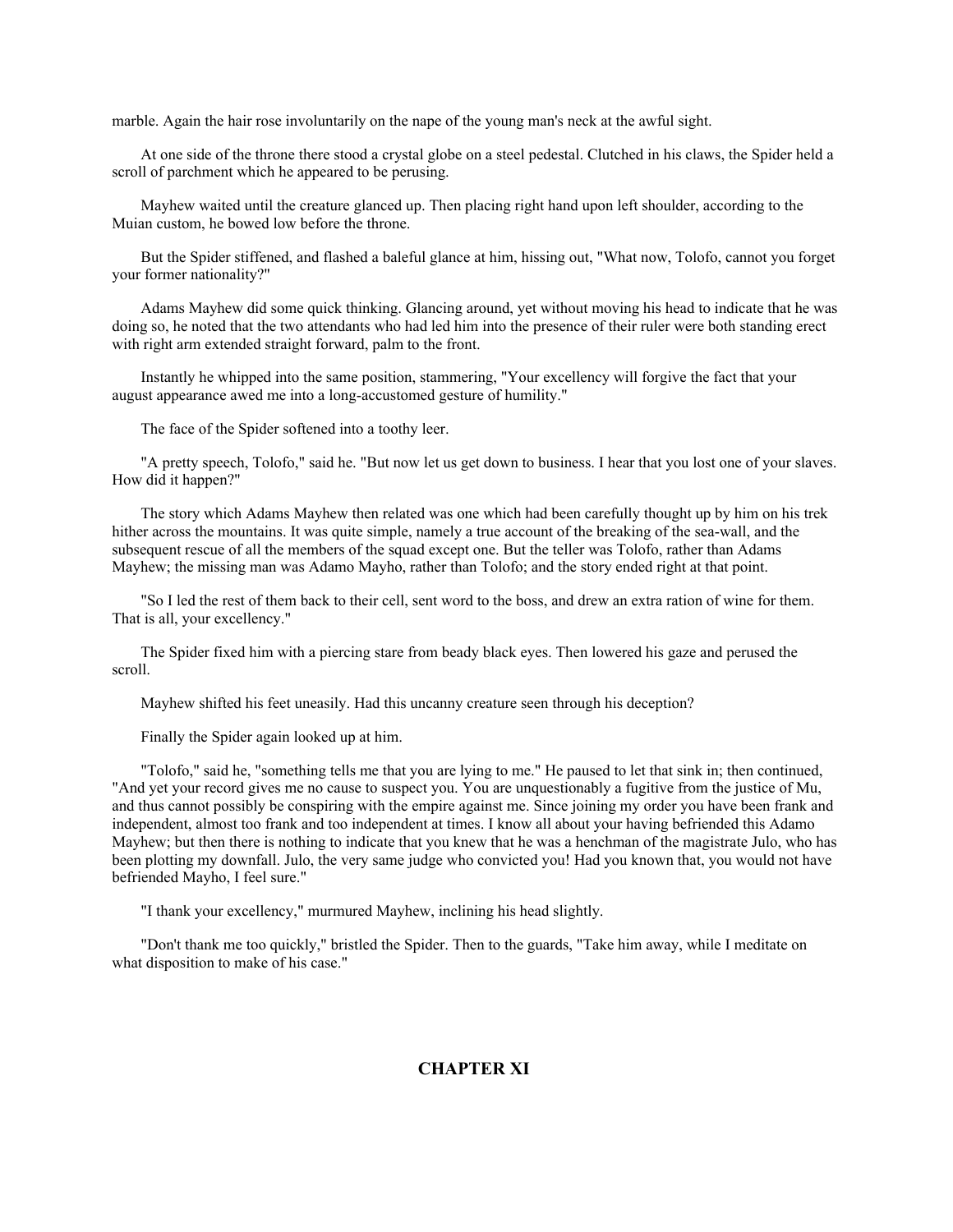marble. Again the hair rose involuntarily on the nape of the young man's neck at the awful sight.

At one side of the throne there stood a crystal globe on a steel pedestal. Clutched in his claws, the Spider held a scroll of parchment which he appeared to be perusing.

Mayhew waited until the creature glanced up. Then placing right hand upon left shoulder, according to the Muian custom, he bowed low before the throne.

But the Spider stiffened, and flashed a baleful glance at him, hissing out, "What now, Tolofo, cannot you forget your former nationality?"

Adams Mayhew did some quick thinking. Glancing around, yet without moving his head to indicate that he was doing so, he noted that the two attendants who had led him into the presence of their ruler were both standing erect with right arm extended straight forward, palm to the front.

Instantly he whipped into the same position, stammering, "Your excellency will forgive the fact that your august appearance awed me into a long-accustomed gesture of humility."

The face of the Spider softened into a toothy leer.

"A pretty speech, Tolofo," said he. "But now let us get down to business. I hear that you lost one of your slaves. How did it happen?"

The story which Adams Mayhew then related was one which had been carefully thought up by him on his trek hither across the mountains. It was quite simple, namely a true account of the breaking of the sea-wall, and the subsequent rescue of all the members of the squad except one. But the teller was Tolofo, rather than Adams Mayhew; the missing man was Adamo Mayho, rather than Tolofo; and the story ended right at that point.

"So I led the rest of them back to their cell, sent word to the boss, and drew an extra ration of wine for them. That is all, your excellency."

The Spider fixed him with a piercing stare from beady black eyes. Then lowered his gaze and perused the scroll.

Mayhew shifted his feet uneasily. Had this uncanny creature seen through his deception?

Finally the Spider again looked up at him.

"Tolofo," said he, "something tells me that you are lying to me." He paused to let that sink in; then continued, "And yet your record gives me no cause to suspect you. You are unquestionably a fugitive from the justice of Mu, and thus cannot possibly be conspiring with the empire against me. Since joining my order you have been frank and independent, almost too frank and too independent at times. I know all about your having befriended this Adamo Mayhew; but then there is nothing to indicate that you knew that he was a henchman of the magistrate Julo, who has been plotting my downfall. Julo, the very same judge who convicted you! Had you known that, you would not have befriended Mayho, I feel sure."

"I thank your excellency," murmured Mayhew, inclining his head slightly.

"Don't thank me too quickly," bristled the Spider. Then to the guards, "Take him away, while I meditate on what disposition to make of his case."

## CHAPTER XI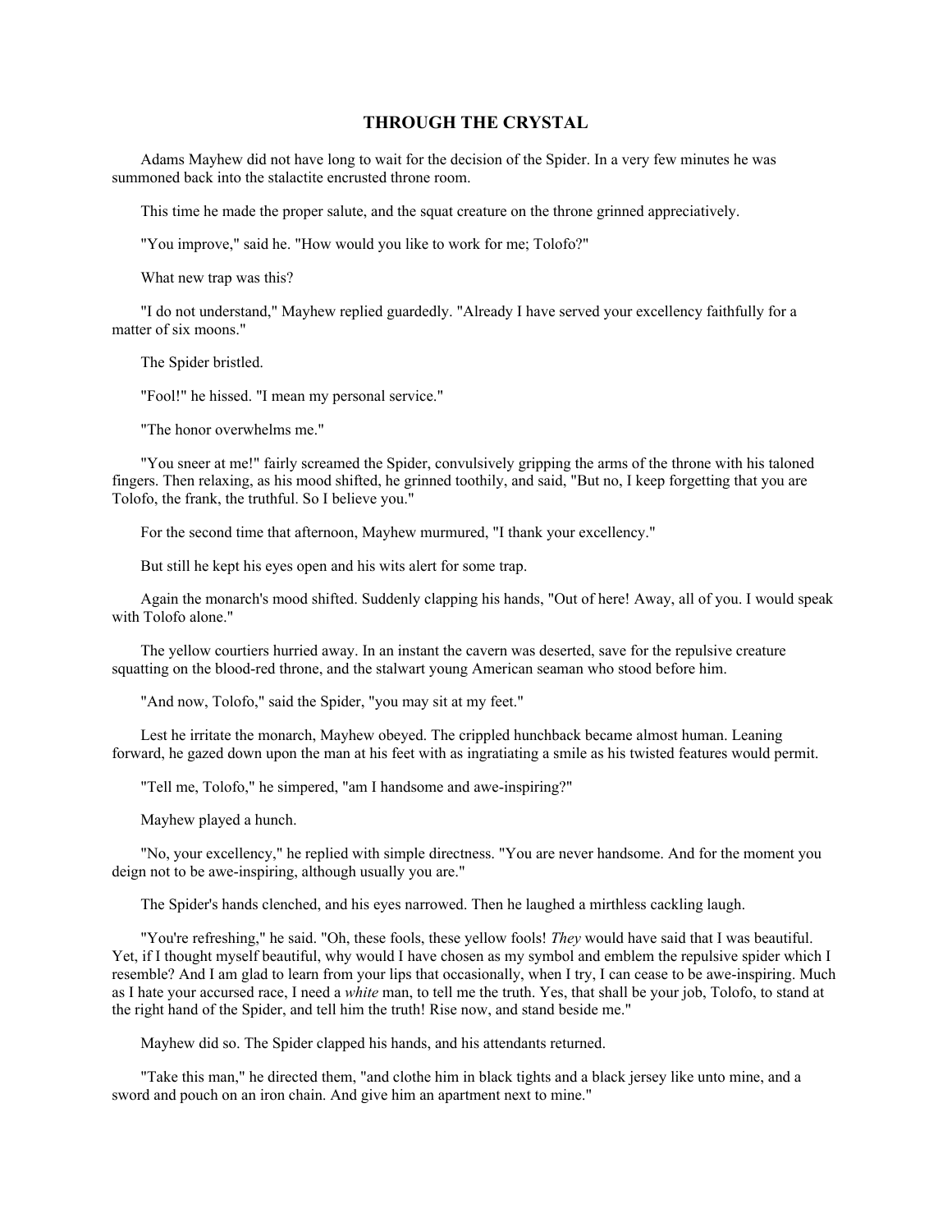## THROUGH THE CRYSTAL

Adams Mayhew did not have long to wait for the decision of the Spider. In a very few minutes he was summoned back into the stalactite encrusted throne room.

This time he made the proper salute, and the squat creature on the throne grinned appreciatively.

"You improve," said he. "How would you like to work for me; Tolofo?"

What new trap was this?

"I do not understand," Mayhew replied guardedly. "Already I have served your excellency faithfully for a matter of six moons."

The Spider bristled.

"Fool!" he hissed. "I mean my personal service."

"The honor overwhelms me."

"You sneer at me!" fairly screamed the Spider, convulsively gripping the arms of the throne with his taloned fingers. Then relaxing, as his mood shifted, he grinned toothily, and said, "But no, I keep forgetting that you are Tolofo, the frank, the truthful. So I believe you."

For the second time that afternoon, Mayhew murmured, "I thank your excellency."

But still he kept his eyes open and his wits alert for some trap.

Again the monarch's mood shifted. Suddenly clapping his hands, "Out of here! Away, all of you. I would speak with Tolofo alone."

The yellow courtiers hurried away. In an instant the cavern was deserted, save for the repulsive creature squatting on the blood-red throne, and the stalwart young American seaman who stood before him.

"And now, Tolofo," said the Spider, "you may sit at my feet."

Lest he irritate the monarch, Mayhew obeyed. The crippled hunchback became almost human. Leaning forward, he gazed down upon the man at his feet with as ingratiating a smile as his twisted features would permit.

"Tell me, Tolofo," he simpered, "am I handsome and awe-inspiring?"

Mayhew played a hunch.

"No, your excellency," he replied with simple directness. "You are never handsome. And for the moment you deign not to be awe-inspiring, although usually you are."

The Spider's hands clenched, and his eyes narrowed. Then he laughed a mirthless cackling laugh.

"You're refreshing," he said. "Oh, these fools, these yellow fools! *They* would have said that I was beautiful. Yet, if I thought myself beautiful, why would I have chosen as my symbol and emblem the repulsive spider which I resemble? And I am glad to learn from your lips that occasionally, when I try, I can cease to be awe-inspiring. Much as I hate your accursed race, I need a *white* man, to tell me the truth. Yes, that shall be your job, Tolofo, to stand at the right hand of the Spider, and tell him the truth! Rise now, and stand beside me."

Mayhew did so. The Spider clapped his hands, and his attendants returned.

"Take this man," he directed them, "and clothe him in black tights and a black jersey like unto mine, and a sword and pouch on an iron chain. And give him an apartment next to mine."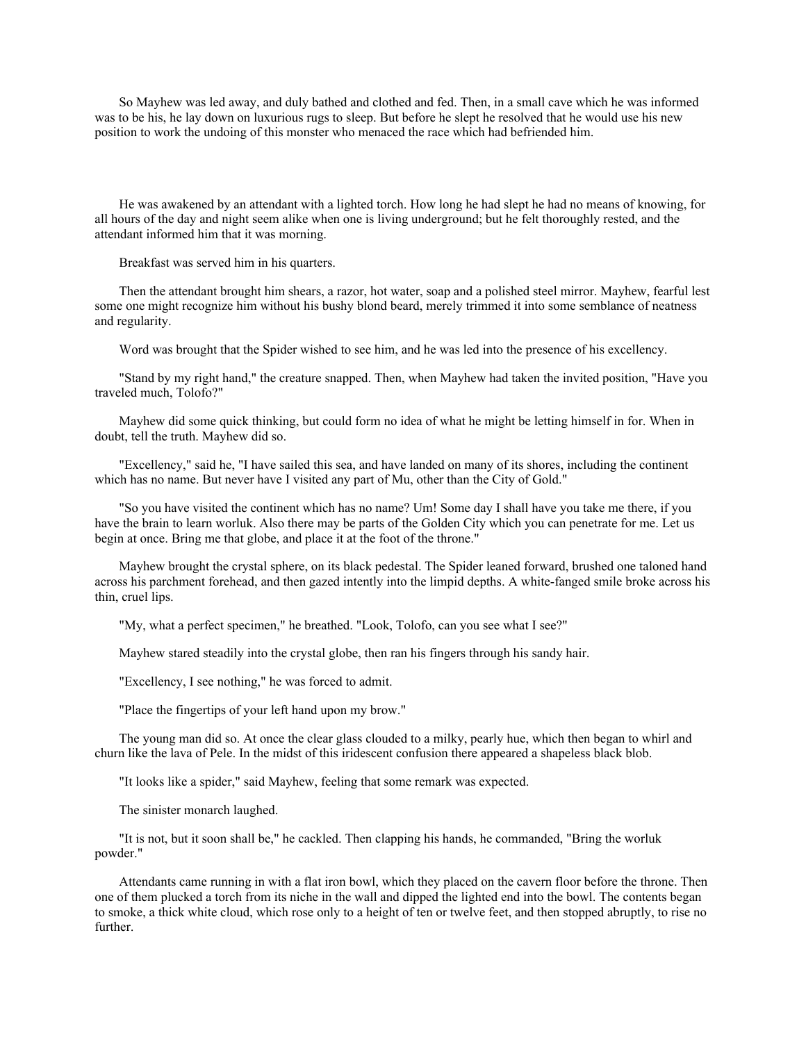So Mayhew was led away, and duly bathed and clothed and fed. Then, in a small cave which he was informed was to be his, he lay down on luxurious rugs to sleep. But before he slept he resolved that he would use his new position to work the undoing of this monster who menaced the race which had befriended him.

He was awakened by an attendant with a lighted torch. How long he had slept he had no means of knowing, for all hours of the day and night seem alike when one is living underground; but he felt thoroughly rested, and the attendant informed him that it was morning.

Breakfast was served him in his quarters.

Then the attendant brought him shears, a razor, hot water, soap and a polished steel mirror. Mayhew, fearful lest some one might recognize him without his bushy blond beard, merely trimmed it into some semblance of neatness and regularity.

Word was brought that the Spider wished to see him, and he was led into the presence of his excellency.

"Stand by my right hand," the creature snapped. Then, when Mayhew had taken the invited position, "Have you traveled much, Tolofo?"

Mayhew did some quick thinking, but could form no idea of what he might be letting himself in for. When in doubt, tell the truth. Mayhew did so.

"Excellency," said he, "I have sailed this sea, and have landed on many of its shores, including the continent which has no name. But never have I visited any part of Mu, other than the City of Gold."

"So you have visited the continent which has no name? Um! Some day I shall have you take me there, if you have the brain to learn worluk. Also there may be parts of the Golden City which you can penetrate for me. Let us begin at once. Bring me that globe, and place it at the foot of the throne."

Mayhew brought the crystal sphere, on its black pedestal. The Spider leaned forward, brushed one taloned hand across his parchment forehead, and then gazed intently into the limpid depths. A white-fanged smile broke across his thin, cruel lips.

"My, what a perfect specimen," he breathed. "Look, Tolofo, can you see what I see?"

Mayhew stared steadily into the crystal globe, then ran his fingers through his sandy hair.

"Excellency, I see nothing," he was forced to admit.

"Place the fingertips of your left hand upon my brow."

The young man did so. At once the clear glass clouded to a milky, pearly hue, which then began to whirl and churn like the lava of Pele. In the midst of this iridescent confusion there appeared a shapeless black blob.

"It looks like a spider," said Mayhew, feeling that some remark was expected.

The sinister monarch laughed.

"It is not, but it soon shall be," he cackled. Then clapping his hands, he commanded, "Bring the worluk powder."

Attendants came running in with a flat iron bowl, which they placed on the cavern floor before the throne. Then one of them plucked a torch from its niche in the wall and dipped the lighted end into the bowl. The contents began to smoke, a thick white cloud, which rose only to a height of ten or twelve feet, and then stopped abruptly, to rise no further.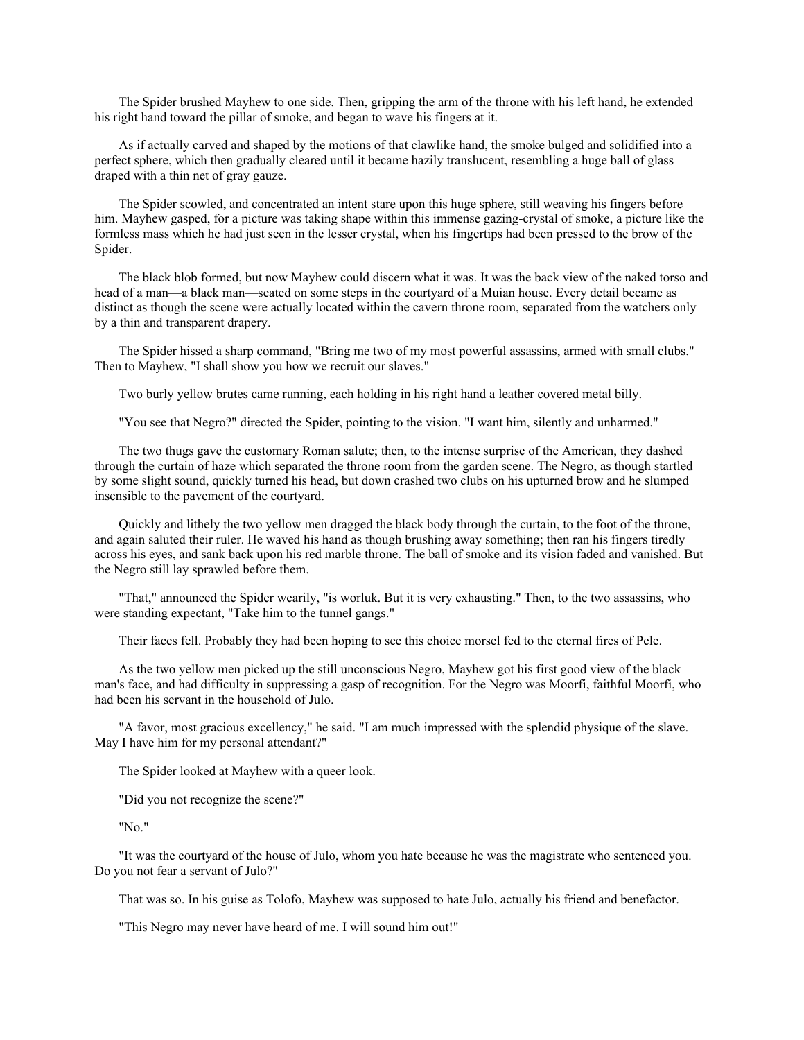The Spider brushed Mayhew to one side. Then, gripping the arm of the throne with his left hand, he extended his right hand toward the pillar of smoke, and began to wave his fingers at it.

As if actually carved and shaped by the motions of that clawlike hand, the smoke bulged and solidified into a perfect sphere, which then gradually cleared until it became hazily translucent, resembling a huge ball of glass draped with a thin net of gray gauze.

The Spider scowled, and concentrated an intent stare upon this huge sphere, still weaving his fingers before him. Mayhew gasped, for a picture was taking shape within this immense gazing-crystal of smoke, a picture like the formless mass which he had just seen in the lesser crystal, when his fingertips had been pressed to the brow of the Spider.

The black blob formed, but now Mayhew could discern what it was. It was the back view of the naked torso and head of a man—a black man—seated on some steps in the courtyard of a Muian house. Every detail became as distinct as though the scene were actually located within the cavern throne room, separated from the watchers only by a thin and transparent drapery.

The Spider hissed a sharp command, "Bring me two of my most powerful assassins, armed with small clubs." Then to Mayhew, "I shall show you how we recruit our slaves."

Two burly yellow brutes came running, each holding in his right hand a leather covered metal billy.

"You see that Negro?" directed the Spider, pointing to the vision. "I want him, silently and unharmed."

The two thugs gave the customary Roman salute; then, to the intense surprise of the American, they dashed through the curtain of haze which separated the throne room from the garden scene. The Negro, as though startled by some slight sound, quickly turned his head, but down crashed two clubs on his upturned brow and he slumped insensible to the pavement of the courtyard.

Quickly and lithely the two yellow men dragged the black body through the curtain, to the foot of the throne, and again saluted their ruler. He waved his hand as though brushing away something; then ran his fingers tiredly across his eyes, and sank back upon his red marble throne. The ball of smoke and its vision faded and vanished. But the Negro still lay sprawled before them.

"That," announced the Spider wearily, "is worluk. But it is very exhausting." Then, to the two assassins, who were standing expectant, "Take him to the tunnel gangs."

Their faces fell. Probably they had been hoping to see this choice morsel fed to the eternal fires of Pele.

As the two yellow men picked up the still unconscious Negro, Mayhew got his first good view of the black man's face, and had difficulty in suppressing a gasp of recognition. For the Negro was Moorfi, faithful Moorfi, who had been his servant in the household of Julo.

"A favor, most gracious excellency," he said. "I am much impressed with the splendid physique of the slave. May I have him for my personal attendant?"

The Spider looked at Mayhew with a queer look.

"Did you not recognize the scene?"

"No."

"It was the courtyard of the house of Julo, whom you hate because he was the magistrate who sentenced you. Do you not fear a servant of Julo?"

That was so. In his guise as Tolofo, Mayhew was supposed to hate Julo, actually his friend and benefactor.

"This Negro may never have heard of me. I will sound him out!"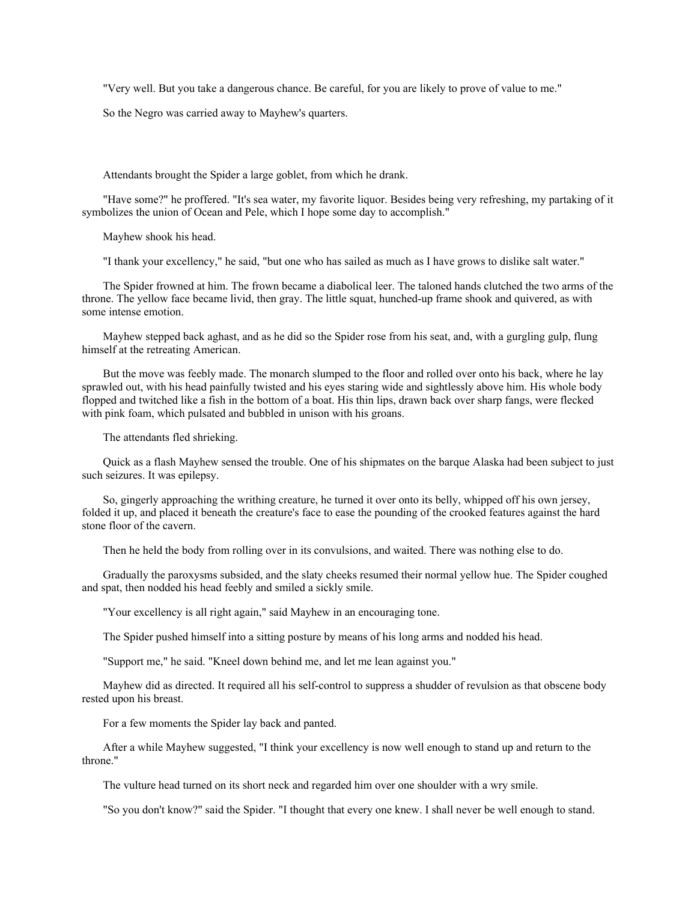"Very well. But you take a dangerous chance. Be careful, for you are likely to prove of value to me."

So the Negro was carried away to Mayhew's quarters.

Attendants brought the Spider a large goblet, from which he drank.

"Have some?" he proffered. "It's sea water, my favorite liquor. Besides being very refreshing, my partaking of it symbolizes the union of Ocean and Pele, which I hope some day to accomplish."

Mayhew shook his head.

"I thank your excellency," he said, "but one who has sailed as much as I have grows to dislike salt water."

The Spider frowned at him. The frown became a diabolical leer. The taloned hands clutched the two arms of the throne. The yellow face became livid, then gray. The little squat, hunched-up frame shook and quivered, as with some intense emotion.

Mayhew stepped back aghast, and as he did so the Spider rose from his seat, and, with a gurgling gulp, flung himself at the retreating American.

But the move was feebly made. The monarch slumped to the floor and rolled over onto his back, where he lay sprawled out, with his head painfully twisted and his eyes staring wide and sightlessly above him. His whole body flopped and twitched like a fish in the bottom of a boat. His thin lips, drawn back over sharp fangs, were flecked with pink foam, which pulsated and bubbled in unison with his groans.

The attendants fled shrieking.

Quick as a flash Mayhew sensed the trouble. One of his shipmates on the barque Alaska had been subject to just such seizures. It was epilepsy.

So, gingerly approaching the writhing creature, he turned it over onto its belly, whipped off his own jersey, folded it up, and placed it beneath the creature's face to ease the pounding of the crooked features against the hard stone floor of the cavern.

Then he held the body from rolling over in its convulsions, and waited. There was nothing else to do.

Gradually the paroxysms subsided, and the slaty cheeks resumed their normal yellow hue. The Spider coughed and spat, then nodded his head feebly and smiled a sickly smile.

"Your excellency is all right again," said Mayhew in an encouraging tone.

The Spider pushed himself into a sitting posture by means of his long arms and nodded his head.

"Support me," he said. "Kneel down behind me, and let me lean against you."

Mayhew did as directed. It required all his self-control to suppress a shudder of revulsion as that obscene body rested upon his breast.

For a few moments the Spider lay back and panted.

After a while Mayhew suggested, "I think your excellency is now well enough to stand up and return to the throne."

The vulture head turned on its short neck and regarded him over one shoulder with a wry smile.

"So you don't know?" said the Spider. "I thought that every one knew. I shall never be well enough to stand.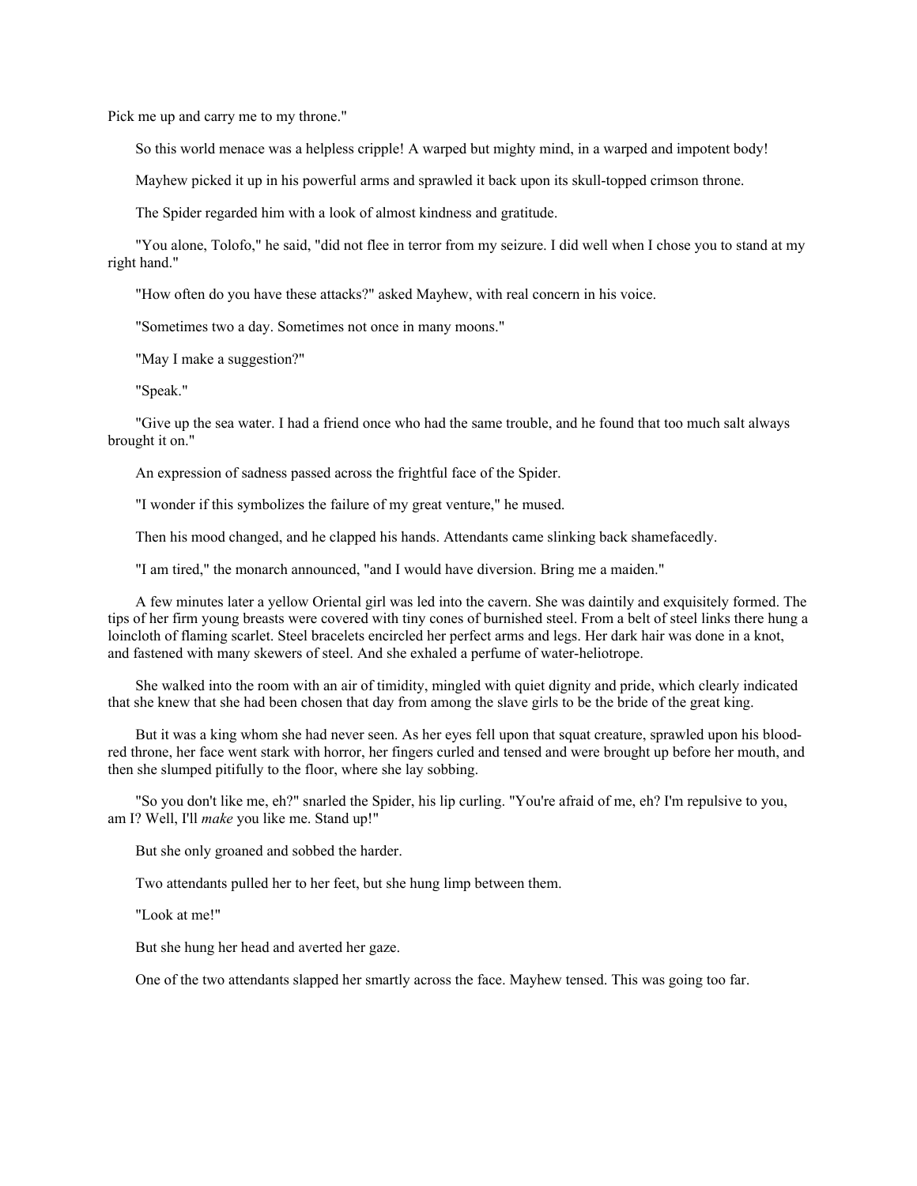Pick me up and carry me to my throne."

So this world menace was a helpless cripple! A warped but mighty mind, in a warped and impotent body!

Mayhew picked it up in his powerful arms and sprawled it back upon its skull-topped crimson throne.

The Spider regarded him with a look of almost kindness and gratitude.

"You alone, Tolofo," he said, "did not flee in terror from my seizure. I did well when I chose you to stand at my right hand."

"How often do you have these attacks?" asked Mayhew, with real concern in his voice.

"Sometimes two a day. Sometimes not once in many moons."

"May I make a suggestion?"

"Speak."

"Give up the sea water. I had a friend once who had the same trouble, and he found that too much salt always brought it on."

An expression of sadness passed across the frightful face of the Spider.

"I wonder if this symbolizes the failure of my great venture," he mused.

Then his mood changed, and he clapped his hands. Attendants came slinking back shamefacedly.

"I am tired," the monarch announced, "and I would have diversion. Bring me a maiden."

A few minutes later a yellow Oriental girl was led into the cavern. She was daintily and exquisitely formed. The tips of her firm young breasts were covered with tiny cones of burnished steel. From a belt of steel links there hung a loincloth of flaming scarlet. Steel bracelets encircled her perfect arms and legs. Her dark hair was done in a knot, and fastened with many skewers of steel. And she exhaled a perfume of water-heliotrope.

She walked into the room with an air of timidity, mingled with quiet dignity and pride, which clearly indicated that she knew that she had been chosen that day from among the slave girls to be the bride of the great king.

But it was a king whom she had never seen. As her eyes fell upon that squat creature, sprawled upon his blood-red throne, her face went stark with horror, her fingers curled and tensed and were brought up before her mouth, and then she slumped pitifully to the floor, where she lay sobbing.

"So you don't like me, eh?" snarled the Spider, his lip curling. "You're afraid of me, eh? I'm repulsive to you, am I? Well, I'll *make* you like me. Stand up!"

But she only groaned and sobbed the harder.

Two attendants pulled her to her feet, but she hung limp between them.

"Look at me!"

But she hung her head and averted her gaze.

One of the two attendants slapped her smartly across the face. Mayhew tensed. This was going too far.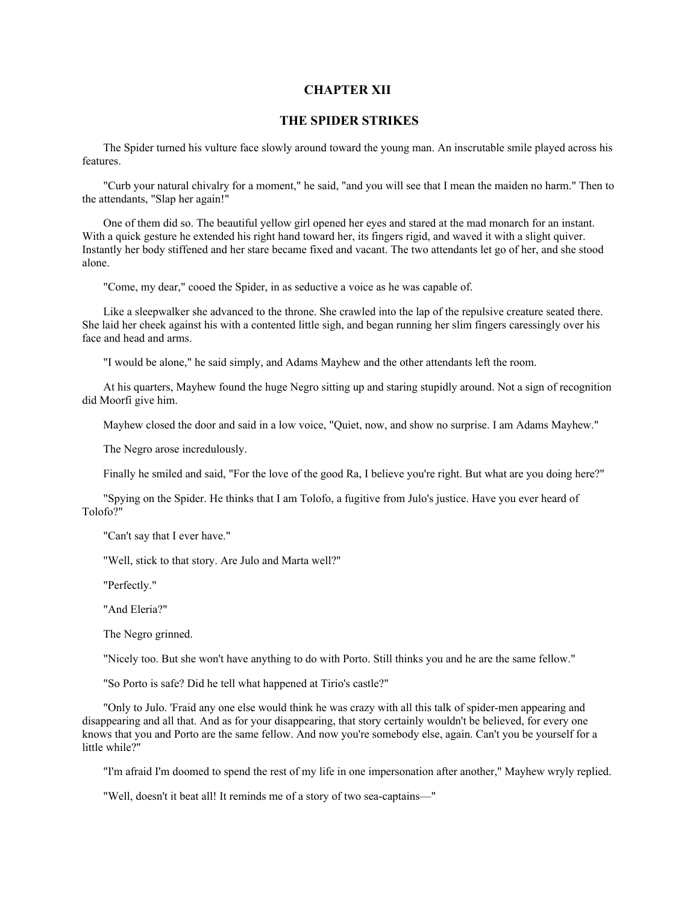# CHAPTER XII

## THE SPIDER STRIKES

The Spider turned his vulture face slowly around toward the young man. An inscrutable smile played across his features.

"Curb your natural chivalry for a moment," he said, "and you will see that I mean the maiden no harm." Then to the attendants, "Slap her again!"

One of them did so. The beautiful yellow girl opened her eyes and stared at the mad monarch for an instant. With a quick gesture he extended his right hand toward her, its fingers rigid, and waved it with a slight quiver. Instantly her body stiffened and her stare became fixed and vacant. The two attendants let go of her, and she stood alone.

"Come, my dear," cooed the Spider, in as seductive a voice as he was capable of.

Like a sleepwalker she advanced to the throne. She crawled into the lap of the repulsive creature seated there. She laid her cheek against his with a contented little sigh, and began running her slim fingers caressingly over his face and head and arms.

"I would be alone," he said simply, and Adams Mayhew and the other attendants left the room.

At his quarters, Mayhew found the huge Negro sitting up and staring stupidly around. Not a sign of recognition did Moorfi give him.

Mayhew closed the door and said in a low voice, "Quiet, now, and show no surprise. I am Adams Mayhew."

The Negro arose incredulously.

Finally he smiled and said, "For the love of the good Ra, I believe you're right. But what are you doing here?"

"Spying on the Spider. He thinks that I am Tolofo, a fugitive from Julo's justice. Have you ever heard of Tolofo?"

"Can't say that I ever have."

"Well, stick to that story. Are Julo and Marta well?"

"Perfectly."

"And Eleria?"

The Negro grinned.

"Nicely too. But she won't have anything to do with Porto. Still thinks you and he are the same fellow."

"So Porto is safe? Did he tell what happened at Tirio's castle?"

"Only to Julo. 'Fraid any one else would think he was crazy with all this talk of spider-men appearing and disappearing and all that. And as for your disappearing, that story certainly wouldn't be believed, for every one knows that you and Porto are the same fellow. And now you're somebody else, again. Can't you be yourself for a little while?"

"I'm afraid I'm doomed to spend the rest of my life in one impersonation after another," Mayhew wryly replied.

"Well, doesn't it beat all! It reminds me of a story of two sea-captains—"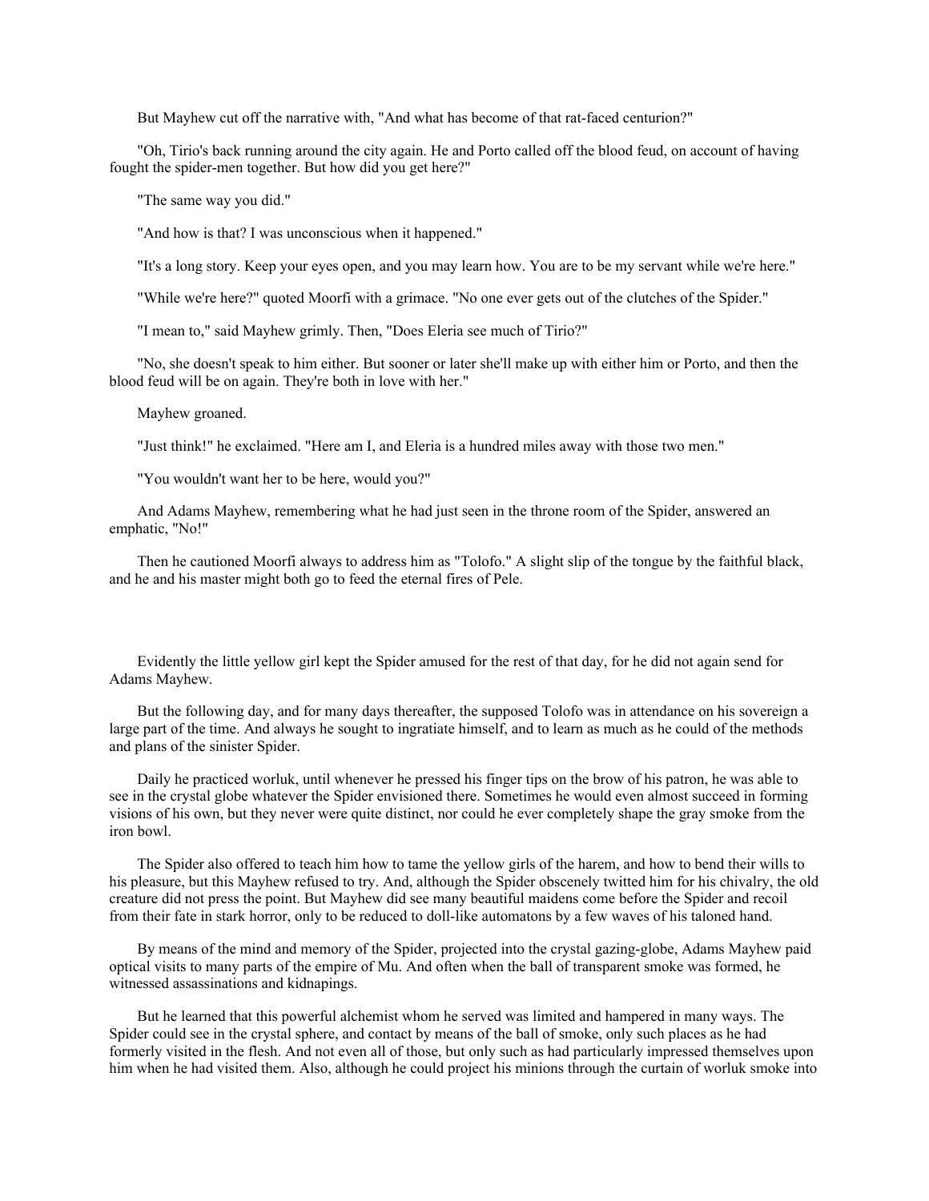But Mayhew cut off the narrative with, "And what has become of that rat-faced centurion?"

"Oh, Tirio's back running around the city again. He and Porto called off the blood feud, on account of having fought the spider-men together. But how did you get here?"

"The same way you did."

"And how is that? I was unconscious when it happened."

"It's a long story. Keep your eyes open, and you may learn how. You are to be my servant while we're here."

"While we're here?" quoted Moorfi with a grimace. "No one ever gets out of the clutches of the Spider."

"I mean to," said Mayhew grimly. Then, "Does Eleria see much of Tirio?"

"No, she doesn't speak to him either. But sooner or later she'll make up with either him or Porto, and then the blood feud will be on again. They're both in love with her."

Mayhew groaned.

"Just think!" he exclaimed. "Here am I, and Eleria is a hundred miles away with those two men."

"You wouldn't want her to be here, would you?"

And Adams Mayhew, remembering what he had just seen in the throne room of the Spider, answered an emphatic, "No!"

Then he cautioned Moorfi always to address him as "Tolofo." A slight slip of the tongue by the faithful black, and he and his master might both go to feed the eternal fires of Pele.

Evidently the little yellow girl kept the Spider amused for the rest of that day, for he did not again send for Adams Mayhew.

But the following day, and for many days thereafter, the supposed Tolofo was in attendance on his sovereign a large part of the time. And always he sought to ingratiate himself, and to learn as much as he could of the methods and plans of the sinister Spider.

Daily he practiced worluk, until whenever he pressed his finger tips on the brow of his patron, he was able to see in the crystal globe whatever the Spider envisioned there. Sometimes he would even almost succeed in forming visions of his own, but they never were quite distinct, nor could he ever completely shape the gray smoke from the iron bowl.

The Spider also offered to teach him how to tame the yellow girls of the harem, and how to bend their wills to his pleasure, but this Mayhew refused to try. And, although the Spider obscenely twitted him for his chivalry, the old creature did not press the point. But Mayhew did see many beautiful maidens come before the Spider and recoil from their fate in stark horror, only to be reduced to doll-like automatons by a few waves of his taloned hand.

By means of the mind and memory of the Spider, projected into the crystal gazing-globe, Adams Mayhew paid optical visits to many parts of the empire of Mu. And often when the ball of transparent smoke was formed, he witnessed assassinations and kidnapings.

But he learned that this powerful alchemist whom he served was limited and hampered in many ways. The Spider could see in the crystal sphere, and contact by means of the ball of smoke, only such places as he had formerly visited in the flesh. And not even all of those, but only such as had particularly impressed themselves upon him when he had visited them. Also, although he could project his minions through the curtain of worluk smoke into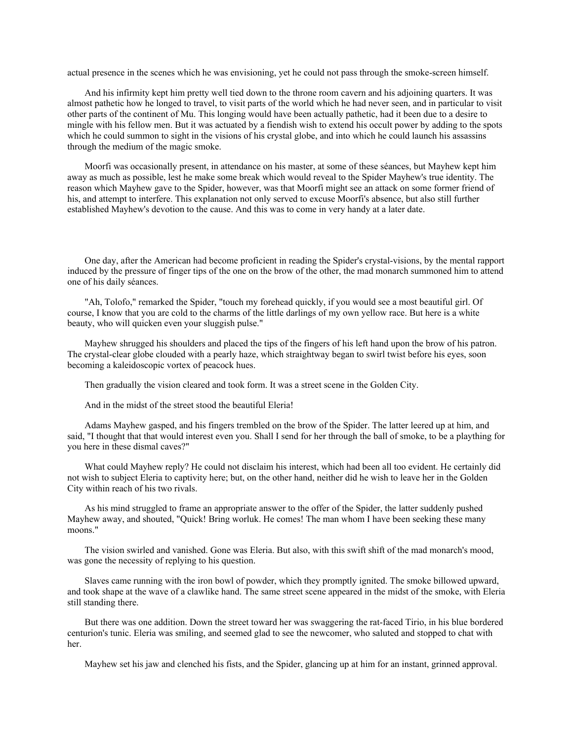actual presence in the scenes which he was envisioning, yet he could not pass through the smoke-screen himself.

And his infirmity kept him pretty well tied down to the throne room cavern and his adjoining quarters. It was almost pathetic how he longed to travel, to visit parts of the world which he had never seen, and in particular to visit other parts of the continent of Mu. This longing would have been actually pathetic, had it been due to a desire to mingle with his fellow men. But it was actuated by a fiendish wish to extend his occult power by adding to the spots which he could summon to sight in the visions of his crystal globe, and into which he could launch his assassins through the medium of the magic smoke.

Moorfi was occasionally present, in attendance on his master, at some of these séances, but Mayhew kept him away as much as possible, lest he make some break which would reveal to the Spider Mayhew's true identity. The reason which Mayhew gave to the Spider, however, was that Moorfi might see an attack on some former friend of his, and attempt to interfere. This explanation not only served to excuse Moorfi's absence, but also still further established Mayhew's devotion to the cause. And this was to come in very handy at a later date.

One day, after the American had become proficient in reading the Spider's crystal-visions, by the mental rapport induced by the pressure of finger tips of the one on the brow of the other, the mad monarch summoned him to attend one of his daily séances.

"Ah, Tolofo," remarked the Spider, "touch my forehead quickly, if you would see a most beautiful girl. Of course, I know that you are cold to the charms of the little darlings of my own yellow race. But here is a white beauty, who will quicken even your sluggish pulse."

Mayhew shrugged his shoulders and placed the tips of the fingers of his left hand upon the brow of his patron. The crystal-clear globe clouded with a pearly haze, which straightway began to swirl twist before his eyes, soon becoming a kaleidoscopic vortex of peacock hues.

Then gradually the vision cleared and took form. It was a street scene in the Golden City.

And in the midst of the street stood the beautiful Eleria!

Adams Mayhew gasped, and his fingers trembled on the brow of the Spider. The latter leered up at him, and said, "I thought that that would interest even you. Shall I send for her through the ball of smoke, to be a plaything for you here in these dismal caves?"

What could Mayhew reply? He could not disclaim his interest, which had been all too evident. He certainly did not wish to subject Eleria to captivity here; but, on the other hand, neither did he wish to leave her in the Golden City within reach of his two rivals.

As his mind struggled to frame an appropriate answer to the offer of the Spider, the latter suddenly pushed Mayhew away, and shouted, "Quick! Bring worluk. He comes! The man whom I have been seeking these many moons."

The vision swirled and vanished. Gone was Eleria. But also, with this swift shift of the mad monarch's mood, was gone the necessity of replying to his question.

Slaves came running with the iron bowl of powder, which they promptly ignited. The smoke billowed upward, and took shape at the wave of a clawlike hand. The same street scene appeared in the midst of the smoke, with Eleria still standing there.

But there was one addition. Down the street toward her was swaggering the rat-faced Tirio, in his blue bordered centurion's tunic. Eleria was smiling, and seemed glad to see the newcomer, who saluted and stopped to chat with her.

Mayhew set his jaw and clenched his fists, and the Spider, glancing up at him for an instant, grinned approval.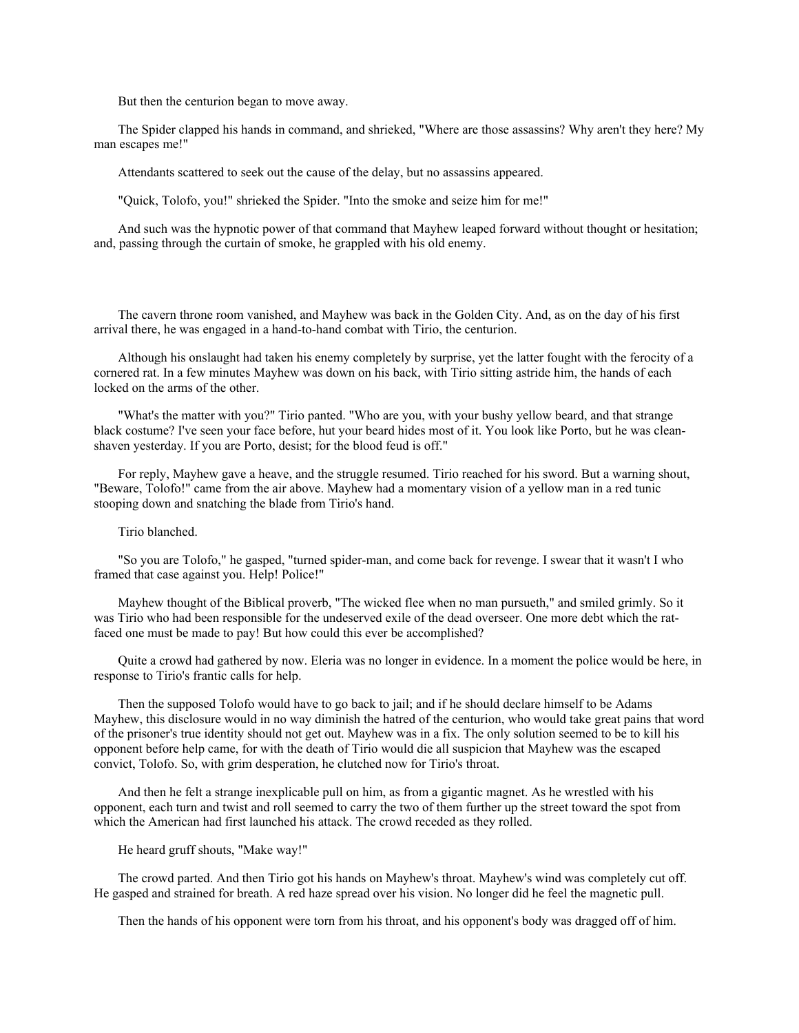But then the centurion began to move away.

The Spider clapped his hands in command, and shrieked, "Where are those assassins? Why aren't they here? My man escapes me!"

Attendants scattered to seek out the cause of the delay, but no assassins appeared.

"Quick, Tolofo, you!" shrieked the Spider. "Into the smoke and seize him for me!"

And such was the hypnotic power of that command that Mayhew leaped forward without thought or hesitation; and, passing through the curtain of smoke, he grappled with his old enemy.

The cavern throne room vanished, and Mayhew was back in the Golden City. And, as on the day of his first arrival there, he was engaged in a hand-to-hand combat with Tirio, the centurion.

Although his onslaught had taken his enemy completely by surprise, yet the latter fought with the ferocity of a cornered rat. In a few minutes Mayhew was down on his back, with Tirio sitting astride him, the hands of each locked on the arms of the other.

"What's the matter with you?" Tirio panted. "Who are you, with your bushy yellow beard, and that strange black costume? I've seen your face before, hut your beard hides most of it. You look like Porto, but he was clean-shaven yesterday. If you are Porto, desist; for the blood feud is off."

For reply, Mayhew gave a heave, and the struggle resumed. Tirio reached for his sword. But a warning shout, "Beware, Tolofo!" came from the air above. Mayhew had a momentary vision of a yellow man in a red tunic stooping down and snatching the blade from Tirio's hand.

Tirio blanched.

"So you are Tolofo," he gasped, "turned spider-man, and come back for revenge. I swear that it wasn't I who framed that case against you. Help! Police!"

Mayhew thought of the Biblical proverb, "The wicked flee when no man pursueth," and smiled grimly. So it was Tirio who had been responsible for the undeserved exile of the dead overseer. One more debt which the rat-faced one must be made to pay! But how could this ever be accomplished?

Quite a crowd had gathered by now. Eleria was no longer in evidence. In a moment the police would be here, in response to Tirio's frantic calls for help.

Then the supposed Tolofo would have to go back to jail; and if he should declare himself to be Adams Mayhew, this disclosure would in no way diminish the hatred of the centurion, who would take great pains that word of the prisoner's true identity should not get out. Mayhew was in a fix. The only solution seemed to be to kill his opponent before help came, for with the death of Tirio would die all suspicion that Mayhew was the escaped convict, Tolofo. So, with grim desperation, he clutched now for Tirio's throat.

And then he felt a strange inexplicable pull on him, as from a gigantic magnet. As he wrestled with his opponent, each turn and twist and roll seemed to carry the two of them further up the street toward the spot from which the American had first launched his attack. The crowd receded as they rolled.

He heard gruff shouts, "Make way!"

The crowd parted. And then Tirio got his hands on Mayhew's throat. Mayhew's wind was completely cut off. He gasped and strained for breath. A red haze spread over his vision. No longer did he feel the magnetic pull.

Then the hands of his opponent were torn from his throat, and his opponent's body was dragged off of him.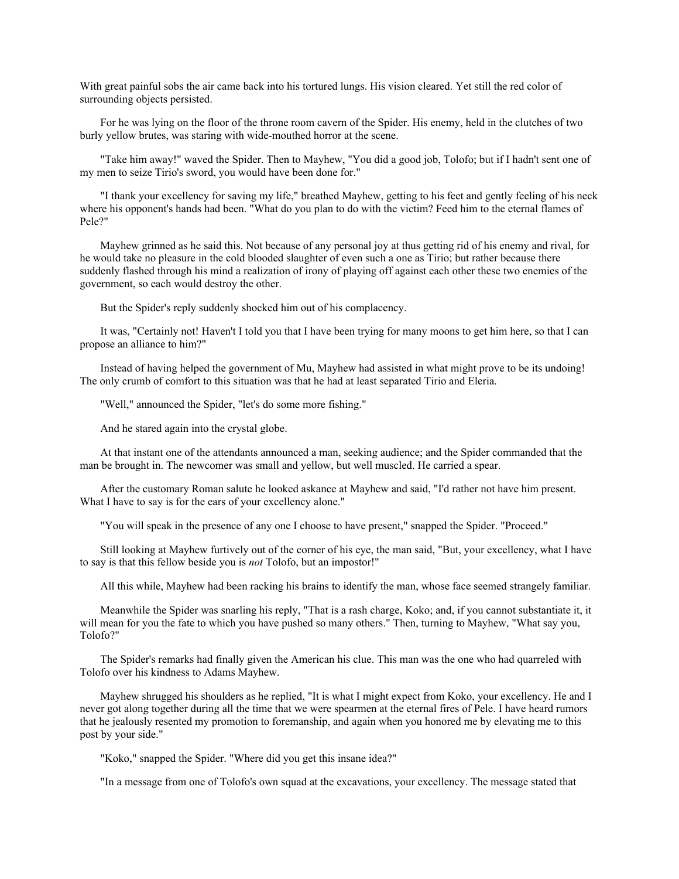With great painful sobs the air came back into his tortured lungs. His vision cleared. Yet still the red color of surrounding objects persisted.

For he was lying on the floor of the throne room cavern of the Spider. His enemy, held in the clutches of two burly yellow brutes, was staring with wide-mouthed horror at the scene.

"Take him away!" waved the Spider. Then to Mayhew, "You did a good job, Tolofo; but if I hadn't sent one of my men to seize Tirio's sword, you would have been done for."

"I thank your excellency for saving my life," breathed Mayhew, getting to his feet and gently feeling of his neck where his opponent's hands had been. "What do you plan to do with the victim? Feed him to the eternal flames of Pele?"

Mayhew grinned as he said this. Not because of any personal joy at thus getting rid of his enemy and rival, for he would take no pleasure in the cold blooded slaughter of even such a one as Tirio; but rather because there suddenly flashed through his mind a realization of irony of playing off against each other these two enemies of the government, so each would destroy the other.

But the Spider's reply suddenly shocked him out of his complacency.

It was, "Certainly not! Haven't I told you that I have been trying for many moons to get him here, so that I can propose an alliance to him?"

Instead of having helped the government of Mu, Mayhew had assisted in what might prove to be its undoing! The only crumb of comfort to this situation was that he had at least separated Tirio and Eleria.

"Well," announced the Spider, "let's do some more fishing."

And he stared again into the crystal globe.

At that instant one of the attendants announced a man, seeking audience; and the Spider commanded that the man be brought in. The newcomer was small and yellow, but well muscled. He carried a spear.

After the customary Roman salute he looked askance at Mayhew and said, "I'd rather not have him present. What I have to say is for the ears of your excellency alone."

"You will speak in the presence of any one I choose to have present," snapped the Spider. "Proceed."

Still looking at Mayhew furtively out of the corner of his eye, the man said, "But, your excellency, what I have to say is that this fellow beside you is *not* Tolofo, but an impostor!"

All this while, Mayhew had been racking his brains to identify the man, whose face seemed strangely familiar.

Meanwhile the Spider was snarling his reply, "That is a rash charge, Koko; and, if you cannot substantiate it, it will mean for you the fate to which you have pushed so many others." Then, turning to Mayhew, "What say you, Tolofo?"

The Spider's remarks had finally given the American his clue. This man was the one who had quarreled with Tolofo over his kindness to Adams Mayhew.

Mayhew shrugged his shoulders as he replied, "It is what I might expect from Koko, your excellency. He and I never got along together during all the time that we were spearmen at the eternal fires of Pele. I have heard rumors that he jealously resented my promotion to foremanship, and again when you honored me by elevating me to this post by your side."

"Koko," snapped the Spider. "Where did you get this insane idea?"

"In a message from one of Tolofo's own squad at the excavations, your excellency. The message stated that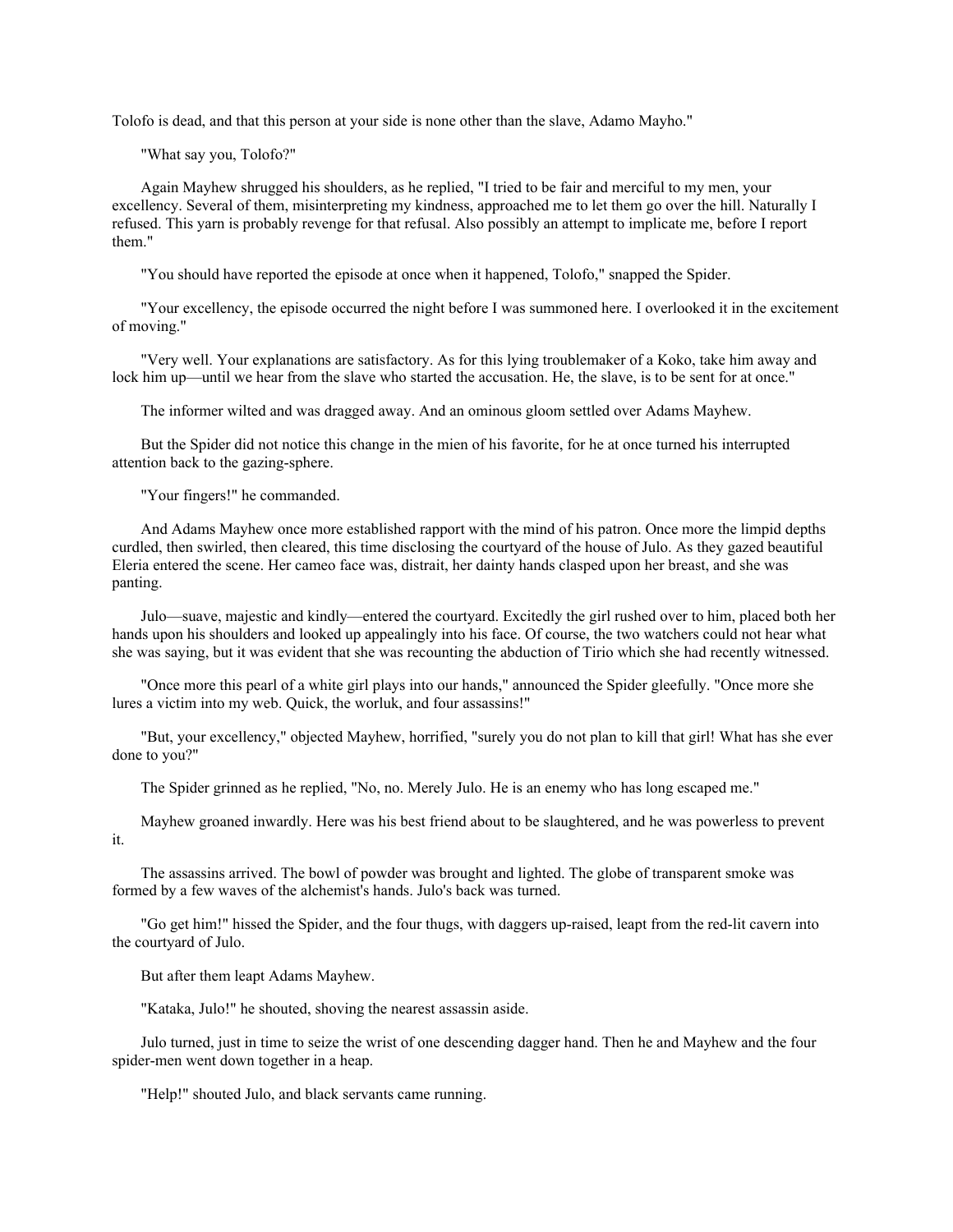Tolofo is dead, and that this person at your side is none other than the slave, Adamo Mayho."

"What say you, Tolofo?"

Again Mayhew shrugged his shoulders, as he replied, "I tried to be fair and merciful to my men, your excellency. Several of them, misinterpreting my kindness, approached me to let them go over the hill. Naturally I refused. This yarn is probably revenge for that refusal. Also possibly an attempt to implicate me, before I report them."

"You should have reported the episode at once when it happened, Tolofo," snapped the Spider.

"Your excellency, the episode occurred the night before I was summoned here. I overlooked it in the excitement of moving."

"Very well. Your explanations are satisfactory. As for this lying troublemaker of a Koko, take him away and lock him up—until we hear from the slave who started the accusation. He, the slave, is to be sent for at once."

The informer wilted and was dragged away. And an ominous gloom settled over Adams Mayhew.

But the Spider did not notice this change in the mien of his favorite, for he at once turned his interrupted attention back to the gazing-sphere.

"Your fingers!" he commanded.

And Adams Mayhew once more established rapport with the mind of his patron. Once more the limpid depths curdled, then swirled, then cleared, this time disclosing the courtyard of the house of Julo. As they gazed beautiful Eleria entered the scene. Her cameo face was, distrait, her dainty hands clasped upon her breast, and she was panting.

Julo—suave, majestic and kindly—entered the courtyard. Excitedly the girl rushed over to him, placed both her hands upon his shoulders and looked up appealingly into his face. Of course, the two watchers could not hear what she was saying, but it was evident that she was recounting the abduction of Tirio which she had recently witnessed.

"Once more this pearl of a white girl plays into our hands," announced the Spider gleefully. "Once more she lures a victim into my web. Quick, the worluk, and four assassins!"

"But, your excellency," objected Mayhew, horrified, "surely you do not plan to kill that girl! What has she ever done to you?"

The Spider grinned as he replied, "No, no. Merely Julo. He is an enemy who has long escaped me."

Mayhew groaned inwardly. Here was his best friend about to be slaughtered, and he was powerless to prevent it.

The assassins arrived. The bowl of powder was brought and lighted. The globe of transparent smoke was formed by a few waves of the alchemist's hands. Julo's back was turned.

"Go get him!" hissed the Spider, and the four thugs, with daggers up-raised, leapt from the red-lit cavern into the courtyard of Julo.

But after them leapt Adams Mayhew.

"Kataka, Julo!" he shouted, shoving the nearest assassin aside.

Julo turned, just in time to seize the wrist of one descending dagger hand. Then he and Mayhew and the four spider-men went down together in a heap.

"Help!" shouted Julo, and black servants came running.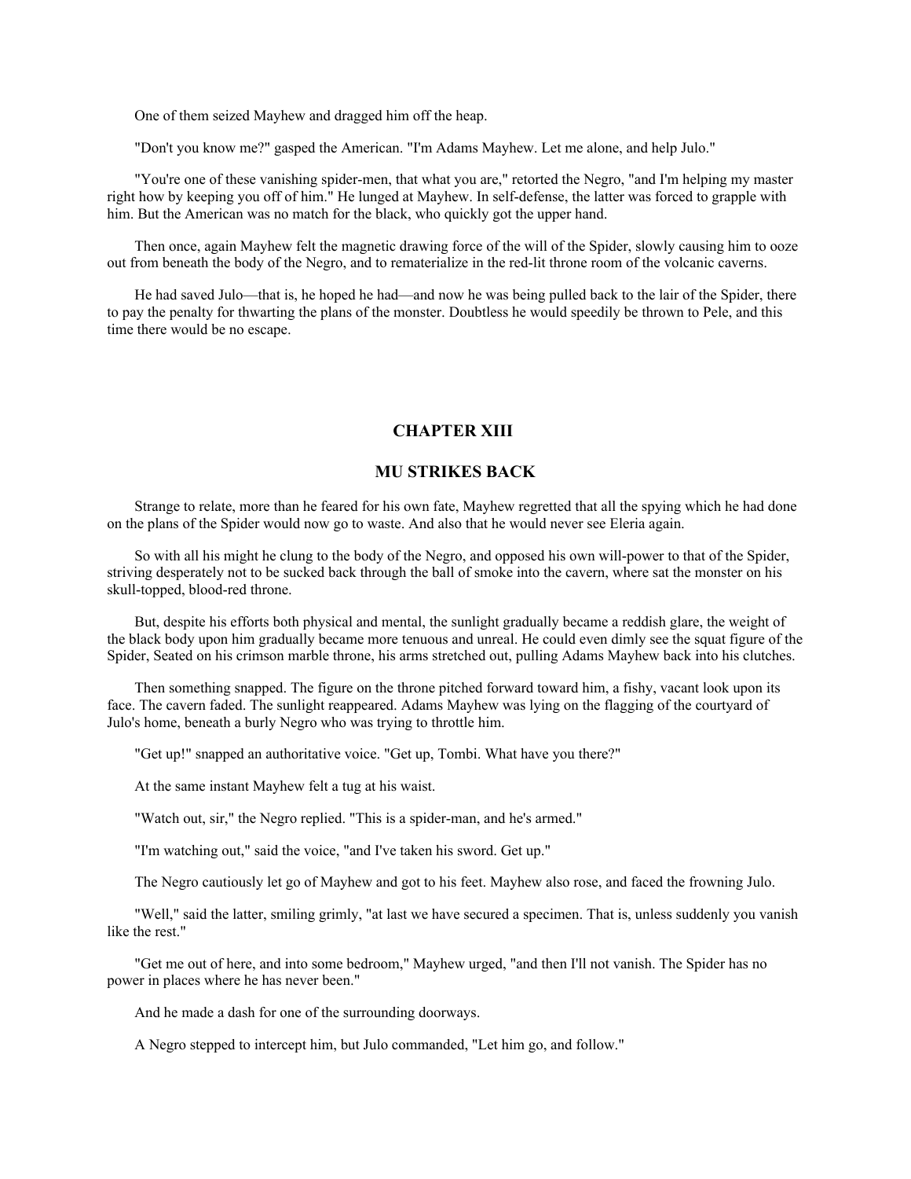One of them seized Mayhew and dragged him off the heap.

"Don't you know me?" gasped the American. "I'm Adams Mayhew. Let me alone, and help Julo."

"You're one of these vanishing spider-men, that what you are," retorted the Negro, "and I'm helping my master right how by keeping you off of him." He lunged at Mayhew. In self-defense, the latter was forced to grapple with him. But the American was no match for the black, who quickly got the upper hand.

Then once, again Mayhew felt the magnetic drawing force of the will of the Spider, slowly causing him to ooze out from beneath the body of the Negro, and to rematerialize in the red-lit throne room of the volcanic caverns.

He had saved Julo—that is, he hoped he had—and now he was being pulled back to the lair of the Spider, there to pay the penalty for thwarting the plans of the monster. Doubtless he would speedily be thrown to Pele, and this time there would be no escape.

## CHAPTER XIII

## MU STRIKES BACK

Strange to relate, more than he feared for his own fate, Mayhew regretted that all the spying which he had done on the plans of the Spider would now go to waste. And also that he would never see Eleria again.

So with all his might he clung to the body of the Negro, and opposed his own will-power to that of the Spider, striving desperately not to be sucked back through the ball of smoke into the cavern, where sat the monster on his skull-topped, blood-red throne.

But, despite his efforts both physical and mental, the sunlight gradually became a reddish glare, the weight of the black body upon him gradually became more tenuous and unreal. He could even dimly see the squat figure of the Spider, Seated on his crimson marble throne, his arms stretched out, pulling Adams Mayhew back into his clutches.

Then something snapped. The figure on the throne pitched forward toward him, a fishy, vacant look upon its face. The cavern faded. The sunlight reappeared. Adams Mayhew was lying on the flagging of the courtyard of Julo's home, beneath a burly Negro who was trying to throttle him.

"Get up!" snapped an authoritative voice. "Get up, Tombi. What have you there?"

At the same instant Mayhew felt a tug at his waist.

"Watch out, sir," the Negro replied. "This is a spider-man, and he's armed."

"I'm watching out," said the voice, "and I've taken his sword. Get up."

The Negro cautiously let go of Mayhew and got to his feet. Mayhew also rose, and faced the frowning Julo.

"Well," said the latter, smiling grimly, "at last we have secured a specimen. That is, unless suddenly you vanish like the rest."

"Get me out of here, and into some bedroom," Mayhew urged, "and then I'll not vanish. The Spider has no power in places where he has never been."

And he made a dash for one of the surrounding doorways.

A Negro stepped to intercept him, but Julo commanded, "Let him go, and follow."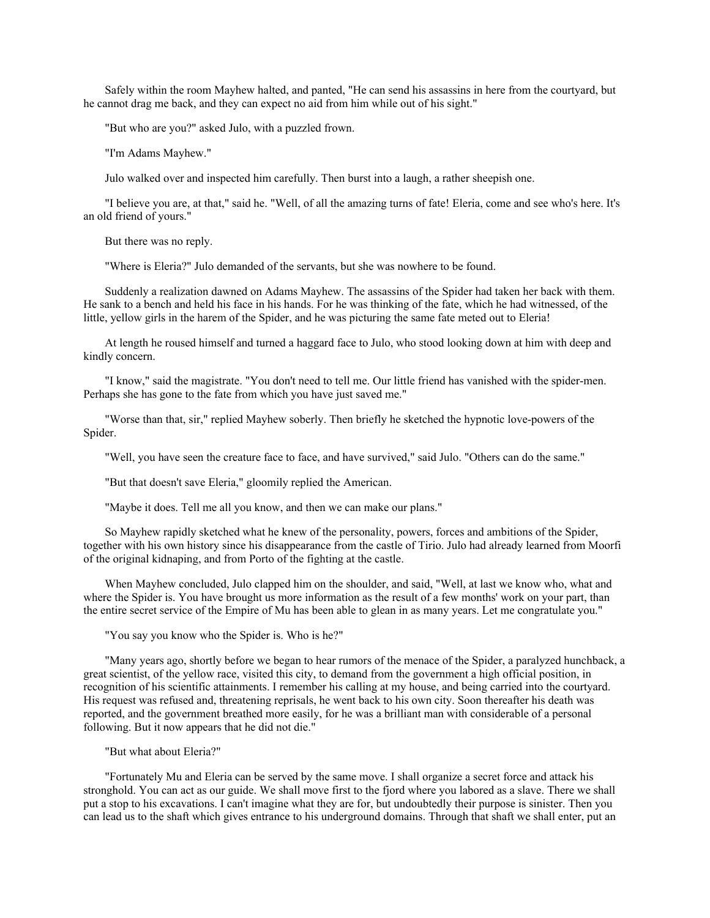Safely within the room Mayhew halted, and panted, "He can send his assassins in here from the courtyard, but he cannot drag me back, and they can expect no aid from him while out of his sight."

"But who are you?" asked Julo, with a puzzled frown.

"I'm Adams Mayhew."

Julo walked over and inspected him carefully. Then burst into a laugh, a rather sheepish one.

"I believe you are, at that," said he. "Well, of all the amazing turns of fate! Eleria, come and see who's here. It's an old friend of yours."

But there was no reply.

"Where is Eleria?" Julo demanded of the servants, but she was nowhere to be found.

Suddenly a realization dawned on Adams Mayhew. The assassins of the Spider had taken her back with them. He sank to a bench and held his face in his hands. For he was thinking of the fate, which he had witnessed, of the little, yellow girls in the harem of the Spider, and he was picturing the same fate meted out to Eleria!

At length he roused himself and turned a haggard face to Julo, who stood looking down at him with deep and kindly concern.

"I know," said the magistrate. "You don't need to tell me. Our little friend has vanished with the spider-men. Perhaps she has gone to the fate from which you have just saved me."

"Worse than that, sir," replied Mayhew soberly. Then briefly he sketched the hypnotic love-powers of the Spider.

"Well, you have seen the creature face to face, and have survived," said Julo. "Others can do the same."

"But that doesn't save Eleria," gloomily replied the American.

"Maybe it does. Tell me all you know, and then we can make our plans."

So Mayhew rapidly sketched what he knew of the personality, powers, forces and ambitions of the Spider, together with his own history since his disappearance from the castle of Tirio. Julo had already learned from Moorfi of the original kidnaping, and from Porto of the fighting at the castle.

When Mayhew concluded, Julo clapped him on the shoulder, and said, "Well, at last we know who, what and where the Spider is. You have brought us more information as the result of a few months' work on your part, than the entire secret service of the Empire of Mu has been able to glean in as many years. Let me congratulate you."

"You say you know who the Spider is. Who is he?"

"Many years ago, shortly before we began to hear rumors of the menace of the Spider, a paralyzed hunchback, a great scientist, of the yellow race, visited this city, to demand from the government a high official position, in recognition of his scientific attainments. I remember his calling at my house, and being carried into the courtyard. His request was refused and, threatening reprisals, he went back to his own city. Soon thereafter his death was reported, and the government breathed more easily, for he was a brilliant man with considerable of a personal following. But it now appears that he did not die."

"But what about Eleria?"

"Fortunately Mu and Eleria can be served by the same move. I shall organize a secret force and attack his stronghold. You can act as our guide. We shall move first to the fjord where you labored as a slave. There we shall put a stop to his excavations. I can't imagine what they are for, but undoubtedly their purpose is sinister. Then you can lead us to the shaft which gives entrance to his underground domains. Through that shaft we shall enter, put an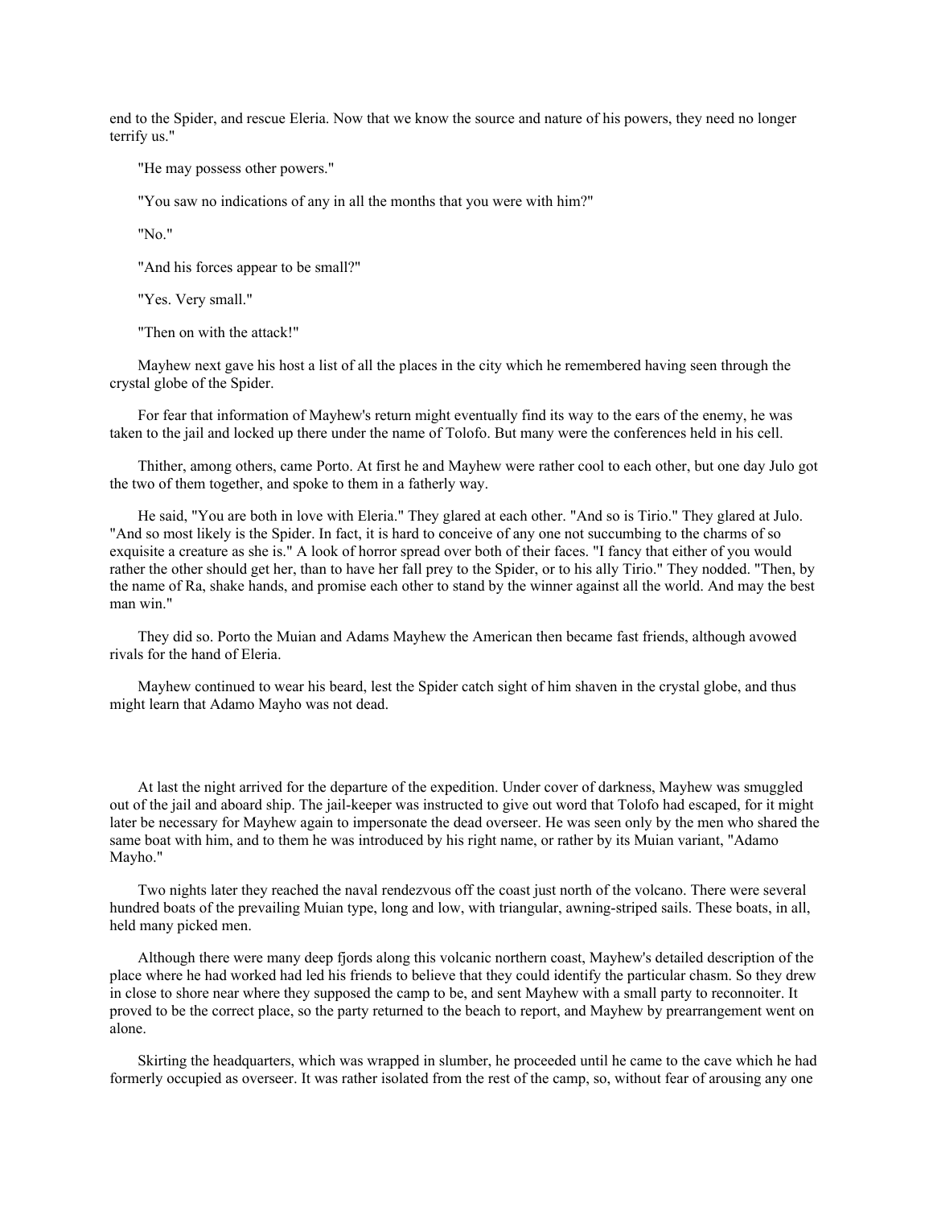end to the Spider, and rescue Eleria. Now that we know the source and nature of his powers, they need no longer terrify us."

"He may possess other powers."

"You saw no indications of any in all the months that you were with him?"

"No."

"And his forces appear to be small?"

"Yes. Very small."

"Then on with the attack!"

Mayhew next gave his host a list of all the places in the city which he remembered having seen through the crystal globe of the Spider.

For fear that information of Mayhew's return might eventually find its way to the ears of the enemy, he was taken to the jail and locked up there under the name of Tolofo. But many were the conferences held in his cell.

Thither, among others, came Porto. At first he and Mayhew were rather cool to each other, but one day Julo got the two of them together, and spoke to them in a fatherly way.

He said, "You are both in love with Eleria." They glared at each other. "And so is Tirio." They glared at Julo. "And so most likely is the Spider. In fact, it is hard to conceive of any one not succumbing to the charms of so exquisite a creature as she is." A look of horror spread over both of their faces. "I fancy that either of you would rather the other should get her, than to have her fall prey to the Spider, or to his ally Tirio." They nodded. "Then, by the name of Ra, shake hands, and promise each other to stand by the winner against all the world. And may the best man win."

They did so. Porto the Muian and Adams Mayhew the American then became fast friends, although avowed rivals for the hand of Eleria.

Mayhew continued to wear his beard, lest the Spider catch sight of him shaven in the crystal globe, and thus might learn that Adamo Mayho was not dead.

At last the night arrived for the departure of the expedition. Under cover of darkness, Mayhew was smuggled out of the jail and aboard ship. The jail-keeper was instructed to give out word that Tolofo had escaped, for it might later be necessary for Mayhew again to impersonate the dead overseer. He was seen only by the men who shared the same boat with him, and to them he was introduced by his right name, or rather by its Muian variant, "Adamo Mayho."

Two nights later they reached the naval rendezvous off the coast just north of the volcano. There were several hundred boats of the prevailing Muian type, long and low, with triangular, awning-striped sails. These boats, in all, held many picked men.

Although there were many deep fjords along this volcanic northern coast, Mayhew's detailed description of the place where he had worked had led his friends to believe that they could identify the particular chasm. So they drew in close to shore near where they supposed the camp to be, and sent Mayhew with a small party to reconnoiter. It proved to be the correct place, so the party returned to the beach to report, and Mayhew by prearrangement went on alone.

Skirting the headquarters, which was wrapped in slumber, he proceeded until he came to the cave which he had formerly occupied as overseer. It was rather isolated from the rest of the camp, so, without fear of arousing any one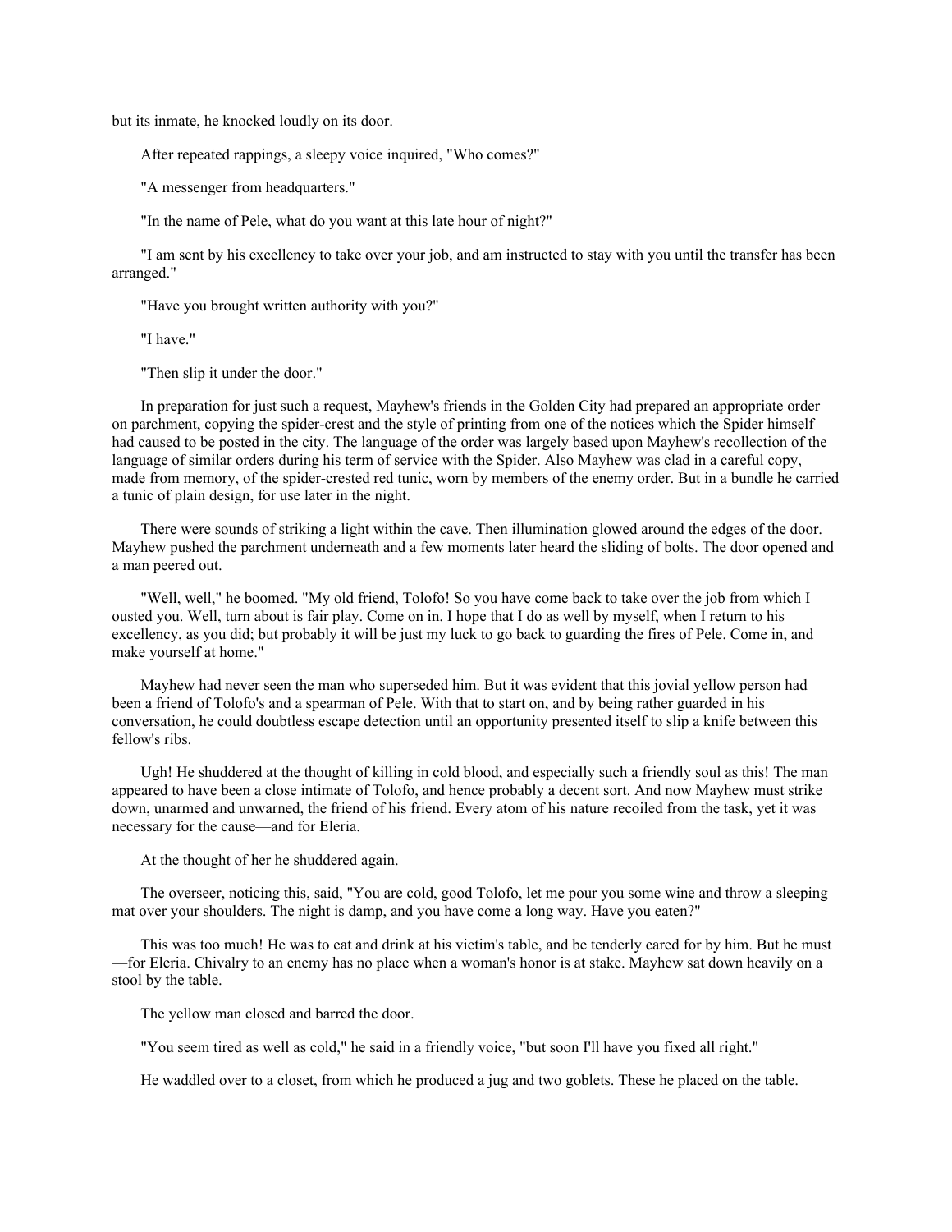but its inmate, he knocked loudly on its door.

After repeated rappings, a sleepy voice inquired, "Who comes?"

"A messenger from headquarters."

"In the name of Pele, what do you want at this late hour of night?"

"I am sent by his excellency to take over your job, and am instructed to stay with you until the transfer has been arranged."

"Have you brought written authority with you?"

"I have."

"Then slip it under the door."

In preparation for just such a request, Mayhew's friends in the Golden City had prepared an appropriate order on parchment, copying the spider-crest and the style of printing from one of the notices which the Spider himself had caused to be posted in the city. The language of the order was largely based upon Mayhew's recollection of the language of similar orders during his term of service with the Spider. Also Mayhew was clad in a careful copy, made from memory, of the spider-crested red tunic, worn by members of the enemy order. But in a bundle he carried a tunic of plain design, for use later in the night.

There were sounds of striking a light within the cave. Then illumination glowed around the edges of the door. Mayhew pushed the parchment underneath and a few moments later heard the sliding of bolts. The door opened and a man peered out.

"Well, well," he boomed. "My old friend, Tolofo! So you have come back to take over the job from which I ousted you. Well, turn about is fair play. Come on in. I hope that I do as well by myself, when I return to his excellency, as you did; but probably it will be just my luck to go back to guarding the fires of Pele. Come in, and make yourself at home."

Mayhew had never seen the man who superseded him. But it was evident that this jovial yellow person had been a friend of Tolofo's and a spearman of Pele. With that to start on, and by being rather guarded in his conversation, he could doubtless escape detection until an opportunity presented itself to slip a knife between this fellow's ribs.

Ugh! He shuddered at the thought of killing in cold blood, and especially such a friendly soul as this! The man appeared to have been a close intimate of Tolofo, and hence probably a decent sort. And now Mayhew must strike down, unarmed and unwarned, the friend of his friend. Every atom of his nature recoiled from the task, yet it was necessary for the cause—and for Eleria.

At the thought of her he shuddered again.

The overseer, noticing this, said, "You are cold, good Tolofo, let me pour you some wine and throw a sleeping mat over your shoulders. The night is damp, and you have come a long way. Have you eaten?"

This was too much! He was to eat and drink at his victim's table, and be tenderly cared for by him. But he must—for Eleria. Chivalry to an enemy has no place when a woman's honor is at stake. Mayhew sat down heavily on a stool by the table.

The yellow man closed and barred the door.

"You seem tired as well as cold," he said in a friendly voice, "but soon I'll have you fixed all right."

He waddled over to a closet, from which he produced a jug and two goblets. These he placed on the table.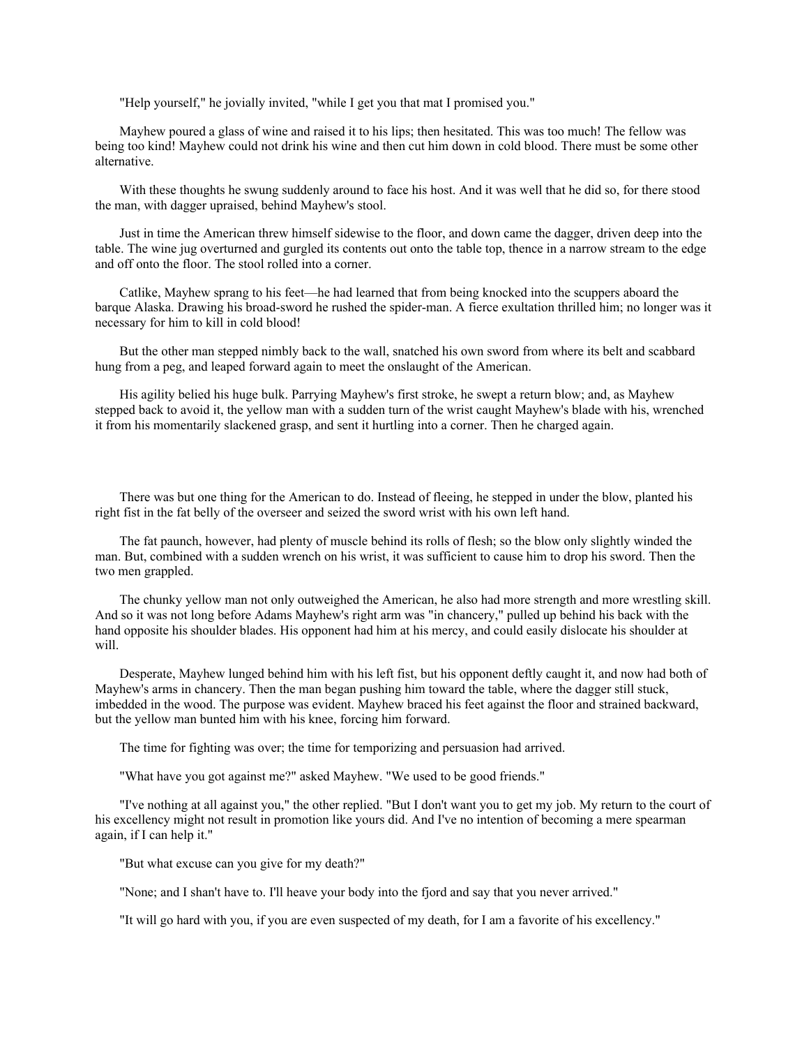"Help yourself," he jovially invited, "while I get you that mat I promised you."

Mayhew poured a glass of wine and raised it to his lips; then hesitated. This was too much! The fellow was being too kind! Mayhew could not drink his wine and then cut him down in cold blood. There must be some other alternative.

With these thoughts he swung suddenly around to face his host. And it was well that he did so, for there stood the man, with dagger upraised, behind Mayhew's stool.

Just in time the American threw himself sidewise to the floor, and down came the dagger, driven deep into the table. The wine jug overturned and gurgled its contents out onto the table top, thence in a narrow stream to the edge and off onto the floor. The stool rolled into a corner.

Catlike, Mayhew sprang to his feet—he had learned that from being knocked into the scuppers aboard the barque Alaska. Drawing his broad-sword he rushed the spider-man. A fierce exultation thrilled him; no longer was it necessary for him to kill in cold blood!

But the other man stepped nimbly back to the wall, snatched his own sword from where its belt and scabbard hung from a peg, and leaped forward again to meet the onslaught of the American.

His agility belied his huge bulk. Parrying Mayhew's first stroke, he swept a return blow; and, as Mayhew stepped back to avoid it, the yellow man with a sudden turn of the wrist caught Mayhew's blade with his, wrenched it from his momentarily slackened grasp, and sent it hurtling into a corner. Then he charged again.

There was but one thing for the American to do. Instead of fleeing, he stepped in under the blow, planted his right fist in the fat belly of the overseer and seized the sword wrist with his own left hand.

The fat paunch, however, had plenty of muscle behind its rolls of flesh; so the blow only slightly winded the man. But, combined with a sudden wrench on his wrist, it was sufficient to cause him to drop his sword. Then the two men grappled.

The chunky yellow man not only outweighed the American, he also had more strength and more wrestling skill. And so it was not long before Adams Mayhew's right arm was "in chancery," pulled up behind his back with the hand opposite his shoulder blades. His opponent had him at his mercy, and could easily dislocate his shoulder at will.

Desperate, Mayhew lunged behind him with his left fist, but his opponent deftly caught it, and now had both of Mayhew's arms in chancery. Then the man began pushing him toward the table, where the dagger still stuck, imbedded in the wood. The purpose was evident. Mayhew braced his feet against the floor and strained backward, but the yellow man bunted him with his knee, forcing him forward.

The time for fighting was over; the time for temporizing and persuasion had arrived.

"What have you got against me?" asked Mayhew. "We used to be good friends."

"I've nothing at all against you," the other replied. "But I don't want you to get my job. My return to the court of his excellency might not result in promotion like yours did. And I've no intention of becoming a mere spearman again, if I can help it."

"But what excuse can you give for my death?"

"None; and I shan't have to. I'll heave your body into the fjord and say that you never arrived."

"It will go hard with you, if you are even suspected of my death, for I am a favorite of his excellency."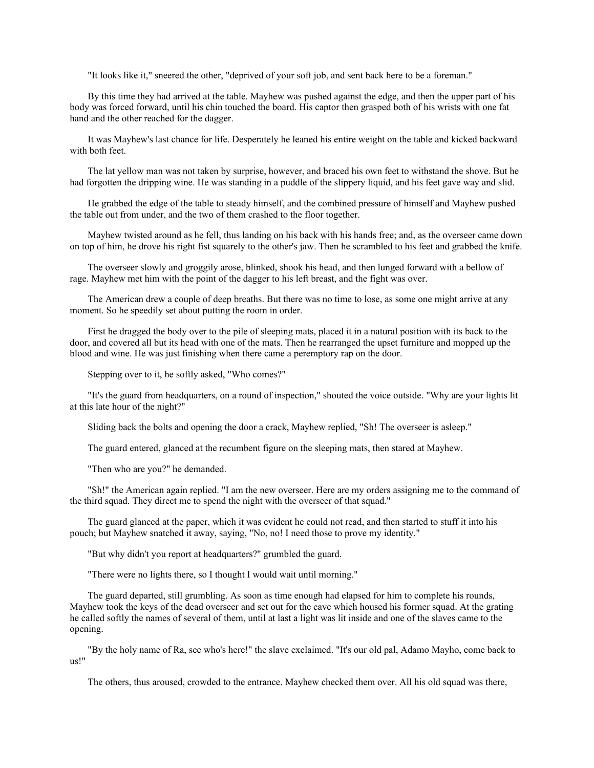"It looks like it," sneered the other, "deprived of your soft job, and sent back here to be a foreman."

By this time they had arrived at the table. Mayhew was pushed against the edge, and then the upper part of his body was forced forward, until his chin touched the board. His captor then grasped both of his wrists with one fat hand and the other reached for the dagger.

It was Mayhew's last chance for life. Desperately he leaned his entire weight on the table and kicked backward with both feet.

The lat yellow man was not taken by surprise, however, and braced his own feet to withstand the shove. But he had forgotten the dripping wine. He was standing in a puddle of the slippery liquid, and his feet gave way and slid.

He grabbed the edge of the table to steady himself, and the combined pressure of himself and Mayhew pushed the table out from under, and the two of them crashed to the floor together.

Mayhew twisted around as he fell, thus landing on his back with his hands free; and, as the overseer came down on top of him, he drove his right fist squarely to the other's jaw. Then he scrambled to his feet and grabbed the knife.

The overseer slowly and groggily arose, blinked, shook his head, and then lunged forward with a bellow of rage. Mayhew met him with the point of the dagger to his left breast, and the fight was over.

The American drew a couple of deep breaths. But there was no time to lose, as some one might arrive at any moment. So he speedily set about putting the room in order.

First he dragged the body over to the pile of sleeping mats, placed it in a natural position with its back to the door, and covered all but its head with one of the mats. Then he rearranged the upset furniture and mopped up the blood and wine. He was just finishing when there came a peremptory rap on the door.

Stepping over to it, he softly asked, "Who comes?"

"It's the guard from headquarters, on a round of inspection," shouted the voice outside. "Why are your lights lit at this late hour of the night?"

Sliding back the bolts and opening the door a crack, Mayhew replied, "Sh! The overseer is asleep."

The guard entered, glanced at the recumbent figure on the sleeping mats, then stared at Mayhew.

"Then who are you?" he demanded.

"Sh!" the American again replied. "I am the new overseer. Here are my orders assigning me to the command of the third squad. They direct me to spend the night with the overseer of that squad."

The guard glanced at the paper, which it was evident he could not read, and then started to stuff it into his pouch; but Mayhew snatched it away, saying, "No, no! I need those to prove my identity."

"But why didn't you report at headquarters?" grumbled the guard.

"There were no lights there, so I thought I would wait until morning."

The guard departed, still grumbling. As soon as time enough had elapsed for him to complete his rounds, Mayhew took the keys of the dead overseer and set out for the cave which housed his former squad. At the grating he called softly the names of several of them, until at last a light was lit inside and one of the slaves came to the opening.

"By the holy name of Ra, see who's here!" the slave exclaimed. "It's our old pal, Adamo Mayho, come back to us!"

The others, thus aroused, crowded to the entrance. Mayhew checked them over. All his old squad was there,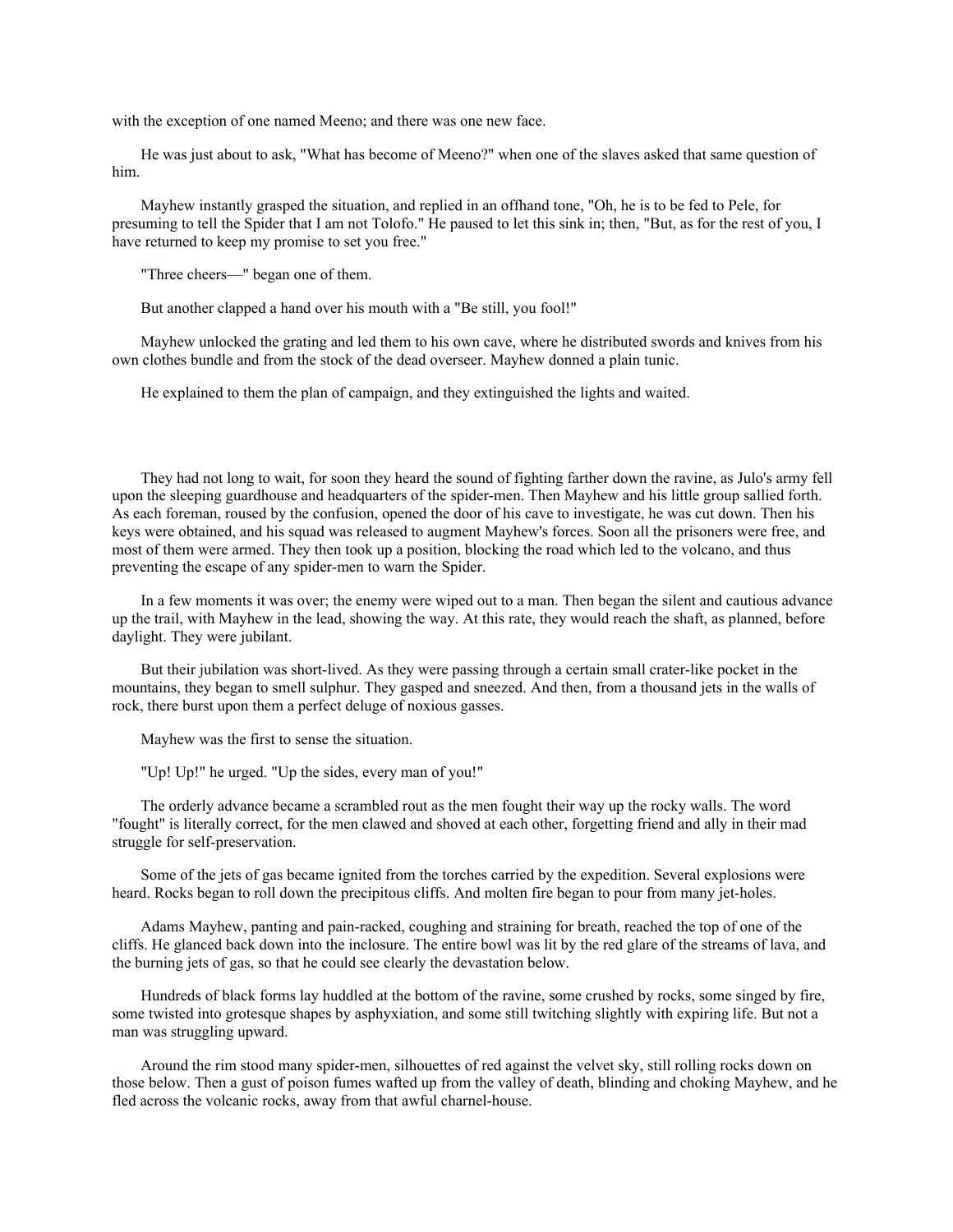with the exception of one named Meeno; and there was one new face.

He was just about to ask, "What has become of Meeno?" when one of the slaves asked that same question of him.

Mayhew instantly grasped the situation, and replied in an offhand tone, "Oh, he is to be fed to Pele, for presuming to tell the Spider that I am not Tolofo." He paused to let this sink in; then, "But, as for the rest of you, I have returned to keep my promise to set you free."

"Three cheers—" began one of them.

But another clapped a hand over his mouth with a "Be still, you fool!"

Mayhew unlocked the grating and led them to his own cave, where he distributed swords and knives from his own clothes bundle and from the stock of the dead overseer. Mayhew donned a plain tunic.

He explained to them the plan of campaign, and they extinguished the lights and waited.

They had not long to wait, for soon they heard the sound of fighting farther down the ravine, as Julo's army fell upon the sleeping guardhouse and headquarters of the spider-men. Then Mayhew and his little group sallied forth. As each foreman, roused by the confusion, opened the door of his cave to investigate, he was cut down. Then his keys were obtained, and his squad was released to augment Mayhew's forces. Soon all the prisoners were free, and most of them were armed. They then took up a position, blocking the road which led to the volcano, and thus preventing the escape of any spider-men to warn the Spider.

In a few moments it was over; the enemy were wiped out to a man. Then began the silent and cautious advance up the trail, with Mayhew in the lead, showing the way. At this rate, they would reach the shaft, as planned, before daylight. They were jubilant.

But their jubilation was short-lived. As they were passing through a certain small crater-like pocket in the mountains, they began to smell sulphur. They gasped and sneezed. And then, from a thousand jets in the walls of rock, there burst upon them a perfect deluge of noxious gasses.

Mayhew was the first to sense the situation.

"Up! Up!" he urged. "Up the sides, every man of you!"

The orderly advance became a scrambled rout as the men fought their way up the rocky walls. The word "fought" is literally correct, for the men clawed and shoved at each other, forgetting friend and ally in their mad struggle for self-preservation.

Some of the jets of gas became ignited from the torches carried by the expedition. Several explosions were heard. Rocks began to roll down the precipitous cliffs. And molten fire began to pour from many jet-holes.

Adams Mayhew, panting and pain-racked, coughing and straining for breath, reached the top of one of the cliffs. He glanced back down into the inclosure. The entire bowl was lit by the red glare of the streams of lava, and the burning jets of gas, so that he could see clearly the devastation below.

Hundreds of black forms lay huddled at the bottom of the ravine, some crushed by rocks, some singed by fire, some twisted into grotesque shapes by asphyxiation, and some still twitching slightly with expiring life. But not a man was struggling upward.

Around the rim stood many spider-men, silhouettes of red against the velvet sky, still rolling rocks down on those below. Then a gust of poison fumes wafted up from the valley of death, blinding and choking Mayhew, and he fled across the volcanic rocks, away from that awful charnel-house.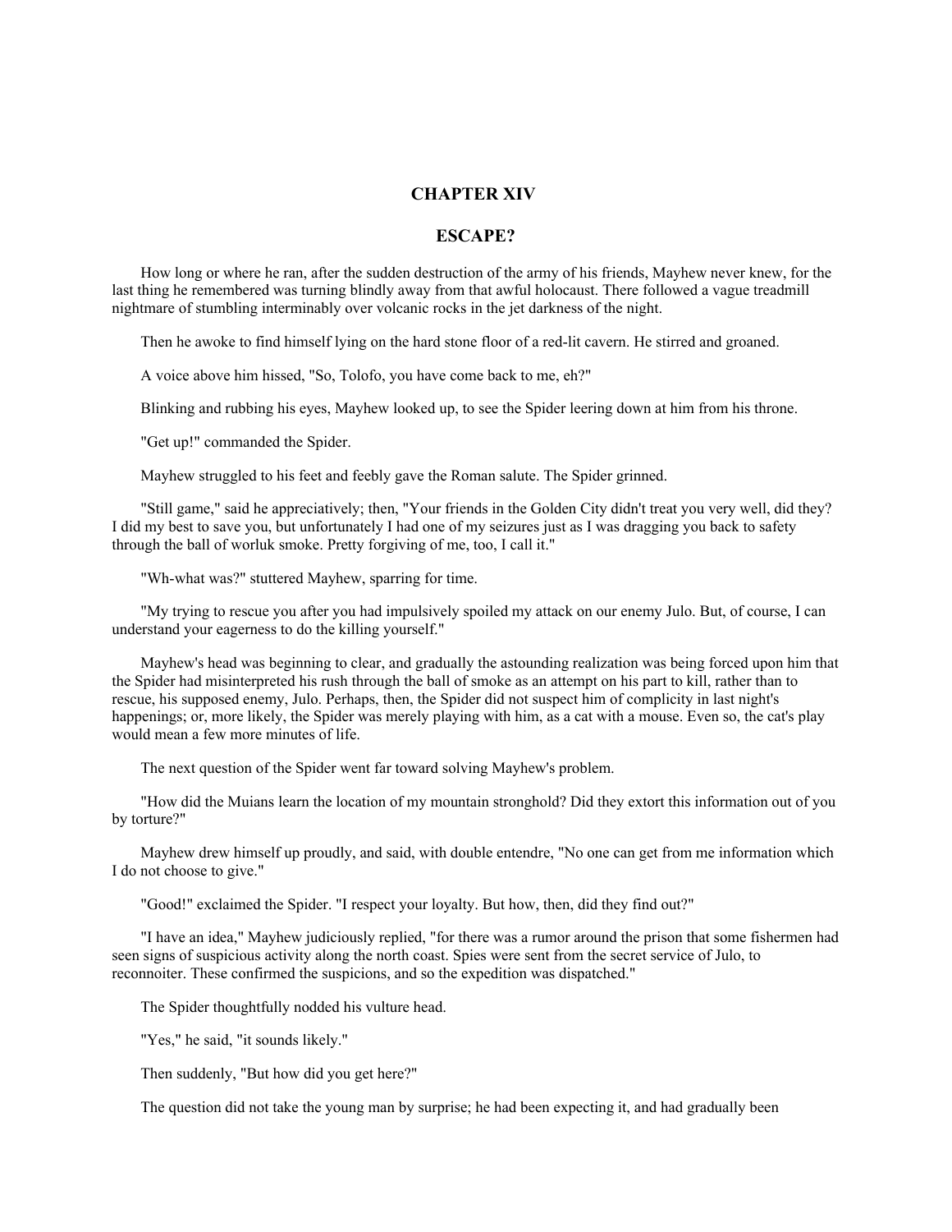## CHAPTER XIV

## ESCAPE?

How long or where he ran, after the sudden destruction of the army of his friends, Mayhew never knew, for the last thing he remembered was turning blindly away from that awful holocaust. There followed a vague treadmill nightmare of stumbling interminably over volcanic rocks in the jet darkness of the night.

Then he awoke to find himself lying on the hard stone floor of a red-lit cavern. He stirred and groaned.

A voice above him hissed, "So, Tolofo, you have come back to me, eh?"

Blinking and rubbing his eyes, Mayhew looked up, to see the Spider leering down at him from his throne.

"Get up!" commanded the Spider.

Mayhew struggled to his feet and feebly gave the Roman salute. The Spider grinned.

"Still game," said he appreciatively; then, "Your friends in the Golden City didn't treat you very well, did they? I did my best to save you, but unfortunately I had one of my seizures just as I was dragging you back to safety through the ball of worluk smoke. Pretty forgiving of me, too, I call it."

"Wh-what was?" stuttered Mayhew, sparring for time.

"My trying to rescue you after you had impulsively spoiled my attack on our enemy Julo. But, of course, I can understand your eagerness to do the killing yourself."

Mayhew's head was beginning to clear, and gradually the astounding realization was being forced upon him that the Spider had misinterpreted his rush through the ball of smoke as an attempt on his part to kill, rather than to rescue, his supposed enemy, Julo. Perhaps, then, the Spider did not suspect him of complicity in last night's happenings; or, more likely, the Spider was merely playing with him, as a cat with a mouse. Even so, the cat's play would mean a few more minutes of life.

The next question of the Spider went far toward solving Mayhew's problem.

"How did the Muians learn the location of my mountain stronghold? Did they extort this information out of you by torture?"

Mayhew drew himself up proudly, and said, with double entendre, "No one can get from me information which I do not choose to give."

"Good!" exclaimed the Spider. "I respect your loyalty. But how, then, did they find out?"

"I have an idea," Mayhew judiciously replied, "for there was a rumor around the prison that some fishermen had seen signs of suspicious activity along the north coast. Spies were sent from the secret service of Julo, to reconnoiter. These confirmed the suspicions, and so the expedition was dispatched."

The Spider thoughtfully nodded his vulture head.

"Yes," he said, "it sounds likely."

Then suddenly, "But how did you get here?"

The question did not take the young man by surprise; he had been expecting it, and had gradually been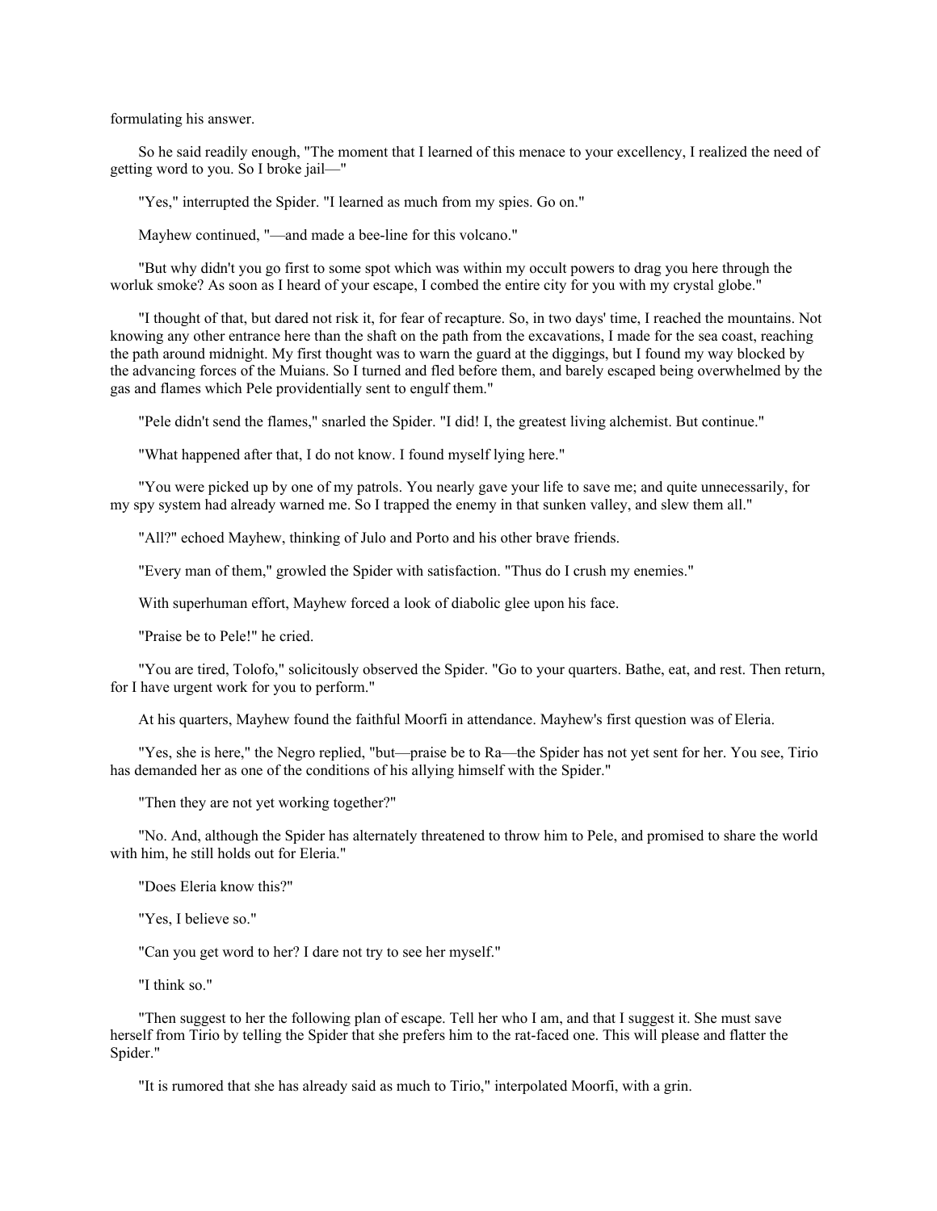formulating his answer.

So he said readily enough, "The moment that I learned of this menace to your excellency, I realized the need of getting word to you. So I broke jail—"

"Yes," interrupted the Spider. "I learned as much from my spies. Go on."

Mayhew continued, "—and made a bee-line for this volcano."

"But why didn't you go first to some spot which was within my occult powers to drag you here through the worluk smoke? As soon as I heard of your escape, I combed the entire city for you with my crystal globe."

"I thought of that, but dared not risk it, for fear of recapture. So, in two days' time, I reached the mountains. Not knowing any other entrance here than the shaft on the path from the excavations, I made for the sea coast, reaching the path around midnight. My first thought was to warn the guard at the diggings, but I found my way blocked by the advancing forces of the Muians. So I turned and fled before them, and barely escaped being overwhelmed by the gas and flames which Pele providentially sent to engulf them."

"Pele didn't send the flames," snarled the Spider. "I did! I, the greatest living alchemist. But continue."

"What happened after that, I do not know. I found myself lying here."

"You were picked up by one of my patrols. You nearly gave your life to save me; and quite unnecessarily, for my spy system had already warned me. So I trapped the enemy in that sunken valley, and slew them all."

"All?" echoed Mayhew, thinking of Julo and Porto and his other brave friends.

"Every man of them," growled the Spider with satisfaction. "Thus do I crush my enemies."

With superhuman effort, Mayhew forced a look of diabolic glee upon his face.

"Praise be to Pele!" he cried.

"You are tired, Tolofo," solicitously observed the Spider. "Go to your quarters. Bathe, eat, and rest. Then return, for I have urgent work for you to perform."

At his quarters, Mayhew found the faithful Moorfi in attendance. Mayhew's first question was of Eleria.

"Yes, she is here," the Negro replied, "but—praise be to Ra—the Spider has not yet sent for her. You see, Tirio has demanded her as one of the conditions of his allying himself with the Spider."

"Then they are not yet working together?"

"No. And, although the Spider has alternately threatened to throw him to Pele, and promised to share the world with him, he still holds out for Eleria."

"Does Eleria know this?"

"Yes, I believe so."

"Can you get word to her? I dare not try to see her myself."

"I think so."

"Then suggest to her the following plan of escape. Tell her who I am, and that I suggest it. She must save herself from Tirio by telling the Spider that she prefers him to the rat-faced one. This will please and flatter the Spider."

"It is rumored that she has already said as much to Tirio," interpolated Moorfi, with a grin.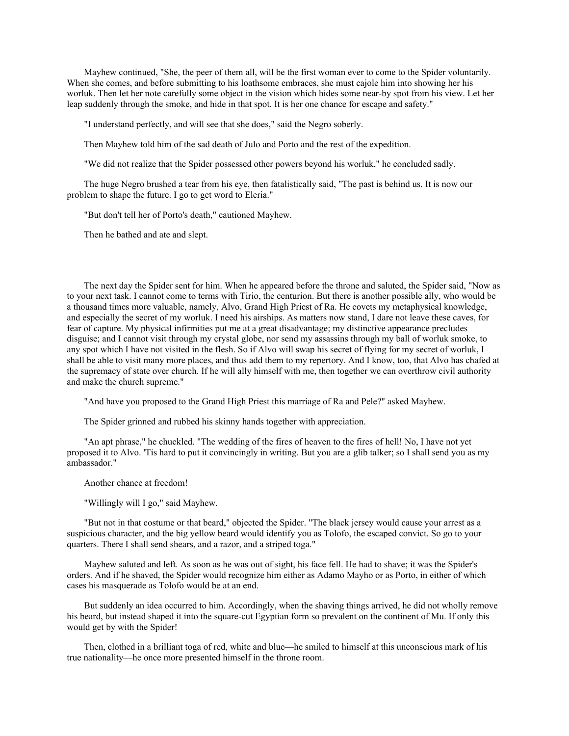Mayhew continued, "She, the peer of them all, will be the first woman ever to come to the Spider voluntarily. When she comes, and before submitting to his loathsome embraces, she must cajole him into showing her his worluk. Then let her note carefully some object in the vision which hides some near-by spot from his view. Let her leap suddenly through the smoke, and hide in that spot. It is her one chance for escape and safety."

"I understand perfectly, and will see that she does," said the Negro soberly.

Then Mayhew told him of the sad death of Julo and Porto and the rest of the expedition.

"We did not realize that the Spider possessed other powers beyond his worluk," he concluded sadly.

The huge Negro brushed a tear from his eye, then fatalistically said, "The past is behind us. It is now our problem to shape the future. I go to get word to Eleria."

"But don't tell her of Porto's death," cautioned Mayhew.

Then he bathed and ate and slept.

The next day the Spider sent for him. When he appeared before the throne and saluted, the Spider said, "Now as to your next task. I cannot come to terms with Tirio, the centurion. But there is another possible ally, who would be a thousand times more valuable, namely, Alvo, Grand High Priest of Ra. He covets my metaphysical knowledge, and especially the secret of my worluk. I need his airships. As matters now stand, I dare not leave these caves, for fear of capture. My physical infirmities put me at a great disadvantage; my distinctive appearance precludes disguise; and I cannot visit through my crystal globe, nor send my assassins through my ball of worluk smoke, to any spot which I have not visited in the flesh. So if Alvo will swap his secret of flying for my secret of worluk, I shall be able to visit many more places, and thus add them to my repertory. And I know, too, that Alvo has chafed at the supremacy of state over church. If he will ally himself with me, then together we can overthrow civil authority and make the church supreme."

"And have you proposed to the Grand High Priest this marriage of Ra and Pele?" asked Mayhew.

The Spider grinned and rubbed his skinny hands together with appreciation.

"An apt phrase," he chuckled. "The wedding of the fires of heaven to the fires of hell! No, I have not yet proposed it to Alvo. 'Tis hard to put it convincingly in writing. But you are a glib talker; so I shall send you as my ambassador."

Another chance at freedom!

"Willingly will I go," said Mayhew.

"But not in that costume or that beard," objected the Spider. "The black jersey would cause your arrest as a suspicious character, and the big yellow beard would identify you as Tolofo, the escaped convict. So go to your quarters. There I shall send shears, and a razor, and a striped toga."

Mayhew saluted and left. As soon as he was out of sight, his face fell. He had to shave; it was the Spider's orders. And if he shaved, the Spider would recognize him either as Adamo Mayho or as Porto, in either of which cases his masquerade as Tolofo would be at an end.

But suddenly an idea occurred to him. Accordingly, when the shaving things arrived, he did not wholly remove his beard, but instead shaped it into the square-cut Egyptian form so prevalent on the continent of Mu. If only this would get by with the Spider!

Then, clothed in a brilliant toga of red, white and blue—he smiled to himself at this unconscious mark of his true nationality—he once more presented himself in the throne room.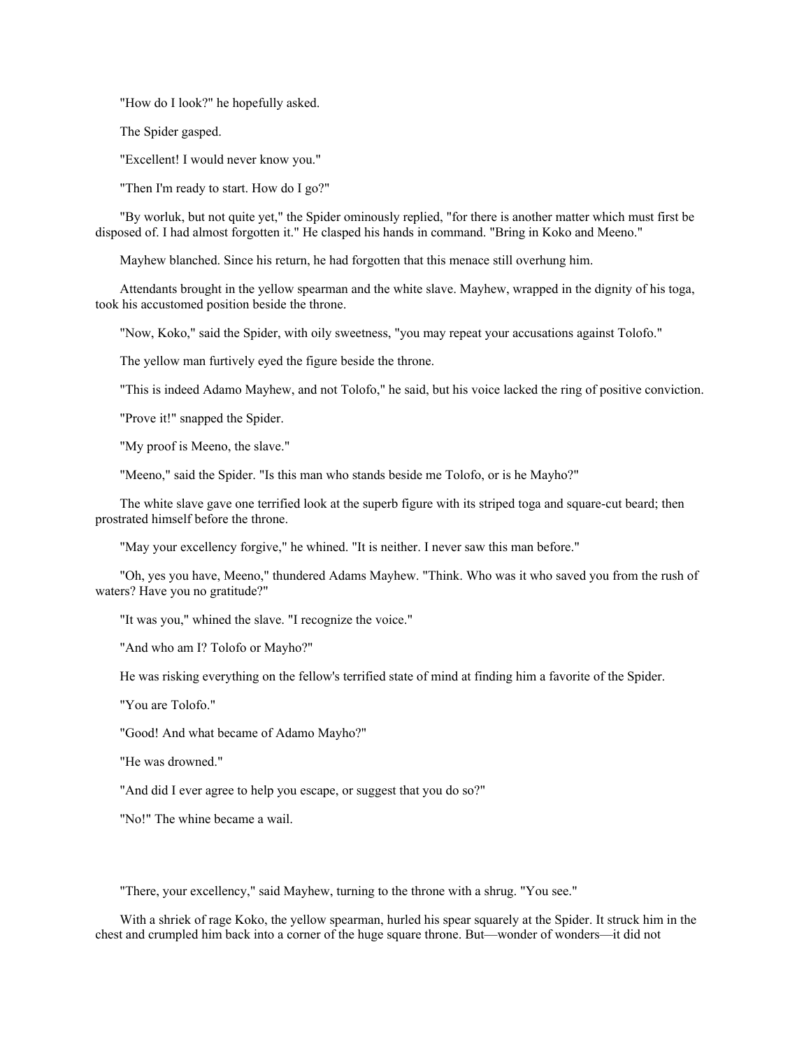"How do I look?" he hopefully asked.

The Spider gasped.

"Excellent! I would never know you."

"Then I'm ready to start. How do I go?"

"By worluk, but not quite yet," the Spider ominously replied, "for there is another matter which must first be disposed of. I had almost forgotten it." He clasped his hands in command. "Bring in Koko and Meeno."

Mayhew blanched. Since his return, he had forgotten that this menace still overhung him.

Attendants brought in the yellow spearman and the white slave. Mayhew, wrapped in the dignity of his toga, took his accustomed position beside the throne.

"Now, Koko," said the Spider, with oily sweetness, "you may repeat your accusations against Tolofo."

The yellow man furtively eyed the figure beside the throne.

"This is indeed Adamo Mayhew, and not Tolofo," he said, but his voice lacked the ring of positive conviction.

"Prove it!" snapped the Spider.

"My proof is Meeno, the slave."

"Meeno," said the Spider. "Is this man who stands beside me Tolofo, or is he Mayho?"

The white slave gave one terrified look at the superb figure with its striped toga and square-cut beard; then prostrated himself before the throne.

"May your excellency forgive," he whined. "It is neither. I never saw this man before."

"Oh, yes you have, Meeno," thundered Adams Mayhew. "Think. Who was it who saved you from the rush of waters? Have you no gratitude?"

"It was you," whined the slave. "I recognize the voice."

"And who am I? Tolofo or Mayho?"

He was risking everything on the fellow's terrified state of mind at finding him a favorite of the Spider.

"You are Tolofo."

"Good! And what became of Adamo Mayho?"

"He was drowned."

"And did I ever agree to help you escape, or suggest that you do so?"

"No!" The whine became a wail.

"There, your excellency," said Mayhew, turning to the throne with a shrug. "You see."

With a shriek of rage Koko, the yellow spearman, hurled his spear squarely at the Spider. It struck him in the chest and crumpled him back into a corner of the huge square throne. But—wonder of wonders—it did not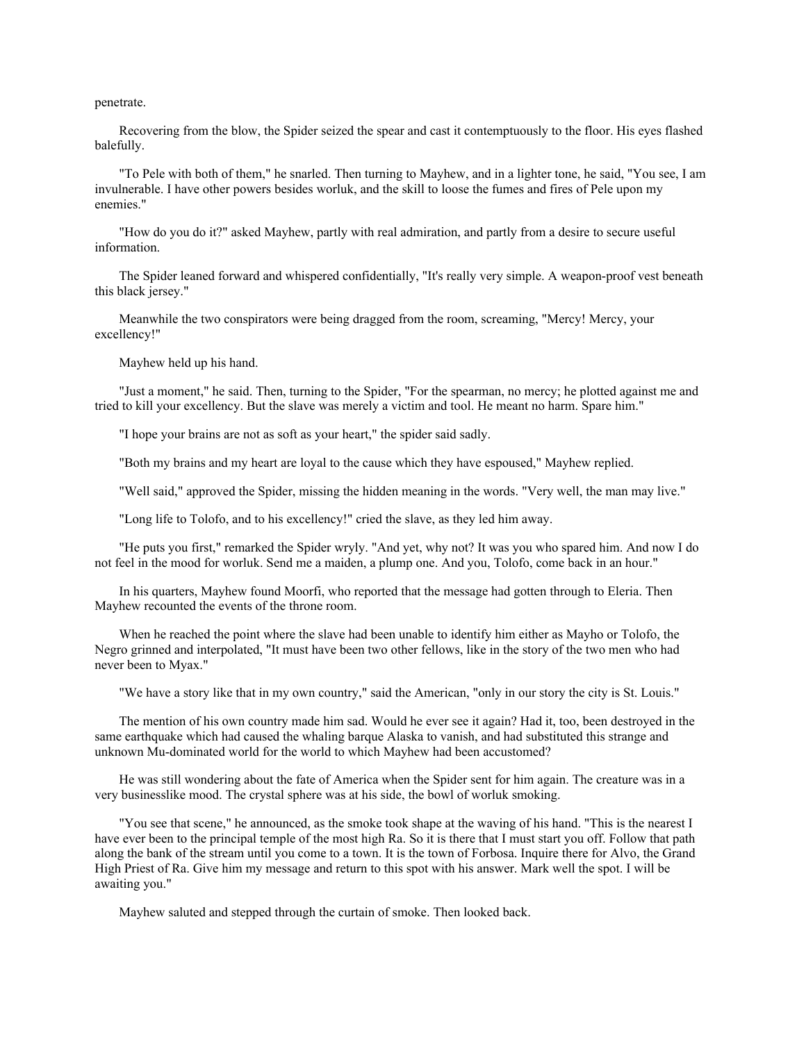penetrate.

Recovering from the blow, the Spider seized the spear and cast it contemptuously to the floor. His eyes flashed balefully.

"To Pele with both of them," he snarled. Then turning to Mayhew, and in a lighter tone, he said, "You see, I am invulnerable. I have other powers besides worluk, and the skill to loose the fumes and fires of Pele upon my enemies."

"How do you do it?" asked Mayhew, partly with real admiration, and partly from a desire to secure useful information.

The Spider leaned forward and whispered confidentially, "It's really very simple. A weapon-proof vest beneath this black jersey."

Meanwhile the two conspirators were being dragged from the room, screaming, "Mercy! Mercy, your excellency!"

Mayhew held up his hand.

"Just a moment," he said. Then, turning to the Spider, "For the spearman, no mercy; he plotted against me and tried to kill your excellency. But the slave was merely a victim and tool. He meant no harm. Spare him."

"I hope your brains are not as soft as your heart," the spider said sadly.

"Both my brains and my heart are loyal to the cause which they have espoused," Mayhew replied.

"Well said," approved the Spider, missing the hidden meaning in the words. "Very well, the man may live."

"Long life to Tolofo, and to his excellency!" cried the slave, as they led him away.

"He puts you first," remarked the Spider wryly. "And yet, why not? It was you who spared him. And now I do not feel in the mood for worluk. Send me a maiden, a plump one. And you, Tolofo, come back in an hour."

In his quarters, Mayhew found Moorfi, who reported that the message had gotten through to Eleria. Then Mayhew recounted the events of the throne room.

When he reached the point where the slave had been unable to identify him either as Mayho or Tolofo, the Negro grinned and interpolated, "It must have been two other fellows, like in the story of the two men who had never been to Myax."

"We have a story like that in my own country," said the American, "only in our story the city is St. Louis."

The mention of his own country made him sad. Would he ever see it again? Had it, too, been destroyed in the same earthquake which had caused the whaling barque Alaska to vanish, and had substituted this strange and unknown Mu-dominated world for the world to which Mayhew had been accustomed?

He was still wondering about the fate of America when the Spider sent for him again. The creature was in a very businesslike mood. The crystal sphere was at his side, the bowl of worluk smoking.

"You see that scene," he announced, as the smoke took shape at the waving of his hand. "This is the nearest I have ever been to the principal temple of the most high Ra. So it is there that I must start you off. Follow that path along the bank of the stream until you come to a town. It is the town of Forbosa. Inquire there for Alvo, the Grand High Priest of Ra. Give him my message and return to this spot with his answer. Mark well the spot. I will be awaiting you."

Mayhew saluted and stepped through the curtain of smoke. Then looked back.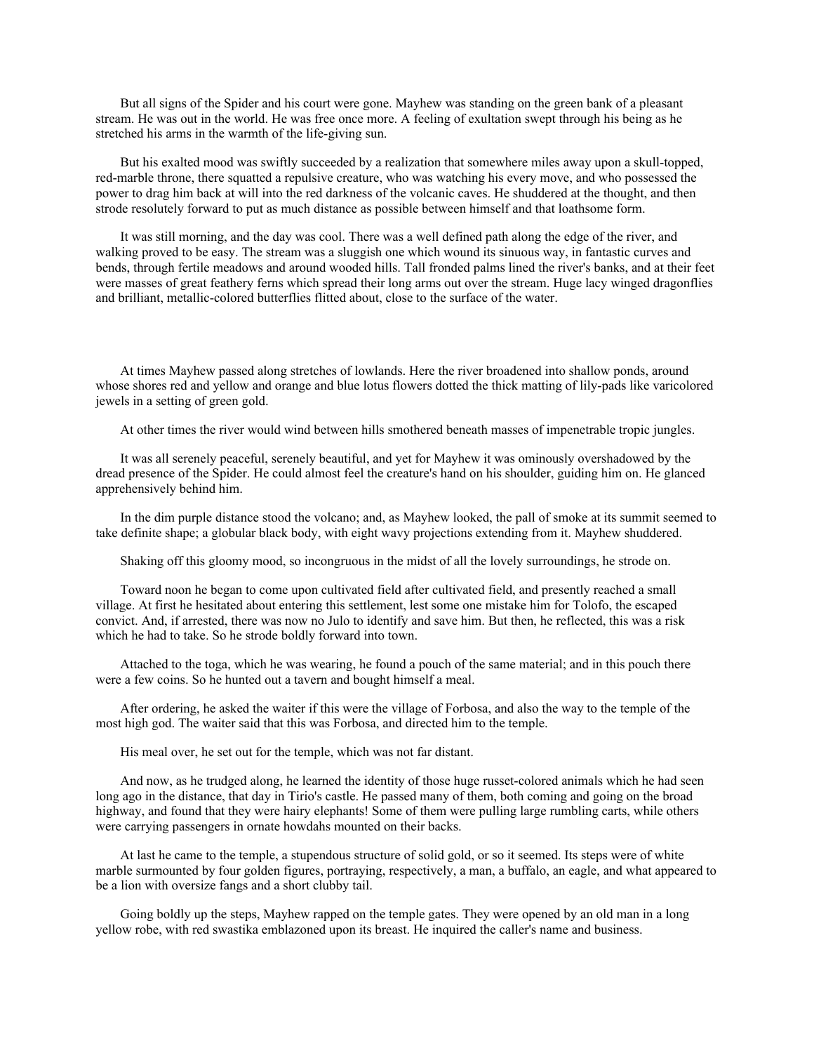But all signs of the Spider and his court were gone. Mayhew was standing on the green bank of a pleasant stream. He was out in the world. He was free once more. A feeling of exultation swept through his being as he stretched his arms in the warmth of the life-giving sun.

But his exalted mood was swiftly succeeded by a realization that somewhere miles away upon a skull-topped, red-marble throne, there squatted a repulsive creature, who was watching his every move, and who possessed the power to drag him back at will into the red darkness of the volcanic caves. He shuddered at the thought, and then strode resolutely forward to put as much distance as possible between himself and that loathsome form.

It was still morning, and the day was cool. There was a well defined path along the edge of the river, and walking proved to be easy. The stream was a sluggish one which wound its sinuous way, in fantastic curves and bends, through fertile meadows and around wooded hills. Tall fronded palms lined the river's banks, and at their feet were masses of great feathery ferns which spread their long arms out over the stream. Huge lacy winged dragonflies and brilliant, metallic-colored butterflies flitted about, close to the surface of the water.

At times Mayhew passed along stretches of lowlands. Here the river broadened into shallow ponds, around whose shores red and yellow and orange and blue lotus flowers dotted the thick matting of lily-pads like varicolored jewels in a setting of green gold.

At other times the river would wind between hills smothered beneath masses of impenetrable tropic jungles.

It was all serenely peaceful, serenely beautiful, and yet for Mayhew it was ominously overshadowed by the dread presence of the Spider. He could almost feel the creature's hand on his shoulder, guiding him on. He glanced apprehensively behind him.

In the dim purple distance stood the volcano; and, as Mayhew looked, the pall of smoke at its summit seemed to take definite shape; a globular black body, with eight wavy projections extending from it. Mayhew shuddered.

Shaking off this gloomy mood, so incongruous in the midst of all the lovely surroundings, he strode on.

Toward noon he began to come upon cultivated field after cultivated field, and presently reached a small village. At first he hesitated about entering this settlement, lest some one mistake him for Tolofo, the escaped convict. And, if arrested, there was now no Julo to identify and save him. But then, he reflected, this was a risk which he had to take. So he strode boldly forward into town.

Attached to the toga, which he was wearing, he found a pouch of the same material; and in this pouch there were a few coins. So he hunted out a tavern and bought himself a meal.

After ordering, he asked the waiter if this were the village of Forbosa, and also the way to the temple of the most high god. The waiter said that this was Forbosa, and directed him to the temple.

His meal over, he set out for the temple, which was not far distant.

And now, as he trudged along, he learned the identity of those huge russet-colored animals which he had seen long ago in the distance, that day in Tirio's castle. He passed many of them, both coming and going on the broad highway, and found that they were hairy elephants! Some of them were pulling large rumbling carts, while others were carrying passengers in ornate howdahs mounted on their backs.

At last he came to the temple, a stupendous structure of solid gold, or so it seemed. Its steps were of white marble surmounted by four golden figures, portraying, respectively, a man, a buffalo, an eagle, and what appeared to be a lion with oversize fangs and a short clubby tail.

Going boldly up the steps, Mayhew rapped on the temple gates. They were opened by an old man in a long yellow robe, with red swastika emblazoned upon its breast. He inquired the caller's name and business.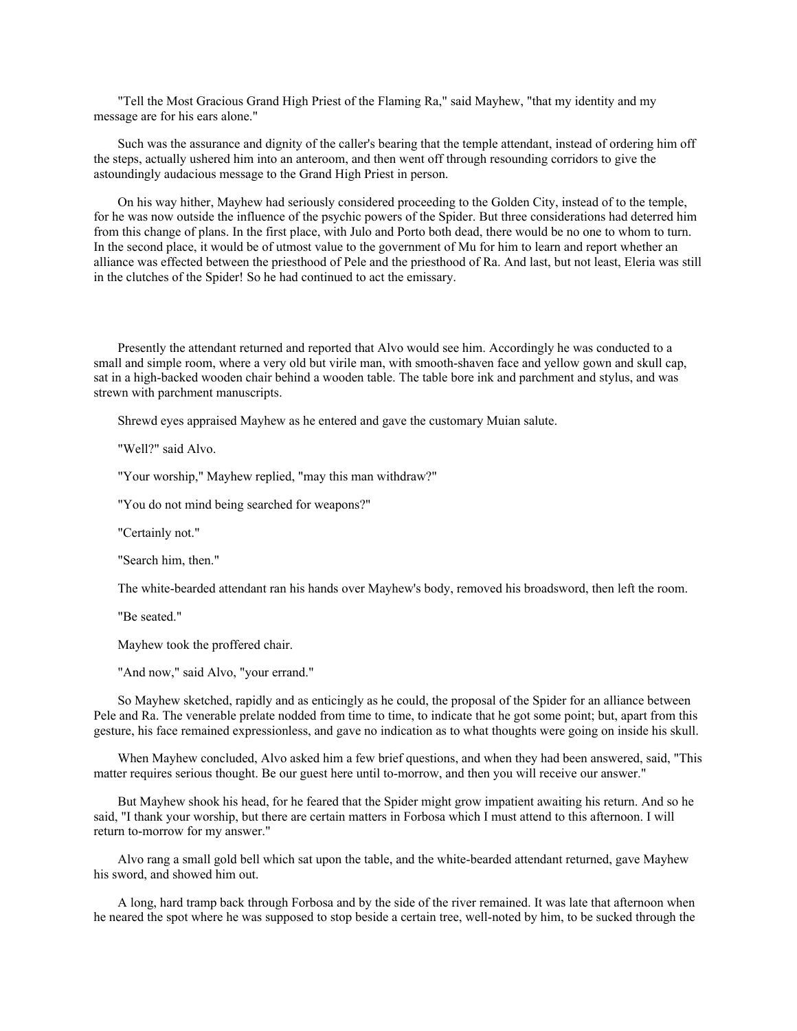"Tell the Most Gracious Grand High Priest of the Flaming Ra," said Mayhew, "that my identity and my message are for his ears alone."

Such was the assurance and dignity of the caller's bearing that the temple attendant, instead of ordering him off the steps, actually ushered him into an anteroom, and then went off through resounding corridors to give the astoundingly audacious message to the Grand High Priest in person.

On his way hither, Mayhew had seriously considered proceeding to the Golden City, instead of to the temple, for he was now outside the influence of the psychic powers of the Spider. But three considerations had deterred him from this change of plans. In the first place, with Julo and Porto both dead, there would be no one to whom to turn. In the second place, it would be of utmost value to the government of Mu for him to learn and report whether an alliance was effected between the priesthood of Pele and the priesthood of Ra. And last, but not least, Eleria was still in the clutches of the Spider! So he had continued to act the emissary.

Presently the attendant returned and reported that Alvo would see him. Accordingly he was conducted to a small and simple room, where a very old but virile man, with smooth-shaven face and yellow gown and skull cap, sat in a high-backed wooden chair behind a wooden table. The table bore ink and parchment and stylus, and was strewn with parchment manuscripts.

Shrewd eyes appraised Mayhew as he entered and gave the customary Muian salute.

"Well?" said Alvo.

"Your worship," Mayhew replied, "may this man withdraw?"

"You do not mind being searched for weapons?"

"Certainly not."

"Search him, then."

The white-bearded attendant ran his hands over Mayhew's body, removed his broadsword, then left the room.

"Be seated."

Mayhew took the proffered chair.

"And now," said Alvo, "your errand."

So Mayhew sketched, rapidly and as enticingly as he could, the proposal of the Spider for an alliance between Pele and Ra. The venerable prelate nodded from time to time, to indicate that he got some point; but, apart from this gesture, his face remained expressionless, and gave no indication as to what thoughts were going on inside his skull.

When Mayhew concluded, Alvo asked him a few brief questions, and when they had been answered, said, "This matter requires serious thought. Be our guest here until to-morrow, and then you will receive our answer."

But Mayhew shook his head, for he feared that the Spider might grow impatient awaiting his return. And so he said, "I thank your worship, but there are certain matters in Forbosa which I must attend to this afternoon. I will return to-morrow for my answer."

Alvo rang a small gold bell which sat upon the table, and the white-bearded attendant returned, gave Mayhew his sword, and showed him out.

A long, hard tramp back through Forbosa and by the side of the river remained. It was late that afternoon when he neared the spot where he was supposed to stop beside a certain tree, well-noted by him, to be sucked through the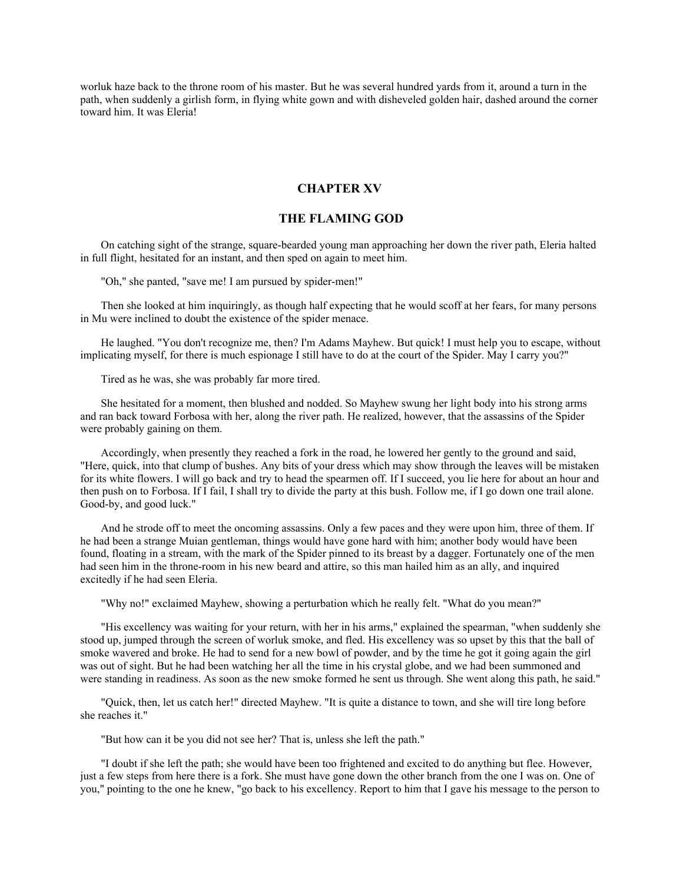worluk haze back to the throne room of his master. But he was several hundred yards from it, around a turn in the path, when suddenly a girlish form, in flying white gown and with disheveled golden hair, dashed around the corner toward him. It was Eleria!

## CHAPTER XV

## THE FLAMING GOD

On catching sight of the strange, square-bearded young man approaching her down the river path, Eleria halted in full flight, hesitated for an instant, and then sped on again to meet him.

"Oh," she panted, "save me! I am pursued by spider-men!"

Then she looked at him inquiringly, as though half expecting that he would scoff at her fears, for many persons in Mu were inclined to doubt the existence of the spider menace.

He laughed. "You don't recognize me, then? I'm Adams Mayhew. But quick! I must help you to escape, without implicating myself, for there is much espionage I still have to do at the court of the Spider. May I carry you?"

Tired as he was, she was probably far more tired.

She hesitated for a moment, then blushed and nodded. So Mayhew swung her light body into his strong arms and ran back toward Forbosa with her, along the river path. He realized, however, that the assassins of the Spider were probably gaining on them.

Accordingly, when presently they reached a fork in the road, he lowered her gently to the ground and said, "Here, quick, into that clump of bushes. Any bits of your dress which may show through the leaves will be mistaken for its white flowers. I will go back and try to head the spearmen off. If I succeed, you lie here for about an hour and then push on to Forbosa. If I fail, I shall try to divide the party at this bush. Follow me, if I go down one trail alone. Good-by, and good luck."

And he strode off to meet the oncoming assassins. Only a few paces and they were upon him, three of them. If he had been a strange Muian gentleman, things would have gone hard with him; another body would have been found, floating in a stream, with the mark of the Spider pinned to its breast by a dagger. Fortunately one of the men had seen him in the throne-room in his new beard and attire, so this man hailed him as an ally, and inquired excitedly if he had seen Eleria.

"Why no!" exclaimed Mayhew, showing a perturbation which he really felt. "What do you mean?"

"His excellency was waiting for your return, with her in his arms," explained the spearman, "when suddenly she stood up, jumped through the screen of worluk smoke, and fled. His excellency was so upset by this that the ball of smoke wavered and broke. He had to send for a new bowl of powder, and by the time he got it going again the girl was out of sight. But he had been watching her all the time in his crystal globe, and we had been summoned and were standing in readiness. As soon as the new smoke formed he sent us through. She went along this path, he said."

"Quick, then, let us catch her!" directed Mayhew. "It is quite a distance to town, and she will tire long before she reaches it."

"But how can it be you did not see her? That is, unless she left the path."

"I doubt if she left the path; she would have been too frightened and excited to do anything but flee. However, just a few steps from here there is a fork. She must have gone down the other branch from the one I was on. One of you," pointing to the one he knew, "go back to his excellency. Report to him that I gave his message to the person to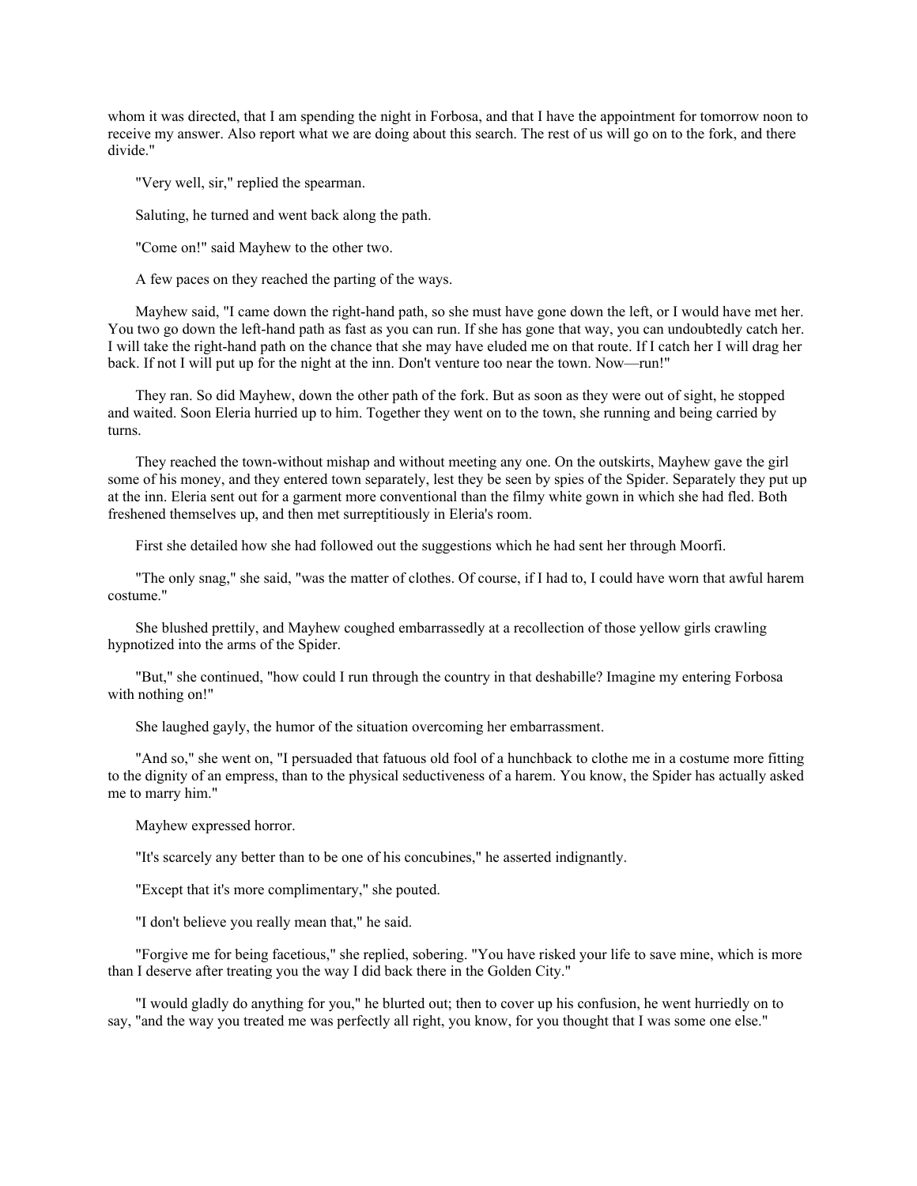whom it was directed, that I am spending the night in Forbosa, and that I have the appointment for tomorrow noon to receive my answer. Also report what we are doing about this search. The rest of us will go on to the fork, and there divide."

"Very well, sir," replied the spearman.

Saluting, he turned and went back along the path.

"Come on!" said Mayhew to the other two.

A few paces on they reached the parting of the ways.

Mayhew said, "I came down the right-hand path, so she must have gone down the left, or I would have met her. You two go down the left-hand path as fast as you can run. If she has gone that way, you can undoubtedly catch her. I will take the right-hand path on the chance that she may have eluded me on that route. If I catch her I will drag her back. If not I will put up for the night at the inn. Don't venture too near the town. Now—run!"

They ran. So did Mayhew, down the other path of the fork. But as soon as they were out of sight, he stopped and waited. Soon Eleria hurried up to him. Together they went on to the town, she running and being carried by turns.

They reached the town-without mishap and without meeting any one. On the outskirts, Mayhew gave the girl some of his money, and they entered town separately, lest they be seen by spies of the Spider. Separately they put up at the inn. Eleria sent out for a garment more conventional than the filmy white gown in which she had fled. Both freshened themselves up, and then met surreptitiously in Eleria's room.

First she detailed how she had followed out the suggestions which he had sent her through Moorfi.

"The only snag," she said, "was the matter of clothes. Of course, if I had to, I could have worn that awful harem costume."

She blushed prettily, and Mayhew coughed embarrassedly at a recollection of those yellow girls crawling hypnotized into the arms of the Spider.

"But," she continued, "how could I run through the country in that deshabille? Imagine my entering Forbosa with nothing on!"

She laughed gayly, the humor of the situation overcoming her embarrassment.

"And so," she went on, "I persuaded that fatuous old fool of a hunchback to clothe me in a costume more fitting to the dignity of an empress, than to the physical seductiveness of a harem. You know, the Spider has actually asked me to marry him."

Mayhew expressed horror.

"It's scarcely any better than to be one of his concubines," he asserted indignantly.

"Except that it's more complimentary," she pouted.

"I don't believe you really mean that," he said.

"Forgive me for being facetious," she replied, sobering. "You have risked your life to save mine, which is more than I deserve after treating you the way I did back there in the Golden City."

"I would gladly do anything for you," he blurted out; then to cover up his confusion, he went hurriedly on to say, "and the way you treated me was perfectly all right, you know, for you thought that I was some one else."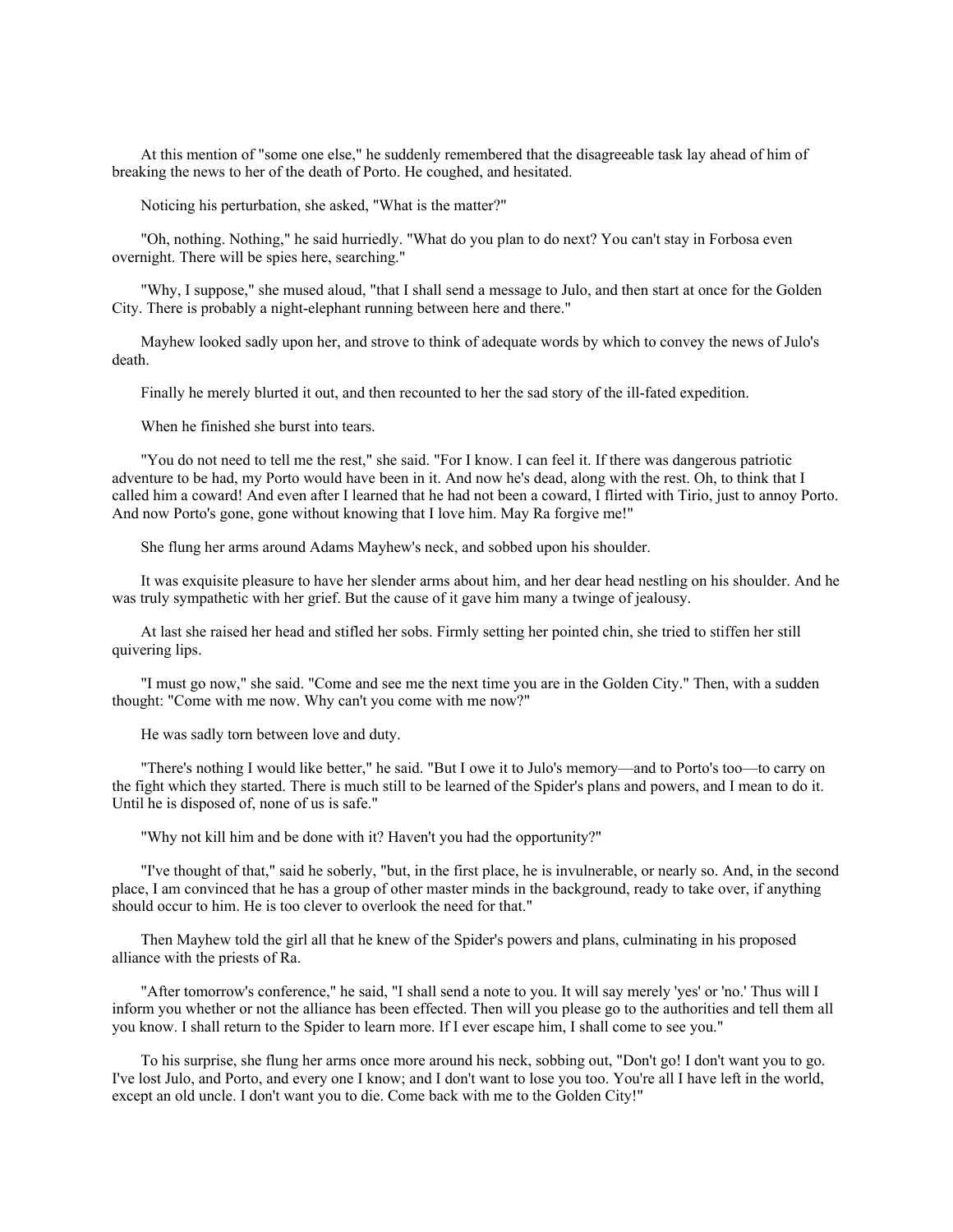At this mention of "some one else," he suddenly remembered that the disagreeable task lay ahead of him of breaking the news to her of the death of Porto. He coughed, and hesitated.

Noticing his perturbation, she asked, "What is the matter?"

"Oh, nothing. Nothing," he said hurriedly. "What do you plan to do next? You can't stay in Forbosa even overnight. There will be spies here, searching."

"Why, I suppose," she mused aloud, "that I shall send a message to Julo, and then start at once for the Golden City. There is probably a night-elephant running between here and there."

Mayhew looked sadly upon her, and strove to think of adequate words by which to convey the news of Julo's death.

Finally he merely blurted it out, and then recounted to her the sad story of the ill-fated expedition.

When he finished she burst into tears.

"You do not need to tell me the rest," she said. "For I know. I can feel it. If there was dangerous patriotic adventure to be had, my Porto would have been in it. And now he's dead, along with the rest. Oh, to think that I called him a coward! And even after I learned that he had not been a coward, I flirted with Tirio, just to annoy Porto. And now Porto's gone, gone without knowing that I love him. May Ra forgive me!"

She flung her arms around Adams Mayhew's neck, and sobbed upon his shoulder.

It was exquisite pleasure to have her slender arms about him, and her dear head nestling on his shoulder. And he was truly sympathetic with her grief. But the cause of it gave him many a twinge of jealousy.

At last she raised her head and stifled her sobs. Firmly setting her pointed chin, she tried to stiffen her still quivering lips.

"I must go now," she said. "Come and see me the next time you are in the Golden City." Then, with a sudden thought: "Come with me now. Why can't you come with me now?"

He was sadly torn between love and duty.

"There's nothing I would like better," he said. "But I owe it to Julo's memory—and to Porto's too—to carry on the fight which they started. There is much still to be learned of the Spider's plans and powers, and I mean to do it. Until he is disposed of, none of us is safe."

"Why not kill him and be done with it? Haven't you had the opportunity?"

"I've thought of that," said he soberly, "but, in the first place, he is invulnerable, or nearly so. And, in the second place, I am convinced that he has a group of other master minds in the background, ready to take over, if anything should occur to him. He is too clever to overlook the need for that."

Then Mayhew told the girl all that he knew of the Spider's powers and plans, culminating in his proposed alliance with the priests of Ra.

"After tomorrow's conference," he said, "I shall send a note to you. It will say merely 'yes' or 'no.' Thus will I inform you whether or not the alliance has been effected. Then will you please go to the authorities and tell them all you know. I shall return to the Spider to learn more. If I ever escape him, I shall come to see you."

To his surprise, she flung her arms once more around his neck, sobbing out, "Don't go! I don't want you to go. I've lost Julo, and Porto, and every one I know; and I don't want to lose you too. You're all I have left in the world, except an old uncle. I don't want you to die. Come back with me to the Golden City!"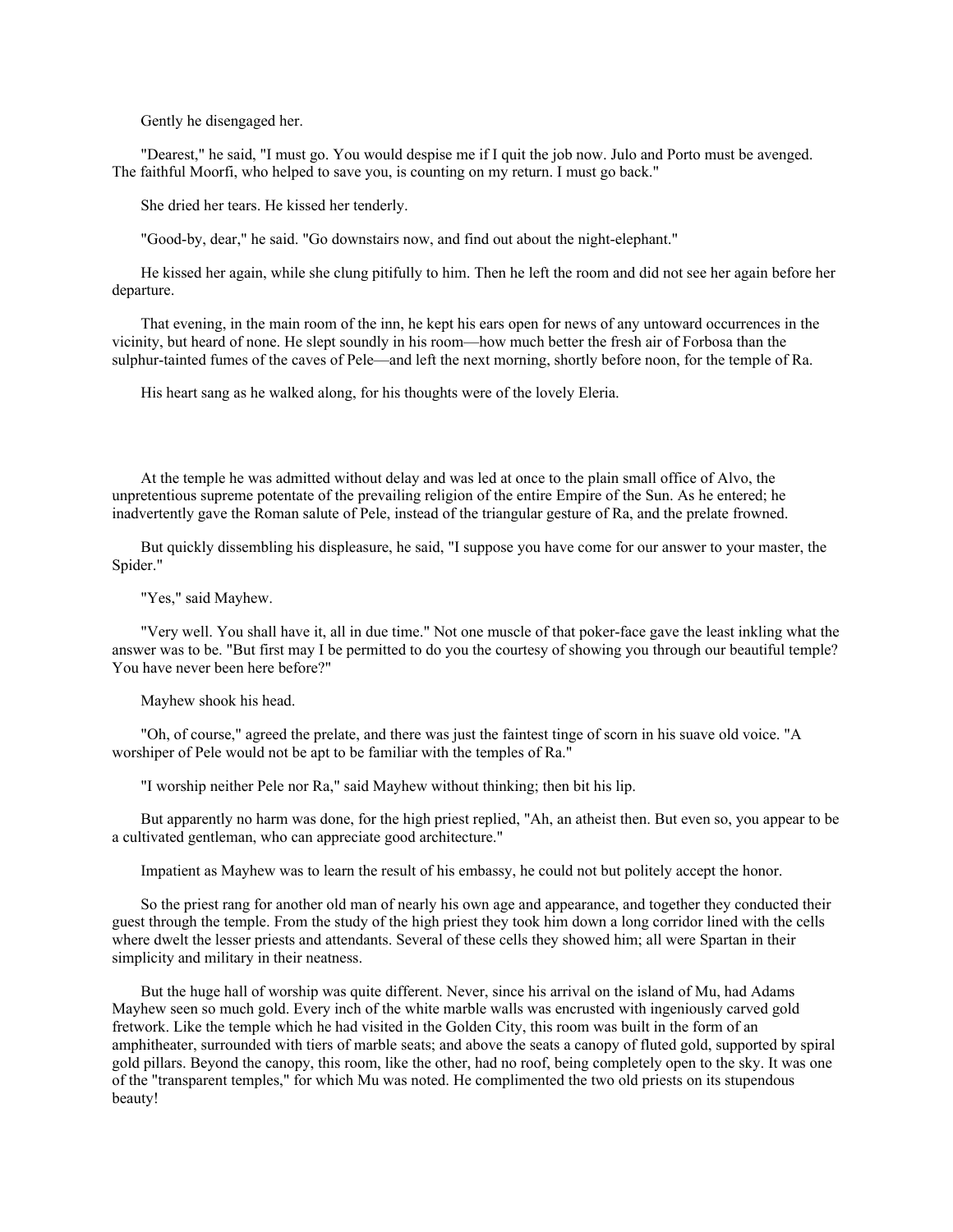Gently he disengaged her.

"Dearest," he said, "I must go. You would despise me if I quit the job now. Julo and Porto must be avenged. The faithful Moorfi, who helped to save you, is counting on my return. I must go back."

She dried her tears. He kissed her tenderly.

"Good-by, dear," he said. "Go downstairs now, and find out about the night-elephant."

He kissed her again, while she clung pitifully to him. Then he left the room and did not see her again before her departure.

That evening, in the main room of the inn, he kept his ears open for news of any untoward occurrences in the vicinity, but heard of none. He slept soundly in his room—how much better the fresh air of Forbosa than the sulphur-tainted fumes of the caves of Pele—and left the next morning, shortly before noon, for the temple of Ra.

His heart sang as he walked along, for his thoughts were of the lovely Eleria.

At the temple he was admitted without delay and was led at once to the plain small office of Alvo, the unpretentious supreme potentate of the prevailing religion of the entire Empire of the Sun. As he entered; he inadvertently gave the Roman salute of Pele, instead of the triangular gesture of Ra, and the prelate frowned.

But quickly dissembling his displeasure, he said, "I suppose you have come for our answer to your master, the Spider."

"Yes," said Mayhew.

"Very well. You shall have it, all in due time." Not one muscle of that poker-face gave the least inkling what the answer was to be. "But first may I be permitted to do you the courtesy of showing you through our beautiful temple? You have never been here before?"

Mayhew shook his head.

"Oh, of course," agreed the prelate, and there was just the faintest tinge of scorn in his suave old voice. "A worshiper of Pele would not be apt to be familiar with the temples of Ra."

"I worship neither Pele nor Ra," said Mayhew without thinking; then bit his lip.

But apparently no harm was done, for the high priest replied, "Ah, an atheist then. But even so, you appear to be a cultivated gentleman, who can appreciate good architecture."

Impatient as Mayhew was to learn the result of his embassy, he could not but politely accept the honor.

So the priest rang for another old man of nearly his own age and appearance, and together they conducted their guest through the temple. From the study of the high priest they took him down a long corridor lined with the cells where dwelt the lesser priests and attendants. Several of these cells they showed him; all were Spartan in their simplicity and military in their neatness.

But the huge hall of worship was quite different. Never, since his arrival on the island of Mu, had Adams Mayhew seen so much gold. Every inch of the white marble walls was encrusted with ingeniously carved gold fretwork. Like the temple which he had visited in the Golden City, this room was built in the form of an amphitheater, surrounded with tiers of marble seats; and above the seats a canopy of fluted gold, supported by spiral gold pillars. Beyond the canopy, this room, like the other, had no roof, being completely open to the sky. It was one of the "transparent temples," for which Mu was noted. He complimented the two old priests on its stupendous beauty!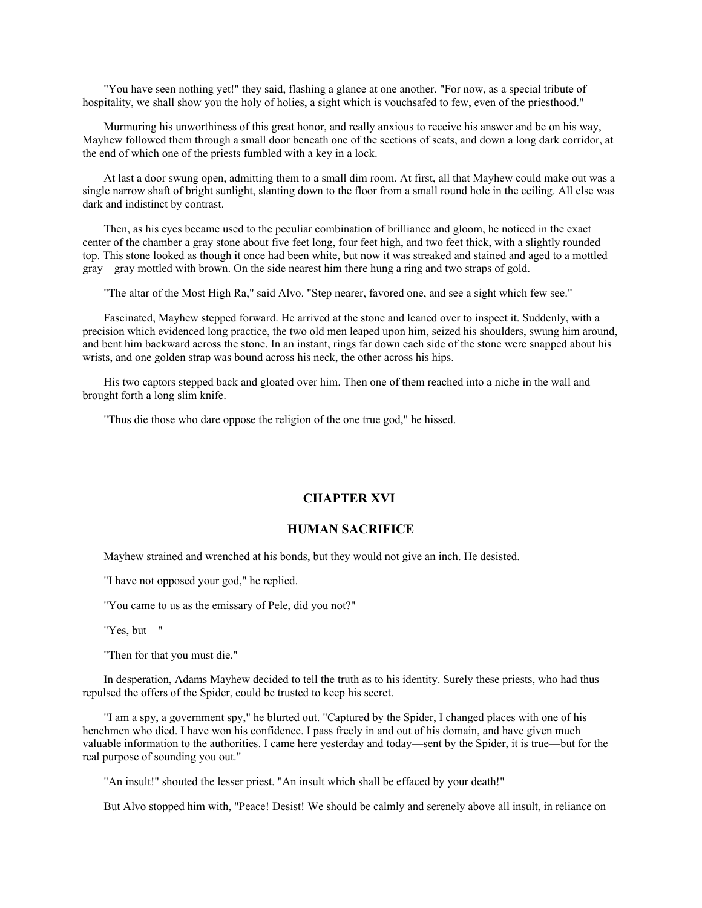"You have seen nothing yet!" they said, flashing a glance at one another. "For now, as a special tribute of hospitality, we shall show you the holy of holies, a sight which is vouchsafed to few, even of the priesthood."

Murmuring his unworthiness of this great honor, and really anxious to receive his answer and be on his way, Mayhew followed them through a small door beneath one of the sections of seats, and down a long dark corridor, at the end of which one of the priests fumbled with a key in a lock.

At last a door swung open, admitting them to a small dim room. At first, all that Mayhew could make out was a single narrow shaft of bright sunlight, slanting down to the floor from a small round hole in the ceiling. All else was dark and indistinct by contrast.

Then, as his eyes became used to the peculiar combination of brilliance and gloom, he noticed in the exact center of the chamber a gray stone about five feet long, four feet high, and two feet thick, with a slightly rounded top. This stone looked as though it once had been white, but now it was streaked and stained and aged to a mottled gray—gray mottled with brown. On the side nearest him there hung a ring and two straps of gold.

"The altar of the Most High Ra," said Alvo. "Step nearer, favored one, and see a sight which few see."

Fascinated, Mayhew stepped forward. He arrived at the stone and leaned over to inspect it. Suddenly, with a precision which evidenced long practice, the two old men leaped upon him, seized his shoulders, swung him around, and bent him backward across the stone. In an instant, rings far down each side of the stone were snapped about his wrists, and one golden strap was bound across his neck, the other across his hips.

His two captors stepped back and gloated over him. Then one of them reached into a niche in the wall and brought forth a long slim knife.

"Thus die those who dare oppose the religion of the one true god," he hissed.

## CHAPTER XVI

## HUMAN SACRIFICE

Mayhew strained and wrenched at his bonds, but they would not give an inch. He desisted.

"I have not opposed your god," he replied.

"You came to us as the emissary of Pele, did you not?"

"Yes, but—"

"Then for that you must die."

In desperation, Adams Mayhew decided to tell the truth as to his identity. Surely these priests, who had thus repulsed the offers of the Spider, could be trusted to keep his secret.

"I am a spy, a government spy," he blurted out. "Captured by the Spider, I changed places with one of his henchmen who died. I have won his confidence. I pass freely in and out of his domain, and have given much valuable information to the authorities. I came here yesterday and today—sent by the Spider, it is true—but for the real purpose of sounding you out."

"An insult!" shouted the lesser priest. "An insult which shall be effaced by your death!"

But Alvo stopped him with, "Peace! Desist! We should be calmly and serenely above all insult, in reliance on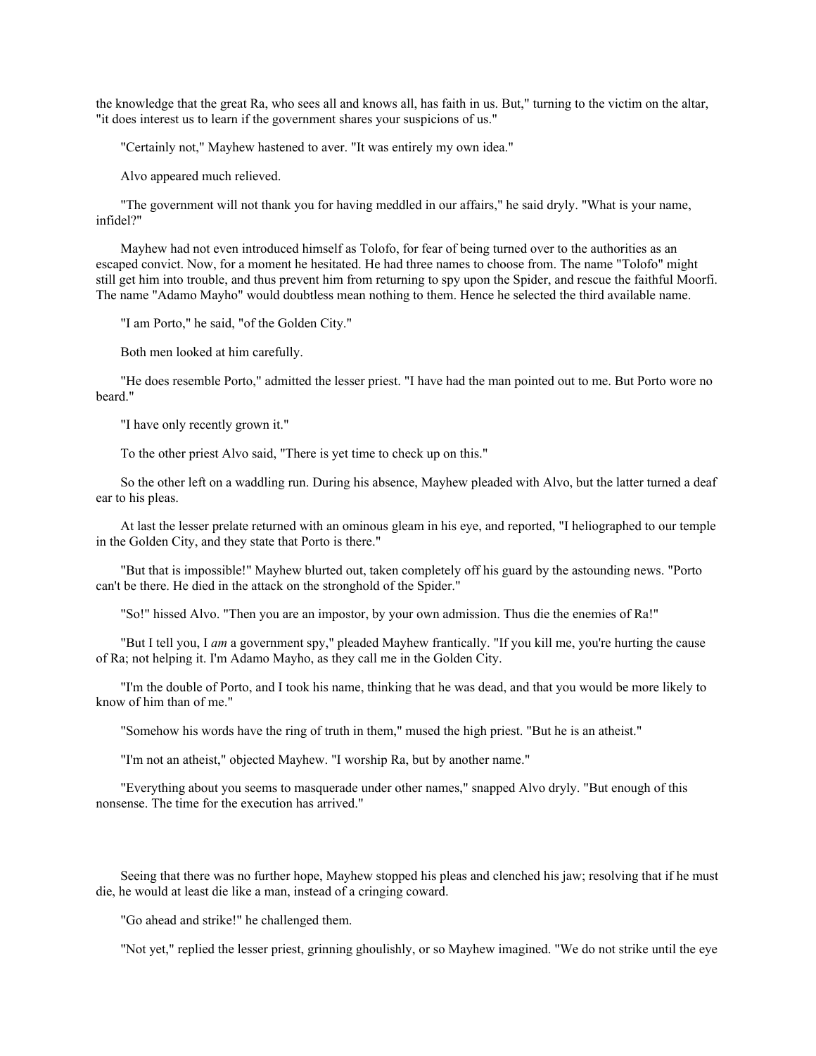the knowledge that the great Ra, who sees all and knows all, has faith in us. But," turning to the victim on the altar, "it does interest us to learn if the government shares your suspicions of us."

"Certainly not," Mayhew hastened to aver. "It was entirely my own idea."

Alvo appeared much relieved.

"The government will not thank you for having meddled in our affairs," he said dryly. "What is your name, infidel?"

Mayhew had not even introduced himself as Tolofo, for fear of being turned over to the authorities as an escaped convict. Now, for a moment he hesitated. He had three names to choose from. The name "Tolofo" might still get him into trouble, and thus prevent him from returning to spy upon the Spider, and rescue the faithful Moorfi. The name "Adamo Mayho" would doubtless mean nothing to them. Hence he selected the third available name.

"I am Porto," he said, "of the Golden City."

Both men looked at him carefully.

"He does resemble Porto," admitted the lesser priest. "I have had the man pointed out to me. But Porto wore no beard."

"I have only recently grown it."

To the other priest Alvo said, "There is yet time to check up on this."

So the other left on a waddling run. During his absence, Mayhew pleaded with Alvo, but the latter turned a deaf ear to his pleas.

At last the lesser prelate returned with an ominous gleam in his eye, and reported, "I heliographed to our temple in the Golden City, and they state that Porto is there."

"But that is impossible!" Mayhew blurted out, taken completely off his guard by the astounding news. "Porto can't be there. He died in the attack on the stronghold of the Spider."

"So!" hissed Alvo. "Then you are an impostor, by your own admission. Thus die the enemies of Ra!"

"But I tell you, I *am* a government spy," pleaded Mayhew frantically. "If you kill me, you're hurting the cause of Ra; not helping it. I'm Adamo Mayho, as they call me in the Golden City.

"I'm the double of Porto, and I took his name, thinking that he was dead, and that you would be more likely to know of him than of me."

"Somehow his words have the ring of truth in them," mused the high priest. "But he is an atheist."

"I'm not an atheist," objected Mayhew. "I worship Ra, but by another name."

"Everything about you seems to masquerade under other names," snapped Alvo dryly. "But enough of this nonsense. The time for the execution has arrived."

Seeing that there was no further hope, Mayhew stopped his pleas and clenched his jaw; resolving that if he must die, he would at least die like a man, instead of a cringing coward.

"Go ahead and strike!" he challenged them.

"Not yet," replied the lesser priest, grinning ghoulishly, or so Mayhew imagined. "We do not strike until the eye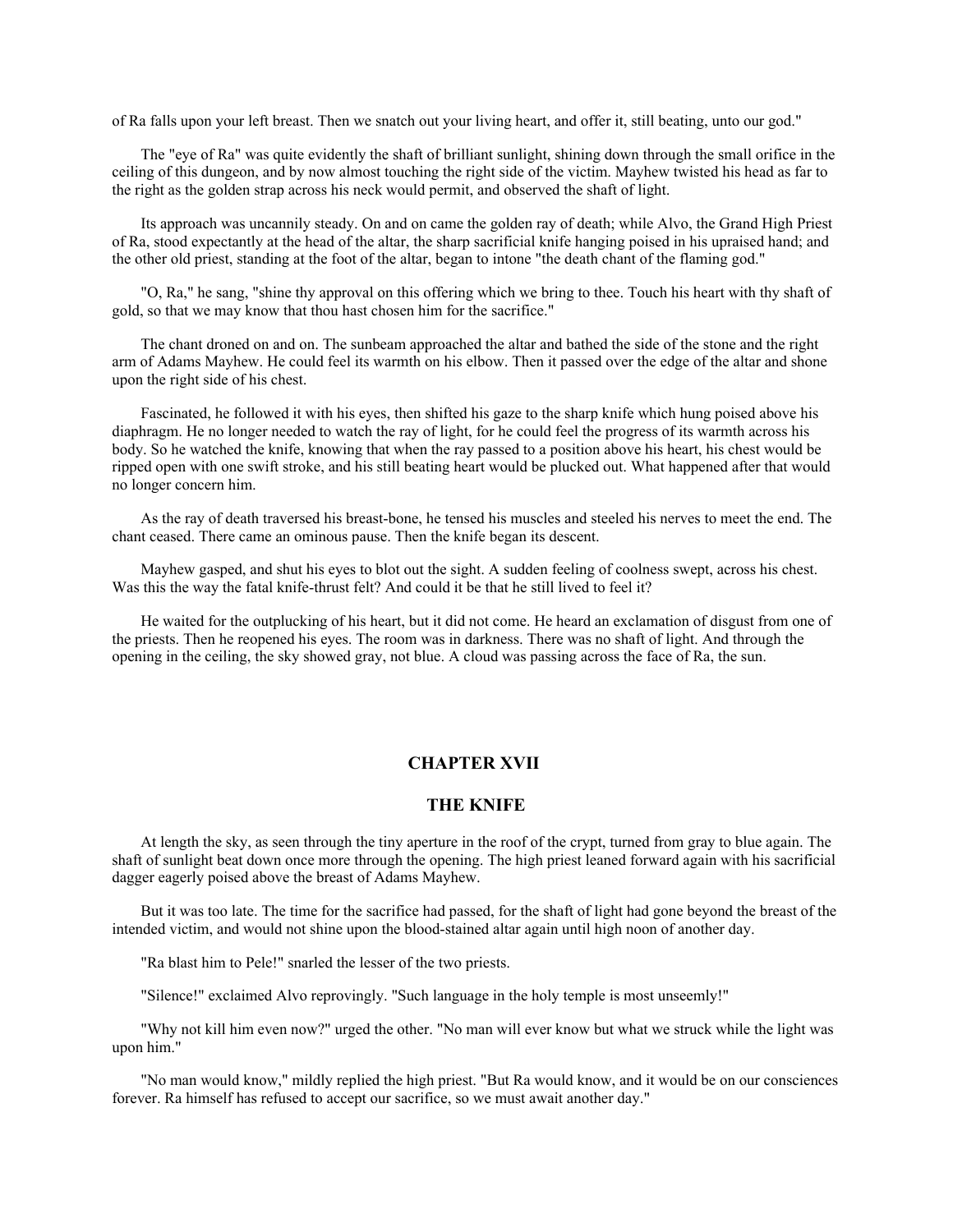of Ra falls upon your left breast. Then we snatch out your living heart, and offer it, still beating, unto our god."

The "eye of Ra" was quite evidently the shaft of brilliant sunlight, shining down through the small orifice in the ceiling of this dungeon, and by now almost touching the right side of the victim. Mayhew twisted his head as far to the right as the golden strap across his neck would permit, and observed the shaft of light.

Its approach was uncannily steady. On and on came the golden ray of death; while Alvo, the Grand High Priest of Ra, stood expectantly at the head of the altar, the sharp sacrificial knife hanging poised in his upraised hand; and the other old priest, standing at the foot of the altar, began to intone "the death chant of the flaming god."

"O, Ra," he sang, "shine thy approval on this offering which we bring to thee. Touch his heart with thy shaft of gold, so that we may know that thou hast chosen him for the sacrifice."

The chant droned on and on. The sunbeam approached the altar and bathed the side of the stone and the right arm of Adams Mayhew. He could feel its warmth on his elbow. Then it passed over the edge of the altar and shone upon the right side of his chest.

Fascinated, he followed it with his eyes, then shifted his gaze to the sharp knife which hung poised above his diaphragm. He no longer needed to watch the ray of light, for he could feel the progress of its warmth across his body. So he watched the knife, knowing that when the ray passed to a position above his heart, his chest would be ripped open with one swift stroke, and his still beating heart would be plucked out. What happened after that would no longer concern him.

As the ray of death traversed his breast-bone, he tensed his muscles and steeled his nerves to meet the end. The chant ceased. There came an ominous pause. Then the knife began its descent.

Mayhew gasped, and shut his eyes to blot out the sight. A sudden feeling of coolness swept, across his chest. Was this the way the fatal knife-thrust felt? And could it be that he still lived to feel it?

He waited for the outplucking of his heart, but it did not come. He heard an exclamation of disgust from one of the priests. Then he reopened his eyes. The room was in darkness. There was no shaft of light. And through the opening in the ceiling, the sky showed gray, not blue. A cloud was passing across the face of Ra, the sun.

## CHAPTER XVII

## THE KNIFE

At length the sky, as seen through the tiny aperture in the roof of the crypt, turned from gray to blue again. The shaft of sunlight beat down once more through the opening. The high priest leaned forward again with his sacrificial dagger eagerly poised above the breast of Adams Mayhew.

But it was too late. The time for the sacrifice had passed, for the shaft of light had gone beyond the breast of the intended victim, and would not shine upon the blood-stained altar again until high noon of another day.

"Ra blast him to Pele!" snarled the lesser of the two priests.

"Silence!" exclaimed Alvo reprovingly. "Such language in the holy temple is most unseemly!"

"Why not kill him even now?" urged the other. "No man will ever know but what we struck while the light was upon him."

"No man would know," mildly replied the high priest. "But Ra would know, and it would be on our consciences forever. Ra himself has refused to accept our sacrifice, so we must await another day."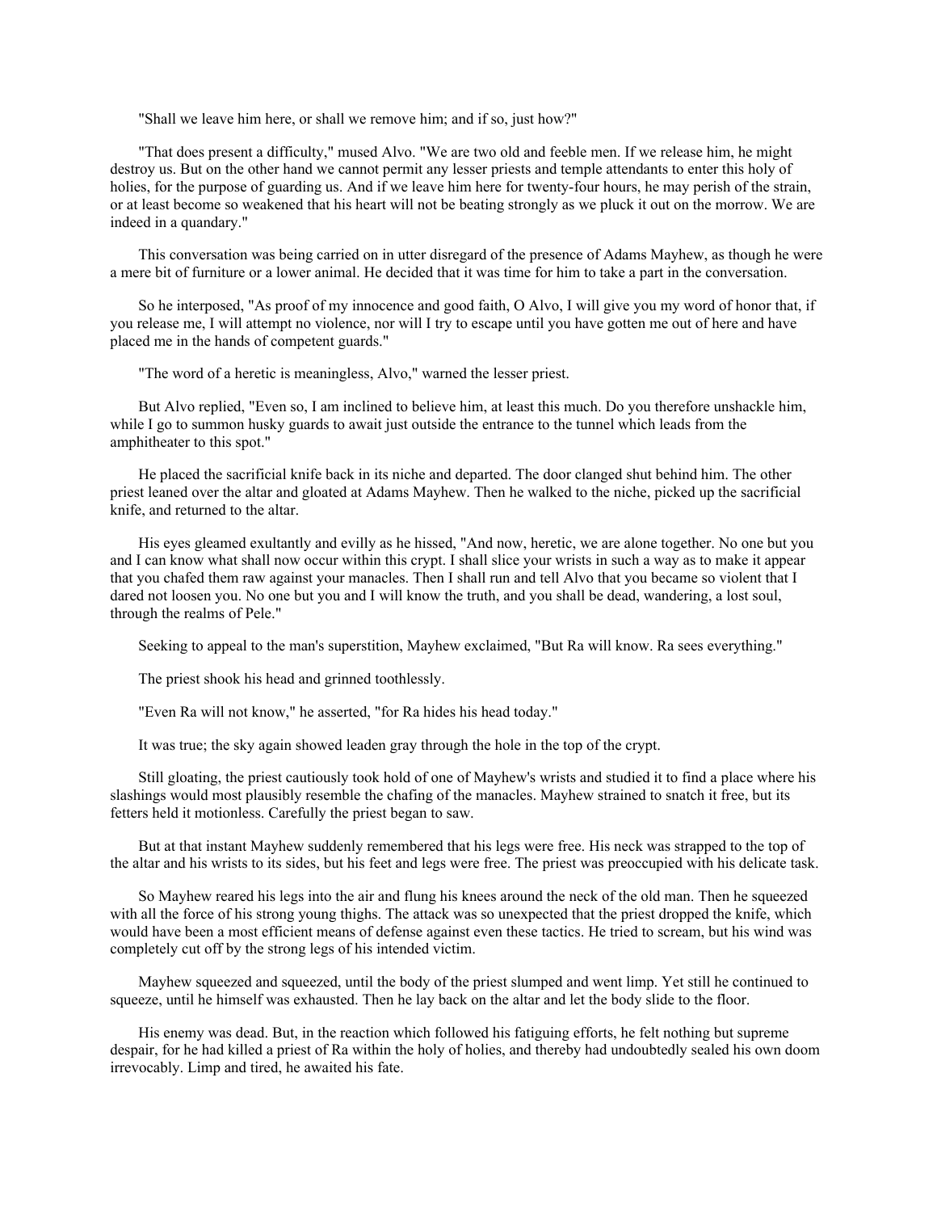"Shall we leave him here, or shall we remove him; and if so, just how?"

"That does present a difficulty," mused Alvo. "We are two old and feeble men. If we release him, he might destroy us. But on the other hand we cannot permit any lesser priests and temple attendants to enter this holy of holies, for the purpose of guarding us. And if we leave him here for twenty-four hours, he may perish of the strain, or at least become so weakened that his heart will not be beating strongly as we pluck it out on the morrow. We are indeed in a quandary."

This conversation was being carried on in utter disregard of the presence of Adams Mayhew, as though he were a mere bit of furniture or a lower animal. He decided that it was time for him to take a part in the conversation.

So he interposed, "As proof of my innocence and good faith, O Alvo, I will give you my word of honor that, if you release me, I will attempt no violence, nor will I try to escape until you have gotten me out of here and have placed me in the hands of competent guards."

"The word of a heretic is meaningless, Alvo," warned the lesser priest.

But Alvo replied, "Even so, I am inclined to believe him, at least this much. Do you therefore unshackle him, while I go to summon husky guards to await just outside the entrance to the tunnel which leads from the amphitheater to this spot."

He placed the sacrificial knife back in its niche and departed. The door clanged shut behind him. The other priest leaned over the altar and gloated at Adams Mayhew. Then he walked to the niche, picked up the sacrificial knife, and returned to the altar.

His eyes gleamed exultantly and evilly as he hissed, "And now, heretic, we are alone together. No one but you and I can know what shall now occur within this crypt. I shall slice your wrists in such a way as to make it appear that you chafed them raw against your manacles. Then I shall run and tell Alvo that you became so violent that I dared not loosen you. No one but you and I will know the truth, and you shall be dead, wandering, a lost soul, through the realms of Pele."

Seeking to appeal to the man's superstition, Mayhew exclaimed, "But Ra will know. Ra sees everything."

The priest shook his head and grinned toothlessly.

"Even Ra will not know," he asserted, "for Ra hides his head today."

It was true; the sky again showed leaden gray through the hole in the top of the crypt.

Still gloating, the priest cautiously took hold of one of Mayhew's wrists and studied it to find a place where his slashings would most plausibly resemble the chafing of the manacles. Mayhew strained to snatch it free, but its fetters held it motionless. Carefully the priest began to saw.

But at that instant Mayhew suddenly remembered that his legs were free. His neck was strapped to the top of the altar and his wrists to its sides, but his feet and legs were free. The priest was preoccupied with his delicate task.

So Mayhew reared his legs into the air and flung his knees around the neck of the old man. Then he squeezed with all the force of his strong young thighs. The attack was so unexpected that the priest dropped the knife, which would have been a most efficient means of defense against even these tactics. He tried to scream, but his wind was completely cut off by the strong legs of his intended victim.

Mayhew squeezed and squeezed, until the body of the priest slumped and went limp. Yet still he continued to squeeze, until he himself was exhausted. Then he lay back on the altar and let the body slide to the floor.

His enemy was dead. But, in the reaction which followed his fatiguing efforts, he felt nothing but supreme despair, for he had killed a priest of Ra within the holy of holies, and thereby had undoubtedly sealed his own doom irrevocably. Limp and tired, he awaited his fate.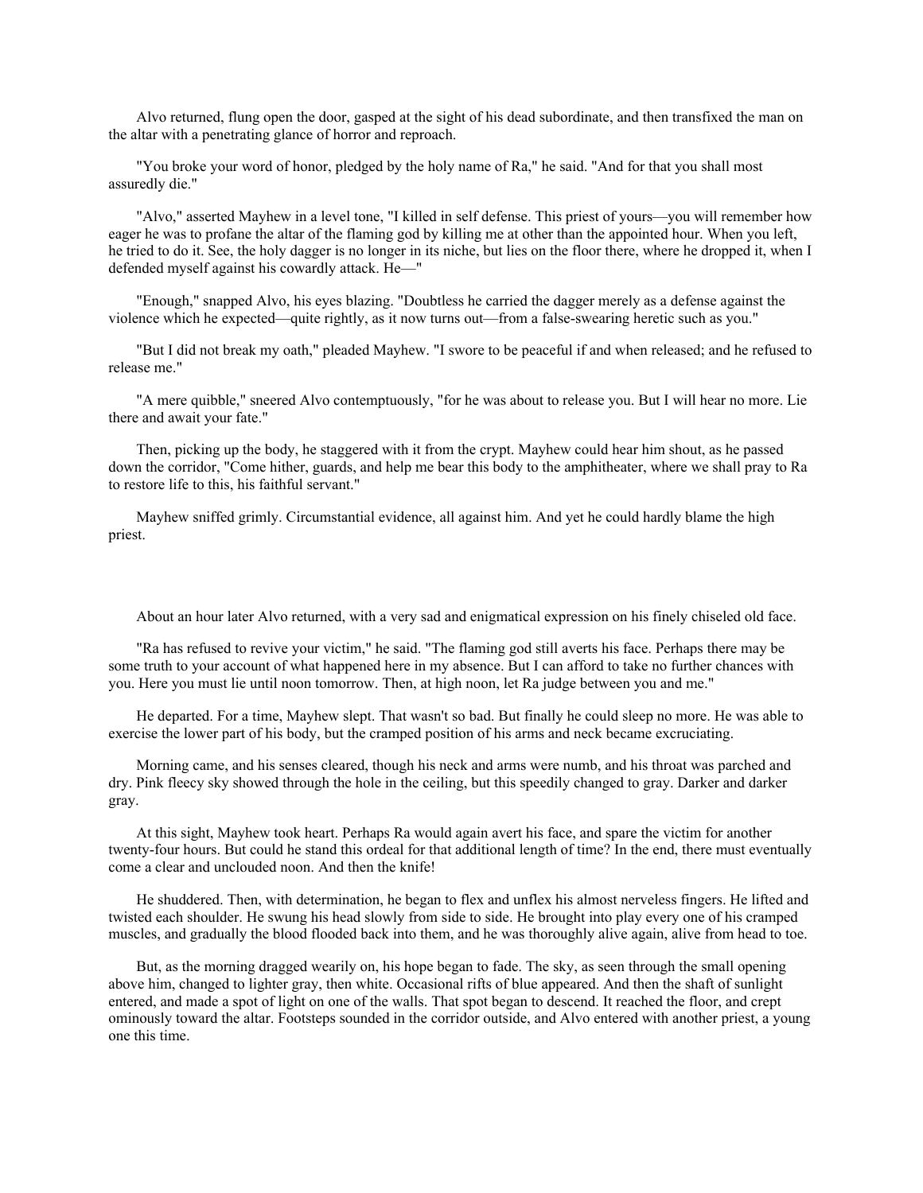Alvo returned, flung open the door, gasped at the sight of his dead subordinate, and then transfixed the man on the altar with a penetrating glance of horror and reproach.

"You broke your word of honor, pledged by the holy name of Ra," he said. "And for that you shall most assuredly die."

"Alvo," asserted Mayhew in a level tone, "I killed in self defense. This priest of yours—you will remember how eager he was to profane the altar of the flaming god by killing me at other than the appointed hour. When you left, he tried to do it. See, the holy dagger is no longer in its niche, but lies on the floor there, where he dropped it, when I defended myself against his cowardly attack. He—"

"Enough," snapped Alvo, his eyes blazing. "Doubtless he carried the dagger merely as a defense against the violence which he expected—quite rightly, as it now turns out—from a false-swearing heretic such as you."

"But I did not break my oath," pleaded Mayhew. "I swore to be peaceful if and when released; and he refused to release me."

"A mere quibble," sneered Alvo contemptuously, "for he was about to release you. But I will hear no more. Lie there and await your fate."

Then, picking up the body, he staggered with it from the crypt. Mayhew could hear him shout, as he passed down the corridor, "Come hither, guards, and help me bear this body to the amphitheater, where we shall pray to Ra to restore life to this, his faithful servant."

Mayhew sniffed grimly. Circumstantial evidence, all against him. And yet he could hardly blame the high priest.

About an hour later Alvo returned, with a very sad and enigmatical expression on his finely chiseled old face.

"Ra has refused to revive your victim," he said. "The flaming god still averts his face. Perhaps there may be some truth to your account of what happened here in my absence. But I can afford to take no further chances with you. Here you must lie until noon tomorrow. Then, at high noon, let Ra judge between you and me."

He departed. For a time, Mayhew slept. That wasn't so bad. But finally he could sleep no more. He was able to exercise the lower part of his body, but the cramped position of his arms and neck became excruciating.

Morning came, and his senses cleared, though his neck and arms were numb, and his throat was parched and dry. Pink fleecy sky showed through the hole in the ceiling, but this speedily changed to gray. Darker and darker gray.

At this sight, Mayhew took heart. Perhaps Ra would again avert his face, and spare the victim for another twenty-four hours. But could he stand this ordeal for that additional length of time? In the end, there must eventually come a clear and unclouded noon. And then the knife!

He shuddered. Then, with determination, he began to flex and unflex his almost nerveless fingers. He lifted and twisted each shoulder. He swung his head slowly from side to side. He brought into play every one of his cramped muscles, and gradually the blood flooded back into them, and he was thoroughly alive again, alive from head to toe.

But, as the morning dragged wearily on, his hope began to fade. The sky, as seen through the small opening above him, changed to lighter gray, then white. Occasional rifts of blue appeared. And then the shaft of sunlight entered, and made a spot of light on one of the walls. That spot began to descend. It reached the floor, and crept ominously toward the altar. Footsteps sounded in the corridor outside, and Alvo entered with another priest, a young one this time.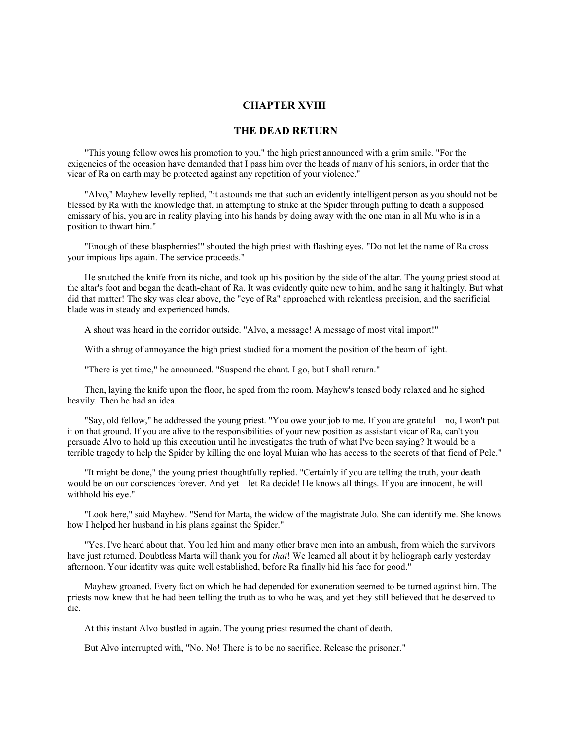## CHAPTER XVIII

## THE DEAD RETURN

"This young fellow owes his promotion to you," the high priest announced with a grim smile. "For the exigencies of the occasion have demanded that I pass him over the heads of many of his seniors, in order that the vicar of Ra on earth may be protected against any repetition of your violence."

"Alvo," Mayhew levelly replied, "it astounds me that such an evidently intelligent person as you should not be blessed by Ra with the knowledge that, in attempting to strike at the Spider through putting to death a supposed emissary of his, you are in reality playing into his hands by doing away with the one man in all Mu who is in a position to thwart him."

"Enough of these blasphemies!" shouted the high priest with flashing eyes. "Do not let the name of Ra cross your impious lips again. The service proceeds."

He snatched the knife from its niche, and took up his position by the side of the altar. The young priest stood at the altar's foot and began the death-chant of Ra. It was evidently quite new to him, and he sang it haltingly. But what did that matter! The sky was clear above, the "eye of Ra" approached with relentless precision, and the sacrificial blade was in steady and experienced hands.

A shout was heard in the corridor outside. "Alvo, a message! A message of most vital import!"

With a shrug of annoyance the high priest studied for a moment the position of the beam of light.

"There is yet time," he announced. "Suspend the chant. I go, but I shall return."

Then, laying the knife upon the floor, he sped from the room. Mayhew's tensed body relaxed and he sighed heavily. Then he had an idea.

"Say, old fellow," he addressed the young priest. "You owe your job to me. If you are grateful—no, I won't put it on that ground. If you are alive to the responsibilities of your new position as assistant vicar of Ra, can't you persuade Alvo to hold up this execution until he investigates the truth of what I've been saying? It would be a terrible tragedy to help the Spider by killing the one loyal Muian who has access to the secrets of that fiend of Pele."

"It might be done," the young priest thoughtfully replied. "Certainly if you are telling the truth, your death would be on our consciences forever. And yet—let Ra decide! He knows all things. If you are innocent, he will withhold his eye."

"Look here," said Mayhew. "Send for Marta, the widow of the magistrate Julo. She can identify me. She knows how I helped her husband in his plans against the Spider."

"Yes. I've heard about that. You led him and many other brave men into an ambush, from which the survivors have just returned. Doubtless Marta will thank you for *that*! We learned all about it by heliograph early yesterday afternoon. Your identity was quite well established, before Ra finally hid his face for good."

Mayhew groaned. Every fact on which he had depended for exoneration seemed to be turned against him. The priests now knew that he had been telling the truth as to who he was, and yet they still believed that he deserved to die.

At this instant Alvo bustled in again. The young priest resumed the chant of death.

But Alvo interrupted with, "No. No! There is to be no sacrifice. Release the prisoner."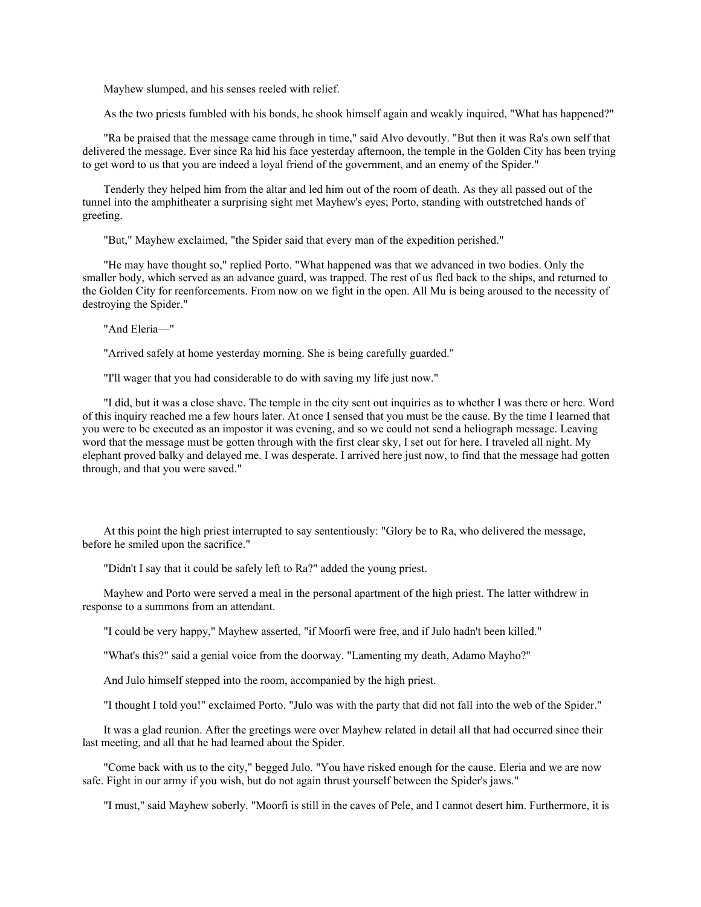Mayhew slumped, and his senses reeled with relief.

As the two priests fumbled with his bonds, he shook himself again and weakly inquired, "What has happened?"

"Ra be praised that the message came through in time," said Alvo devoutly. "But then it was Ra's own self that delivered the message. Ever since Ra hid his face yesterday afternoon, the temple in the Golden City has been trying to get word to us that you are indeed a loyal friend of the government, and an enemy of the Spider."

Tenderly they helped him from the altar and led him out of the room of death. As they all passed out of the tunnel into the amphitheater a surprising sight met Mayhew's eyes; Porto, standing with outstretched hands of greeting.

"But," Mayhew exclaimed, "the Spider said that every man of the expedition perished."

"He may have thought so," replied Porto. "What happened was that we advanced in two bodies. Only the smaller body, which served as an advance guard, was trapped. The rest of us fled back to the ships, and returned to the Golden City for reenforcements. From now on we fight in the open. All Mu is being aroused to the necessity of destroying the Spider."

"And Eleria—"

"Arrived safely at home yesterday morning. She is being carefully guarded."

"I'll wager that you had considerable to do with saving my life just now."

"I did, but it was a close shave. The temple in the city sent out inquiries as to whether I was there or here. Word of this inquiry reached me a few hours later. At once I sensed that you must be the cause. By the time I learned that you were to be executed as an impostor it was evening, and so we could not send a heliograph message. Leaving word that the message must be gotten through with the first clear sky, I set out for here. I traveled all night. My elephant proved balky and delayed me. I was desperate. I arrived here just now, to find that the message had gotten through, and that you were saved."

At this point the high priest interrupted to say sententiously: "Glory be to Ra, who delivered the message, before he smiled upon the sacrifice."

"Didn't I say that it could be safely left to Ra?" added the young priest.

Mayhew and Porto were served a meal in the personal apartment of the high priest. The latter withdrew in response to a summons from an attendant.

"I could be very happy," Mayhew asserted, "if Moorfi were free, and if Julo hadn't been killed."

"What's this?" said a genial voice from the doorway. "Lamenting my death, Adamo Mayho?"

And Julo himself stepped into the room, accompanied by the high priest.

"I thought I told you!" exclaimed Porto. "Julo was with the party that did not fall into the web of the Spider."

It was a glad reunion. After the greetings were over Mayhew related in detail all that had occurred since their last meeting, and all that he had learned about the Spider.

"Come back with us to the city," begged Julo. "You have risked enough for the cause. Eleria and we are now safe. Fight in our army if you wish, but do not again thrust yourself between the Spider's jaws."

"I must," said Mayhew soberly. "Moorfi is still in the caves of Pele, and I cannot desert him. Furthermore, it is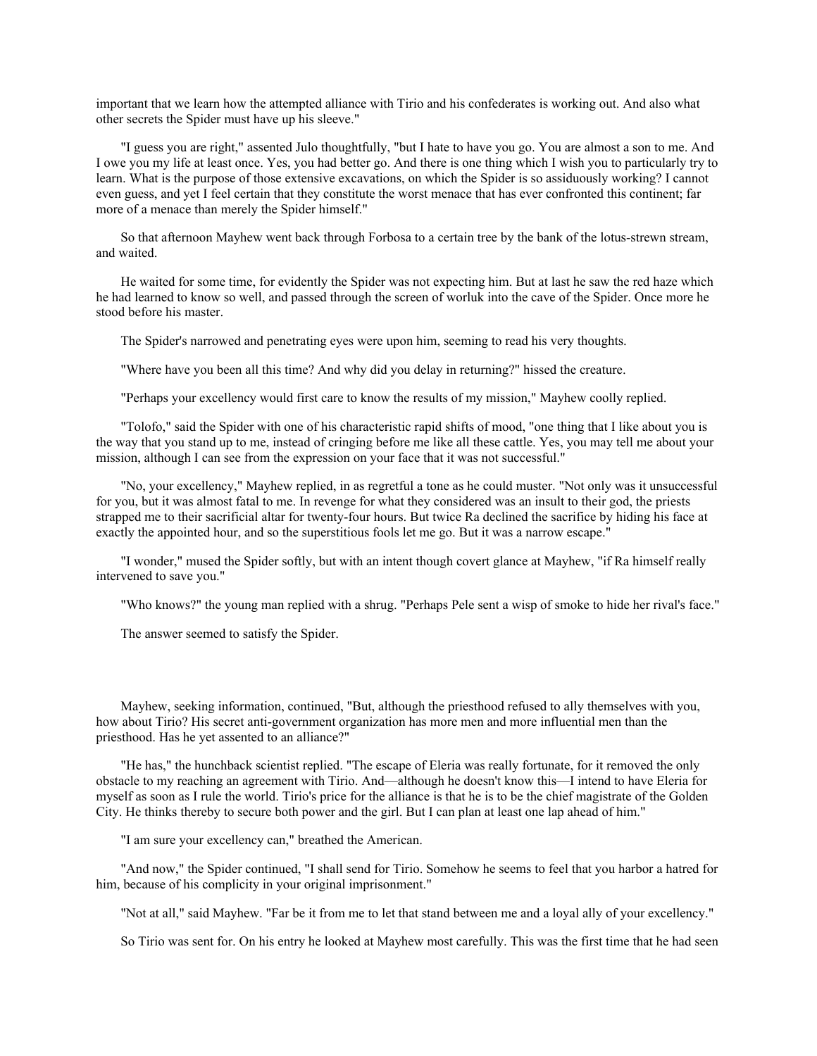important that we learn how the attempted alliance with Tirio and his confederates is working out. And also what other secrets the Spider must have up his sleeve."

"I guess you are right," assented Julo thoughtfully, "but I hate to have you go. You are almost a son to me. And I owe you my life at least once. Yes, you had better go. And there is one thing which I wish you to particularly try to learn. What is the purpose of those extensive excavations, on which the Spider is so assiduously working? I cannot even guess, and yet I feel certain that they constitute the worst menace that has ever confronted this continent; far more of a menace than merely the Spider himself."

So that afternoon Mayhew went back through Forbosa to a certain tree by the bank of the lotus-strewn stream, and waited.

He waited for some time, for evidently the Spider was not expecting him. But at last he saw the red haze which he had learned to know so well, and passed through the screen of worluk into the cave of the Spider. Once more he stood before his master.

The Spider's narrowed and penetrating eyes were upon him, seeming to read his very thoughts.

"Where have you been all this time? And why did you delay in returning?" hissed the creature.

"Perhaps your excellency would first care to know the results of my mission," Mayhew coolly replied.

"Tolofo," said the Spider with one of his characteristic rapid shifts of mood, "one thing that I like about you is the way that you stand up to me, instead of cringing before me like all these cattle. Yes, you may tell me about your mission, although I can see from the expression on your face that it was not successful."

"No, your excellency," Mayhew replied, in as regretful a tone as he could muster. "Not only was it unsuccessful for you, but it was almost fatal to me. In revenge for what they considered was an insult to their god, the priests strapped me to their sacrificial altar for twenty-four hours. But twice Ra declined the sacrifice by hiding his face at exactly the appointed hour, and so the superstitious fools let me go. But it was a narrow escape."

"I wonder," mused the Spider softly, but with an intent though covert glance at Mayhew, "if Ra himself really intervened to save you."

"Who knows?" the young man replied with a shrug. "Perhaps Pele sent a wisp of smoke to hide her rival's face."

The answer seemed to satisfy the Spider.

Mayhew, seeking information, continued, "But, although the priesthood refused to ally themselves with you, how about Tirio? His secret anti-government organization has more men and more influential men than the priesthood. Has he yet assented to an alliance?"

"He has," the hunchback scientist replied. "The escape of Eleria was really fortunate, for it removed the only obstacle to my reaching an agreement with Tirio. And—although he doesn't know this—I intend to have Eleria for myself as soon as I rule the world. Tirio's price for the alliance is that he is to be the chief magistrate of the Golden City. He thinks thereby to secure both power and the girl. But I can plan at least one lap ahead of him."

"I am sure your excellency can," breathed the American.

"And now," the Spider continued, "I shall send for Tirio. Somehow he seems to feel that you harbor a hatred for him, because of his complicity in your original imprisonment."

"Not at all," said Mayhew. "Far be it from me to let that stand between me and a loyal ally of your excellency."

So Tirio was sent for. On his entry he looked at Mayhew most carefully. This was the first time that he had seen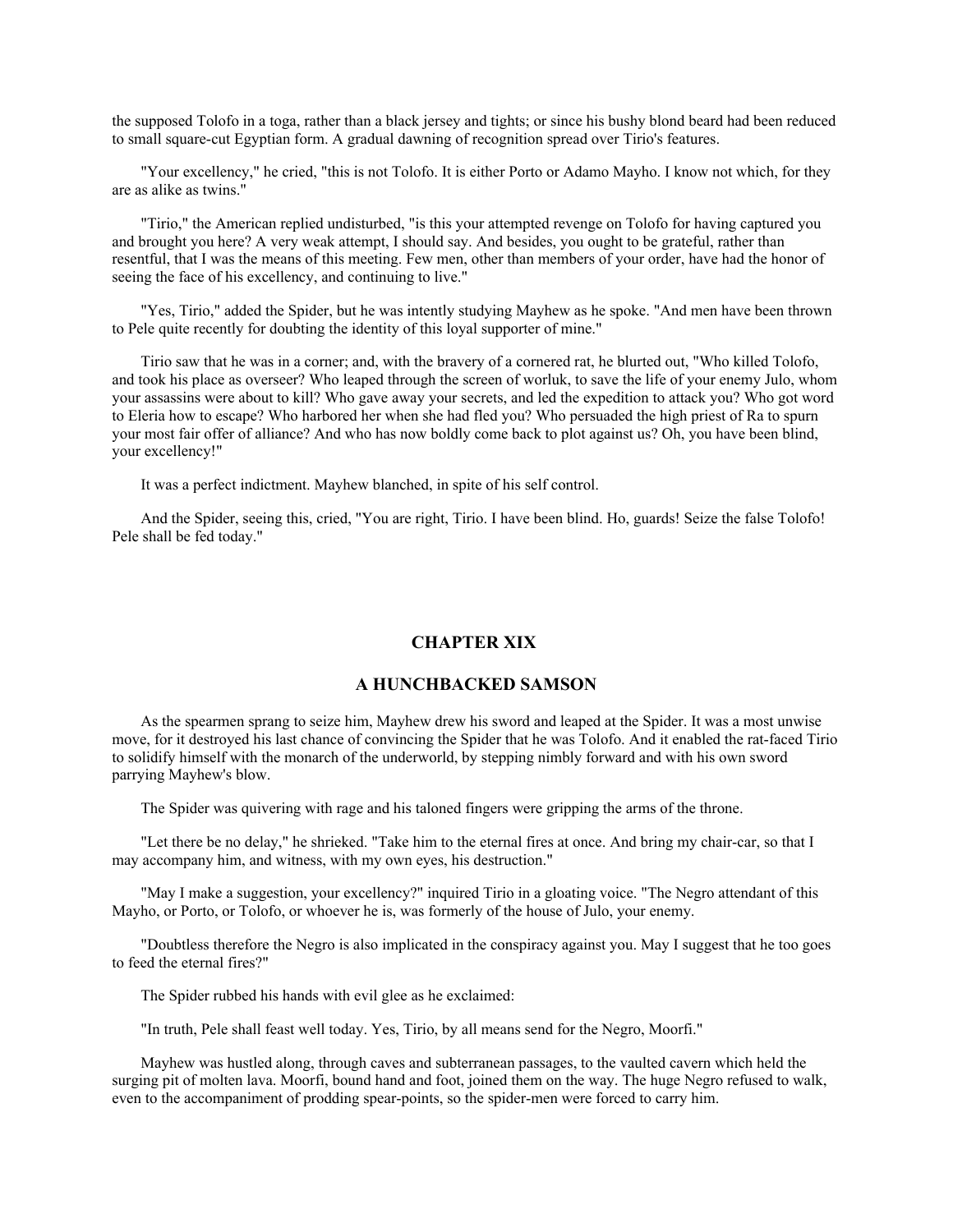the supposed Tolofo in a toga, rather than a black jersey and tights; or since his bushy blond beard had been reduced to small square-cut Egyptian form. A gradual dawning of recognition spread over Tirio's features.

"Your excellency," he cried, "this is not Tolofo. It is either Porto or Adamo Mayho. I know not which, for they are as alike as twins."

"Tirio," the American replied undisturbed, "is this your attempted revenge on Tolofo for having captured you and brought you here? A very weak attempt, I should say. And besides, you ought to be grateful, rather than resentful, that I was the means of this meeting. Few men, other than members of your order, have had the honor of seeing the face of his excellency, and continuing to live."

"Yes, Tirio," added the Spider, but he was intently studying Mayhew as he spoke. "And men have been thrown to Pele quite recently for doubting the identity of this loyal supporter of mine."

Tirio saw that he was in a corner; and, with the bravery of a cornered rat, he blurted out, "Who killed Tolofo, and took his place as overseer? Who leaped through the screen of worluk, to save the life of your enemy Julo, whom your assassins were about to kill? Who gave away your secrets, and led the expedition to attack you? Who got word to Eleria how to escape? Who harbored her when she had fled you? Who persuaded the high priest of Ra to spurn your most fair offer of alliance? And who has now boldly come back to plot against us? Oh, you have been blind, your excellency!"

It was a perfect indictment. Mayhew blanched, in spite of his self control.

And the Spider, seeing this, cried, "You are right, Tirio. I have been blind. Ho, guards! Seize the false Tolofo! Pele shall be fed today."

## CHAPTER XIX

## A HUNCHBACKED SAMSON

As the spearmen sprang to seize him, Mayhew drew his sword and leaped at the Spider. It was a most unwise move, for it destroyed his last chance of convincing the Spider that he was Tolofo. And it enabled the rat-faced Tirio to solidify himself with the monarch of the underworld, by stepping nimbly forward and with his own sword parrying Mayhew's blow.

The Spider was quivering with rage and his taloned fingers were gripping the arms of the throne.

"Let there be no delay," he shrieked. "Take him to the eternal fires at once. And bring my chair-car, so that I may accompany him, and witness, with my own eyes, his destruction."

"May I make a suggestion, your excellency?" inquired Tirio in a gloating voice. "The Negro attendant of this Mayho, or Porto, or Tolofo, or whoever he is, was formerly of the house of Julo, your enemy.

"Doubtless therefore the Negro is also implicated in the conspiracy against you. May I suggest that he too goes to feed the eternal fires?"

The Spider rubbed his hands with evil glee as he exclaimed:

"In truth, Pele shall feast well today. Yes, Tirio, by all means send for the Negro, Moorfi."

Mayhew was hustled along, through caves and subterranean passages, to the vaulted cavern which held the surging pit of molten lava. Moorfi, bound hand and foot, joined them on the way. The huge Negro refused to walk, even to the accompaniment of prodding spear-points, so the spider-men were forced to carry him.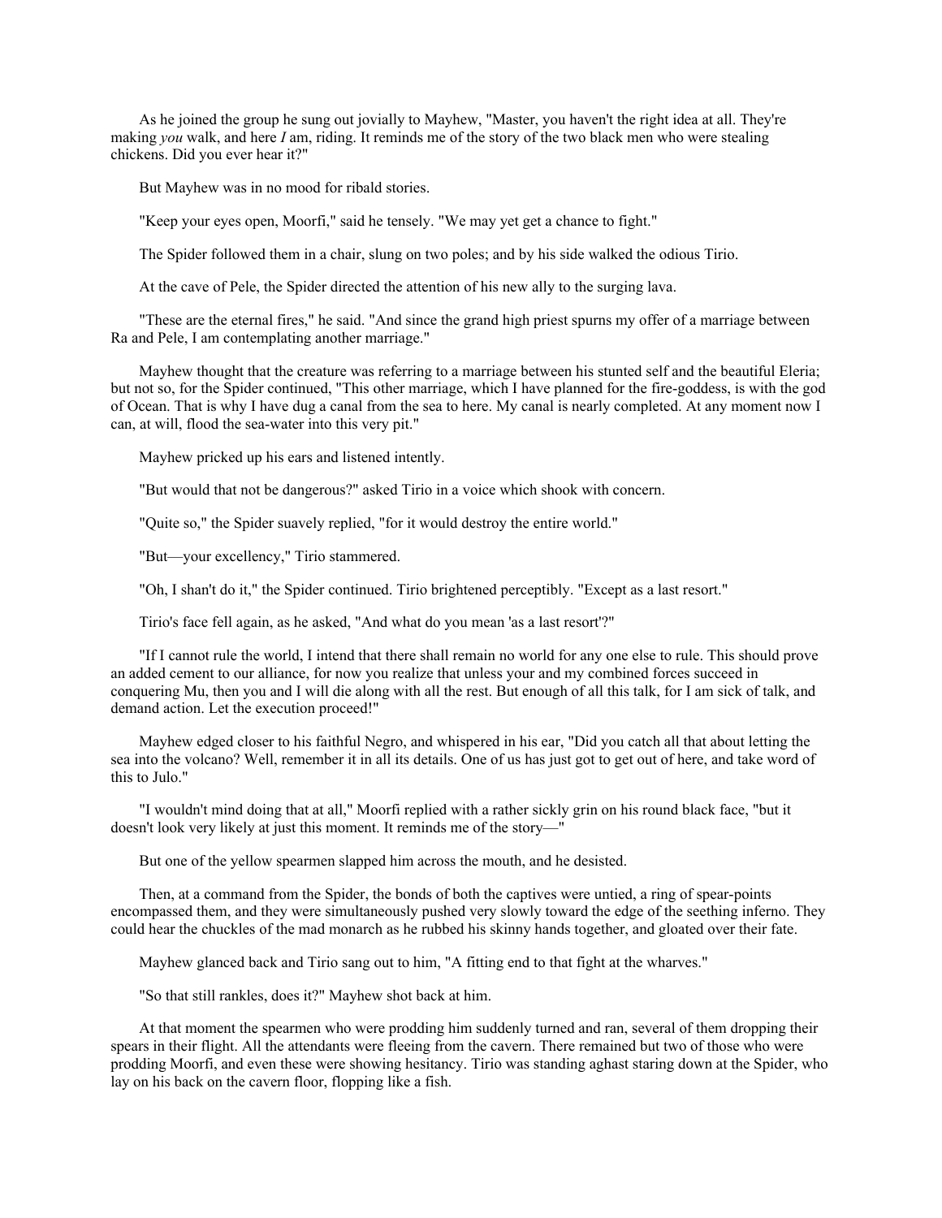As he joined the group he sung out jovially to Mayhew, "Master, you haven't the right idea at all. They're making *you* walk, and here *I* am, riding. It reminds me of the story of the two black men who were stealing chickens. Did you ever hear it?"

But Mayhew was in no mood for ribald stories.

"Keep your eyes open, Moorfi," said he tensely. "We may yet get a chance to fight."

The Spider followed them in a chair, slung on two poles; and by his side walked the odious Tirio.

At the cave of Pele, the Spider directed the attention of his new ally to the surging lava.

"These are the eternal fires," he said. "And since the grand high priest spurns my offer of a marriage between Ra and Pele, I am contemplating another marriage."

Mayhew thought that the creature was referring to a marriage between his stunted self and the beautiful Eleria; but not so, for the Spider continued, "This other marriage, which I have planned for the fire-goddess, is with the god of Ocean. That is why I have dug a canal from the sea to here. My canal is nearly completed. At any moment now I can, at will, flood the sea-water into this very pit."

Mayhew pricked up his ears and listened intently.

"But would that not be dangerous?" asked Tirio in a voice which shook with concern.

"Quite so," the Spider suavely replied, "for it would destroy the entire world."

"But—your excellency," Tirio stammered.

"Oh, I shan't do it," the Spider continued. Tirio brightened perceptibly. "Except as a last resort."

Tirio's face fell again, as he asked, "And what do you mean 'as a last resort'?"

"If I cannot rule the world, I intend that there shall remain no world for any one else to rule. This should prove an added cement to our alliance, for now you realize that unless your and my combined forces succeed in conquering Mu, then you and I will die along with all the rest. But enough of all this talk, for I am sick of talk, and demand action. Let the execution proceed!"

Mayhew edged closer to his faithful Negro, and whispered in his ear, "Did you catch all that about letting the sea into the volcano? Well, remember it in all its details. One of us has just got to get out of here, and take word of this to Julo."

"I wouldn't mind doing that at all," Moorfi replied with a rather sickly grin on his round black face, "but it doesn't look very likely at just this moment. It reminds me of the story—"

But one of the yellow spearmen slapped him across the mouth, and he desisted.

Then, at a command from the Spider, the bonds of both the captives were untied, a ring of spear-points encompassed them, and they were simultaneously pushed very slowly toward the edge of the seething inferno. They could hear the chuckles of the mad monarch as he rubbed his skinny hands together, and gloated over their fate.

Mayhew glanced back and Tirio sang out to him, "A fitting end to that fight at the wharves."

"So that still rankles, does it?" Mayhew shot back at him.

At that moment the spearmen who were prodding him suddenly turned and ran, several of them dropping their spears in their flight. All the attendants were fleeing from the cavern. There remained but two of those who were prodding Moorfi, and even these were showing hesitancy. Tirio was standing aghast staring down at the Spider, who lay on his back on the cavern floor, flopping like a fish.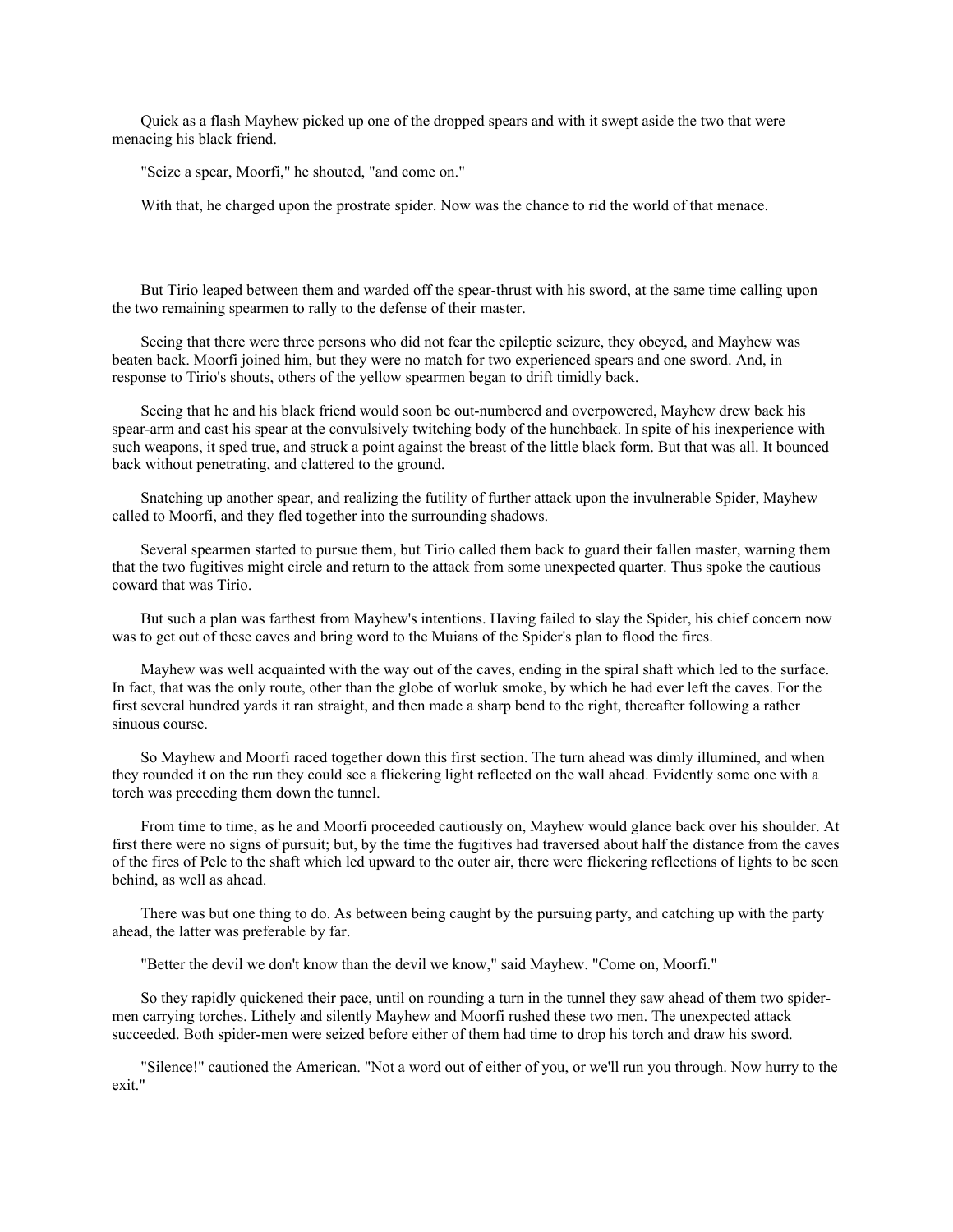Quick as a flash Mayhew picked up one of the dropped spears and with it swept aside the two that were menacing his black friend.

"Seize a spear, Moorfi," he shouted, "and come on."

With that, he charged upon the prostrate spider. Now was the chance to rid the world of that menace.

But Tirio leaped between them and warded off the spear-thrust with his sword, at the same time calling upon the two remaining spearmen to rally to the defense of their master.

Seeing that there were three persons who did not fear the epileptic seizure, they obeyed, and Mayhew was beaten back. Moorfi joined him, but they were no match for two experienced spears and one sword. And, in response to Tirio's shouts, others of the yellow spearmen began to drift timidly back.

Seeing that he and his black friend would soon be out-numbered and overpowered, Mayhew drew back his spear-arm and cast his spear at the convulsively twitching body of the hunchback. In spite of his inexperience with such weapons, it sped true, and struck a point against the breast of the little black form. But that was all. It bounced back without penetrating, and clattered to the ground.

Snatching up another spear, and realizing the futility of further attack upon the invulnerable Spider, Mayhew called to Moorfi, and they fled together into the surrounding shadows.

Several spearmen started to pursue them, but Tirio called them back to guard their fallen master, warning them that the two fugitives might circle and return to the attack from some unexpected quarter. Thus spoke the cautious coward that was Tirio.

But such a plan was farthest from Mayhew's intentions. Having failed to slay the Spider, his chief concern now was to get out of these caves and bring word to the Muians of the Spider's plan to flood the fires.

Mayhew was well acquainted with the way out of the caves, ending in the spiral shaft which led to the surface. In fact, that was the only route, other than the globe of worluk smoke, by which he had ever left the caves. For the first several hundred yards it ran straight, and then made a sharp bend to the right, thereafter following a rather sinuous course.

So Mayhew and Moorfi raced together down this first section. The turn ahead was dimly illumined, and when they rounded it on the run they could see a flickering light reflected on the wall ahead. Evidently some one with a torch was preceding them down the tunnel.

From time to time, as he and Moorfi proceeded cautiously on, Mayhew would glance back over his shoulder. At first there were no signs of pursuit; but, by the time the fugitives had traversed about half the distance from the caves of the fires of Pele to the shaft which led upward to the outer air, there were flickering reflections of lights to be seen behind, as well as ahead.

There was but one thing to do. As between being caught by the pursuing party, and catching up with the party ahead, the latter was preferable by far.

"Better the devil we don't know than the devil we know," said Mayhew. "Come on, Moorfi."

So they rapidly quickened their pace, until on rounding a turn in the tunnel they saw ahead of them two spider-men carrying torches. Lithely and silently Mayhew and Moorfi rushed these two men. The unexpected attack succeeded. Both spider-men were seized before either of them had time to drop his torch and draw his sword.

"Silence!" cautioned the American. "Not a word out of either of you, or we'll run you through. Now hurry to the exit."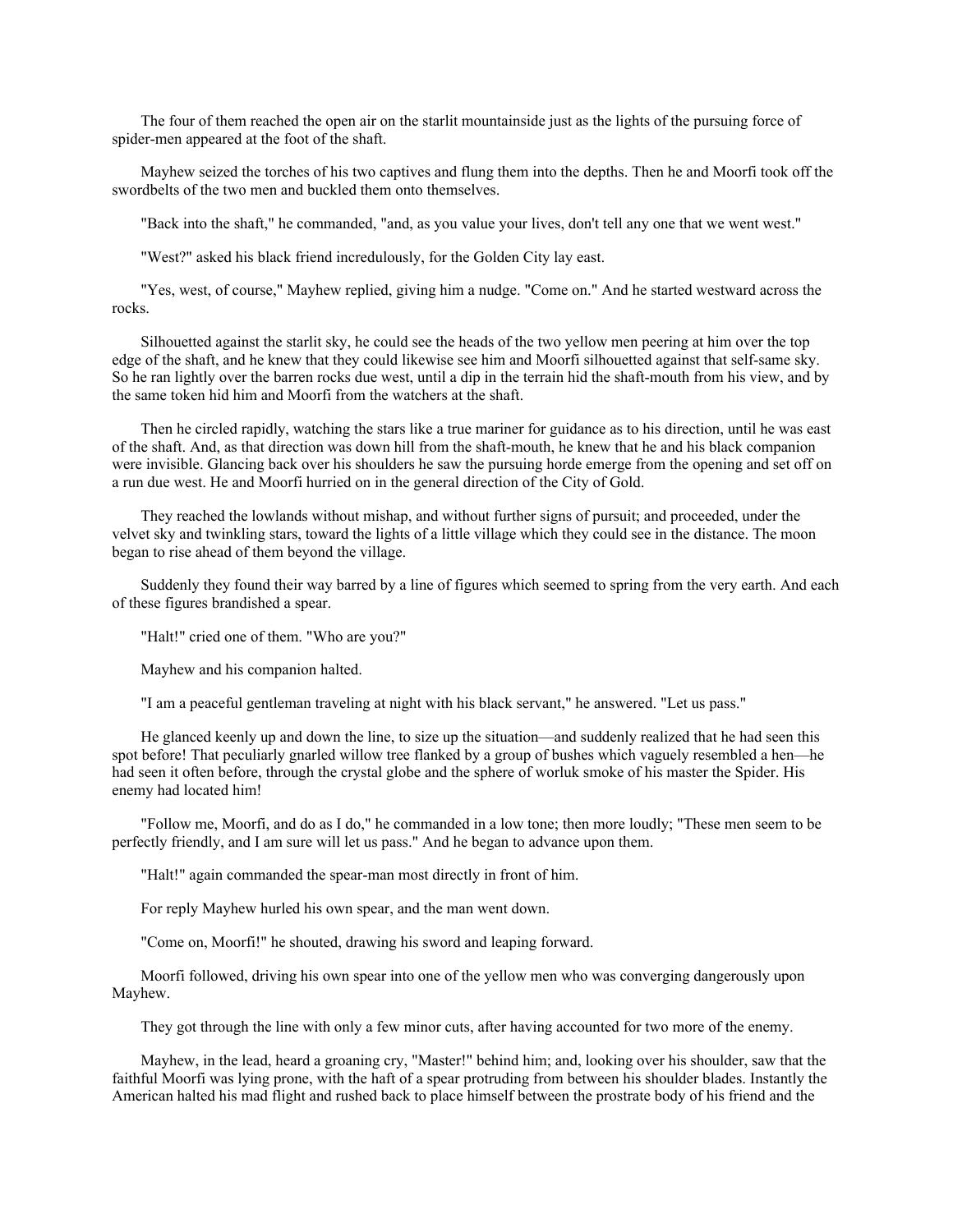The four of them reached the open air on the starlit mountainside just as the lights of the pursuing force of spider-men appeared at the foot of the shaft.

Mayhew seized the torches of his two captives and flung them into the depths. Then he and Moorfi took off the swordbelts of the two men and buckled them onto themselves.

"Back into the shaft," he commanded, "and, as you value your lives, don't tell any one that we went west."

"West?" asked his black friend incredulously, for the Golden City lay east.

"Yes, west, of course," Mayhew replied, giving him a nudge. "Come on." And he started westward across the rocks.

Silhouetted against the starlit sky, he could see the heads of the two yellow men peering at him over the top edge of the shaft, and he knew that they could likewise see him and Moorfi silhouetted against that self-same sky. So he ran lightly over the barren rocks due west, until a dip in the terrain hid the shaft-mouth from his view, and by the same token hid him and Moorfi from the watchers at the shaft.

Then he circled rapidly, watching the stars like a true mariner for guidance as to his direction, until he was east of the shaft. And, as that direction was down hill from the shaft-mouth, he knew that he and his black companion were invisible. Glancing back over his shoulders he saw the pursuing horde emerge from the opening and set off on a run due west. He and Moorfi hurried on in the general direction of the City of Gold.

They reached the lowlands without mishap, and without further signs of pursuit; and proceeded, under the velvet sky and twinkling stars, toward the lights of a little village which they could see in the distance. The moon began to rise ahead of them beyond the village.

Suddenly they found their way barred by a line of figures which seemed to spring from the very earth. And each of these figures brandished a spear.

"Halt!" cried one of them. "Who are you?"

Mayhew and his companion halted.

"I am a peaceful gentleman traveling at night with his black servant," he answered. "Let us pass."

He glanced keenly up and down the line, to size up the situation—and suddenly realized that he had seen this spot before! That peculiarly gnarled willow tree flanked by a group of bushes which vaguely resembled a hen—he had seen it often before, through the crystal globe and the sphere of worluk smoke of his master the Spider. His enemy had located him!

"Follow me, Moorfi, and do as I do," he commanded in a low tone; then more loudly; "These men seem to be perfectly friendly, and I am sure will let us pass." And he began to advance upon them.

"Halt!" again commanded the spear-man most directly in front of him.

For reply Mayhew hurled his own spear, and the man went down.

"Come on, Moorfi!" he shouted, drawing his sword and leaping forward.

Moorfi followed, driving his own spear into one of the yellow men who was converging dangerously upon Mayhew.

They got through the line with only a few minor cuts, after having accounted for two more of the enemy.

Mayhew, in the lead, heard a groaning cry, "Master!" behind him; and, looking over his shoulder, saw that the faithful Moorfi was lying prone, with the haft of a spear protruding from between his shoulder blades. Instantly the American halted his mad flight and rushed back to place himself between the prostrate body of his friend and the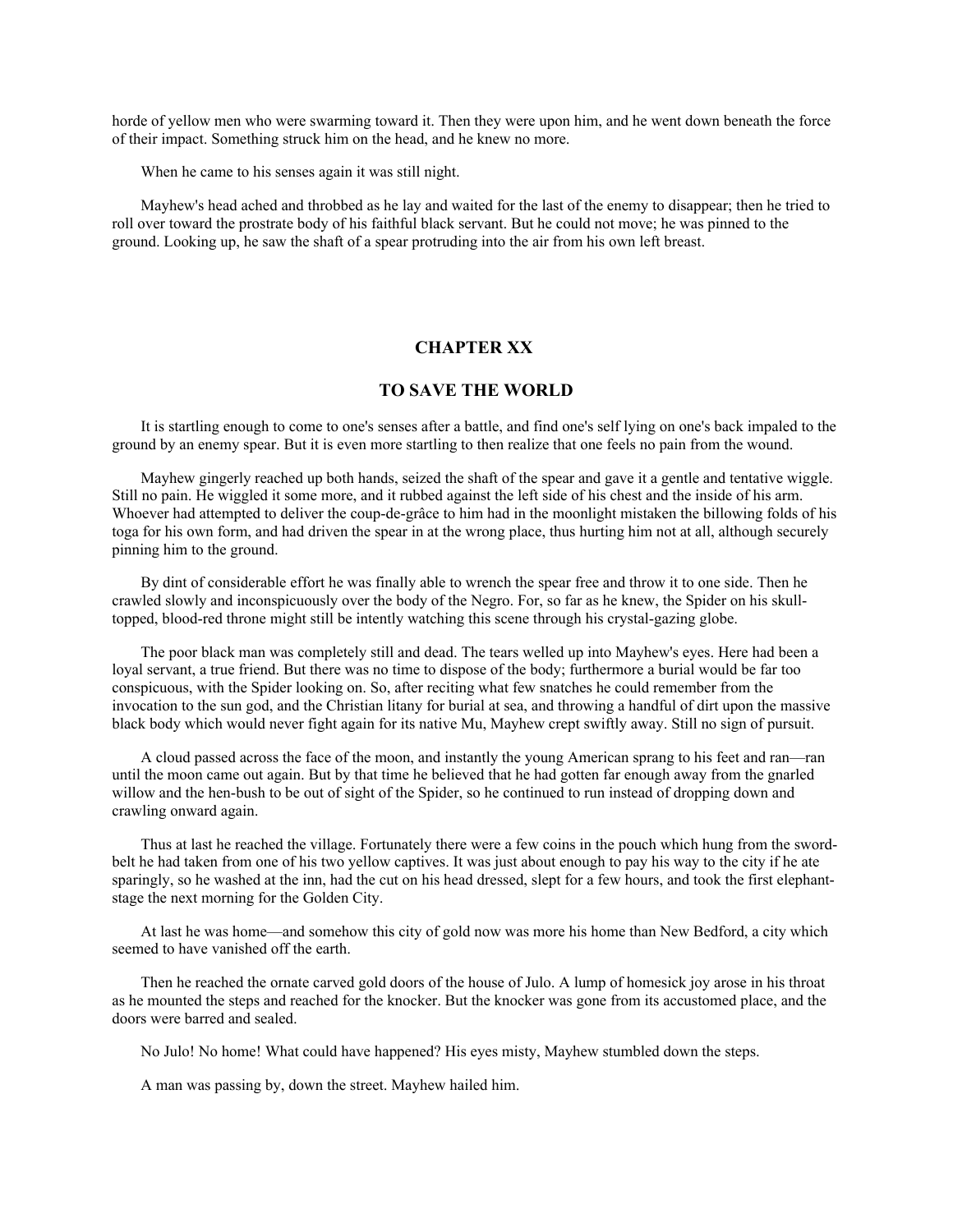horde of yellow men who were swarming toward it. Then they were upon him, and he went down beneath the force of their impact. Something struck him on the head, and he knew no more.

When he came to his senses again it was still night.

Mayhew's head ached and throbbed as he lay and waited for the last of the enemy to disappear; then he tried to roll over toward the prostrate body of his faithful black servant. But he could not move; he was pinned to the ground. Looking up, he saw the shaft of a spear protruding into the air from his own left breast.

## CHAPTER XX

## TO SAVE THE WORLD

It is startling enough to come to one's senses after a battle, and find one's self lying on one's back impaled to the ground by an enemy spear. But it is even more startling to then realize that one feels no pain from the wound.

Mayhew gingerly reached up both hands, seized the shaft of the spear and gave it a gentle and tentative wiggle. Still no pain. He wiggled it some more, and it rubbed against the left side of his chest and the inside of his arm. Whoever had attempted to deliver the coup-de-grâce to him had in the moonlight mistaken the billowing folds of his toga for his own form, and had driven the spear in at the wrong place, thus hurting him not at all, although securely pinning him to the ground.

By dint of considerable effort he was finally able to wrench the spear free and throw it to one side. Then he crawled slowly and inconspicuously over the body of the Negro. For, so far as he knew, the Spider on his skull-topped, blood-red throne might still be intently watching this scene through his crystal-gazing globe.

The poor black man was completely still and dead. The tears welled up into Mayhew's eyes. Here had been a loyal servant, a true friend. But there was no time to dispose of the body; furthermore a burial would be far too conspicuous, with the Spider looking on. So, after reciting what few snatches he could remember from the invocation to the sun god, and the Christian litany for burial at sea, and throwing a handful of dirt upon the massive black body which would never fight again for its native Mu, Mayhew crept swiftly away. Still no sign of pursuit.

A cloud passed across the face of the moon, and instantly the young American sprang to his feet and ran—ran until the moon came out again. But by that time he believed that he had gotten far enough away from the gnarled willow and the hen-bush to be out of sight of the Spider, so he continued to run instead of dropping down and crawling onward again.

Thus at last he reached the village. Fortunately there were a few coins in the pouch which hung from the sword-belt he had taken from one of his two yellow captives. It was just about enough to pay his way to the city if he ate sparingly, so he washed at the inn, had the cut on his head dressed, slept for a few hours, and took the first elephant-stage the next morning for the Golden City.

At last he was home—and somehow this city of gold now was more his home than New Bedford, a city which seemed to have vanished off the earth.

Then he reached the ornate carved gold doors of the house of Julo. A lump of homesick joy arose in his throat as he mounted the steps and reached for the knocker. But the knocker was gone from its accustomed place, and the doors were barred and sealed.

No Julo! No home! What could have happened? His eyes misty, Mayhew stumbled down the steps.

A man was passing by, down the street. Mayhew hailed him.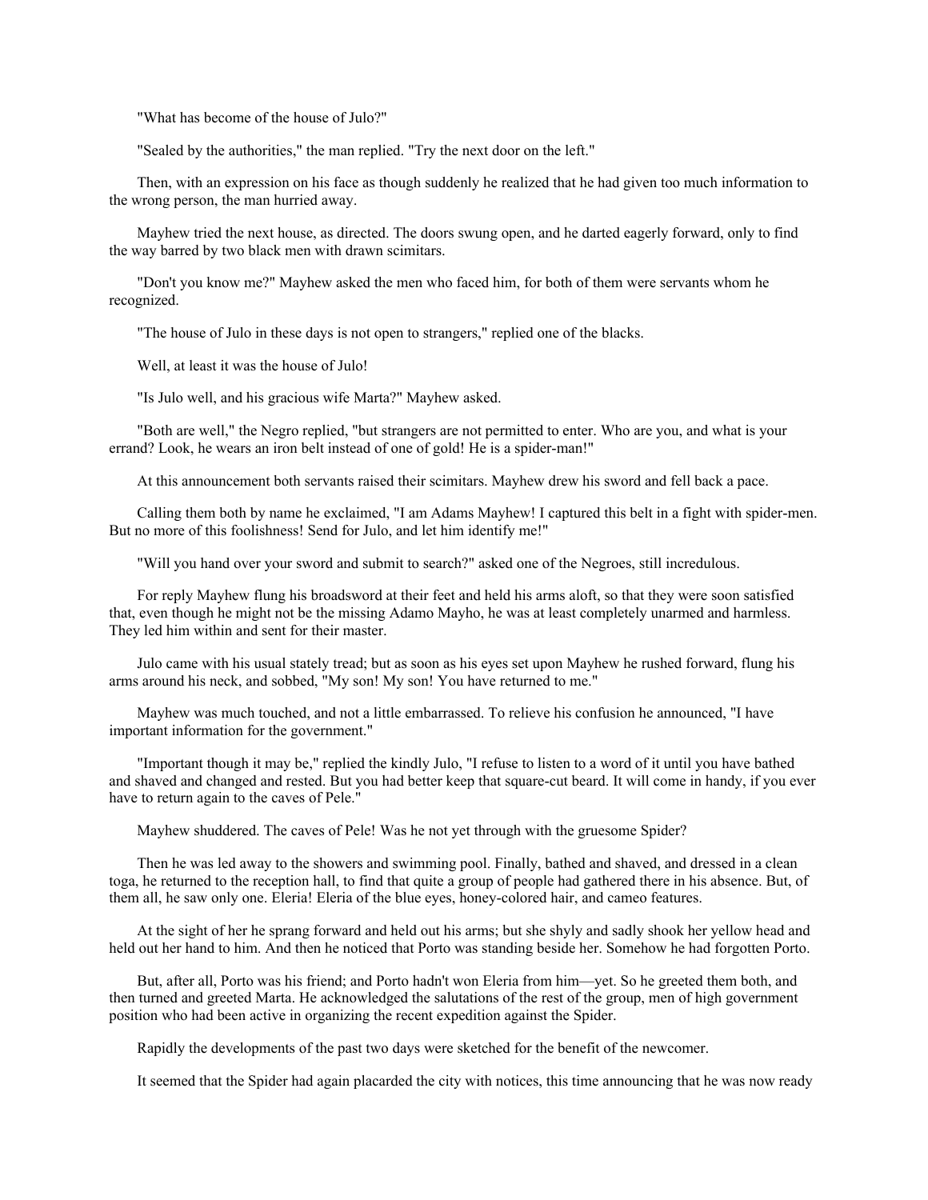"What has become of the house of Julo?"

"Sealed by the authorities," the man replied. "Try the next door on the left."

Then, with an expression on his face as though suddenly he realized that he had given too much information to the wrong person, the man hurried away.

Mayhew tried the next house, as directed. The doors swung open, and he darted eagerly forward, only to find the way barred by two black men with drawn scimitars.

"Don't you know me?" Mayhew asked the men who faced him, for both of them were servants whom he recognized.

"The house of Julo in these days is not open to strangers," replied one of the blacks.

Well, at least it was the house of Julo!

"Is Julo well, and his gracious wife Marta?" Mayhew asked.

"Both are well," the Negro replied, "but strangers are not permitted to enter. Who are you, and what is your errand? Look, he wears an iron belt instead of one of gold! He is a spider-man!"

At this announcement both servants raised their scimitars. Mayhew drew his sword and fell back a pace.

Calling them both by name he exclaimed, "I am Adams Mayhew! I captured this belt in a fight with spider-men. But no more of this foolishness! Send for Julo, and let him identify me!"

"Will you hand over your sword and submit to search?" asked one of the Negroes, still incredulous.

For reply Mayhew flung his broadsword at their feet and held his arms aloft, so that they were soon satisfied that, even though he might not be the missing Adamo Mayho, he was at least completely unarmed and harmless. They led him within and sent for their master.

Julo came with his usual stately tread; but as soon as his eyes set upon Mayhew he rushed forward, flung his arms around his neck, and sobbed, "My son! My son! You have returned to me."

Mayhew was much touched, and not a little embarrassed. To relieve his confusion he announced, "I have important information for the government."

"Important though it may be," replied the kindly Julo, "I refuse to listen to a word of it until you have bathed and shaved and changed and rested. But you had better keep that square-cut beard. It will come in handy, if you ever have to return again to the caves of Pele."

Mayhew shuddered. The caves of Pele! Was he not yet through with the gruesome Spider?

Then he was led away to the showers and swimming pool. Finally, bathed and shaved, and dressed in a clean toga, he returned to the reception hall, to find that quite a group of people had gathered there in his absence. But, of them all, he saw only one. Eleria! Eleria of the blue eyes, honey-colored hair, and cameo features.

At the sight of her he sprang forward and held out his arms; but she shyly and sadly shook her yellow head and held out her hand to him. And then he noticed that Porto was standing beside her. Somehow he had forgotten Porto.

But, after all, Porto was his friend; and Porto hadn't won Eleria from him—yet. So he greeted them both, and then turned and greeted Marta. He acknowledged the salutations of the rest of the group, men of high government position who had been active in organizing the recent expedition against the Spider.

Rapidly the developments of the past two days were sketched for the benefit of the newcomer.

It seemed that the Spider had again placarded the city with notices, this time announcing that he was now ready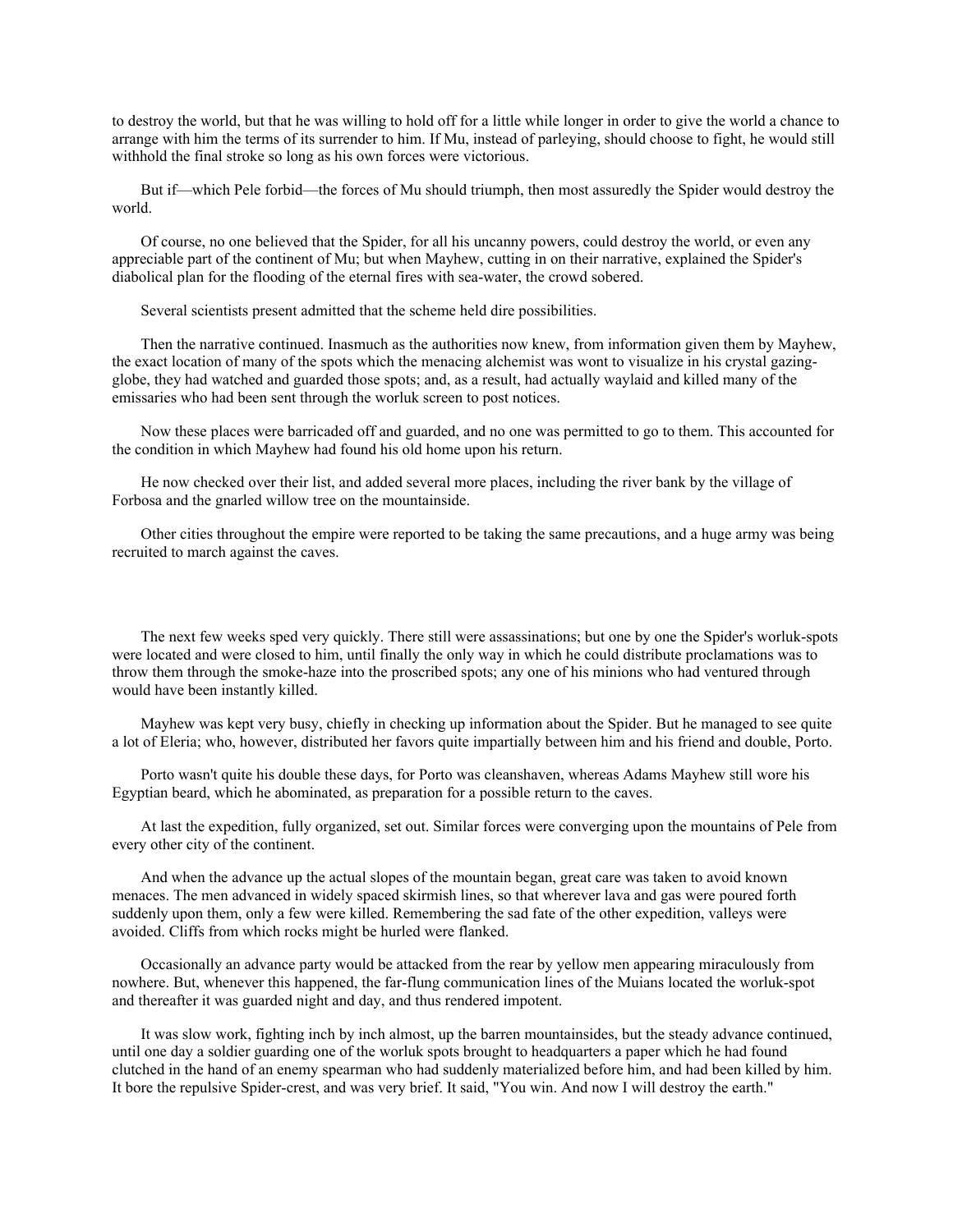to destroy the world, but that he was willing to hold off for a little while longer in order to give the world a chance to arrange with him the terms of its surrender to him. If Mu, instead of parleying, should choose to fight, he would still withhold the final stroke so long as his own forces were victorious.

But if—which Pele forbid—the forces of Mu should triumph, then most assuredly the Spider would destroy the world.

Of course, no one believed that the Spider, for all his uncanny powers, could destroy the world, or even any appreciable part of the continent of Mu; but when Mayhew, cutting in on their narrative, explained the Spider's diabolical plan for the flooding of the eternal fires with sea-water, the crowd sobered.

Several scientists present admitted that the scheme held dire possibilities.

Then the narrative continued. Inasmuch as the authorities now knew, from information given them by Mayhew, the exact location of many of the spots which the menacing alchemist was wont to visualize in his crystal gazing-globe, they had watched and guarded those spots; and, as a result, had actually waylaid and killed many of the emissaries who had been sent through the worluk screen to post notices.

Now these places were barricaded off and guarded, and no one was permitted to go to them. This accounted for the condition in which Mayhew had found his old home upon his return.

He now checked over their list, and added several more places, including the river bank by the village of Forbosa and the gnarled willow tree on the mountainside.

Other cities throughout the empire were reported to be taking the same precautions, and a huge army was being recruited to march against the caves.

The next few weeks sped very quickly. There still were assassinations; but one by one the Spider's worluk-spots were located and were closed to him, until finally the only way in which he could distribute proclamations was to throw them through the smoke-haze into the proscribed spots; any one of his minions who had ventured through would have been instantly killed.

Mayhew was kept very busy, chiefly in checking up information about the Spider. But he managed to see quite a lot of Eleria; who, however, distributed her favors quite impartially between him and his friend and double, Porto.

Porto wasn't quite his double these days, for Porto was cleanshaven, whereas Adams Mayhew still wore his Egyptian beard, which he abominated, as preparation for a possible return to the caves.

At last the expedition, fully organized, set out. Similar forces were converging upon the mountains of Pele from every other city of the continent.

And when the advance up the actual slopes of the mountain began, great care was taken to avoid known menaces. The men advanced in widely spaced skirmish lines, so that wherever lava and gas were poured forth suddenly upon them, only a few were killed. Remembering the sad fate of the other expedition, valleys were avoided. Cliffs from which rocks might be hurled were flanked.

Occasionally an advance party would be attacked from the rear by yellow men appearing miraculously from nowhere. But, whenever this happened, the far-flung communication lines of the Muians located the worluk-spot and thereafter it was guarded night and day, and thus rendered impotent.

It was slow work, fighting inch by inch almost, up the barren mountainsides, but the steady advance continued, until one day a soldier guarding one of the worluk spots brought to headquarters a paper which he had found clutched in the hand of an enemy spearman who had suddenly materialized before him, and had been killed by him. It bore the repulsive Spider-crest, and was very brief. It said, "You win. And now I will destroy the earth."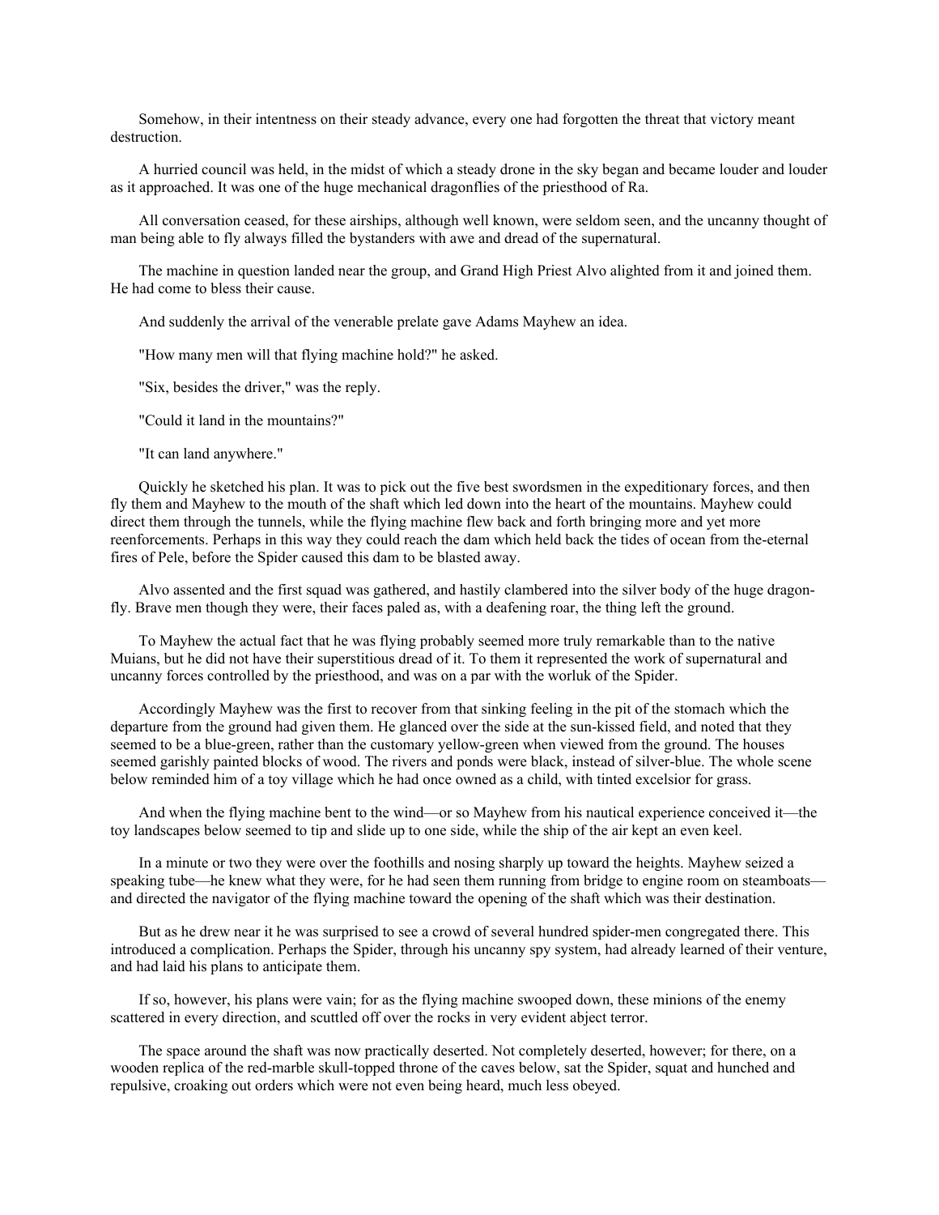Somehow, in their intentness on their steady advance, every one had forgotten the threat that victory meant destruction.

A hurried council was held, in the midst of which a steady drone in the sky began and became louder and louder as it approached. It was one of the huge mechanical dragonflies of the priesthood of Ra.

All conversation ceased, for these airships, although well known, were seldom seen, and the uncanny thought of man being able to fly always filled the bystanders with awe and dread of the supernatural.

The machine in question landed near the group, and Grand High Priest Alvo alighted from it and joined them. He had come to bless their cause.

And suddenly the arrival of the venerable prelate gave Adams Mayhew an idea.

"How many men will that flying machine hold?" he asked.

"Six, besides the driver," was the reply.

"Could it land in the mountains?"

"It can land anywhere."

Quickly he sketched his plan. It was to pick out the five best swordsmen in the expeditionary forces, and then fly them and Mayhew to the mouth of the shaft which led down into the heart of the mountains. Mayhew could direct them through the tunnels, while the flying machine flew back and forth bringing more and yet more reenforcements. Perhaps in this way they could reach the dam which held back the tides of ocean from the-eternal fires of Pele, before the Spider caused this dam to be blasted away.

Alvo assented and the first squad was gathered, and hastily clambered into the silver body of the huge dragon-fly. Brave men though they were, their faces paled as, with a deafening roar, the thing left the ground.

To Mayhew the actual fact that he was flying probably seemed more truly remarkable than to the native Muians, but he did not have their superstitious dread of it. To them it represented the work of supernatural and uncanny forces controlled by the priesthood, and was on a par with the worluk of the Spider.

Accordingly Mayhew was the first to recover from that sinking feeling in the pit of the stomach which the departure from the ground had given them. He glanced over the side at the sun-kissed field, and noted that they seemed to be a blue-green, rather than the customary yellow-green when viewed from the ground. The houses seemed garishly painted blocks of wood. The rivers and ponds were black, instead of silver-blue. The whole scene below reminded him of a toy village which he had once owned as a child, with tinted excelsior for grass.

And when the flying machine bent to the wind—or so Mayhew from his nautical experience conceived it—the toy landscapes below seemed to tip and slide up to one side, while the ship of the air kept an even keel.

In a minute or two they were over the foothills and nosing sharply up toward the heights. Mayhew seized a speaking tube—he knew what they were, for he had seen them running from bridge to engine room on steamboats—and directed the navigator of the flying machine toward the opening of the shaft which was their destination.

But as he drew near it he was surprised to see a crowd of several hundred spider-men congregated there. This introduced a complication. Perhaps the Spider, through his uncanny spy system, had already learned of their venture, and had laid his plans to anticipate them.

If so, however, his plans were vain; for as the flying machine swooped down, these minions of the enemy scattered in every direction, and scuttled off over the rocks in very evident abject terror.

The space around the shaft was now practically deserted. Not completely deserted, however; for there, on a wooden replica of the red-marble skull-topped throne of the caves below, sat the Spider, squat and hunched and repulsive, croaking out orders which were not even being heard, much less obeyed.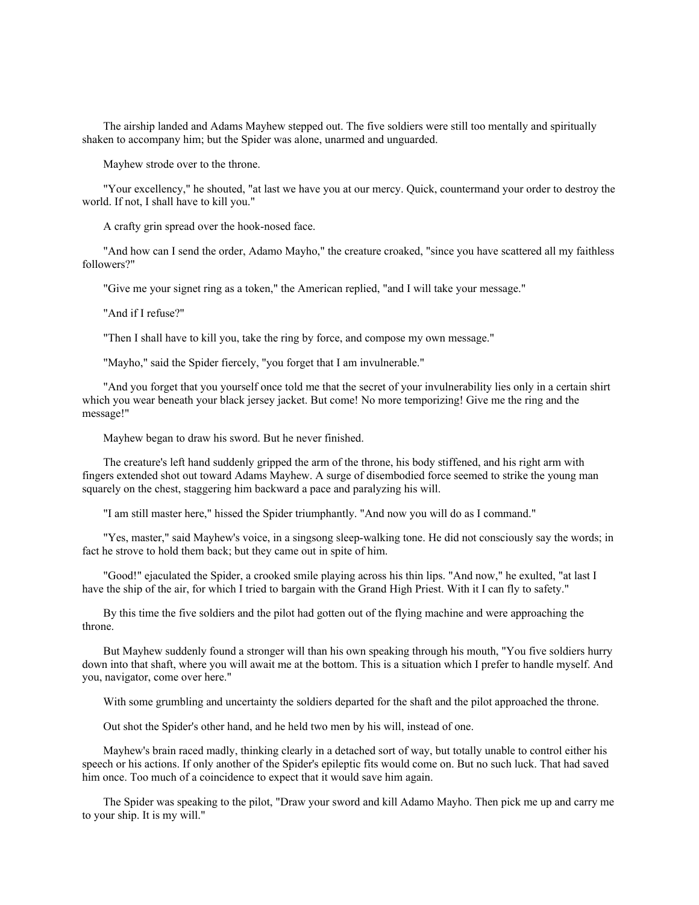The airship landed and Adams Mayhew stepped out. The five soldiers were still too mentally and spiritually shaken to accompany him; but the Spider was alone, unarmed and unguarded.

Mayhew strode over to the throne.

"Your excellency," he shouted, "at last we have you at our mercy. Quick, countermand your order to destroy the world. If not, I shall have to kill you."

A crafty grin spread over the hook-nosed face.

"And how can I send the order, Adamo Mayho," the creature croaked, "since you have scattered all my faithless followers?"

"Give me your signet ring as a token," the American replied, "and I will take your message."

"And if I refuse?"

"Then I shall have to kill you, take the ring by force, and compose my own message."

"Mayho," said the Spider fiercely, "you forget that I am invulnerable."

"And you forget that you yourself once told me that the secret of your invulnerability lies only in a certain shirt which you wear beneath your black jersey jacket. But come! No more temporizing! Give me the ring and the message!"

Mayhew began to draw his sword. But he never finished.

The creature's left hand suddenly gripped the arm of the throne, his body stiffened, and his right arm with fingers extended shot out toward Adams Mayhew. A surge of disembodied force seemed to strike the young man squarely on the chest, staggering him backward a pace and paralyzing his will.

"I am still master here," hissed the Spider triumphantly. "And now you will do as I command."

"Yes, master," said Mayhew's voice, in a singsong sleep-walking tone. He did not consciously say the words; in fact he strove to hold them back; but they came out in spite of him.

"Good!" ejaculated the Spider, a crooked smile playing across his thin lips. "And now," he exulted, "at last I have the ship of the air, for which I tried to bargain with the Grand High Priest. With it I can fly to safety."

By this time the five soldiers and the pilot had gotten out of the flying machine and were approaching the throne.

But Mayhew suddenly found a stronger will than his own speaking through his mouth, "You five soldiers hurry down into that shaft, where you will await me at the bottom. This is a situation which I prefer to handle myself. And you, navigator, come over here."

With some grumbling and uncertainty the soldiers departed for the shaft and the pilot approached the throne.

Out shot the Spider's other hand, and he held two men by his will, instead of one.

Mayhew's brain raced madly, thinking clearly in a detached sort of way, but totally unable to control either his speech or his actions. If only another of the Spider's epileptic fits would come on. But no such luck. That had saved him once. Too much of a coincidence to expect that it would save him again.

The Spider was speaking to the pilot, "Draw your sword and kill Adamo Mayho. Then pick me up and carry me to your ship. It is my will."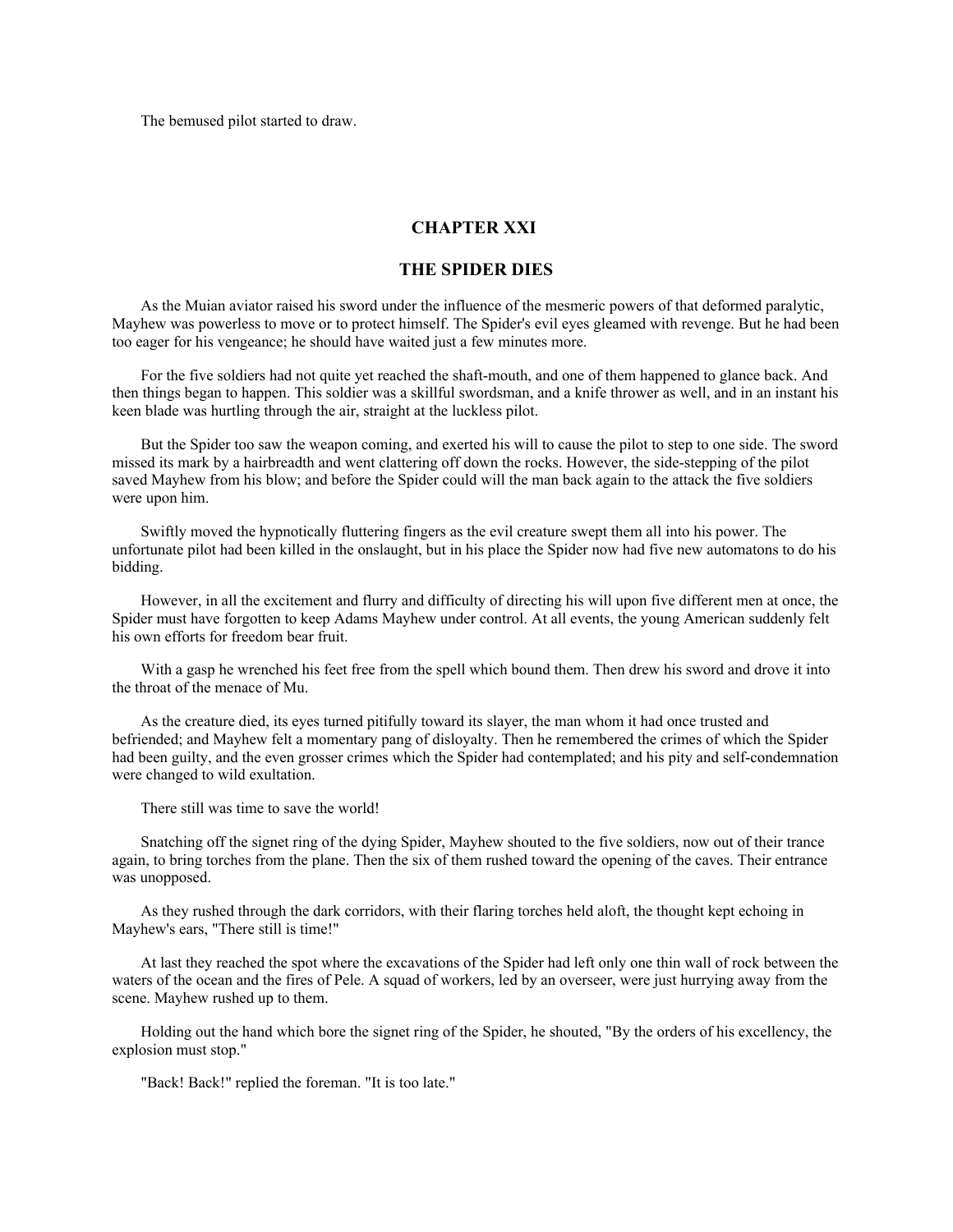The bemused pilot started to draw.

## CHAPTER XXI

## THE SPIDER DIES

As the Muian aviator raised his sword under the influence of the mesmeric powers of that deformed paralytic, Mayhew was powerless to move or to protect himself. The Spider's evil eyes gleamed with revenge. But he had been too eager for his vengeance; he should have waited just a few minutes more.

For the five soldiers had not quite yet reached the shaft-mouth, and one of them happened to glance back. And then things began to happen. This soldier was a skillful swordsman, and a knife thrower as well, and in an instant his keen blade was hurtling through the air, straight at the luckless pilot.

But the Spider too saw the weapon coming, and exerted his will to cause the pilot to step to one side. The sword missed its mark by a hairbreadth and went clattering off down the rocks. However, the side-stepping of the pilot saved Mayhew from his blow; and before the Spider could will the man back again to the attack the five soldiers were upon him.

Swiftly moved the hypnotically fluttering fingers as the evil creature swept them all into his power. The unfortunate pilot had been killed in the onslaught, but in his place the Spider now had five new automatons to do his bidding.

However, in all the excitement and flurry and difficulty of directing his will upon five different men at once, the Spider must have forgotten to keep Adams Mayhew under control. At all events, the young American suddenly felt his own efforts for freedom bear fruit.

With a gasp he wrenched his feet free from the spell which bound them. Then drew his sword and drove it into the throat of the menace of Mu.

As the creature died, its eyes turned pitifully toward its slayer, the man whom it had once trusted and befriended; and Mayhew felt a momentary pang of disloyalty. Then he remembered the crimes of which the Spider had been guilty, and the even grosser crimes which the Spider had contemplated; and his pity and self-condemnation were changed to wild exultation.

There still was time to save the world!

Snatching off the signet ring of the dying Spider, Mayhew shouted to the five soldiers, now out of their trance again, to bring torches from the plane. Then the six of them rushed toward the opening of the caves. Their entrance was unopposed.

As they rushed through the dark corridors, with their flaring torches held aloft, the thought kept echoing in Mayhew's ears, "There still is time!"

At last they reached the spot where the excavations of the Spider had left only one thin wall of rock between the waters of the ocean and the fires of Pele. A squad of workers, led by an overseer, were just hurrying away from the scene. Mayhew rushed up to them.

Holding out the hand which bore the signet ring of the Spider, he shouted, "By the orders of his excellency, the explosion must stop."

"Back! Back!" replied the foreman. "It is too late."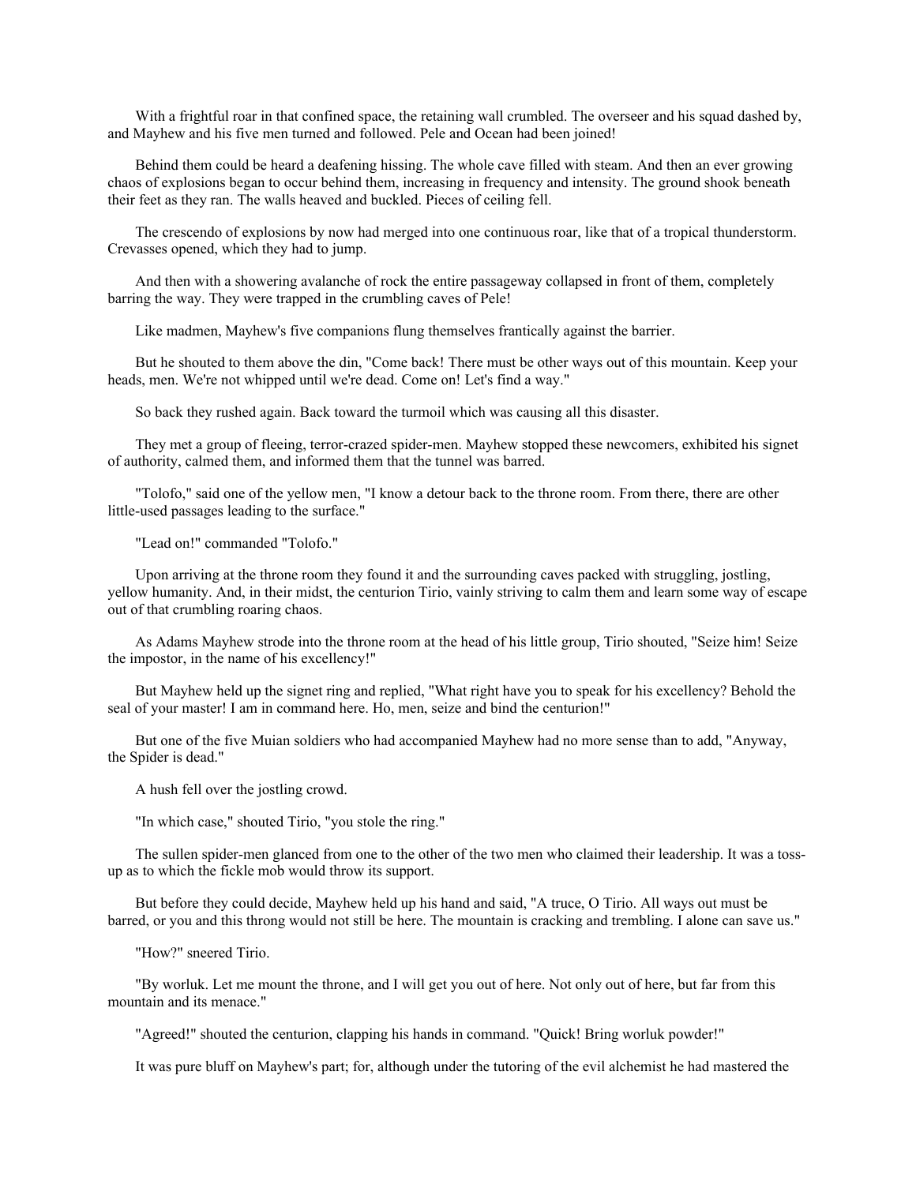With a frightful roar in that confined space, the retaining wall crumbled. The overseer and his squad dashed by, and Mayhew and his five men turned and followed. Pele and Ocean had been joined!

Behind them could be heard a deafening hissing. The whole cave filled with steam. And then an ever growing chaos of explosions began to occur behind them, increasing in frequency and intensity. The ground shook beneath their feet as they ran. The walls heaved and buckled. Pieces of ceiling fell.

The crescendo of explosions by now had merged into one continuous roar, like that of a tropical thunderstorm. Crevasses opened, which they had to jump.

And then with a showering avalanche of rock the entire passageway collapsed in front of them, completely barring the way. They were trapped in the crumbling caves of Pele!

Like madmen, Mayhew's five companions flung themselves frantically against the barrier.

But he shouted to them above the din, "Come back! There must be other ways out of this mountain. Keep your heads, men. We're not whipped until we're dead. Come on! Let's find a way."

So back they rushed again. Back toward the turmoil which was causing all this disaster.

They met a group of fleeing, terror-crazed spider-men. Mayhew stopped these newcomers, exhibited his signet of authority, calmed them, and informed them that the tunnel was barred.

"Tolofo," said one of the yellow men, "I know a detour back to the throne room. From there, there are other little-used passages leading to the surface."

"Lead on!" commanded "Tolofo."

Upon arriving at the throne room they found it and the surrounding caves packed with struggling, jostling, yellow humanity. And, in their midst, the centurion Tirio, vainly striving to calm them and learn some way of escape out of that crumbling roaring chaos.

As Adams Mayhew strode into the throne room at the head of his little group, Tirio shouted, "Seize him! Seize the impostor, in the name of his excellency!"

But Mayhew held up the signet ring and replied, "What right have you to speak for his excellency? Behold the seal of your master! I am in command here. Ho, men, seize and bind the centurion!"

But one of the five Muian soldiers who had accompanied Mayhew had no more sense than to add, "Anyway, the Spider is dead."

A hush fell over the jostling crowd.

"In which case," shouted Tirio, "you stole the ring."

The sullen spider-men glanced from one to the other of the two men who claimed their leadership. It was a toss-up as to which the fickle mob would throw its support.

But before they could decide, Mayhew held up his hand and said, "A truce, O Tirio. All ways out must be barred, or you and this throng would not still be here. The mountain is cracking and trembling. I alone can save us."

"How?" sneered Tirio.

"By worluk. Let me mount the throne, and I will get you out of here. Not only out of here, but far from this mountain and its menace."

"Agreed!" shouted the centurion, clapping his hands in command. "Quick! Bring worluk powder!"

It was pure bluff on Mayhew's part; for, although under the tutoring of the evil alchemist he had mastered the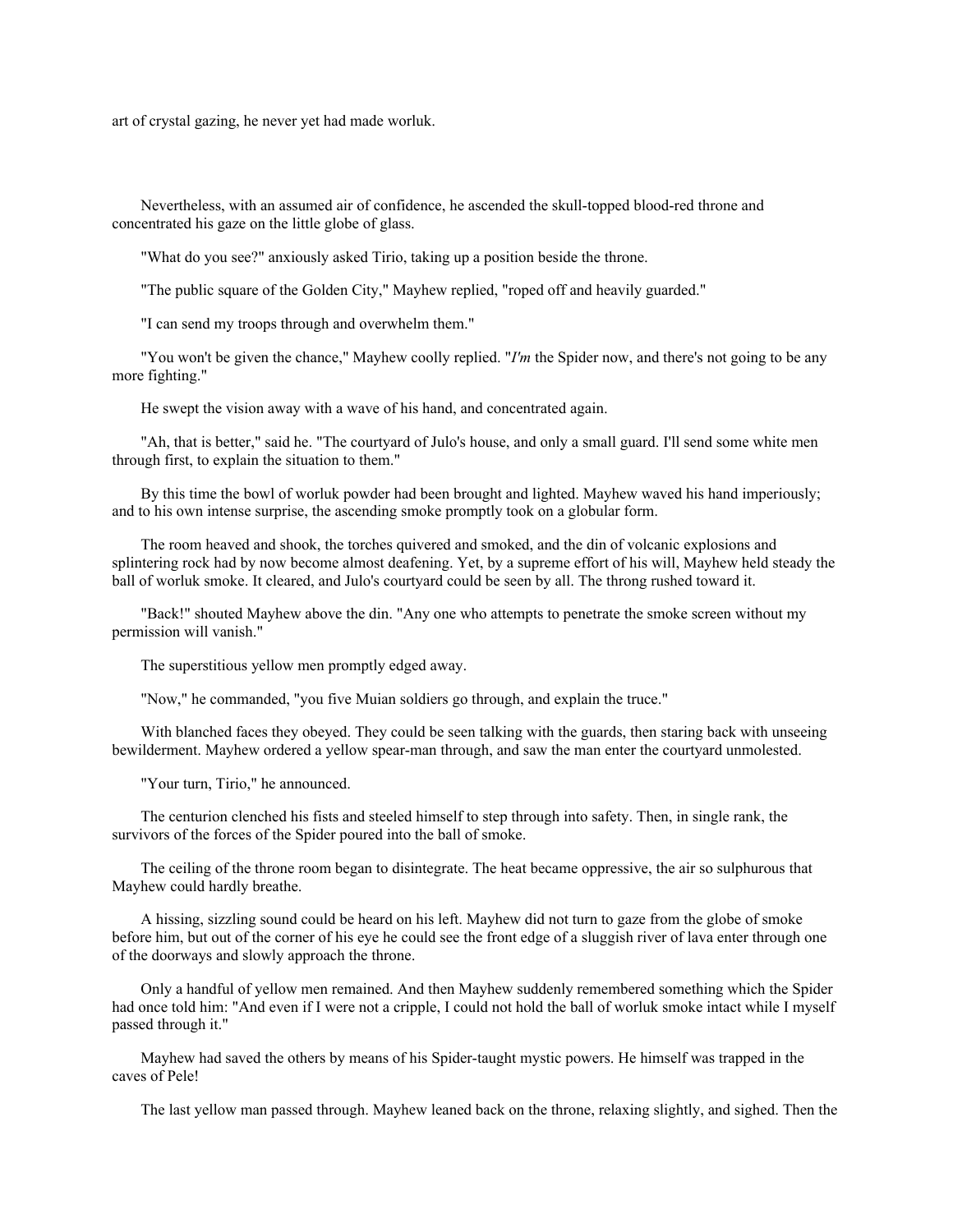art of crystal gazing, he never yet had made worluk.

Nevertheless, with an assumed air of confidence, he ascended the skull-topped blood-red throne and concentrated his gaze on the little globe of glass.

"What do you see?" anxiously asked Tirio, taking up a position beside the throne.

"The public square of the Golden City," Mayhew replied, "roped off and heavily guarded."

"I can send my troops through and overwhelm them."

"You won't be given the chance," Mayhew coolly replied. "*I'm* the Spider now, and there's not going to be any more fighting."

He swept the vision away with a wave of his hand, and concentrated again.

"Ah, that is better," said he. "The courtyard of Julo's house, and only a small guard. I'll send some white men through first, to explain the situation to them."

By this time the bowl of worluk powder had been brought and lighted. Mayhew waved his hand imperiously; and to his own intense surprise, the ascending smoke promptly took on a globular form.

The room heaved and shook, the torches quivered and smoked, and the din of volcanic explosions and splintering rock had by now become almost deafening. Yet, by a supreme effort of his will, Mayhew held steady the ball of worluk smoke. It cleared, and Julo's courtyard could be seen by all. The throng rushed toward it.

"Back!" shouted Mayhew above the din. "Any one who attempts to penetrate the smoke screen without my permission will vanish."

The superstitious yellow men promptly edged away.

"Now," he commanded, "you five Muian soldiers go through, and explain the truce."

With blanched faces they obeyed. They could be seen talking with the guards, then staring back with unseeing bewilderment. Mayhew ordered a yellow spear-man through, and saw the man enter the courtyard unmolested.

"Your turn, Tirio," he announced.

The centurion clenched his fists and steeled himself to step through into safety. Then, in single rank, the survivors of the forces of the Spider poured into the ball of smoke.

The ceiling of the throne room began to disintegrate. The heat became oppressive, the air so sulphurous that Mayhew could hardly breathe.

A hissing, sizzling sound could be heard on his left. Mayhew did not turn to gaze from the globe of smoke before him, but out of the corner of his eye he could see the front edge of a sluggish river of lava enter through one of the doorways and slowly approach the throne.

Only a handful of yellow men remained. And then Mayhew suddenly remembered something which the Spider had once told him: "And even if I were not a cripple, I could not hold the ball of worluk smoke intact while I myself passed through it."

Mayhew had saved the others by means of his Spider-taught mystic powers. He himself was trapped in the caves of Pele!

The last yellow man passed through. Mayhew leaned back on the throne, relaxing slightly, and sighed. Then the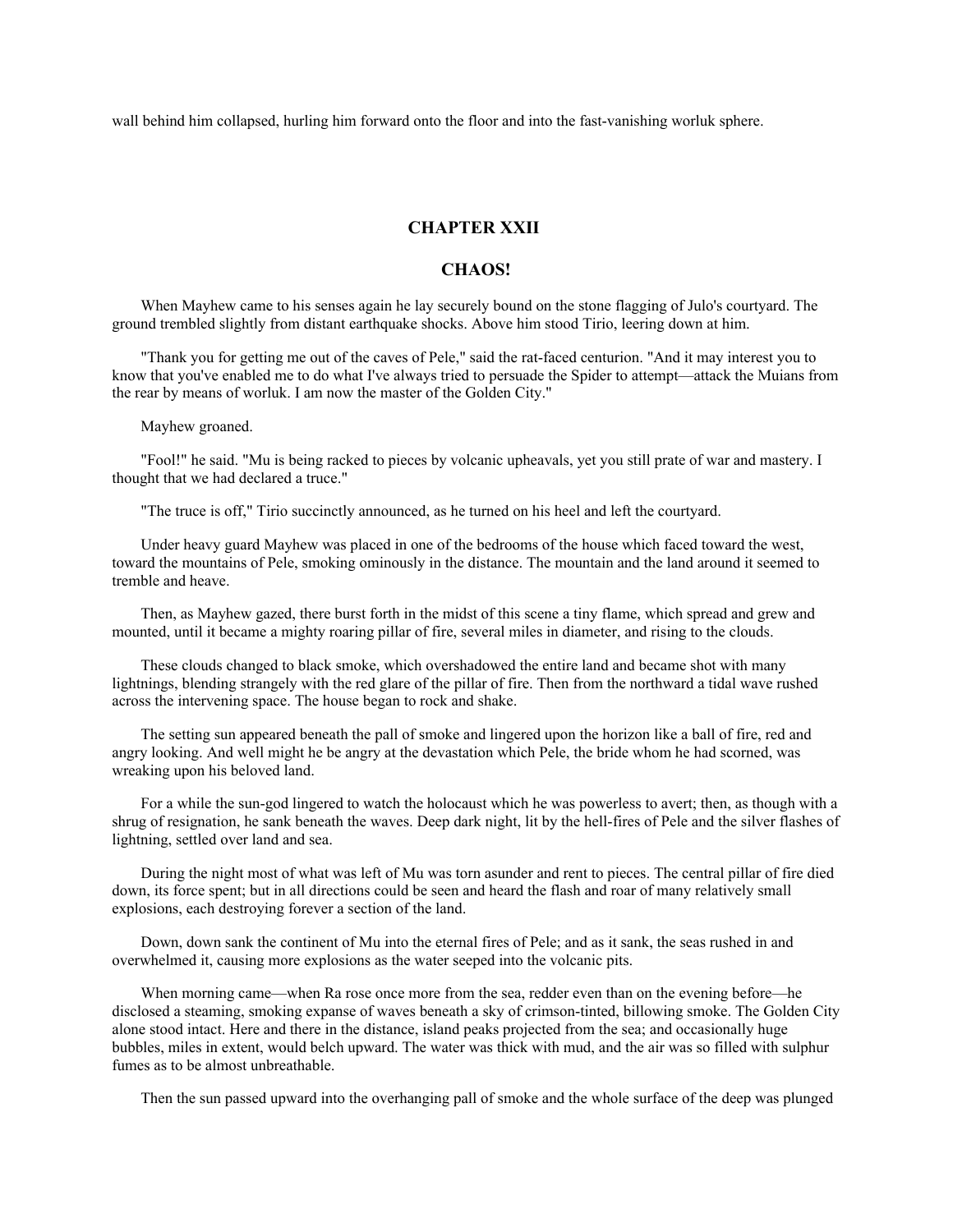wall behind him collapsed, hurling him forward onto the floor and into the fast-vanishing worluk sphere.

## CHAPTER XXII

## CHAOS!

When Mayhew came to his senses again he lay securely bound on the stone flagging of Julo's courtyard. The ground trembled slightly from distant earthquake shocks. Above him stood Tirio, leering down at him.

"Thank you for getting me out of the caves of Pele," said the rat-faced centurion. "And it may interest you to know that you've enabled me to do what I've always tried to persuade the Spider to attempt—attack the Muians from the rear by means of worluk. I am now the master of the Golden City."

Mayhew groaned.

"Fool!" he said. "Mu is being racked to pieces by volcanic upheavals, yet you still prate of war and mastery. I thought that we had declared a truce."

"The truce is off," Tirio succinctly announced, as he turned on his heel and left the courtyard.

Under heavy guard Mayhew was placed in one of the bedrooms of the house which faced toward the west, toward the mountains of Pele, smoking ominously in the distance. The mountain and the land around it seemed to tremble and heave.

Then, as Mayhew gazed, there burst forth in the midst of this scene a tiny flame, which spread and grew and mounted, until it became a mighty roaring pillar of fire, several miles in diameter, and rising to the clouds.

These clouds changed to black smoke, which overshadowed the entire land and became shot with many lightnings, blending strangely with the red glare of the pillar of fire. Then from the northward a tidal wave rushed across the intervening space. The house began to rock and shake.

The setting sun appeared beneath the pall of smoke and lingered upon the horizon like a ball of fire, red and angry looking. And well might he be angry at the devastation which Pele, the bride whom he had scorned, was wreaking upon his beloved land.

For a while the sun-god lingered to watch the holocaust which he was powerless to avert; then, as though with a shrug of resignation, he sank beneath the waves. Deep dark night, lit by the hell-fires of Pele and the silver flashes of lightning, settled over land and sea.

During the night most of what was left of Mu was torn asunder and rent to pieces. The central pillar of fire died down, its force spent; but in all directions could be seen and heard the flash and roar of many relatively small explosions, each destroying forever a section of the land.

Down, down sank the continent of Mu into the eternal fires of Pele; and as it sank, the seas rushed in and overwhelmed it, causing more explosions as the water seeped into the volcanic pits.

When morning came—when Ra rose once more from the sea, redder even than on the evening before—he disclosed a steaming, smoking expanse of waves beneath a sky of crimson-tinted, billowing smoke. The Golden City alone stood intact. Here and there in the distance, island peaks projected from the sea; and occasionally huge bubbles, miles in extent, would belch upward. The water was thick with mud, and the air was so filled with sulphur fumes as to be almost unbreathable.

Then the sun passed upward into the overhanging pall of smoke and the whole surface of the deep was plunged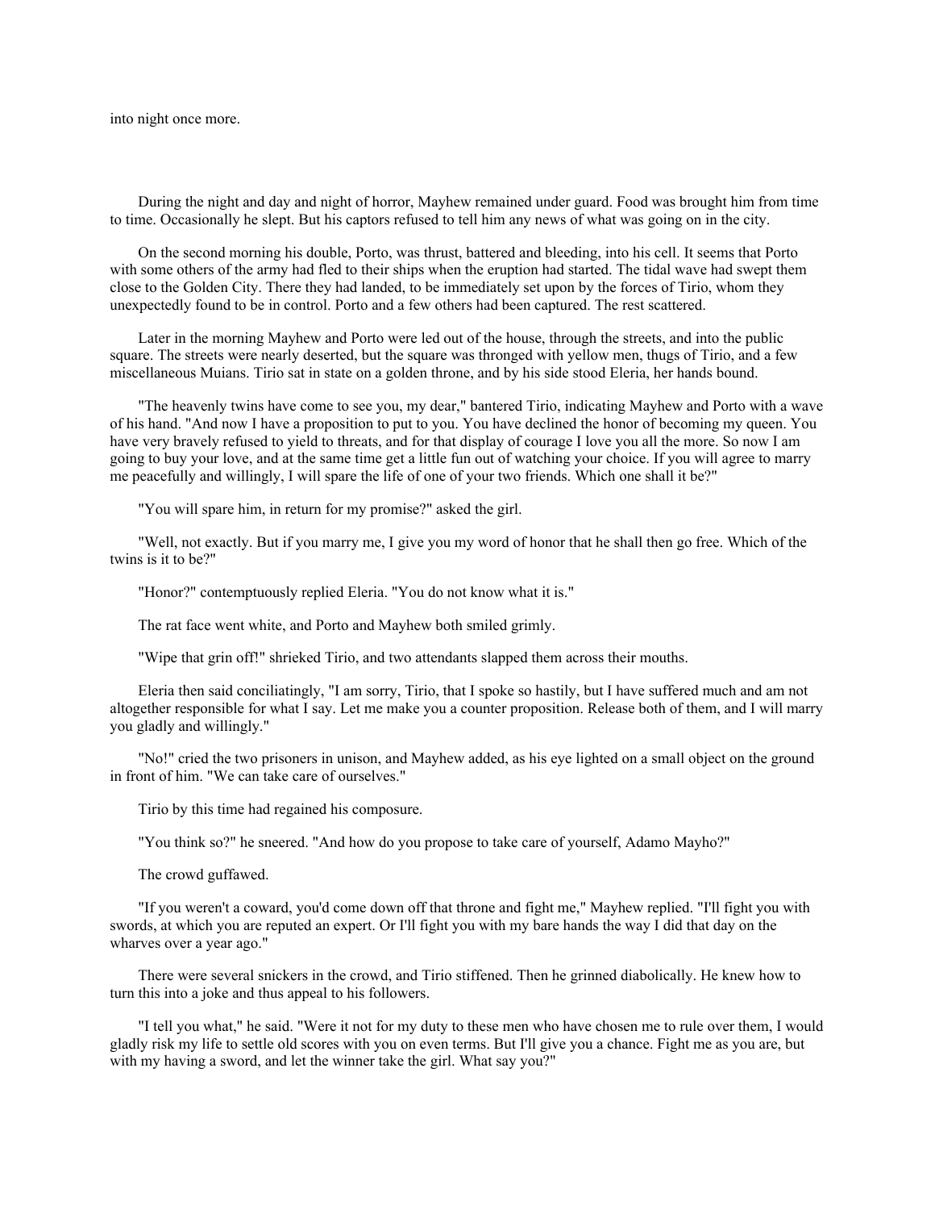into night once more.

During the night and day and night of horror, Mayhew remained under guard. Food was brought him from time to time. Occasionally he slept. But his captors refused to tell him any news of what was going on in the city.

On the second morning his double, Porto, was thrust, battered and bleeding, into his cell. It seems that Porto with some others of the army had fled to their ships when the eruption had started. The tidal wave had swept them close to the Golden City. There they had landed, to be immediately set upon by the forces of Tirio, whom they unexpectedly found to be in control. Porto and a few others had been captured. The rest scattered.

Later in the morning Mayhew and Porto were led out of the house, through the streets, and into the public square. The streets were nearly deserted, but the square was thronged with yellow men, thugs of Tirio, and a few miscellaneous Muians. Tirio sat in state on a golden throne, and by his side stood Eleria, her hands bound.

"The heavenly twins have come to see you, my dear," bantered Tirio, indicating Mayhew and Porto with a wave of his hand. "And now I have a proposition to put to you. You have declined the honor of becoming my queen. You have very bravely refused to yield to threats, and for that display of courage I love you all the more. So now I am going to buy your love, and at the same time get a little fun out of watching your choice. If you will agree to marry me peacefully and willingly, I will spare the life of one of your two friends. Which one shall it be?"

"You will spare him, in return for my promise?" asked the girl.

"Well, not exactly. But if you marry me, I give you my word of honor that he shall then go free. Which of the twins is it to be?"

"Honor?" contemptuously replied Eleria. "You do not know what it is."

The rat face went white, and Porto and Mayhew both smiled grimly.

"Wipe that grin off!" shrieked Tirio, and two attendants slapped them across their mouths.

Eleria then said conciliatingly, "I am sorry, Tirio, that I spoke so hastily, but I have suffered much and am not altogether responsible for what I say. Let me make you a counter proposition. Release both of them, and I will marry you gladly and willingly."

"No!" cried the two prisoners in unison, and Mayhew added, as his eye lighted on a small object on the ground in front of him. "We can take care of ourselves."

Tirio by this time had regained his composure.

"You think so?" he sneered. "And how do you propose to take care of yourself, Adamo Mayho?"

The crowd guffawed.

"If you weren't a coward, you'd come down off that throne and fight me," Mayhew replied. "I'll fight you with swords, at which you are reputed an expert. Or I'll fight you with my bare hands the way I did that day on the wharves over a year ago."

There were several snickers in the crowd, and Tirio stiffened. Then he grinned diabolically. He knew how to turn this into a joke and thus appeal to his followers.

"I tell you what," he said. "Were it not for my duty to these men who have chosen me to rule over them, I would gladly risk my life to settle old scores with you on even terms. But I'll give you a chance. Fight me as you are, but with my having a sword, and let the winner take the girl. What say you?"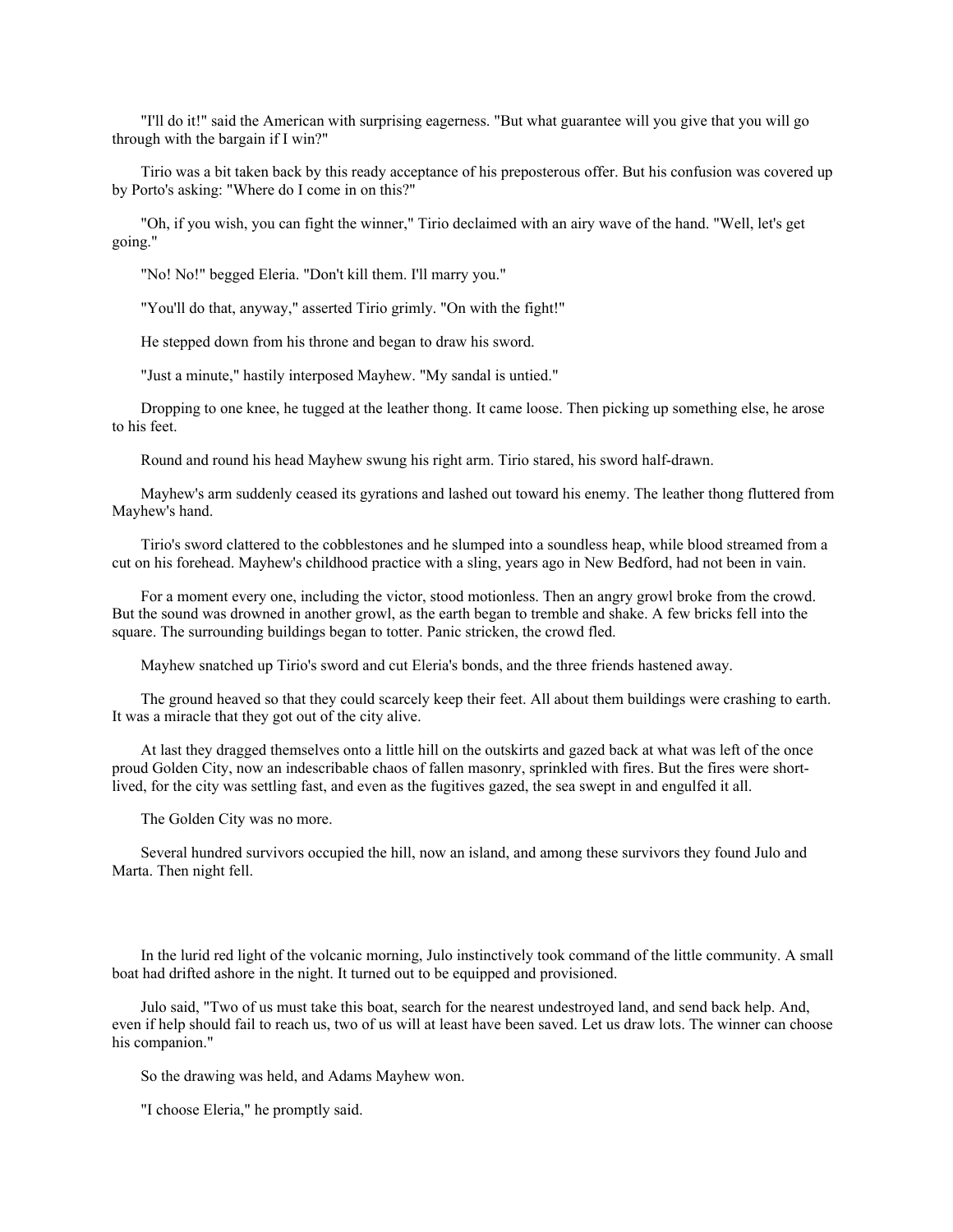"I'll do it!" said the American with surprising eagerness. "But what guarantee will you give that you will go through with the bargain if I win?"

Tirio was a bit taken back by this ready acceptance of his preposterous offer. But his confusion was covered up by Porto's asking: "Where do I come in on this?"

"Oh, if you wish, you can fight the winner," Tirio declaimed with an airy wave of the hand. "Well, let's get going."

"No! No!" begged Eleria. "Don't kill them. I'll marry you."

"You'll do that, anyway," asserted Tirio grimly. "On with the fight!"

He stepped down from his throne and began to draw his sword.

"Just a minute," hastily interposed Mayhew. "My sandal is untied."

Dropping to one knee, he tugged at the leather thong. It came loose. Then picking up something else, he arose to his feet.

Round and round his head Mayhew swung his right arm. Tirio stared, his sword half-drawn.

Mayhew's arm suddenly ceased its gyrations and lashed out toward his enemy. The leather thong fluttered from Mayhew's hand.

Tirio's sword clattered to the cobblestones and he slumped into a soundless heap, while blood streamed from a cut on his forehead. Mayhew's childhood practice with a sling, years ago in New Bedford, had not been in vain.

For a moment every one, including the victor, stood motionless. Then an angry growl broke from the crowd. But the sound was drowned in another growl, as the earth began to tremble and shake. A few bricks fell into the square. The surrounding buildings began to totter. Panic stricken, the crowd fled.

Mayhew snatched up Tirio's sword and cut Eleria's bonds, and the three friends hastened away.

The ground heaved so that they could scarcely keep their feet. All about them buildings were crashing to earth. It was a miracle that they got out of the city alive.

At last they dragged themselves onto a little hill on the outskirts and gazed back at what was left of the once proud Golden City, now an indescribable chaos of fallen masonry, sprinkled with fires. But the fires were short-lived, for the city was settling fast, and even as the fugitives gazed, the sea swept in and engulfed it all.

The Golden City was no more.

Several hundred survivors occupied the hill, now an island, and among these survivors they found Julo and Marta. Then night fell.

In the lurid red light of the volcanic morning, Julo instinctively took command of the little community. A small boat had drifted ashore in the night. It turned out to be equipped and provisioned.

Julo said, "Two of us must take this boat, search for the nearest undestroyed land, and send back help. And, even if help should fail to reach us, two of us will at least have been saved. Let us draw lots. The winner can choose his companion."

So the drawing was held, and Adams Mayhew won.

"I choose Eleria," he promptly said.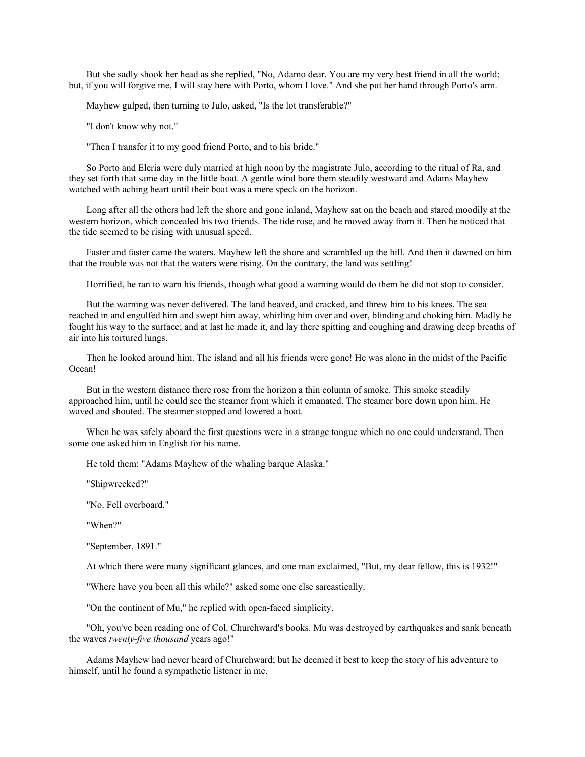But she sadly shook her head as she replied, "No, Adamo dear. You are my very best friend in all the world; but, if you will forgive me, I will stay here with Porto, whom I love." And she put her hand through Porto's arm.

Mayhew gulped, then turning to Julo, asked, "Is the lot transferable?"

"I don't know why not."

"Then I transfer it to my good friend Porto, and to his bride."

So Porto and Eleria were duly married at high noon by the magistrate Julo, according to the ritual of Ra, and they set forth that same day in the little boat. A gentle wind bore them steadily westward and Adams Mayhew watched with aching heart until their boat was a mere speck on the horizon.

Long after all the others had left the shore and gone inland, Mayhew sat on the beach and stared moodily at the western horizon, which concealed his two friends. The tide rose, and he moved away from it. Then he noticed that the tide seemed to be rising with unusual speed.

Faster and faster came the waters. Mayhew left the shore and scrambled up the hill. And then it dawned on him that the trouble was not that the waters were rising. On the contrary, the land was settling!

Horrified, he ran to warn his friends, though what good a warning would do them he did not stop to consider.

But the warning was never delivered. The land heaved, and cracked, and threw him to his knees. The sea reached in and engulfed him and swept him away, whirling him over and over, blinding and choking him. Madly he fought his way to the surface; and at last he made it, and lay there spitting and coughing and drawing deep breaths of air into his tortured lungs.

Then he looked around him. The island and all his friends were gone! He was alone in the midst of the Pacific Ocean!

But in the western distance there rose from the horizon a thin column of smoke. This smoke steadily approached him, until he could see the steamer from which it emanated. The steamer bore down upon him. He waved and shouted. The steamer stopped and lowered a boat.

When he was safely aboard the first questions were in a strange tongue which no one could understand. Then some one asked him in English for his name.

He told them: "Adams Mayhew of the whaling barque Alaska."

"Shipwrecked?"

"No. Fell overboard."

"When?"

"September, 1891."

At which there were many significant glances, and one man exclaimed, "But, my dear fellow, this is 1932!"

"Where have you been all this while?" asked some one else sarcastically.

"On the continent of Mu," he replied with open-faced simplicity.

"Oh, you've been reading one of Col. Churchward's books. Mu was destroyed by earthquakes and sank beneath the waves *twenty-five thousand* years ago!"

Adams Mayhew had never heard of Churchward; but he deemed it best to keep the story of his adventure to himself, until he found a sympathetic listener in me.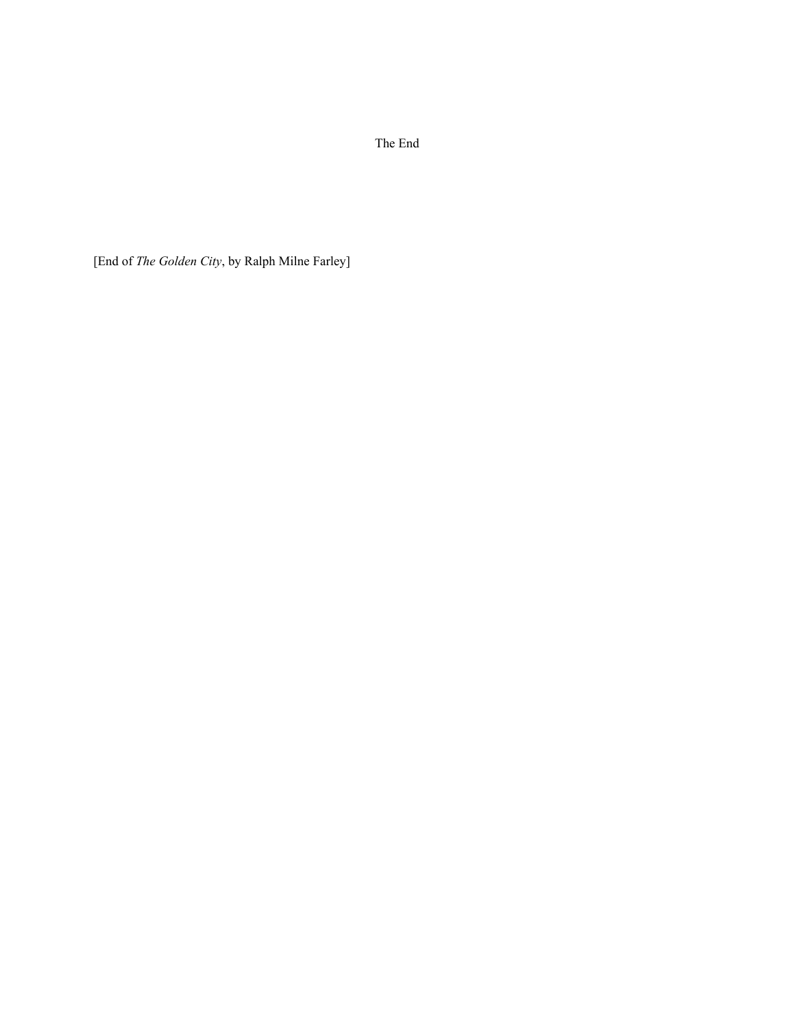The End

[End of *The Golden City*, by Ralph Milne Farley]